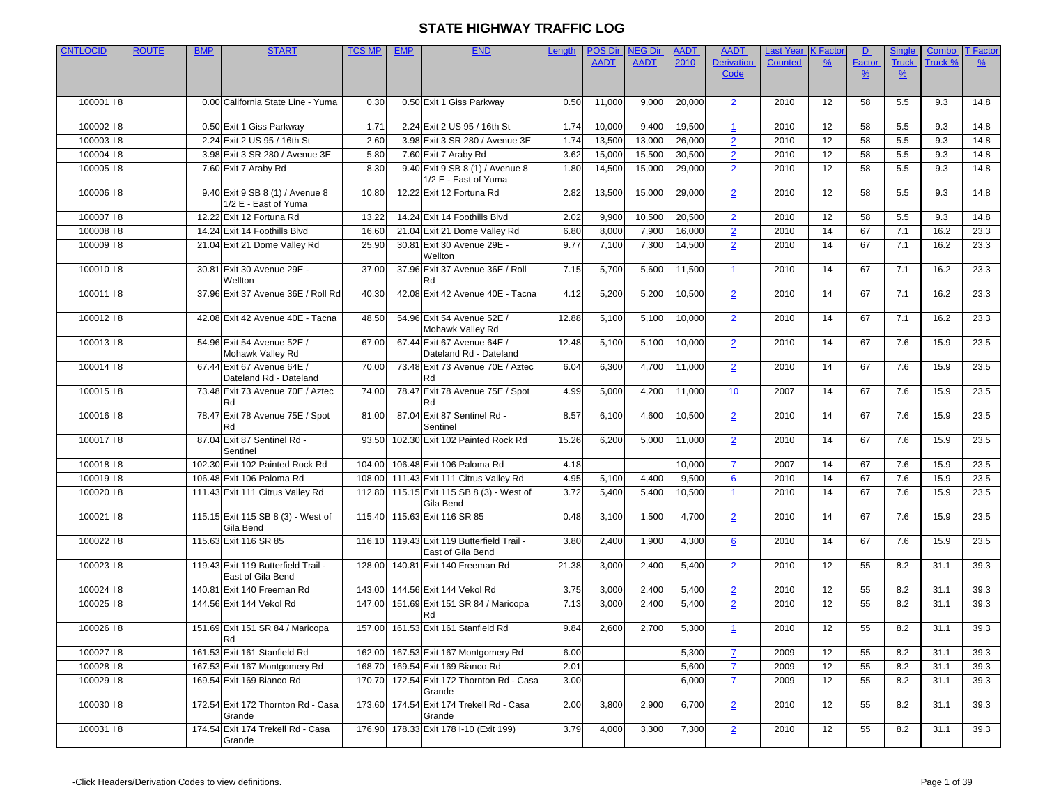# STATE HIGHWAY TRAFFIC LOG

| CNTLOCID | ROUTE | BMP | START | TCS MP | EMP | END | Length | POS Dir AADT | NEG Dir AADT | AADT 2010 | AADT Derivation Code | Last Year Counted | K Factor % | D Factor % | Single Truck % | Combo Truck % | T Factor % |
|---|---|---|---|---|---|---|---|---|---|---|---|---|---|---|---|---|---|
| 100001 | I 8 | 0.00 | California State Line - Yuma | 0.30 | 0.50 | Exit 1 Giss Parkway | 0.50 | 11,000 | 9,000 | 20,000 | 2 | 2010 | 12 | 58 | 5.5 | 9.3 | 14.8 |
| 100002 | I 8 | 0.50 | Exit 1 Giss Parkway | 1.71 | 2.24 | Exit 2 US 95 / 16th St | 1.74 | 10,000 | 9,400 | 19,500 | 1 | 2010 | 12 | 58 | 5.5 | 9.3 | 14.8 |
| 100003 | I 8 | 2.24 | Exit 2 US 95 / 16th St | 2.60 | 3.98 | Exit 3 SR 280 / Avenue 3E | 1.74 | 13,500 | 13,000 | 26,000 | 2 | 2010 | 12 | 58 | 5.5 | 9.3 | 14.8 |
| 100004 | I 8 | 3.98 | Exit 3 SR 280 / Avenue 3E | 5.80 | 7.60 | Exit 7 Araby Rd | 3.62 | 15,000 | 15,500 | 30,500 | 2 | 2010 | 12 | 58 | 5.5 | 9.3 | 14.8 |
| 100005 | I 8 | 7.60 | Exit 7 Araby Rd | 8.30 | 9.40 | Exit 9 SB 8 (1) / Avenue 8 1/2 E - East of Yuma | 1.80 | 14,500 | 15,000 | 29,000 | 2 | 2010 | 12 | 58 | 5.5 | 9.3 | 14.8 |
| 100006 | I 8 | 9.40 | Exit 9 SB 8 (1) / Avenue 8 1/2 E - East of Yuma | 10.80 | 12.22 | Exit 12 Fortuna Rd | 2.82 | 13,500 | 15,000 | 29,000 | 2 | 2010 | 12 | 58 | 5.5 | 9.3 | 14.8 |
| 100007 | I 8 | 12.22 | Exit 12 Fortuna Rd | 13.22 | 14.24 | Exit 14 Foothills Blvd | 2.02 | 9,900 | 10,500 | 20,500 | 2 | 2010 | 12 | 58 | 5.5 | 9.3 | 14.8 |
| 100008 | I 8 | 14.24 | Exit 14 Foothills Blvd | 16.60 | 21.04 | Exit 21 Dome Valley Rd | 6.80 | 8,000 | 7,900 | 16,000 | 2 | 2010 | 14 | 67 | 7.1 | 16.2 | 23.3 |
| 100009 | I 8 | 21.04 | Exit 21 Dome Valley Rd | 25.90 | 30.81 | Exit 30 Avenue 29E - Wellton | 9.77 | 7,100 | 7,300 | 14,500 | 2 | 2010 | 14 | 67 | 7.1 | 16.2 | 23.3 |
| 100010 | I 8 | 30.81 | Exit 30 Avenue 29E - Wellton | 37.00 | 37.96 | Exit 37 Avenue 36E / Roll Rd | 7.15 | 5,700 | 5,600 | 11,500 | 1 | 2010 | 14 | 67 | 7.1 | 16.2 | 23.3 |
| 100011 | I 8 | 37.96 | Exit 37 Avenue 36E / Roll Rd | 40.30 | 42.08 | Exit 42 Avenue 40E - Tacna | 4.12 | 5,200 | 5,200 | 10,500 | 2 | 2010 | 14 | 67 | 7.1 | 16.2 | 23.3 |
| 100012 | I 8 | 42.08 | Exit 42 Avenue 40E - Tacna | 48.50 | 54.96 | Exit 54 Avenue 52E / Mohawk Valley Rd | 12.88 | 5,100 | 5,100 | 10,000 | 2 | 2010 | 14 | 67 | 7.1 | 16.2 | 23.3 |
| 100013 | I 8 | 54.96 | Exit 54 Avenue 52E / Mohawk Valley Rd | 67.00 | 67.44 | Exit 67 Avenue 64E / Dateland Rd - Dateland | 12.48 | 5,100 | 5,100 | 10,000 | 2 | 2010 | 14 | 67 | 7.6 | 15.9 | 23.5 |
| 100014 | I 8 | 67.44 | Exit 67 Avenue 64E / Dateland Rd - Dateland | 70.00 | 73.48 | Exit 73 Avenue 70E / Aztec Rd | 6.04 | 6,300 | 4,700 | 11,000 | 2 | 2010 | 14 | 67 | 7.6 | 15.9 | 23.5 |
| 100015 | I 8 | 73.48 | Exit 73 Avenue 70E / Aztec Rd | 74.00 | 78.47 | Exit 78 Avenue 75E / Spot Rd | 4.99 | 5,000 | 4,200 | 11,000 | 10 | 2007 | 14 | 67 | 7.6 | 15.9 | 23.5 |
| 100016 | I 8 | 78.47 | Exit 78 Avenue 75E / Spot Rd | 81.00 | 87.04 | Exit 87 Sentinel Rd - Sentinel | 8.57 | 6,100 | 4,600 | 10,500 | 2 | 2010 | 14 | 67 | 7.6 | 15.9 | 23.5 |
| 100017 | I 8 | 87.04 | Exit 87 Sentinel Rd - Sentinel | 93.50 | 102.30 | Exit 102 Painted Rock Rd | 15.26 | 6,200 | 5,000 | 11,000 | 2 | 2010 | 14 | 67 | 7.6 | 15.9 | 23.5 |
| 100018 | I 8 | 102.30 | Exit 102 Painted Rock Rd | 104.00 | 106.48 | Exit 106 Paloma Rd | 4.18 | | | 10,000 | 7 | 2007 | 14 | 67 | 7.6 | 15.9 | 23.5 |
| 100019 | I 8 | 106.48 | Exit 106 Paloma Rd | 108.00 | 111.43 | Exit 111 Citrus Valley Rd | 4.95 | 5,100 | 4,400 | 9,500 | 6 | 2010 | 14 | 67 | 7.6 | 15.9 | 23.5 |
| 100020 | I 8 | 111.43 | Exit 111 Citrus Valley Rd | 112.80 | 115.15 | Exit 115 SB 8 (3) - West of Gila Bend | 3.72 | 5,400 | 5,400 | 10,500 | 1 | 2010 | 14 | 67 | 7.6 | 15.9 | 23.5 |
| 100021 | I 8 | 115.15 | Exit 115 SB 8 (3) - West of Gila Bend | 115.40 | 115.63 | Exit 116 SR 85 | 0.48 | 3,100 | 1,500 | 4,700 | 2 | 2010 | 14 | 67 | 7.6 | 15.9 | 23.5 |
| 100022 | I 8 | 115.63 | Exit 116 SR 85 | 116.10 | 119.43 | Exit 119 Butterfield Trail - East of Gila Bend | 3.80 | 2,400 | 1,900 | 4,300 | 6 | 2010 | 14 | 67 | 7.6 | 15.9 | 23.5 |
| 100023 | I 8 | 119.43 | Exit 119 Butterfield Trail - East of Gila Bend | 128.00 | 140.81 | Exit 140 Freeman Rd | 21.38 | 3,000 | 2,400 | 5,400 | 2 | 2010 | 12 | 55 | 8.2 | 31.1 | 39.3 |
| 100024 | I 8 | 140.81 | Exit 140 Freeman Rd | 143.00 | 144.56 | Exit 144 Vekol Rd | 3.75 | 3,000 | 2,400 | 5,400 | 2 | 2010 | 12 | 55 | 8.2 | 31.1 | 39.3 |
| 100025 | I 8 | 144.56 | Exit 144 Vekol Rd | 147.00 | 151.69 | Exit 151 SR 84 / Maricopa Rd | 7.13 | 3,000 | 2,400 | 5,400 | 2 | 2010 | 12 | 55 | 8.2 | 31.1 | 39.3 |
| 100026 | I 8 | 151.69 | Exit 151 SR 84 / Maricopa Rd | 157.00 | 161.53 | Exit 161 Stanfield Rd | 9.84 | 2,600 | 2,700 | 5,300 | 1 | 2010 | 12 | 55 | 8.2 | 31.1 | 39.3 |
| 100027 | I 8 | 161.53 | Exit 161 Stanfield Rd | 162.00 | 167.53 | Exit 167 Montgomery Rd | 6.00 | | | 5,300 | 7 | 2009 | 12 | 55 | 8.2 | 31.1 | 39.3 |
| 100028 | I 8 | 167.53 | Exit 167 Montgomery Rd | 168.70 | 169.54 | Exit 169 Bianco Rd | 2.01 | | | 5,600 | 7 | 2009 | 12 | 55 | 8.2 | 31.1 | 39.3 |
| 100029 | I 8 | 169.54 | Exit 169 Bianco Rd | 170.70 | 172.54 | Exit 172 Thornton Rd - Casa Grande | 3.00 | | | 6,000 | 7 | 2009 | 12 | 55 | 8.2 | 31.1 | 39.3 |
| 100030 | I 8 | 172.54 | Exit 172 Thornton Rd - Casa Grande | 173.60 | 174.54 | Exit 174 Trekell Rd - Casa Grande | 2.00 | 3,800 | 2,900 | 6,700 | 2 | 2010 | 12 | 55 | 8.2 | 31.1 | 39.3 |
| 100031 | I 8 | 174.54 | Exit 174 Trekell Rd - Casa Grande | 176.90 | 178.33 | Exit 178 I-10 (Exit 199) | 3.79 | 4,000 | 3,300 | 7,300 | 2 | 2010 | 12 | 55 | 8.2 | 31.1 | 39.3 |

-Click Headers/Derivation Codes to view definitions.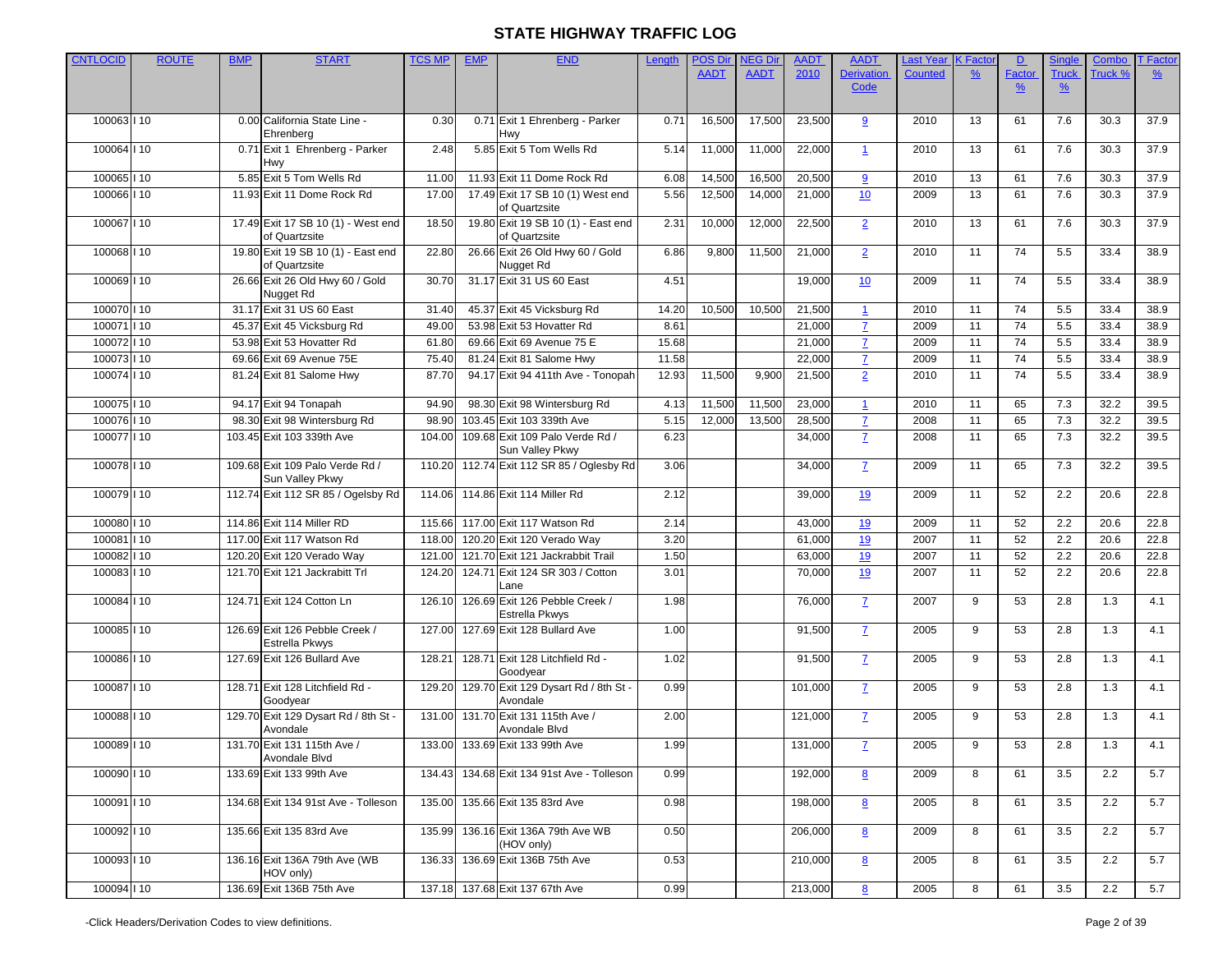# STATE HIGHWAY TRAFFIC LOG

| CNTLOCID | ROUTE | BMP | START | TCS MP | EMP | END | Length | POS Dir AADT | NEG Dir AADT | AADT 2010 | AADT Derivation Code | Last Year Counted | K Factor % | D Factor % | Single Truck % | Combo Truck % | T Factor % |
|---|---|---|---|---|---|---|---|---|---|---|---|---|---|---|---|---|---|
| 100063 | I 10 | 0.00 | California State Line - Ehrenberg | 0.30 | 0.71 | Exit 1 Ehrenberg - Parker Hwy | 0.71 | 16,500 | 17,500 | 23,500 | 9 | 2010 | 13 | 61 | 7.6 | 30.3 | 37.9 |
| 100064 | I 10 | 0.71 | Exit 1 Ehrenberg - Parker Hwy | 2.48 | 5.85 | Exit 5 Tom Wells Rd | 5.14 | 11,000 | 11,000 | 22,000 | 1 | 2010 | 13 | 61 | 7.6 | 30.3 | 37.9 |
| 100065 | I 10 | 5.85 | Exit 5 Tom Wells Rd | 11.00 | 11.93 | Exit 11 Dome Rock Rd | 6.08 | 14,500 | 16,500 | 20,500 | 9 | 2010 | 13 | 61 | 7.6 | 30.3 | 37.9 |
| 100066 | I 10 | 11.93 | Exit 11 Dome Rock Rd | 17.00 | 17.49 | Exit 17 SB 10 (1) West end of Quartzsite | 5.56 | 12,500 | 14,000 | 21,000 | 10 | 2009 | 13 | 61 | 7.6 | 30.3 | 37.9 |
| 100067 | I 10 | 17.49 | Exit 17 SB 10 (1) - West end of Quartzsite | 18.50 | 19.80 | Exit 19 SB 10 (1) - East end of Quartzsite | 2.31 | 10,000 | 12,000 | 22,500 | 2 | 2010 | 13 | 61 | 7.6 | 30.3 | 37.9 |
| 100068 | I 10 | 19.80 | Exit 19 SB 10 (1) - East end of Quartzsite | 22.80 | 26.66 | Exit 26 Old Hwy 60 / Gold Nugget Rd | 6.86 | 9,800 | 11,500 | 21,000 | 2 | 2010 | 11 | 74 | 5.5 | 33.4 | 38.9 |
| 100069 | I 10 | 26.66 | Exit 26 Old Hwy 60 / Gold Nugget Rd | 30.70 | 31.17 | Exit 31 US 60 East | 4.51 | | | 19,000 | 10 | 2009 | 11 | 74 | 5.5 | 33.4 | 38.9 |
| 100070 | I 10 | 31.17 | Exit 31 US 60 East | 31.40 | 45.37 | Exit 45 Vicksburg Rd | 14.20 | 10,500 | 10,500 | 21,500 | 1 | 2010 | 11 | 74 | 5.5 | 33.4 | 38.9 |
| 100071 | I 10 | 45.37 | Exit 45 Vicksburg Rd | 49.00 | 53.98 | Exit 53 Hovatter Rd | 8.61 | | | 21,000 | 7 | 2009 | 11 | 74 | 5.5 | 33.4 | 38.9 |
| 100072 | I 10 | 53.98 | Exit 53 Hovatter Rd | 61.80 | 69.66 | Exit 69 Avenue 75 E | 15.68 | | | 21,000 | 7 | 2009 | 11 | 74 | 5.5 | 33.4 | 38.9 |
| 100073 | I 10 | 69.66 | Exit 69 Avenue 75E | 75.40 | 81.24 | Exit 81 Salome Hwy | 11.58 | | | 22,000 | 7 | 2009 | 11 | 74 | 5.5 | 33.4 | 38.9 |
| 100074 | I 10 | 81.24 | Exit 81 Salome Hwy | 87.70 | 94.17 | Exit 94 411th Ave - Tonopah | 12.93 | 11,500 | 9,900 | 21,500 | 2 | 2010 | 11 | 74 | 5.5 | 33.4 | 38.9 |
| 100075 | I 10 | 94.17 | Exit 94 Tonapah | 94.90 | 98.30 | Exit 98 Wintersburg Rd | 4.13 | 11,500 | 11,500 | 23,000 | 1 | 2010 | 11 | 65 | 7.3 | 32.2 | 39.5 |
| 100076 | I 10 | 98.30 | Exit 98 Wintersburg Rd | 98.90 | 103.45 | Exit 103 339th Ave | 5.15 | 12,000 | 13,500 | 28,500 | 7 | 2008 | 11 | 65 | 7.3 | 32.2 | 39.5 |
| 100077 | I 10 | 103.45 | Exit 103 339th Ave | 104.00 | 109.68 | Exit 109 Palo Verde Rd / Sun Valley Pkwy | 6.23 | | | 34,000 | 7 | 2008 | 11 | 65 | 7.3 | 32.2 | 39.5 |
| 100078 | I 10 | 109.68 | Exit 109 Palo Verde Rd / Sun Valley Pkwy | 110.20 | 112.74 | Exit 112 SR 85 / Oglesby Rd | 3.06 | | | 34,000 | 7 | 2009 | 11 | 65 | 7.3 | 32.2 | 39.5 |
| 100079 | I 10 | 112.74 | Exit 112 SR 85 / Ogelsby Rd | 114.06 | 114.86 | Exit 114 Miller Rd | 2.12 | | | 39,000 | 19 | 2009 | 11 | 52 | 2.2 | 20.6 | 22.8 |
| 100080 | I 10 | 114.86 | Exit 114 Miller RD | 115.66 | 117.00 | Exit 117 Watson Rd | 2.14 | | | 43,000 | 19 | 2009 | 11 | 52 | 2.2 | 20.6 | 22.8 |
| 100081 | I 10 | 117.00 | Exit 117 Watson Rd | 118.00 | 120.20 | Exit 120 Verado Way | 3.20 | | | 61,000 | 19 | 2007 | 11 | 52 | 2.2 | 20.6 | 22.8 |
| 100082 | I 10 | 120.20 | Exit 120 Verado Way | 121.00 | 121.70 | Exit 121 Jackrabbit Trail | 1.50 | | | 63,000 | 19 | 2007 | 11 | 52 | 2.2 | 20.6 | 22.8 |
| 100083 | I 10 | 121.70 | Exit 121 Jackrabitt Trl | 124.20 | 124.71 | Exit 124 SR 303 / Cotton Lane | 3.01 | | | 70,000 | 19 | 2007 | 11 | 52 | 2.2 | 20.6 | 22.8 |
| 100084 | I 10 | 124.71 | Exit 124 Cotton Ln | 126.10 | 126.69 | Exit 126 Pebble Creek / Estrella Pkwys | 1.98 | | | 76,000 | 7 | 2007 | 9 | 53 | 2.8 | 1.3 | 4.1 |
| 100085 | I 10 | 126.69 | Exit 126 Pebble Creek / Estrella Pkwys | 127.00 | 127.69 | Exit 128 Bullard Ave | 1.00 | | | 91,500 | 7 | 2005 | 9 | 53 | 2.8 | 1.3 | 4.1 |
| 100086 | I 10 | 127.69 | Exit 126 Bullard Ave | 128.21 | 128.71 | Exit 128 Litchfield Rd - Goodyear | 1.02 | | | 91,500 | 7 | 2005 | 9 | 53 | 2.8 | 1.3 | 4.1 |
| 100087 | I 10 | 128.71 | Exit 128 Litchfield Rd - Goodyear | 129.20 | 129.70 | Exit 129 Dysart Rd / 8th St - Avondale | 0.99 | | | 101,000 | 7 | 2005 | 9 | 53 | 2.8 | 1.3 | 4.1 |
| 100088 | I 10 | 129.70 | Exit 129 Dysart Rd / 8th St - Avondale | 131.00 | 131.70 | Exit 131 115th Ave / Avondale Blvd | 2.00 | | | 121,000 | 7 | 2005 | 9 | 53 | 2.8 | 1.3 | 4.1 |
| 100089 | I 10 | 131.70 | Exit 131 115th Ave / Avondale Blvd | 133.00 | 133.69 | Exit 133 99th Ave | 1.99 | | | 131,000 | 7 | 2005 | 9 | 53 | 2.8 | 1.3 | 4.1 |
| 100090 | I 10 | 133.69 | Exit 133 99th Ave | 134.43 | 134.68 | Exit 134 91st Ave - Tolleson | 0.99 | | | 192,000 | 8 | 2009 | 8 | 61 | 3.5 | 2.2 | 5.7 |
| 100091 | I 10 | 134.68 | Exit 134 91st Ave - Tolleson | 135.00 | 135.66 | Exit 135 83rd Ave | 0.98 | | | 198,000 | 8 | 2005 | 8 | 61 | 3.5 | 2.2 | 5.7 |
| 100092 | I 10 | 135.66 | Exit 135 83rd Ave | 135.99 | 136.16 | Exit 136A 79th Ave WB (HOV only) | 0.50 | | | 206,000 | 8 | 2009 | 8 | 61 | 3.5 | 2.2 | 5.7 |
| 100093 | I 10 | 136.16 | Exit 136A 79th Ave (WB HOV only) | 136.33 | 136.69 | Exit 136B 75th Ave | 0.53 | | | 210,000 | 8 | 2005 | 8 | 61 | 3.5 | 2.2 | 5.7 |
| 100094 | I 10 | 136.69 | Exit 136B 75th Ave | 137.18 | 137.68 | Exit 137 67th Ave | 0.99 | | | 213,000 | 8 | 2005 | 8 | 61 | 3.5 | 2.2 | 5.7 |

-Click Headers/Derivation Codes to view definitions.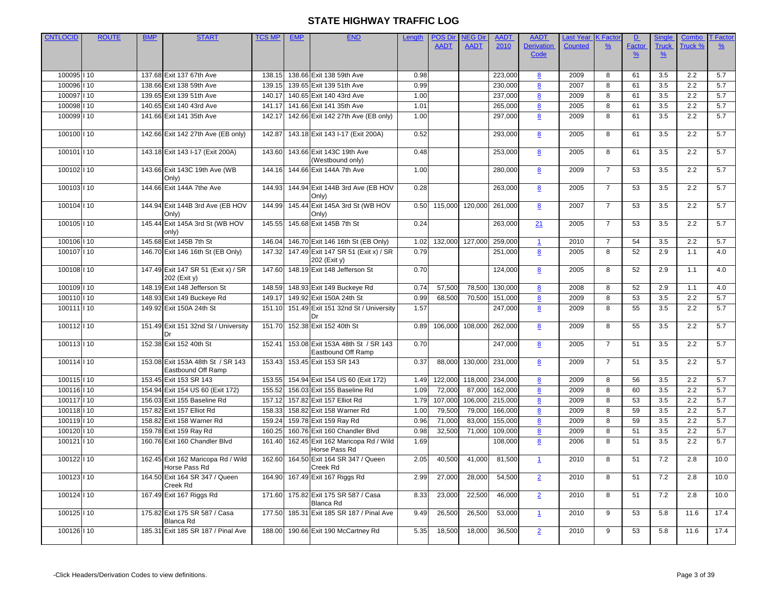# STATE HIGHWAY TRAFFIC LOG

| CNTLOCID | ROUTE | BMP | START | TCS MP | EMP | END | Length | POS Dir AADT | NEG Dir AADT | AADT 2010 | AADT Derivation Code | Last Year Counted | K Factor % | D Factor % | Single Truck % | Combo Truck % | T Factor % |
|---|---|---|---|---|---|---|---|---|---|---|---|---|---|---|---|---|---|
| 100095 | I 10 | 137.68 | Exit 137 67th Ave | 138.15 | 138.66 | Exit 138 59th Ave | 0.98 | | | 223,000 | 8 | 2009 | 8 | 61 | 3.5 | 2.2 | 5.7 |
| 100096 | I 10 | 138.66 | Exit 138 59th Ave | 139.15 | 139.65 | Exit 139 51th Ave | 0.99 | | | 230,000 | 8 | 2007 | 8 | 61 | 3.5 | 2.2 | 5.7 |
| 100097 | I 10 | 139.65 | Exit 139 51th Ave | 140.17 | 140.65 | Exit 140 43rd Ave | 1.00 | | | 237,000 | 8 | 2009 | 8 | 61 | 3.5 | 2.2 | 5.7 |
| 100098 | I 10 | 140.65 | Exit 140 43rd Ave | 141.17 | 141.66 | Exit 141 35th Ave | 1.01 | | | 265,000 | 8 | 2005 | 8 | 61 | 3.5 | 2.2 | 5.7 |
| 100099 | I 10 | 141.66 | Exit 141 35th Ave | 142.17 | 142.66 | Exit 142 27th Ave (EB only) | 1.00 | | | 297,000 | 8 | 2009 | 8 | 61 | 3.5 | 2.2 | 5.7 |
| 100100 | I 10 | 142.66 | Exit 142 27th Ave (EB only) | 142.87 | 143.18 | Exit 143 I-17 (Exit 200A) | 0.52 | | | 293,000 | 8 | 2005 | 8 | 61 | 3.5 | 2.2 | 5.7 |
| 100101 | I 10 | 143.18 | Exit 143 I-17 (Exit 200A) | 143.60 | 143.66 | Exit 143C 19th Ave (Westbound only) | 0.48 | | | 253,000 | 8 | 2005 | 8 | 61 | 3.5 | 2.2 | 5.7 |
| 100102 | I 10 | 143.66 | Exit 143C 19th Ave (WB Only) | 144.16 | 144.66 | Exit 144A 7th Ave | 1.00 | | | 280,000 | 8 | 2009 | 7 | 53 | 3.5 | 2.2 | 5.7 |
| 100103 | I 10 | 144.66 | Exit 144A 7the Ave | 144.93 | 144.94 | Exit 144B 3rd Ave (EB HOV Only) | 0.28 | | | 263,000 | 8 | 2005 | 7 | 53 | 3.5 | 2.2 | 5.7 |
| 100104 | I 10 | 144.94 | Exit 144B 3rd Ave (EB HOV Only) | 144.99 | 145.44 | Exit 145A 3rd St (WB HOV Only) | 0.50 | 115,000 | 120,000 | 261,000 | 8 | 2007 | 7 | 53 | 3.5 | 2.2 | 5.7 |
| 100105 | I 10 | 145.44 | Exit 145A 3rd St (WB HOV only) | 145.55 | 145.68 | Exit 145B 7th St | 0.24 | | | 263,000 | 21 | 2005 | 7 | 53 | 3.5 | 2.2 | 5.7 |
| 100106 | I 10 | 145.68 | Exit 145B 7th St | 146.04 | 146.70 | Exit 146 16th St (EB Only) | 1.02 | 132,000 | 127,000 | 259,000 | 1 | 2010 | 7 | 54 | 3.5 | 2.2 | 5.7 |
| 100107 | I 10 | 146.70 | Exit 146 16th St (EB Only) | 147.32 | 147.49 | Exit 147 SR 51 (Exit x) / SR 202 (Exit y) | 0.79 | | | 251,000 | 8 | 2005 | 8 | 52 | 2.9 | 1.1 | 4.0 |
| 100108 | I 10 | 147.49 | Exit 147 SR 51 (Exit x) / SR 202 (Exit y) | 147.60 | 148.19 | Exit 148 Jefferson St | 0.70 | | | 124,000 | 8 | 2005 | 8 | 52 | 2.9 | 1.1 | 4.0 |
| 100109 | I 10 | 148.19 | Exit 148 Jefferson St | 148.59 | 148.93 | Exit 149 Buckeye Rd | 0.74 | 57,500 | 78,500 | 130,000 | 8 | 2008 | 8 | 52 | 2.9 | 1.1 | 4.0 |
| 100110 | I 10 | 148.93 | Exit 149 Buckeye Rd | 149.17 | 149.92 | Exit 150A 24th St | 0.99 | 68,500 | 70,500 | 151,000 | 8 | 2009 | 8 | 53 | 3.5 | 2.2 | 5.7 |
| 100111 | I 10 | 149.92 | Exit 150A 24th St | 151.10 | 151.49 | Exit 151 32nd St / University Dr | 1.57 | | | 247,000 | 8 | 2009 | 8 | 55 | 3.5 | 2.2 | 5.7 |
| 100112 | I 10 | 151.49 | Exit 151 32nd St / University Dr | 151.70 | 152.38 | Exit 152 40th St | 0.89 | 106,000 | 108,000 | 262,000 | 8 | 2009 | 8 | 55 | 3.5 | 2.2 | 5.7 |
| 100113 | I 10 | 152.38 | Exit 152 40th St | 152.41 | 153.08 | Exit 153A 48th St / SR 143 Eastbound Off Ramp | 0.70 | | | 247,000 | 8 | 2005 | 7 | 51 | 3.5 | 2.2 | 5.7 |
| 100114 | I 10 | 153.08 | Exit 153A 48th St / SR 143 Eastbound Off Ramp | 153.43 | 153.45 | Exit 153 SR 143 | 0.37 | 88,000 | 130,000 | 231,000 | 8 | 2009 | 7 | 51 | 3.5 | 2.2 | 5.7 |
| 100115 | I 10 | 153.45 | Exit 153 SR 143 | 153.55 | 154.94 | Exit 154 US 60 (Exit 172) | 1.49 | 122,000 | 118,000 | 234,000 | 8 | 2009 | 8 | 56 | 3.5 | 2.2 | 5.7 |
| 100116 | I 10 | 154.94 | Exit 154 US 60 (Exit 172) | 155.52 | 156.03 | Exit 155 Baseline Rd | 1.09 | 72,000 | 87,000 | 162,000 | 8 | 2009 | 8 | 60 | 3.5 | 2.2 | 5.7 |
| 100117 | I 10 | 156.03 | Exit 155 Baseline Rd | 157.12 | 157.82 | Exit 157 Elliot Rd | 1.79 | 107,000 | 106,000 | 215,000 | 8 | 2009 | 8 | 53 | 3.5 | 2.2 | 5.7 |
| 100118 | I 10 | 157.82 | Exit 157 Elliot Rd | 158.33 | 158.82 | Exit 158 Warner Rd | 1.00 | 79,500 | 79,000 | 166,000 | 8 | 2009 | 8 | 59 | 3.5 | 2.2 | 5.7 |
| 100119 | I 10 | 158.82 | Exit 158 Warner Rd | 159.24 | 159.78 | Exit 159 Ray Rd | 0.96 | 71,000 | 83,000 | 155,000 | 8 | 2009 | 8 | 59 | 3.5 | 2.2 | 5.7 |
| 100120 | I 10 | 159.78 | Exit 159 Ray Rd | 160.25 | 160.76 | Exit 160 Chandler Blvd | 0.98 | 32,500 | 71,000 | 109,000 | 8 | 2009 | 8 | 51 | 3.5 | 2.2 | 5.7 |
| 100121 | I 10 | 160.76 | Exit 160 Chandler Blvd | 161.40 | 162.45 | Exit 162 Maricopa Rd / Wild Horse Pass Rd | 1.69 | | | 108,000 | 8 | 2006 | 8 | 51 | 3.5 | 2.2 | 5.7 |
| 100122 | I 10 | 162.45 | Exit 162 Maricopa Rd / Wild Horse Pass Rd | 162.60 | 164.50 | Exit 164 SR 347 / Queen Creek Rd | 2.05 | 40,500 | 41,000 | 81,500 | 1 | 2010 | 8 | 51 | 7.2 | 2.8 | 10.0 |
| 100123 | I 10 | 164.50 | Exit 164 SR 347 / Queen Creek Rd | 164.90 | 167.49 | Exit 167 Riggs Rd | 2.99 | 27,000 | 28,000 | 54,500 | 2 | 2010 | 8 | 51 | 7.2 | 2.8 | 10.0 |
| 100124 | I 10 | 167.49 | Exit 167 Riggs Rd | 171.60 | 175.82 | Exit 175 SR 587 / Casa Blanca Rd | 8.33 | 23,000 | 22,500 | 46,000 | 2 | 2010 | 8 | 51 | 7.2 | 2.8 | 10.0 |
| 100125 | I 10 | 175.82 | Exit 175 SR 587 / Casa Blanca Rd | 177.50 | 185.31 | Exit 185 SR 187 / Pinal Ave | 9.49 | 26,500 | 26,500 | 53,000 | 1 | 2010 | 9 | 53 | 5.8 | 11.6 | 17.4 |
| 100126 | I 10 | 185.31 | Exit 185 SR 187 / Pinal Ave | 188.00 | 190.66 | Exit 190 McCartney Rd | 5.35 | 18,500 | 18,000 | 36,500 | 2 | 2010 | 9 | 53 | 5.8 | 11.6 | 17.4 |

-Click Headers/Derivation Codes to view definitions.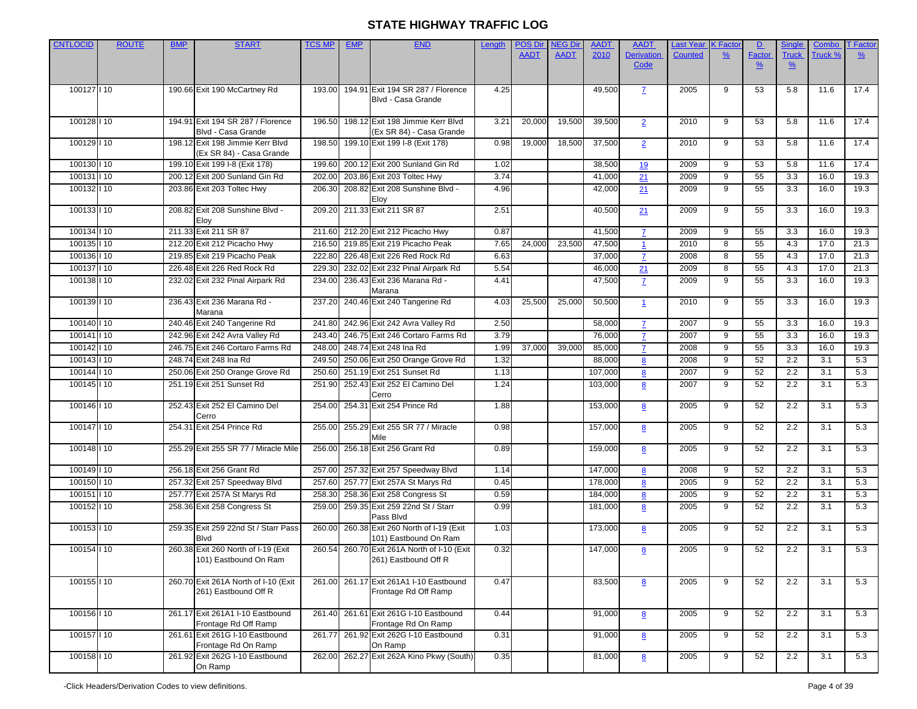# STATE HIGHWAY TRAFFIC LOG

| CNTLOCID | ROUTE | BMP | START | TCS MP | EMP | END | Length | POS Dir AADT | NEG Dir AADT | AADT 2010 | AADT Derivation Code | Last Year Counted | K Factor % | D Factor % | Single Truck % | Combo Truck % | T Factor % |
|---|---|---|---|---|---|---|---|---|---|---|---|---|---|---|---|---|---|
| 100127 | I 10 | 190.66 | Exit 190 McCartney Rd | 193.00 | 194.91 | Exit 194 SR 287 / Florence Blvd - Casa Grande | 4.25 | | | 49,500 | 7 | 2005 | 9 | 53 | 5.8 | 11.6 | 17.4 |
| 100128 | I 10 | 194.91 | Exit 194 SR 287 / Florence Blvd - Casa Grande | 196.50 | 198.12 | Exit 198 Jimmie Kerr Blvd (Ex SR 84) - Casa Grande | 3.21 | 20,000 | 19,500 | 39,500 | 2 | 2010 | 9 | 53 | 5.8 | 11.6 | 17.4 |
| 100129 | I 10 | 198.12 | Exit 198 Jimmie Kerr Blvd (Ex SR 84) - Casa Grande | 198.50 | 199.10 | Exit 199 I-8 (Exit 178) | 0.98 | 19,000 | 18,500 | 37,500 | 2 | 2010 | 9 | 53 | 5.8 | 11.6 | 17.4 |
| 100130 | I 10 | 199.10 | Exit 199 I-8 (Exit 178) | 199.60 | 200.12 | Exit 200 Sunland Gin Rd | 1.02 | | | 38,500 | 19 | 2009 | 9 | 53 | 5.8 | 11.6 | 17.4 |
| 100131 | I 10 | 200.12 | Exit 200 Sunland Gin Rd | 202.00 | 203.86 | Exit 203 Toltec Hwy | 3.74 | | | 41,000 | 21 | 2009 | 9 | 55 | 3.3 | 16.0 | 19.3 |
| 100132 | I 10 | 203.86 | Exit 203 Toltec Hwy | 206.30 | 208.82 | Exit 208 Sunshine Blvd - Eloy | 4.96 | | | 42,000 | 21 | 2009 | 9 | 55 | 3.3 | 16.0 | 19.3 |
| 100133 | I 10 | 208.82 | Exit 208 Sunshine Blvd - Eloy | 209.20 | 211.33 | Exit 211 SR 87 | 2.51 | | | 40,500 | 21 | 2009 | 9 | 55 | 3.3 | 16.0 | 19.3 |
| 100134 | I 10 | 211.33 | Exit 211 SR 87 | 211.60 | 212.20 | Exit 212 Picacho Hwy | 0.87 | | | 41,500 | 7 | 2009 | 9 | 55 | 3.3 | 16.0 | 19.3 |
| 100135 | I 10 | 212.20 | Exit 212 Picacho Hwy | 216.50 | 219.85 | Exit 219 Picacho Peak | 7.65 | 24,000 | 23,500 | 47,500 | 1 | 2010 | 8 | 55 | 4.3 | 17.0 | 21.3 |
| 100136 | I 10 | 219.85 | Exit 219 Picacho Peak | 222.80 | 226.48 | Exit 226 Red Rock Rd | 6.63 | | | 37,000 | 7 | 2008 | 8 | 55 | 4.3 | 17.0 | 21.3 |
| 100137 | I 10 | 226.48 | Exit 226 Red Rock Rd | 229.30 | 232.02 | Exit 232 Pinal Airpark Rd | 5.54 | | | 46,000 | 21 | 2009 | 8 | 55 | 4.3 | 17.0 | 21.3 |
| 100138 | I 10 | 232.02 | Exit 232 Pinal Airpark Rd | 234.00 | 236.43 | Exit 236 Marana Rd - Marana | 4.41 | | | 47,500 | 7 | 2009 | 9 | 55 | 3.3 | 16.0 | 19.3 |
| 100139 | I 10 | 236.43 | Exit 236 Marana Rd - Marana | 237.20 | 240.46 | Exit 240 Tangerine Rd | 4.03 | 25,500 | 25,000 | 50,500 | 1 | 2010 | 9 | 55 | 3.3 | 16.0 | 19.3 |
| 100140 | I 10 | 240.46 | Exit 240 Tangerine Rd | 241.80 | 242.96 | Exit 242 Avra Valley Rd | 2.50 | | | 58,000 | 7 | 2007 | 9 | 55 | 3.3 | 16.0 | 19.3 |
| 100141 | I 10 | 242.96 | Exit 242 Avra Valley Rd | 243.40 | 246.75 | Exit 246 Cortaro Farms Rd | 3.79 | | | 76,000 | 7 | 2007 | 9 | 55 | 3.3 | 16.0 | 19.3 |
| 100142 | I 10 | 246.75 | Exit 246 Cortaro Farms Rd | 248.00 | 248.74 | Exit 248 Ina Rd | 1.99 | 37,000 | 39,000 | 85,000 | 7 | 2008 | 9 | 55 | 3.3 | 16.0 | 19.3 |
| 100143 | I 10 | 248.74 | Exit 248 Ina Rd | 249.50 | 250.06 | Exit 250 Orange Grove Rd | 1.32 | | | 88,000 | 8 | 2008 | 9 | 52 | 2.2 | 3.1 | 5.3 |
| 100144 | I 10 | 250.06 | Exit 250 Orange Grove Rd | 250.60 | 251.19 | Exit 251 Sunset Rd | 1.13 | | | 107,000 | 8 | 2007 | 9 | 52 | 2.2 | 3.1 | 5.3 |
| 100145 | I 10 | 251.19 | Exit 251 Sunset Rd | 251.90 | 252.43 | Exit 252 El Camino Del Cerro | 1.24 | | | 103,000 | 8 | 2007 | 9 | 52 | 2.2 | 3.1 | 5.3 |
| 100146 | I 10 | 252.43 | Exit 252 El Camino Del Cerro | 254.00 | 254.31 | Exit 254 Prince Rd | 1.88 | | | 153,000 | 8 | 2005 | 9 | 52 | 2.2 | 3.1 | 5.3 |
| 100147 | I 10 | 254.31 | Exit 254 Prince Rd | 255.00 | 255.29 | Exit 255 SR 77 / Miracle Mile | 0.98 | | | 157,000 | 8 | 2005 | 9 | 52 | 2.2 | 3.1 | 5.3 |
| 100148 | I 10 | 255.29 | Exit 255 SR 77 / Miracle Mile | 256.00 | 256.18 | Exit 256 Grant Rd | 0.89 | | | 159,000 | 8 | 2005 | 9 | 52 | 2.2 | 3.1 | 5.3 |
| 100149 | I 10 | 256.18 | Exit 256 Grant Rd | 257.00 | 257.32 | Exit 257 Speedway Blvd | 1.14 | | | 147,000 | 8 | 2008 | 9 | 52 | 2.2 | 3.1 | 5.3 |
| 100150 | I 10 | 257.32 | Exit 257 Speedway Blvd | 257.60 | 257.77 | Exit 257A St Marys Rd | 0.45 | | | 178,000 | 8 | 2005 | 9 | 52 | 2.2 | 3.1 | 5.3 |
| 100151 | I 10 | 257.77 | Exit 257A St Marys Rd | 258.30 | 258.36 | Exit 258 Congress St | 0.59 | | | 184,000 | 8 | 2005 | 9 | 52 | 2.2 | 3.1 | 5.3 |
| 100152 | I 10 | 258.36 | Exit 258 Congress St | 259.00 | 259.35 | Exit 259 22nd St / Starr Pass Blvd | 0.99 | | | 181,000 | 8 | 2005 | 9 | 52 | 2.2 | 3.1 | 5.3 |
| 100153 | I 10 | 259.35 | Exit 259 22nd St / Starr Pass Blvd | 260.00 | 260.38 | Exit 260 North of I-19 (Exit 101) Eastbound On Ram | 1.03 | | | 173,000 | 8 | 2005 | 9 | 52 | 2.2 | 3.1 | 5.3 |
| 100154 | I 10 | 260.38 | Exit 260 North of I-19 (Exit 101) Eastbound On Ram | 260.54 | 260.70 | Exit 261A North of I-10 (Exit 261) Eastbound Off R | 0.32 | | | 147,000 | 8 | 2005 | 9 | 52 | 2.2 | 3.1 | 5.3 |
| 100155 | I 10 | 260.70 | Exit 261A North of I-10 (Exit 261) Eastbound Off R | 261.00 | 261.17 | Exit 261A1 I-10 Eastbound Frontage Rd Off Ramp | 0.47 | | | 83,500 | 8 | 2005 | 9 | 52 | 2.2 | 3.1 | 5.3 |
| 100156 | I 10 | 261.17 | Exit 261A1 I-10 Eastbound Frontage Rd Off Ramp | 261.40 | 261.61 | Exit 261G I-10 Eastbound Frontage Rd On Ramp | 0.44 | | | 91,000 | 8 | 2005 | 9 | 52 | 2.2 | 3.1 | 5.3 |
| 100157 | I 10 | 261.61 | Exit 261G I-10 Eastbound Frontage Rd On Ramp | 261.77 | 261.92 | Exit 262G I-10 Eastbound On Ramp | 0.31 | | | 91,000 | 8 | 2005 | 9 | 52 | 2.2 | 3.1 | 5.3 |
| 100158 | I 10 | 261.92 | Exit 262G I-10 Eastbound On Ramp | 262.00 | 262.27 | Exit 262A Kino Pkwy (South) | 0.35 | | | 81,000 | 8 | 2005 | 9 | 52 | 2.2 | 3.1 | 5.3 |

-Click Headers/Derivation Codes to view definitions.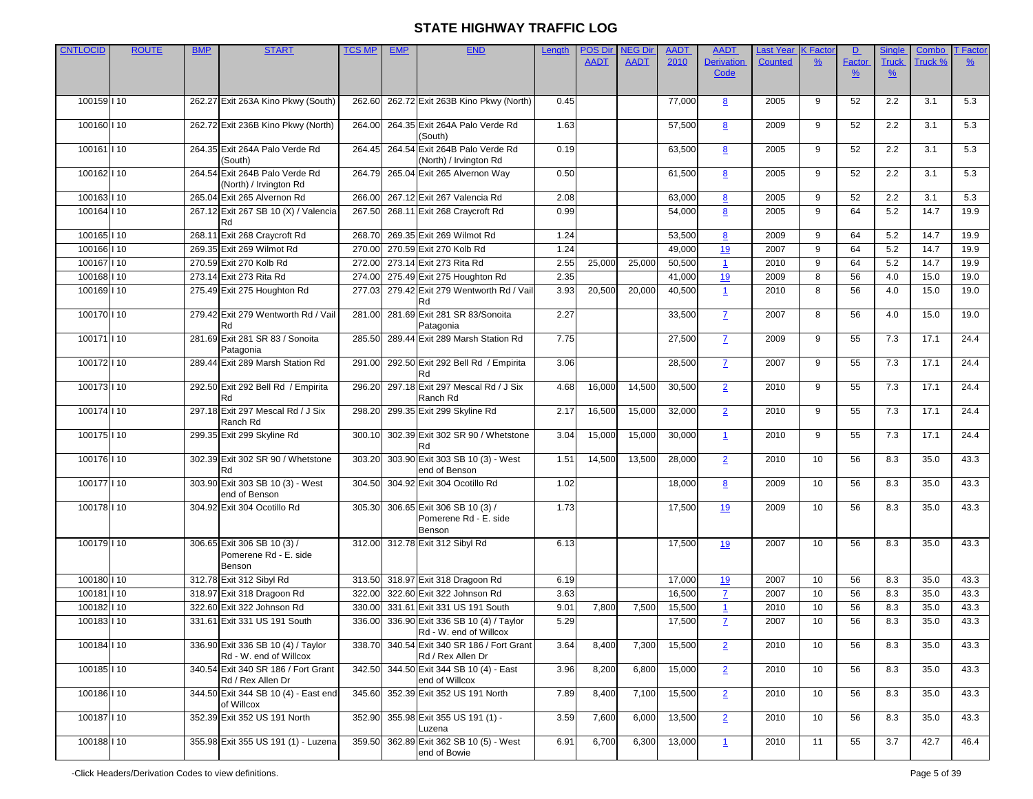# STATE HIGHWAY TRAFFIC LOG

| CNTLOCID | ROUTE | BMP | START | TCS MP | EMP | END | Length | POS Dir AADT | NEG Dir AADT | AADT 2010 | AADT Derivation Code | Last Year Counted | K Factor % | D Factor % | Single Truck % | Combo Truck % | T Factor % |
|---|---|---|---|---|---|---|---|---|---|---|---|---|---|---|---|---|---|
| 100159 | I 10 | 262.27 | Exit 263A Kino Pkwy (South) | 262.60 | 262.72 | Exit 263B Kino Pkwy (North) | 0.45 | | | 77,000 | 8 | 2005 | 9 | 52 | 2.2 | 3.1 | 5.3 |
| 100160 | I 10 | 262.72 | Exit 236B Kino Pkwy (North) | 264.00 | 264.35 | Exit 264A Palo Verde Rd (South) | 1.63 | | | 57,500 | 8 | 2009 | 9 | 52 | 2.2 | 3.1 | 5.3 |
| 100161 | I 10 | 264.35 | Exit 264A Palo Verde Rd (South) | 264.45 | 264.54 | Exit 264B Palo Verde Rd (North) / Irvington Rd | 0.19 | | | 63,500 | 8 | 2005 | 9 | 52 | 2.2 | 3.1 | 5.3 |
| 100162 | I 10 | 264.54 | Exit 264B Palo Verde Rd (North) / Irvington Rd | 264.79 | 265.04 | Exit 265 Alvernon Way | 0.50 | | | 61,500 | 8 | 2005 | 9 | 52 | 2.2 | 3.1 | 5.3 |
| 100163 | I 10 | 265.04 | Exit 265 Alvernon Rd | 266.00 | 267.12 | Exit 267 Valencia Rd | 2.08 | | | 63,000 | 8 | 2005 | 9 | 52 | 2.2 | 3.1 | 5.3 |
| 100164 | I 10 | 267.12 | Exit 267 SB 10 (X) / Valencia Rd | 267.50 | 268.11 | Exit 268 Craycroft Rd | 0.99 | | | 54,000 | 8 | 2005 | 9 | 64 | 5.2 | 14.7 | 19.9 |
| 100165 | I 10 | 268.11 | Exit 268 Craycroft Rd | 268.70 | 269.35 | Exit 269 Wilmot Rd | 1.24 | | | 53,500 | 8 | 2009 | 9 | 64 | 5.2 | 14.7 | 19.9 |
| 100166 | I 10 | 269.35 | Exit 269 Wilmot Rd | 270.00 | 270.59 | Exit 270 Kolb Rd | 1.24 | | | 49,000 | 19 | 2007 | 9 | 64 | 5.2 | 14.7 | 19.9 |
| 100167 | I 10 | 270.59 | Exit 270 Kolb Rd | 272.00 | 273.14 | Exit 273 Rita Rd | 2.55 | 25,000 | 25,000 | 50,500 | 1 | 2010 | 9 | 64 | 5.2 | 14.7 | 19.9 |
| 100168 | I 10 | 273.14 | Exit 273 Rita Rd | 274.00 | 275.49 | Exit 275 Houghton Rd | 2.35 | | | 41,000 | 19 | 2009 | 8 | 56 | 4.0 | 15.0 | 19.0 |
| 100169 | I 10 | 275.49 | Exit 275 Houghton Rd | 277.03 | 279.42 | Exit 279 Wentworth Rd / Vail Rd | 3.93 | 20,500 | 20,000 | 40,500 | 1 | 2010 | 8 | 56 | 4.0 | 15.0 | 19.0 |
| 100170 | I 10 | 279.42 | Exit 279 Wentworth Rd / Vail Rd | 281.00 | 281.69 | Exit 281 SR 83/Sonoita Patagonia | 2.27 | | | 33,500 | 7 | 2007 | 8 | 56 | 4.0 | 15.0 | 19.0 |
| 100171 | I 10 | 281.69 | Exit 281 SR 83 / Sonoita Patagonia | 285.50 | 289.44 | Exit 289 Marsh Station Rd | 7.75 | | | 27,500 | 7 | 2009 | 9 | 55 | 7.3 | 17.1 | 24.4 |
| 100172 | I 10 | 289.44 | Exit 289 Marsh Station Rd | 291.00 | 292.50 | Exit 292 Bell Rd / Empirita Rd | 3.06 | | | 28,500 | 7 | 2007 | 9 | 55 | 7.3 | 17.1 | 24.4 |
| 100173 | I 10 | 292.50 | Exit 292 Bell Rd / Empirita Rd | 296.20 | 297.18 | Exit 297 Mescal Rd / J Six Ranch Rd | 4.68 | 16,000 | 14,500 | 30,500 | 2 | 2010 | 9 | 55 | 7.3 | 17.1 | 24.4 |
| 100174 | I 10 | 297.18 | Exit 297 Mescal Rd / J Six Ranch Rd | 298.20 | 299.35 | Exit 299 Skyline Rd | 2.17 | 16,500 | 15,000 | 32,000 | 2 | 2010 | 9 | 55 | 7.3 | 17.1 | 24.4 |
| 100175 | I 10 | 299.35 | Exit 299 Skyline Rd | 300.10 | 302.39 | Exit 302 SR 90 / Whetstone Rd | 3.04 | 15,000 | 15,000 | 30,000 | 1 | 2010 | 9 | 55 | 7.3 | 17.1 | 24.4 |
| 100176 | I 10 | 302.39 | Exit 302 SR 90 / Whetstone Rd | 303.20 | 303.90 | Exit 303 SB 10 (3) - West end of Benson | 1.51 | 14,500 | 13,500 | 28,000 | 2 | 2010 | 10 | 56 | 8.3 | 35.0 | 43.3 |
| 100177 | I 10 | 303.90 | Exit 303 SB 10 (3) - West end of Benson | 304.50 | 304.92 | Exit 304 Ocotillo Rd | 1.02 | | | 18,000 | 8 | 2009 | 10 | 56 | 8.3 | 35.0 | 43.3 |
| 100178 | I 10 | 304.92 | Exit 304 Ocotillo Rd | 305.30 | 306.65 | Exit 306 SB 10 (3) / Pomerene Rd - E. side Benson | 1.73 | | | 17,500 | 19 | 2009 | 10 | 56 | 8.3 | 35.0 | 43.3 |
| 100179 | I 10 | 306.65 | Exit 306 SB 10 (3) / Pomerene Rd - E. side Benson | 312.00 | 312.78 | Exit 312 Sibyl Rd | 6.13 | | | 17,500 | 19 | 2007 | 10 | 56 | 8.3 | 35.0 | 43.3 |
| 100180 | I 10 | 312.78 | Exit 312 Sibyl Rd | 313.50 | 318.97 | Exit 318 Dragoon Rd | 6.19 | | | 17,000 | 19 | 2007 | 10 | 56 | 8.3 | 35.0 | 43.3 |
| 100181 | I 10 | 318.97 | Exit 318 Dragoon Rd | 322.00 | 322.60 | Exit 322 Johnson Rd | 3.63 | | | 16,500 | 7 | 2007 | 10 | 56 | 8.3 | 35.0 | 43.3 |
| 100182 | I 10 | 322.60 | Exit 322 Johnson Rd | 330.00 | 331.61 | Exit 331 US 191 South | 9.01 | 7,800 | 7,500 | 15,500 | 1 | 2010 | 10 | 56 | 8.3 | 35.0 | 43.3 |
| 100183 | I 10 | 331.61 | Exit 331 US 191 South | 336.00 | 336.90 | Exit 336 SB 10 (4) / Taylor Rd - W. end of Willcox | 5.29 | | | 17,500 | 7 | 2007 | 10 | 56 | 8.3 | 35.0 | 43.3 |
| 100184 | I 10 | 336.90 | Exit 336 SB 10 (4) / Taylor Rd - W. end of Willcox | 338.70 | 340.54 | Exit 340 SR 186 / Fort Grant Rd / Rex Allen Dr | 3.64 | 8,400 | 7,300 | 15,500 | 2 | 2010 | 10 | 56 | 8.3 | 35.0 | 43.3 |
| 100185 | I 10 | 340.54 | Exit 340 SR 186 / Fort Grant Rd / Rex Allen Dr | 342.50 | 344.50 | Exit 344 SB 10 (4) - East end of Willcox | 3.96 | 8,200 | 6,800 | 15,000 | 2 | 2010 | 10 | 56 | 8.3 | 35.0 | 43.3 |
| 100186 | I 10 | 344.50 | Exit 344 SB 10 (4) - East end of Willcox | 345.60 | 352.39 | Exit 352 US 191 North | 7.89 | 8,400 | 7,100 | 15,500 | 2 | 2010 | 10 | 56 | 8.3 | 35.0 | 43.3 |
| 100187 | I 10 | 352.39 | Exit 352 US 191 North | 352.90 | 355.98 | Exit 355 US 191 (1) - Luzena | 3.59 | 7,600 | 6,000 | 13,500 | 2 | 2010 | 10 | 56 | 8.3 | 35.0 | 43.3 |
| 100188 | I 10 | 355.98 | Exit 355 US 191 (1) - Luzena | 359.50 | 362.89 | Exit 362 SB 10 (5) - West end of Bowie | 6.91 | 6,700 | 6,300 | 13,000 | 1 | 2010 | 11 | 55 | 3.7 | 42.7 | 46.4 |

-Click Headers/Derivation Codes to view definitions.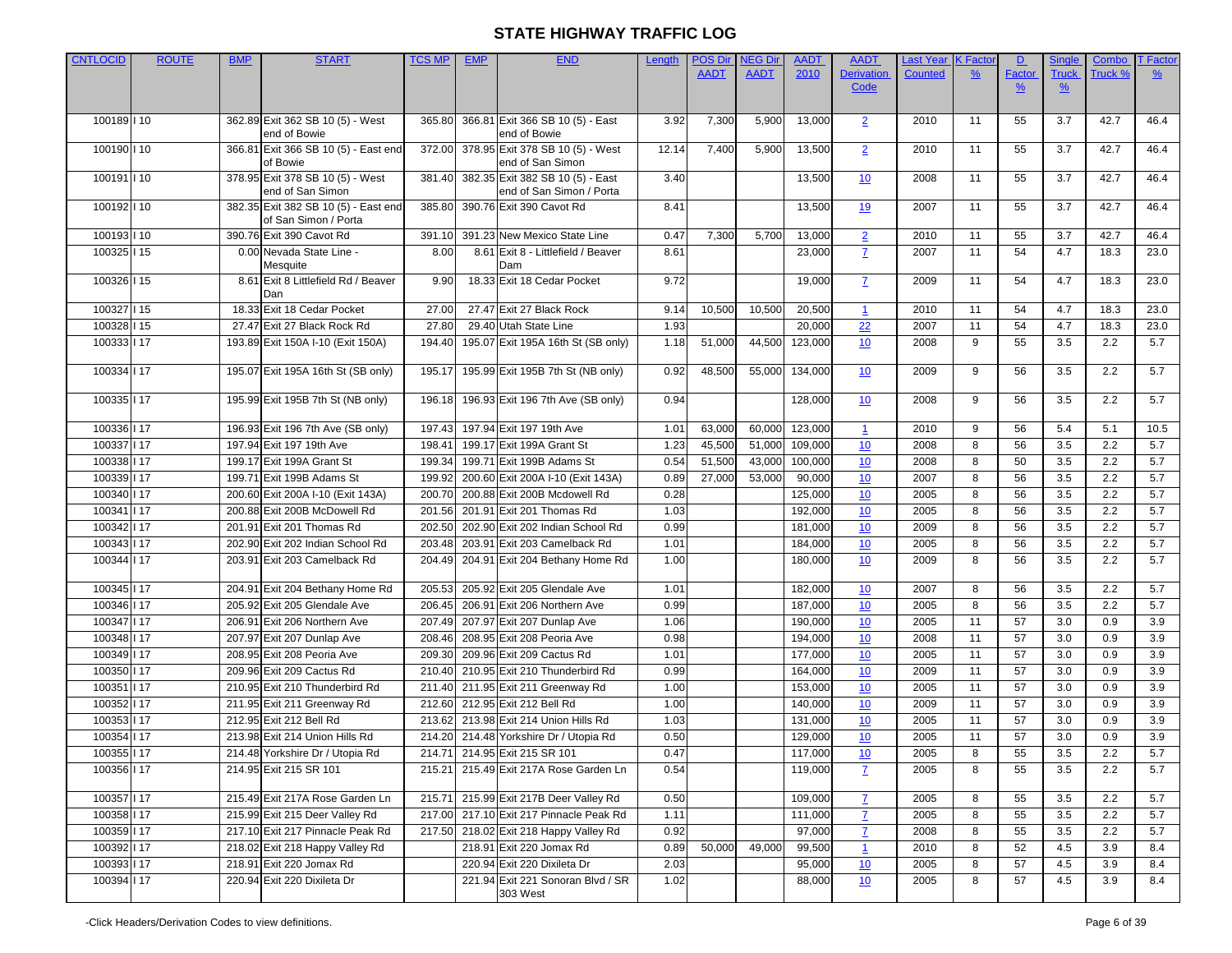# STATE HIGHWAY TRAFFIC LOG

| CNTLOCID | ROUTE | BMP | START | TCS MP | EMP | END | Length | POS Dir AADT | NEG Dir AADT | AADT 2010 | AADT Derivation Code | Last Year Counted | K Factor % | D Factor % | Single Truck % | Combo Truck % | T Factor % |
|---|---|---|---|---|---|---|---|---|---|---|---|---|---|---|---|---|---|
| 100189 | I 10 | 362.89 | Exit 362 SB 10 (5) - West end of Bowie | 365.80 | 366.81 | Exit 366 SB 10 (5) - East end of Bowie | 3.92 | 7,300 | 5,900 | 13,000 | 2 | 2010 | 11 | 55 | 3.7 | 42.7 | 46.4 |
| 100190 | I 10 | 366.81 | Exit 366 SB 10 (5) - East end of Bowie | 372.00 | 378.95 | Exit 378 SB 10 (5) - West end of San Simon | 12.14 | 7,400 | 5,900 | 13,500 | 2 | 2010 | 11 | 55 | 3.7 | 42.7 | 46.4 |
| 100191 | I 10 | 378.95 | Exit 378 SB 10 (5) - West end of San Simon | 381.40 | 382.35 | Exit 382 SB 10 (5) - East end of San Simon / Porta | 3.40 | | | 13,500 | 10 | 2008 | 11 | 55 | 3.7 | 42.7 | 46.4 |
| 100192 | I 10 | 382.35 | Exit 382 SB 10 (5) - East end of San Simon / Porta | 385.80 | 390.76 | Exit 390 Cavot Rd | 8.41 | | | 13,500 | 19 | 2007 | 11 | 55 | 3.7 | 42.7 | 46.4 |
| 100193 | I 10 | 390.76 | Exit 390 Cavot Rd | 391.10 | 391.23 | New Mexico State Line | 0.47 | 7,300 | 5,700 | 13,000 | 2 | 2010 | 11 | 55 | 3.7 | 42.7 | 46.4 |
| 100325 | I 15 | 0.00 | Nevada State Line - Mesquite | 8.00 | 8.61 | Exit 8 - Littlefield / Beaver Dam | 8.61 | | | 23,000 | 7 | 2007 | 11 | 54 | 4.7 | 18.3 | 23.0 |
| 100326 | I 15 | 8.61 | Exit 8 Littlefield Rd / Beaver Dan | 9.90 | 18.33 | Exit 18 Cedar Pocket | 9.72 | | | 19,000 | 7 | 2009 | 11 | 54 | 4.7 | 18.3 | 23.0 |
| 100327 | I 15 | 18.33 | Exit 18 Cedar Pocket | 27.00 | 27.47 | Exit 27 Black Rock | 9.14 | 10,500 | 10,500 | 20,500 | 1 | 2010 | 11 | 54 | 4.7 | 18.3 | 23.0 |
| 100328 | I 15 | 27.47 | Exit 27 Black Rock Rd | 27.80 | 29.40 | Utah State Line | 1.93 | | | 20,000 | 22 | 2007 | 11 | 54 | 4.7 | 18.3 | 23.0 |
| 100333 | I 17 | 193.89 | Exit 150A I-10 (Exit 150A) | 194.40 | 195.07 | Exit 195A 16th St (SB only) | 1.18 | 51,000 | 44,500 | 123,000 | 10 | 2008 | 9 | 55 | 3.5 | 2.2 | 5.7 |
| 100334 | I 17 | 195.07 | Exit 195A 16th St (SB only) | 195.17 | 195.99 | Exit 195B 7th St (NB only) | 0.92 | 48,500 | 55,000 | 134,000 | 10 | 2009 | 9 | 56 | 3.5 | 2.2 | 5.7 |
| 100335 | I 17 | 195.99 | Exit 195B 7th St (NB only) | 196.18 | 196.93 | Exit 196 7th Ave (SB only) | 0.94 | | | 128,000 | 10 | 2008 | 9 | 56 | 3.5 | 2.2 | 5.7 |
| 100336 | I 17 | 196.93 | Exit 196 7th Ave (SB only) | 197.43 | 197.94 | Exit 197 19th Ave | 1.01 | 63,000 | 60,000 | 123,000 | 1 | 2010 | 9 | 56 | 5.4 | 5.1 | 10.5 |
| 100337 | I 17 | 197.94 | Exit 197 19th Ave | 198.41 | 199.17 | Exit 199A Grant St | 1.23 | 45,500 | 51,000 | 109,000 | 10 | 2008 | 8 | 56 | 3.5 | 2.2 | 5.7 |
| 100338 | I 17 | 199.17 | Exit 199A Grant St | 199.34 | 199.71 | Exit 199B Adams St | 0.54 | 51,500 | 43,000 | 100,000 | 10 | 2008 | 8 | 50 | 3.5 | 2.2 | 5.7 |
| 100339 | I 17 | 199.71 | Exit 199B Adams St | 199.92 | 200.60 | Exit 200A I-10 (Exit 143A) | 0.89 | 27,000 | 53,000 | 90,000 | 10 | 2007 | 8 | 56 | 3.5 | 2.2 | 5.7 |
| 100340 | I 17 | 200.60 | Exit 200A I-10 (Exit 143A) | 200.70 | 200.88 | Exit 200B Mcdowell Rd | 0.28 | | | 125,000 | 10 | 2005 | 8 | 56 | 3.5 | 2.2 | 5.7 |
| 100341 | I 17 | 200.88 | Exit 200B McDowell Rd | 201.56 | 201.91 | Exit 201 Thomas Rd | 1.03 | | | 192,000 | 10 | 2005 | 8 | 56 | 3.5 | 2.2 | 5.7 |
| 100342 | I 17 | 201.91 | Exit 201 Thomas Rd | 202.50 | 202.90 | Exit 202 Indian School Rd | 0.99 | | | 181,000 | 10 | 2009 | 8 | 56 | 3.5 | 2.2 | 5.7 |
| 100343 | I 17 | 202.90 | Exit 202 Indian School Rd | 203.48 | 203.91 | Exit 203 Camelback Rd | 1.01 | | | 184,000 | 10 | 2005 | 8 | 56 | 3.5 | 2.2 | 5.7 |
| 100344 | I 17 | 203.91 | Exit 203 Camelback Rd | 204.49 | 204.91 | Exit 204 Bethany Home Rd | 1.00 | | | 180,000 | 10 | 2009 | 8 | 56 | 3.5 | 2.2 | 5.7 |
| 100345 | I 17 | 204.91 | Exit 204 Bethany Home Rd | 205.53 | 205.92 | Exit 205 Glendale Ave | 1.01 | | | 182,000 | 10 | 2007 | 8 | 56 | 3.5 | 2.2 | 5.7 |
| 100346 | I 17 | 205.92 | Exit 205 Glendale Ave | 206.45 | 206.91 | Exit 206 Northern Ave | 0.99 | | | 187,000 | 10 | 2005 | 8 | 56 | 3.5 | 2.2 | 5.7 |
| 100347 | I 17 | 206.91 | Exit 206 Northern Ave | 207.49 | 207.97 | Exit 207 Dunlap Ave | 1.06 | | | 190,000 | 10 | 2005 | 11 | 57 | 3.0 | 0.9 | 3.9 |
| 100348 | I 17 | 207.97 | Exit 207 Dunlap Ave | 208.46 | 208.95 | Exit 208 Peoria Ave | 0.98 | | | 194,000 | 10 | 2008 | 11 | 57 | 3.0 | 0.9 | 3.9 |
| 100349 | I 17 | 208.95 | Exit 208 Peoria Ave | 209.30 | 209.96 | Exit 209 Cactus Rd | 1.01 | | | 177,000 | 10 | 2005 | 11 | 57 | 3.0 | 0.9 | 3.9 |
| 100350 | I 17 | 209.96 | Exit 209 Cactus Rd | 210.40 | 210.95 | Exit 210 Thunderbird Rd | 0.99 | | | 164,000 | 10 | 2009 | 11 | 57 | 3.0 | 0.9 | 3.9 |
| 100351 | I 17 | 210.95 | Exit 210 Thunderbird Rd | 211.40 | 211.95 | Exit 211 Greenway Rd | 1.00 | | | 153,000 | 10 | 2005 | 11 | 57 | 3.0 | 0.9 | 3.9 |
| 100352 | I 17 | 211.95 | Exit 211 Greenway Rd | 212.60 | 212.95 | Exit 212 Bell Rd | 1.00 | | | 140,000 | 10 | 2009 | 11 | 57 | 3.0 | 0.9 | 3.9 |
| 100353 | I 17 | 212.95 | Exit 212 Bell Rd | 213.62 | 213.98 | Exit 214 Union Hills Rd | 1.03 | | | 131,000 | 10 | 2005 | 11 | 57 | 3.0 | 0.9 | 3.9 |
| 100354 | I 17 | 213.98 | Exit 214 Union Hills Rd | 214.20 | 214.48 | Yorkshire Dr / Utopia Rd | 0.50 | | | 129,000 | 10 | 2005 | 11 | 57 | 3.0 | 0.9 | 3.9 |
| 100355 | I 17 | 214.48 | Yorkshire Dr / Utopia Rd | 214.71 | 214.95 | Exit 215 SR 101 | 0.47 | | | 117,000 | 10 | 2005 | 8 | 55 | 3.5 | 2.2 | 5.7 |
| 100356 | I 17 | 214.95 | Exit 215 SR 101 | 215.21 | 215.49 | Exit 217A Rose Garden Ln | 0.54 | | | 119,000 | 7 | 2005 | 8 | 55 | 3.5 | 2.2 | 5.7 |
| 100357 | I 17 | 215.49 | Exit 217A Rose Garden Ln | 215.71 | 215.99 | Exit 217B Deer Valley Rd | 0.50 | | | 109,000 | 7 | 2005 | 8 | 55 | 3.5 | 2.2 | 5.7 |
| 100358 | I 17 | 215.99 | Exit 215 Deer Valley Rd | 217.00 | 217.10 | Exit 217 Pinnacle Peak Rd | 1.11 | | | 111,000 | 7 | 2005 | 8 | 55 | 3.5 | 2.2 | 5.7 |
| 100359 | I 17 | 217.10 | Exit 217 Pinnacle Peak Rd | 217.50 | 218.02 | Exit 218 Happy Valley Rd | 0.92 | | | 97,000 | 7 | 2008 | 8 | 55 | 3.5 | 2.2 | 5.7 |
| 100392 | I 17 | 218.02 | Exit 218 Happy Valley Rd | | 218.91 | Exit 220 Jomax Rd | 0.89 | 50,000 | 49,000 | 99,500 | 1 | 2010 | 8 | 52 | 4.5 | 3.9 | 8.4 |
| 100393 | I 17 | 218.91 | Exit 220 Jomax Rd | | 220.94 | Exit 220 Dixileta Dr | 2.03 | | | 95,000 | 10 | 2005 | 8 | 57 | 4.5 | 3.9 | 8.4 |
| 100394 | I 17 | 220.94 | Exit 220 Dixileta Dr | | 221.94 | Exit 221 Sonoran Blvd / SR 303 West | 1.02 | | | 88,000 | 10 | 2005 | 8 | 57 | 4.5 | 3.9 | 8.4 |

-Click Headers/Derivation Codes to view definitions.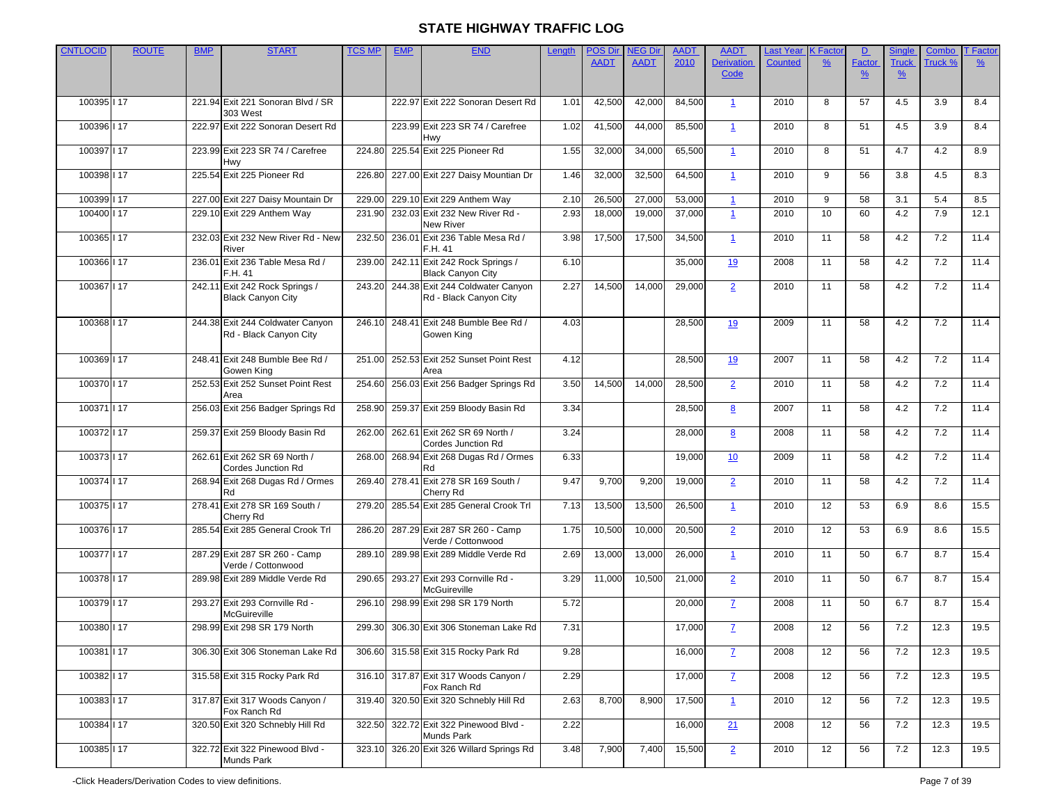# STATE HIGHWAY TRAFFIC LOG

| CNTLOCID | ROUTE | BMP | START | TCS MP | EMP | END | Length | POS Dir AADT | NEG Dir AADT | AADT 2010 | AADT Derivation Code | Last Year Counted | K Factor % | D Factor % | Single Truck % | Combo Truck % | T Factor % |
|---|---|---|---|---|---|---|---|---|---|---|---|---|---|---|---|---|---|
| 100395 | I 17 | 221.94 | Exit 221 Sonoran Blvd / SR 303 West | | 222.97 | Exit 222 Sonoran Desert Rd | 1.01 | 42,500 | 42,000 | 84,500 | 1 | 2010 | 8 | 57 | 4.5 | 3.9 | 8.4 |
| 100396 | I 17 | 222.97 | Exit 222 Sonoran Desert Rd | | 223.99 | Exit 223 SR 74 / Carefree Hwy | 1.02 | 41,500 | 44,000 | 85,500 | 1 | 2010 | 8 | 51 | 4.5 | 3.9 | 8.4 |
| 100397 | I 17 | 223.99 | Exit 223 SR 74 / Carefree Hwy | 224.80 | 225.54 | Exit 225 Pioneer Rd | 1.55 | 32,000 | 34,000 | 65,500 | 1 | 2010 | 8 | 51 | 4.7 | 4.2 | 8.9 |
| 100398 | I 17 | 225.54 | Exit 225 Pioneer Rd | 226.80 | 227.00 | Exit 227 Daisy Mountian Dr | 1.46 | 32,000 | 32,500 | 64,500 | 1 | 2010 | 9 | 56 | 3.8 | 4.5 | 8.3 |
| 100399 | I 17 | 227.00 | Exit 227 Daisy Mountain Dr | 229.00 | 229.10 | Exit 229 Anthem Way | 2.10 | 26,500 | 27,000 | 53,000 | 1 | 2010 | 9 | 58 | 3.1 | 5.4 | 8.5 |
| 100400 | I 17 | 229.10 | Exit 229 Anthem Way | 231.90 | 232.03 | Exit 232 New River Rd - New River | 2.93 | 18,000 | 19,000 | 37,000 | 1 | 2010 | 10 | 60 | 4.2 | 7.9 | 12.1 |
| 100365 | I 17 | 232.03 | Exit 232 New River Rd - New River | 232.50 | 236.01 | Exit 236 Table Mesa Rd / F.H. 41 | 3.98 | 17,500 | 17,500 | 34,500 | 1 | 2010 | 11 | 58 | 4.2 | 7.2 | 11.4 |
| 100366 | I 17 | 236.01 | Exit 236 Table Mesa Rd / F.H. 41 | 239.00 | 242.11 | Exit 242 Rock Springs / Black Canyon City | 6.10 | | | 35,000 | 19 | 2008 | 11 | 58 | 4.2 | 7.2 | 11.4 |
| 100367 | I 17 | 242.11 | Exit 242 Rock Springs / Black Canyon City | 243.20 | 244.38 | Exit 244 Coldwater Canyon Rd - Black Canyon City | 2.27 | 14,500 | 14,000 | 29,000 | 2 | 2010 | 11 | 58 | 4.2 | 7.2 | 11.4 |
| 100368 | I 17 | 244.38 | Exit 244 Coldwater Canyon Rd - Black Canyon City | 246.10 | 248.41 | Exit 248 Bumble Bee Rd / Gowen King | 4.03 | | | 28,500 | 19 | 2009 | 11 | 58 | 4.2 | 7.2 | 11.4 |
| 100369 | I 17 | 248.41 | Exit 248 Bumble Bee Rd / Gowen King | 251.00 | 252.53 | Exit 252 Sunset Point Rest Area | 4.12 | | | 28,500 | 19 | 2007 | 11 | 58 | 4.2 | 7.2 | 11.4 |
| 100370 | I 17 | 252.53 | Exit 252 Sunset Point Rest Area | 254.60 | 256.03 | Exit 256 Badger Springs Rd | 3.50 | 14,500 | 14,000 | 28,500 | 2 | 2010 | 11 | 58 | 4.2 | 7.2 | 11.4 |
| 100371 | I 17 | 256.03 | Exit 256 Badger Springs Rd | 258.90 | 259.37 | Exit 259 Bloody Basin Rd | 3.34 | | | 28,500 | 8 | 2007 | 11 | 58 | 4.2 | 7.2 | 11.4 |
| 100372 | I 17 | 259.37 | Exit 259 Bloody Basin Rd | 262.00 | 262.61 | Exit 262 SR 69 North / Cordes Junction Rd | 3.24 | | | 28,000 | 8 | 2008 | 11 | 58 | 4.2 | 7.2 | 11.4 |
| 100373 | I 17 | 262.61 | Exit 262 SR 69 North / Cordes Junction Rd | 268.00 | 268.94 | Exit 268 Dugas Rd / Ormes Rd | 6.33 | | | 19,000 | 10 | 2009 | 11 | 58 | 4.2 | 7.2 | 11.4 |
| 100374 | I 17 | 268.94 | Exit 268 Dugas Rd / Ormes Rd | 269.40 | 278.41 | Exit 278 SR 169 South / Cherry Rd | 9.47 | 9,700 | 9,200 | 19,000 | 2 | 2010 | 11 | 58 | 4.2 | 7.2 | 11.4 |
| 100375 | I 17 | 278.41 | Exit 278 SR 169 South / Cherry Rd | 279.20 | 285.54 | Exit 285 General Crook Trl | 7.13 | 13,500 | 13,500 | 26,500 | 1 | 2010 | 12 | 53 | 6.9 | 8.6 | 15.5 |
| 100376 | I 17 | 285.54 | Exit 285 General Crook Trl | 286.20 | 287.29 | Exit 287 SR 260 - Camp Verde / Cottonwood | 1.75 | 10,500 | 10,000 | 20,500 | 2 | 2010 | 12 | 53 | 6.9 | 8.6 | 15.5 |
| 100377 | I 17 | 287.29 | Exit 287 SR 260 - Camp Verde / Cottonwood | 289.10 | 289.98 | Exit 289 Middle Verde Rd | 2.69 | 13,000 | 13,000 | 26,000 | 1 | 2010 | 11 | 50 | 6.7 | 8.7 | 15.4 |
| 100378 | I 17 | 289.98 | Exit 289 Middle Verde Rd | 290.65 | 293.27 | Exit 293 Cornville Rd - McGuireville | 3.29 | 11,000 | 10,500 | 21,000 | 2 | 2010 | 11 | 50 | 6.7 | 8.7 | 15.4 |
| 100379 | I 17 | 293.27 | Exit 293 Cornville Rd - McGuireville | 296.10 | 298.99 | Exit 298 SR 179 North | 5.72 | | | 20,000 | 7 | 2008 | 11 | 50 | 6.7 | 8.7 | 15.4 |
| 100380 | I 17 | 298.99 | Exit 298 SR 179 North | 299.30 | 306.30 | Exit 306 Stoneman Lake Rd | 7.31 | | | 17,000 | 7 | 2008 | 12 | 56 | 7.2 | 12.3 | 19.5 |
| 100381 | I 17 | 306.30 | Exit 306 Stoneman Lake Rd | 306.60 | 315.58 | Exit 315 Rocky Park Rd | 9.28 | | | 16,000 | 7 | 2008 | 12 | 56 | 7.2 | 12.3 | 19.5 |
| 100382 | I 17 | 315.58 | Exit 315 Rocky Park Rd | 316.10 | 317.87 | Exit 317 Woods Canyon / Fox Ranch Rd | 2.29 | | | 17,000 | 7 | 2008 | 12 | 56 | 7.2 | 12.3 | 19.5 |
| 100383 | I 17 | 317.87 | Exit 317 Woods Canyon / Fox Ranch Rd | 319.40 | 320.50 | Exit 320 Schnebly Hill Rd | 2.63 | 8,700 | 8,900 | 17,500 | 1 | 2010 | 12 | 56 | 7.2 | 12.3 | 19.5 |
| 100384 | I 17 | 320.50 | Exit 320 Schnebly Hill Rd | 322.50 | 322.72 | Exit 322 Pinewood Blvd - Munds Park | 2.22 | | | 16,000 | 21 | 2008 | 12 | 56 | 7.2 | 12.3 | 19.5 |
| 100385 | I 17 | 322.72 | Exit 322 Pinewood Blvd - Munds Park | 323.10 | 326.20 | Exit 326 Willard Springs Rd | 3.48 | 7,900 | 7,400 | 15,500 | 2 | 2010 | 12 | 56 | 7.2 | 12.3 | 19.5 |

-Click Headers/Derivation Codes to view definitions.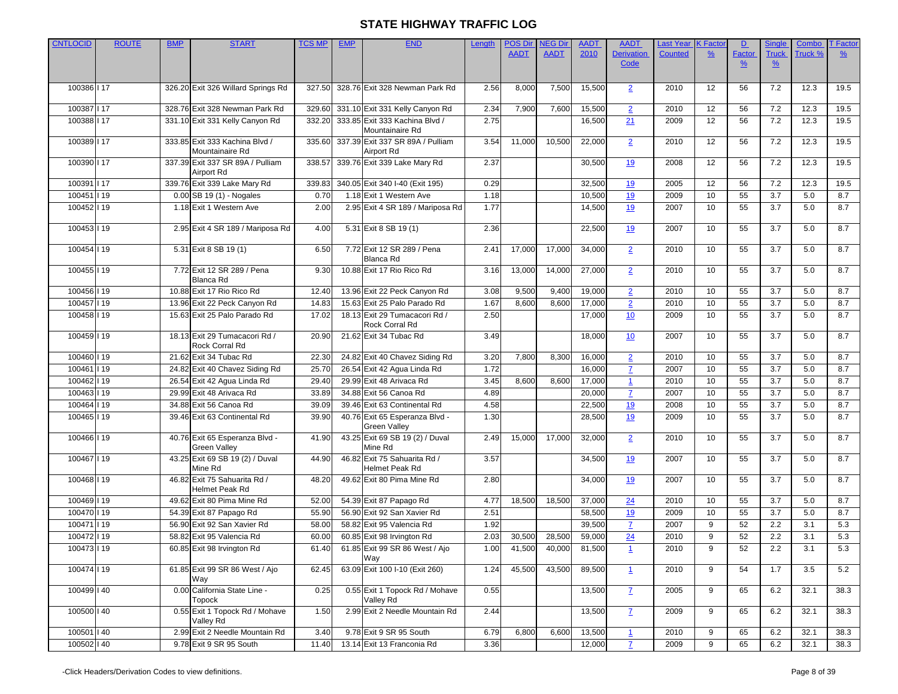# STATE HIGHWAY TRAFFIC LOG

| CNTLOCID | ROUTE | BMP | START | TCS MP | EMP | END | Length | POS Dir AADT | NEG Dir AADT | AADT 2010 | AADT Derivation Code | Last Year Counted | K Factor % | D Factor % | Single Truck % | Combo Truck % | T Factor % |
|---|---|---|---|---|---|---|---|---|---|---|---|---|---|---|---|---|---|
| 100386 | I 17 | 326.20 | Exit 326 Willard Springs Rd | 327.50 | 328.76 | Exit 328 Newman Park Rd | 2.56 | 8,000 | 7,500 | 15,500 | 2 | 2010 | 12 | 56 | 7.2 | 12.3 | 19.5 |
| 100387 | I 17 | 328.76 | Exit 328 Newman Park Rd | 329.60 | 331.10 | Exit 331 Kelly Canyon Rd | 2.34 | 7,900 | 7,600 | 15,500 | 2 | 2010 | 12 | 56 | 7.2 | 12.3 | 19.5 |
| 100388 | I 17 | 331.10 | Exit 331 Kelly Canyon Rd | 332.20 | 333.85 | Exit 333 Kachina Blvd / Mountainaire Rd | 2.75 | | | 16,500 | 21 | 2009 | 12 | 56 | 7.2 | 12.3 | 19.5 |
| 100389 | I 17 | 333.85 | Exit 333 Kachina Blvd / Mountainaire Rd | 335.60 | 337.39 | Exit 337 SR 89A / Pulliam Airport Rd | 3.54 | 11,000 | 10,500 | 22,000 | 2 | 2010 | 12 | 56 | 7.2 | 12.3 | 19.5 |
| 100390 | I 17 | 337.39 | Exit 337 SR 89A / Pulliam Airport Rd | 338.57 | 339.76 | Exit 339 Lake Mary Rd | 2.37 | | | 30,500 | 19 | 2008 | 12 | 56 | 7.2 | 12.3 | 19.5 |
| 100391 | I 17 | 339.76 | Exit 339 Lake Mary Rd | 339.83 | 340.05 | Exit 340 I-40 (Exit 195) | 0.29 | | | 32,500 | 19 | 2005 | 12 | 56 | 7.2 | 12.3 | 19.5 |
| 100451 | I 19 | 0.00 | SB 19 (1) - Nogales | 0.70 | 1.18 | Exit 1 Western Ave | 1.18 | | | 10,500 | 19 | 2009 | 10 | 55 | 3.7 | 5.0 | 8.7 |
| 100452 | I 19 | 1.18 | Exit 1 Western Ave | 2.00 | 2.95 | Exit 4 SR 189 / Mariposa Rd | 1.77 | | | 14,500 | 19 | 2007 | 10 | 55 | 3.7 | 5.0 | 8.7 |
| 100453 | I 19 | 2.95 | Exit 4 SR 189 / Mariposa Rd | 4.00 | 5.31 | Exit 8 SB 19 (1) | 2.36 | | | 22,500 | 19 | 2007 | 10 | 55 | 3.7 | 5.0 | 8.7 |
| 100454 | I 19 | 5.31 | Exit 8 SB 19 (1) | 6.50 | 7.72 | Exit 12 SR 289 / Pena Blanca Rd | 2.41 | 17,000 | 17,000 | 34,000 | 2 | 2010 | 10 | 55 | 3.7 | 5.0 | 8.7 |
| 100455 | I 19 | 7.72 | Exit 12 SR 289 / Pena Blanca Rd | 9.30 | 10.88 | Exit 17 Rio Rico Rd | 3.16 | 13,000 | 14,000 | 27,000 | 2 | 2010 | 10 | 55 | 3.7 | 5.0 | 8.7 |
| 100456 | I 19 | 10.88 | Exit 17 Rio Rico Rd | 12.40 | 13.96 | Exit 22 Peck Canyon Rd | 3.08 | 9,500 | 9,400 | 19,000 | 2 | 2010 | 10 | 55 | 3.7 | 5.0 | 8.7 |
| 100457 | I 19 | 13.96 | Exit 22 Peck Canyon Rd | 14.83 | 15.63 | Exit 25 Palo Parado Rd | 1.67 | 8,600 | 8,600 | 17,000 | 2 | 2010 | 10 | 55 | 3.7 | 5.0 | 8.7 |
| 100458 | I 19 | 15.63 | Exit 25 Palo Parado Rd | 17.02 | 18.13 | Exit 29 Tumacacori Rd / Rock Corral Rd | 2.50 | | | 17,000 | 10 | 2009 | 10 | 55 | 3.7 | 5.0 | 8.7 |
| 100459 | I 19 | 18.13 | Exit 29 Tumacacori Rd / Rock Corral Rd | 20.90 | 21.62 | Exit 34 Tubac Rd | 3.49 | | | 18,000 | 10 | 2007 | 10 | 55 | 3.7 | 5.0 | 8.7 |
| 100460 | I 19 | 21.62 | Exit 34 Tubac Rd | 22.30 | 24.82 | Exit 40 Chavez Siding Rd | 3.20 | 7,800 | 8,300 | 16,000 | 2 | 2010 | 10 | 55 | 3.7 | 5.0 | 8.7 |
| 100461 | I 19 | 24.82 | Exit 40 Chavez Siding Rd | 25.70 | 26.54 | Exit 42 Agua Linda Rd | 1.72 | | | 16,000 | 7 | 2007 | 10 | 55 | 3.7 | 5.0 | 8.7 |
| 100462 | I 19 | 26.54 | Exit 42 Agua Linda Rd | 29.40 | 29.99 | Exit 48 Arivaca Rd | 3.45 | 8,600 | 8,600 | 17,000 | 1 | 2010 | 10 | 55 | 3.7 | 5.0 | 8.7 |
| 100463 | I 19 | 29.99 | Exit 48 Arivaca Rd | 33.89 | 34.88 | Exit 56 Canoa Rd | 4.89 | | | 20,000 | 7 | 2007 | 10 | 55 | 3.7 | 5.0 | 8.7 |
| 100464 | I 19 | 34.88 | Exit 56 Canoa Rd | 39.09 | 39.46 | Exit 63 Continental Rd | 4.58 | | | 22,500 | 19 | 2008 | 10 | 55 | 3.7 | 5.0 | 8.7 |
| 100465 | I 19 | 39.46 | Exit 63 Continental Rd | 39.90 | 40.76 | Exit 65 Esperanza Blvd - Green Valley | 1.30 | | | 28,500 | 19 | 2009 | 10 | 55 | 3.7 | 5.0 | 8.7 |
| 100466 | I 19 | 40.76 | Exit 65 Esperanza Blvd - Green Valley | 41.90 | 43.25 | Exit 69 SB 19 (2) / Duval Mine Rd | 2.49 | 15,000 | 17,000 | 32,000 | 2 | 2010 | 10 | 55 | 3.7 | 5.0 | 8.7 |
| 100467 | I 19 | 43.25 | Exit 69 SB 19 (2) / Duval Mine Rd | 44.90 | 46.82 | Exit 75 Sahuarita Rd / Helmet Peak Rd | 3.57 | | | 34,500 | 19 | 2007 | 10 | 55 | 3.7 | 5.0 | 8.7 |
| 100468 | I 19 | 46.82 | Exit 75 Sahuarita Rd / Helmet Peak Rd | 48.20 | 49.62 | Exit 80 Pima Mine Rd | 2.80 | | | 34,000 | 19 | 2007 | 10 | 55 | 3.7 | 5.0 | 8.7 |
| 100469 | I 19 | 49.62 | Exit 80 Pima Mine Rd | 52.00 | 54.39 | Exit 87 Papago Rd | 4.77 | 18,500 | 18,500 | 37,000 | 24 | 2010 | 10 | 55 | 3.7 | 5.0 | 8.7 |
| 100470 | I 19 | 54.39 | Exit 87 Papago Rd | 55.90 | 56.90 | Exit 92 San Xavier Rd | 2.51 | | | 58,500 | 19 | 2009 | 10 | 55 | 3.7 | 5.0 | 8.7 |
| 100471 | I 19 | 56.90 | Exit 92 San Xavier Rd | 58.00 | 58.82 | Exit 95 Valencia Rd | 1.92 | | | 39,500 | 7 | 2007 | 9 | 52 | 2.2 | 3.1 | 5.3 |
| 100472 | I 19 | 58.82 | Exit 95 Valencia Rd | 60.00 | 60.85 | Exit 98 Irvington Rd | 2.03 | 30,500 | 28,500 | 59,000 | 24 | 2010 | 9 | 52 | 2.2 | 3.1 | 5.3 |
| 100473 | I 19 | 60.85 | Exit 98 Irvington Rd | 61.40 | 61.85 | Exit 99 SR 86 West / Ajo Way | 1.00 | 41,500 | 40,000 | 81,500 | 1 | 2010 | 9 | 52 | 2.2 | 3.1 | 5.3 |
| 100474 | I 19 | 61.85 | Exit 99 SR 86 West / Ajo Way | 62.45 | 63.09 | Exit 100 I-10 (Exit 260) | 1.24 | 45,500 | 43,500 | 89,500 | 1 | 2010 | 9 | 54 | 1.7 | 3.5 | 5.2 |
| 100499 | I 40 | 0.00 | California State Line - Topock | 0.25 | 0.55 | Exit 1 Topock Rd / Mohave Valley Rd | 0.55 | | | 13,500 | 7 | 2005 | 9 | 65 | 6.2 | 32.1 | 38.3 |
| 100500 | I 40 | 0.55 | Exit 1 Topock Rd / Mohave Valley Rd | 1.50 | 2.99 | Exit 2 Needle Mountain Rd | 2.44 | | | 13,500 | 7 | 2009 | 9 | 65 | 6.2 | 32.1 | 38.3 |
| 100501 | I 40 | 2.99 | Exit 2 Needle Mountain Rd | 3.40 | 9.78 | Exit 9 SR 95 South | 6.79 | 6,800 | 6,600 | 13,500 | 1 | 2010 | 9 | 65 | 6.2 | 32.1 | 38.3 |
| 100502 | I 40 | 9.78 | Exit 9 SR 95 South | 11.40 | 13.14 | Exit 13 Franconia Rd | 3.36 | | | 12,000 | 7 | 2009 | 9 | 65 | 6.2 | 32.1 | 38.3 |

-Click Headers/Derivation Codes to view definitions.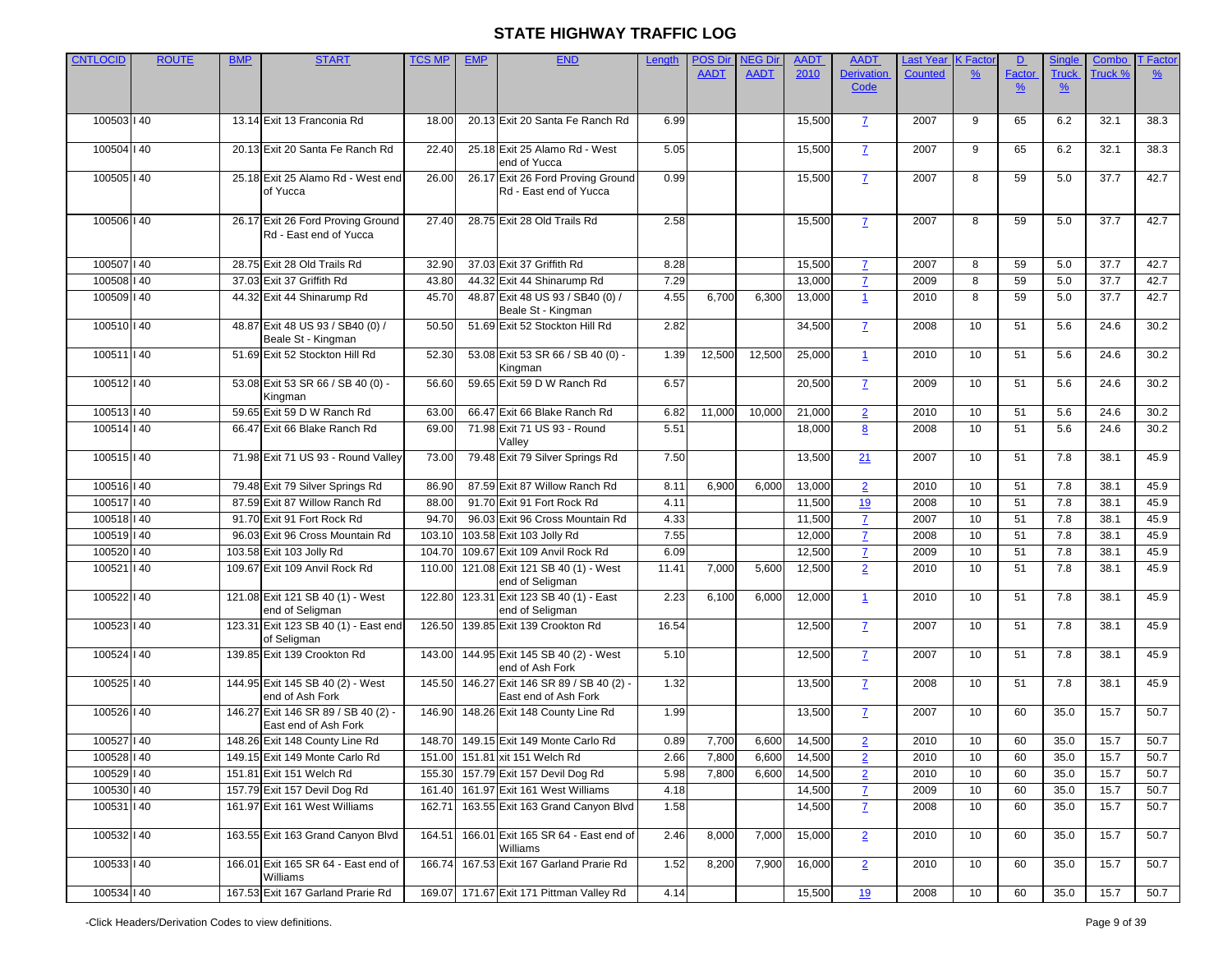# STATE HIGHWAY TRAFFIC LOG

| CNTLOCID | ROUTE | BMP | START | TCS MP | EMP | END | Length | POS Dir AADT | NEG Dir AADT | AADT 2010 | AADT Derivation Code | Last Year Counted | K Factor % | D Factor % | Single Truck % | Combo Truck % | T Factor % |
|---|---|---|---|---|---|---|---|---|---|---|---|---|---|---|---|---|---|
| 100503 | I 40 | 13.14 | Exit 13 Franconia Rd | 18.00 | 20.13 | Exit 20 Santa Fe Ranch Rd | 6.99 | | | 15,500 | 7 | 2007 | 9 | 65 | 6.2 | 32.1 | 38.3 |
| 100504 | I 40 | 20.13 | Exit 20 Santa Fe Ranch Rd | 22.40 | 25.18 | Exit 25 Alamo Rd - West end of Yucca | 5.05 | | | 15,500 | 7 | 2007 | 9 | 65 | 6.2 | 32.1 | 38.3 |
| 100505 | I 40 | 25.18 | Exit 25 Alamo Rd - West end of Yucca | 26.00 | 26.17 | Exit 26 Ford Proving Ground Rd - East end of Yucca | 0.99 | | | 15,500 | 7 | 2007 | 8 | 59 | 5.0 | 37.7 | 42.7 |
| 100506 | I 40 | 26.17 | Exit 26 Ford Proving Ground Rd - East end of Yucca | 27.40 | 28.75 | Exit 28 Old Trails Rd | 2.58 | | | 15,500 | 7 | 2007 | 8 | 59 | 5.0 | 37.7 | 42.7 |
| 100507 | I 40 | 28.75 | Exit 28 Old Trails Rd | 32.90 | 37.03 | Exit 37 Griffith Rd | 8.28 | | | 15,500 | 7 | 2007 | 8 | 59 | 5.0 | 37.7 | 42.7 |
| 100508 | I 40 | 37.03 | Exit 37 Griffith Rd | 43.80 | 44.32 | Exit 44 Shinarump Rd | 7.29 | | | 13,000 | 7 | 2009 | 8 | 59 | 5.0 | 37.7 | 42.7 |
| 100509 | I 40 | 44.32 | Exit 44 Shinarump Rd | 45.70 | 48.87 | Exit 48 US 93 / SB40 (0) / Beale St - Kingman | 4.55 | 6,700 | 6,300 | 13,000 | 1 | 2010 | 8 | 59 | 5.0 | 37.7 | 42.7 |
| 100510 | I 40 | 48.87 | Exit 48 US 93 / SB40 (0) / Beale St - Kingman | 50.50 | 51.69 | Exit 52 Stockton Hill Rd | 2.82 | | | 34,500 | 7 | 2008 | 10 | 51 | 5.6 | 24.6 | 30.2 |
| 100511 | I 40 | 51.69 | Exit 52 Stockton Hill Rd | 52.30 | 53.08 | Exit 53 SR 66 / SB 40 (0) - Kingman | 1.39 | 12,500 | 12,500 | 25,000 | 1 | 2010 | 10 | 51 | 5.6 | 24.6 | 30.2 |
| 100512 | I 40 | 53.08 | Exit 53 SR 66 / SB 40 (0) - Kingman | 56.60 | 59.65 | Exit 59 D W Ranch Rd | 6.57 | | | 20,500 | 7 | 2009 | 10 | 51 | 5.6 | 24.6 | 30.2 |
| 100513 | I 40 | 59.65 | Exit 59 D W Ranch Rd | 63.00 | 66.47 | Exit 66 Blake Ranch Rd | 6.82 | 11,000 | 10,000 | 21,000 | 2 | 2010 | 10 | 51 | 5.6 | 24.6 | 30.2 |
| 100514 | I 40 | 66.47 | Exit 66 Blake Ranch Rd | 69.00 | 71.98 | Exit 71 US 93 - Round Valley | 5.51 | | | 18,000 | 8 | 2008 | 10 | 51 | 5.6 | 24.6 | 30.2 |
| 100515 | I 40 | 71.98 | Exit 71 US 93 - Round Valley | 73.00 | 79.48 | Exit 79 Silver Springs Rd | 7.50 | | | 13,500 | 21 | 2007 | 10 | 51 | 7.8 | 38.1 | 45.9 |
| 100516 | I 40 | 79.48 | Exit 79 Silver Springs Rd | 86.90 | 87.59 | Exit 87 Willow Ranch Rd | 8.11 | 6,900 | 6,000 | 13,000 | 2 | 2010 | 10 | 51 | 7.8 | 38.1 | 45.9 |
| 100517 | I 40 | 87.59 | Exit 87 Willow Ranch Rd | 88.00 | 91.70 | Exit 91 Fort Rock Rd | 4.11 | | | 11,500 | 19 | 2008 | 10 | 51 | 7.8 | 38.1 | 45.9 |
| 100518 | I 40 | 91.70 | Exit 91 Fort Rock Rd | 94.70 | 96.03 | Exit 96 Cross Mountain Rd | 4.33 | | | 11,500 | 7 | 2007 | 10 | 51 | 7.8 | 38.1 | 45.9 |
| 100519 | I 40 | 96.03 | Exit 96 Cross Mountain Rd | 103.10 | 103.58 | Exit 103 Jolly Rd | 7.55 | | | 12,000 | 7 | 2008 | 10 | 51 | 7.8 | 38.1 | 45.9 |
| 100520 | I 40 | 103.58 | Exit 103 Jolly Rd | 104.70 | 109.67 | Exit 109 Anvil Rock Rd | 6.09 | | | 12,500 | 7 | 2009 | 10 | 51 | 7.8 | 38.1 | 45.9 |
| 100521 | I 40 | 109.67 | Exit 109 Anvil Rock Rd | 110.00 | 121.08 | Exit 121 SB 40 (1) - West end of Seligman | 11.41 | 7,000 | 5,600 | 12,500 | 2 | 2010 | 10 | 51 | 7.8 | 38.1 | 45.9 |
| 100522 | I 40 | 121.08 | Exit 121 SB 40 (1) - West end of Seligman | 122.80 | 123.31 | Exit 123 SB 40 (1) - East end of Seligman | 2.23 | 6,100 | 6,000 | 12,000 | 1 | 2010 | 10 | 51 | 7.8 | 38.1 | 45.9 |
| 100523 | I 40 | 123.31 | Exit 123 SB 40 (1) - East end of Seligman | 126.50 | 139.85 | Exit 139 Crookton Rd | 16.54 | | | 12,500 | 7 | 2007 | 10 | 51 | 7.8 | 38.1 | 45.9 |
| 100524 | I 40 | 139.85 | Exit 139 Crookton Rd | 143.00 | 144.95 | Exit 145 SB 40 (2) - West end of Ash Fork | 5.10 | | | 12,500 | 7 | 2007 | 10 | 51 | 7.8 | 38.1 | 45.9 |
| 100525 | I 40 | 144.95 | Exit 145 SB 40 (2) - West end of Ash Fork | 145.50 | 146.27 | Exit 146 SR 89 / SB 40 (2) - East end of Ash Fork | 1.32 | | | 13,500 | 7 | 2008 | 10 | 51 | 7.8 | 38.1 | 45.9 |
| 100526 | I 40 | 146.27 | Exit 146 SR 89 / SB 40 (2) - East end of Ash Fork | 146.90 | 148.26 | Exit 148 County Line Rd | 1.99 | | | 13,500 | 7 | 2007 | 10 | 60 | 35.0 | 15.7 | 50.7 |
| 100527 | I 40 | 148.26 | Exit 148 County Line Rd | 148.70 | 149.15 | Exit 149 Monte Carlo Rd | 0.89 | 7,700 | 6,600 | 14,500 | 2 | 2010 | 10 | 60 | 35.0 | 15.7 | 50.7 |
| 100528 | I 40 | 149.15 | Exit 149 Monte Carlo Rd | 151.00 | 151.81 | xit 151 Welch Rd | 2.66 | 7,800 | 6,600 | 14,500 | 2 | 2010 | 10 | 60 | 35.0 | 15.7 | 50.7 |
| 100529 | I 40 | 151.81 | Exit 151 Welch Rd | 155.30 | 157.79 | Exit 157 Devil Dog Rd | 5.98 | 7,800 | 6,600 | 14,500 | 2 | 2010 | 10 | 60 | 35.0 | 15.7 | 50.7 |
| 100530 | I 40 | 157.79 | Exit 157 Devil Dog Rd | 161.40 | 161.97 | Exit 161 West Williams | 4.18 | | | 14,500 | 7 | 2009 | 10 | 60 | 35.0 | 15.7 | 50.7 |
| 100531 | I 40 | 161.97 | Exit 161 West Williams | 162.71 | 163.55 | Exit 163 Grand Canyon Blvd | 1.58 | | | 14,500 | 7 | 2008 | 10 | 60 | 35.0 | 15.7 | 50.7 |
| 100532 | I 40 | 163.55 | Exit 163 Grand Canyon Blvd | 164.51 | 166.01 | Exit 165 SR 64 - East end of Williams | 2.46 | 8,000 | 7,000 | 15,000 | 2 | 2010 | 10 | 60 | 35.0 | 15.7 | 50.7 |
| 100533 | I 40 | 166.01 | Exit 165 SR 64 - East end of Williams | 166.74 | 167.53 | Exit 167 Garland Prarie Rd | 1.52 | 8,200 | 7,900 | 16,000 | 2 | 2010 | 10 | 60 | 35.0 | 15.7 | 50.7 |
| 100534 | I 40 | 167.53 | Exit 167 Garland Prarie Rd | 169.07 | 171.67 | Exit 171 Pittman Valley Rd | 4.14 | | | 15,500 | 19 | 2008 | 10 | 60 | 35.0 | 15.7 | 50.7 |

-Click Headers/Derivation Codes to view definitions.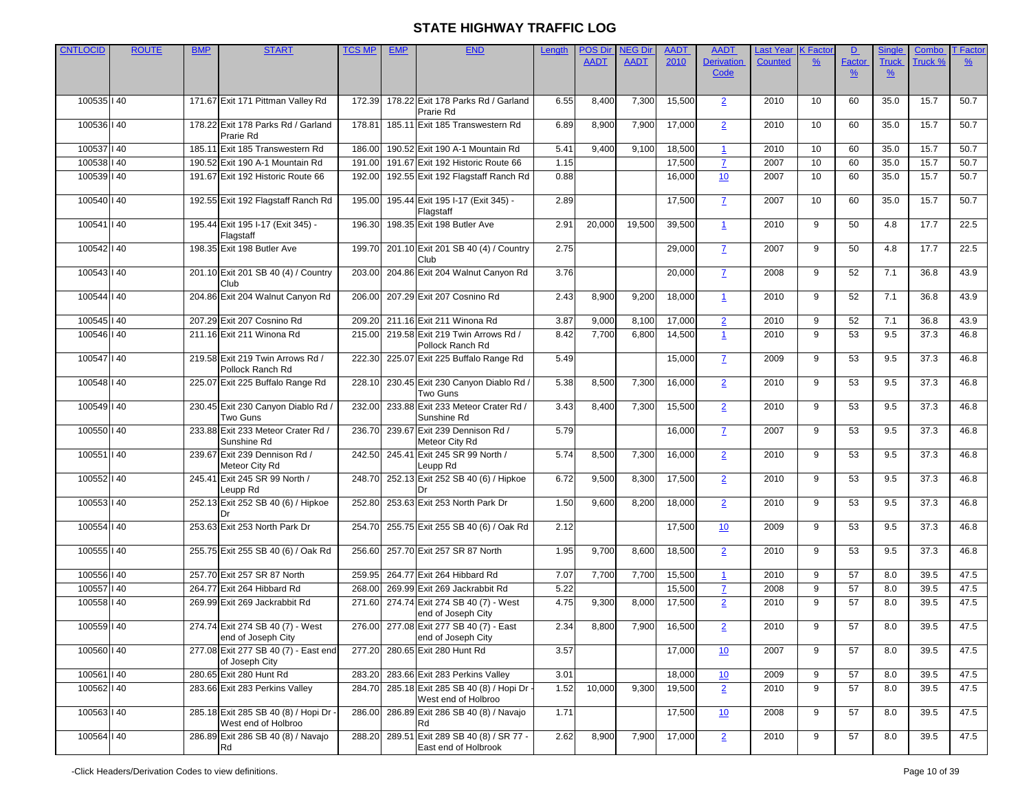# STATE HIGHWAY TRAFFIC LOG

| CNTLOCID | ROUTE | BMP | START | TCS MP | EMP | END | Length | POS Dir AADT | NEG Dir AADT | AADT 2010 | AADT Derivation Code | Last Year Counted | K Factor % | D Factor % | Single Truck % | Combo Truck % | T Factor % |
|---|---|---|---|---|---|---|---|---|---|---|---|---|---|---|---|---|---|
| 100535 | I 40 | 171.67 | Exit 171 Pittman Valley Rd | 172.39 | 178.22 | Exit 178 Parks Rd / Garland Prarie Rd | 6.55 | 8,400 | 7,300 | 15,500 | 2 | 2010 | 10 | 60 | 35.0 | 15.7 | 50.7 |
| 100536 | I 40 | 178.22 | Exit 178 Parks Rd / Garland Prarie Rd | 178.81 | 185.11 | Exit 185 Transwestern Rd | 6.89 | 8,900 | 7,900 | 17,000 | 2 | 2010 | 10 | 60 | 35.0 | 15.7 | 50.7 |
| 100537 | I 40 | 185.11 | Exit 185 Transwestern Rd | 186.00 | 190.52 | Exit 190 A-1 Mountain Rd | 5.41 | 9,400 | 9,100 | 18,500 | 1 | 2010 | 10 | 60 | 35.0 | 15.7 | 50.7 |
| 100538 | I 40 | 190.52 | Exit 190 A-1 Mountain Rd | 191.00 | 191.67 | Exit 192 Historic Route 66 | 1.15 | | | 17,500 | 7 | 2007 | 10 | 60 | 35.0 | 15.7 | 50.7 |
| 100539 | I 40 | 191.67 | Exit 192 Historic Route 66 | 192.00 | 192.55 | Exit 192 Flagstaff Ranch Rd | 0.88 | | | 16,000 | 10 | 2007 | 10 | 60 | 35.0 | 15.7 | 50.7 |
| 100540 | I 40 | 192.55 | Exit 192 Flagstaff Ranch Rd | 195.00 | 195.44 | Exit 195 I-17 (Exit 345) - Flagstaff | 2.89 | | | 17,500 | 7 | 2007 | 10 | 60 | 35.0 | 15.7 | 50.7 |
| 100541 | I 40 | 195.44 | Exit 195 I-17 (Exit 345) - Flagstaff | 196.30 | 198.35 | Exit 198 Butler Ave | 2.91 | 20,000 | 19,500 | 39,500 | 1 | 2010 | 9 | 50 | 4.8 | 17.7 | 22.5 |
| 100542 | I 40 | 198.35 | Exit 198 Butler Ave | 199.70 | 201.10 | Exit 201 SB 40 (4) / Country Club | 2.75 | | | 29,000 | 7 | 2007 | 9 | 50 | 4.8 | 17.7 | 22.5 |
| 100543 | I 40 | 201.10 | Exit 201 SB 40 (4) / Country Club | 203.00 | 204.86 | Exit 204 Walnut Canyon Rd | 3.76 | | | 20,000 | 7 | 2008 | 9 | 52 | 7.1 | 36.8 | 43.9 |
| 100544 | I 40 | 204.86 | Exit 204 Walnut Canyon Rd | 206.00 | 207.29 | Exit 207 Cosnino Rd | 2.43 | 8,900 | 9,200 | 18,000 | 1 | 2010 | 9 | 52 | 7.1 | 36.8 | 43.9 |
| 100545 | I 40 | 207.29 | Exit 207 Cosnino Rd | 209.20 | 211.16 | Exit 211 Winona Rd | 3.87 | 9,000 | 8,100 | 17,000 | 2 | 2010 | 9 | 52 | 7.1 | 36.8 | 43.9 |
| 100546 | I 40 | 211.16 | Exit 211 Winona Rd | 215.00 | 219.58 | Exit 219 Twin Arrows Rd / Pollock Ranch Rd | 8.42 | 7,700 | 6,800 | 14,500 | 1 | 2010 | 9 | 53 | 9.5 | 37.3 | 46.8 |
| 100547 | I 40 | 219.58 | Exit 219 Twin Arrows Rd / Pollock Ranch Rd | 222.30 | 225.07 | Exit 225 Buffalo Range Rd | 5.49 | | | 15,000 | 7 | 2009 | 9 | 53 | 9.5 | 37.3 | 46.8 |
| 100548 | I 40 | 225.07 | Exit 225 Buffalo Range Rd | 228.10 | 230.45 | Exit 230 Canyon Diablo Rd / Two Guns | 5.38 | 8,500 | 7,300 | 16,000 | 2 | 2010 | 9 | 53 | 9.5 | 37.3 | 46.8 |
| 100549 | I 40 | 230.45 | Exit 230 Canyon Diablo Rd / Two Guns | 232.00 | 233.88 | Exit 233 Meteor Crater Rd / Sunshine Rd | 3.43 | 8,400 | 7,300 | 15,500 | 2 | 2010 | 9 | 53 | 9.5 | 37.3 | 46.8 |
| 100550 | I 40 | 233.88 | Exit 233 Meteor Crater Rd / Sunshine Rd | 236.70 | 239.67 | Exit 239 Dennison Rd / Meteor City Rd | 5.79 | | | 16,000 | 7 | 2007 | 9 | 53 | 9.5 | 37.3 | 46.8 |
| 100551 | I 40 | 239.67 | Exit 239 Dennison Rd / Meteor City Rd | 242.50 | 245.41 | Exit 245 SR 99 North / Leupp Rd | 5.74 | 8,500 | 7,300 | 16,000 | 2 | 2010 | 9 | 53 | 9.5 | 37.3 | 46.8 |
| 100552 | I 40 | 245.41 | Exit 245 SR 99 North / Leupp Rd | 248.70 | 252.13 | Exit 252 SB 40 (6) / Hipkoe Dr | 6.72 | 9,500 | 8,300 | 17,500 | 2 | 2010 | 9 | 53 | 9.5 | 37.3 | 46.8 |
| 100553 | I 40 | 252.13 | Exit 252 SB 40 (6) / Hipkoe Dr | 252.80 | 253.63 | Exit 253 North Park Dr | 1.50 | 9,600 | 8,200 | 18,000 | 2 | 2010 | 9 | 53 | 9.5 | 37.3 | 46.8 |
| 100554 | I 40 | 253.63 | Exit 253 North Park Dr | 254.70 | 255.75 | Exit 255 SB 40 (6) / Oak Rd | 2.12 | | | 17,500 | 10 | 2009 | 9 | 53 | 9.5 | 37.3 | 46.8 |
| 100555 | I 40 | 255.75 | Exit 255 SB 40 (6) / Oak Rd | 256.60 | 257.70 | Exit 257 SR 87 North | 1.95 | 9,700 | 8,600 | 18,500 | 2 | 2010 | 9 | 53 | 9.5 | 37.3 | 46.8 |
| 100556 | I 40 | 257.70 | Exit 257 SR 87 North | 259.95 | 264.77 | Exit 264 Hibbard Rd | 7.07 | 7,700 | 7,700 | 15,500 | 1 | 2010 | 9 | 57 | 8.0 | 39.5 | 47.5 |
| 100557 | I 40 | 264.77 | Exit 264 Hibbard Rd | 268.00 | 269.99 | Exit 269 Jackrabbit Rd | 5.22 | | | 15,500 | 7 | 2008 | 9 | 57 | 8.0 | 39.5 | 47.5 |
| 100558 | I 40 | 269.99 | Exit 269 Jackrabbit Rd | 271.60 | 274.74 | Exit 274 SB 40 (7) - West end of Joseph City | 4.75 | 9,300 | 8,000 | 17,500 | 2 | 2010 | 9 | 57 | 8.0 | 39.5 | 47.5 |
| 100559 | I 40 | 274.74 | Exit 274 SB 40 (7) - West end of Joseph City | 276.00 | 277.08 | Exit 277 SB 40 (7) - East end of Joseph City | 2.34 | 8,800 | 7,900 | 16,500 | 2 | 2010 | 9 | 57 | 8.0 | 39.5 | 47.5 |
| 100560 | I 40 | 277.08 | Exit 277 SB 40 (7) - East end of Joseph City | 277.20 | 280.65 | Exit 280 Hunt Rd | 3.57 | | | 17,000 | 10 | 2007 | 9 | 57 | 8.0 | 39.5 | 47.5 |
| 100561 | I 40 | 280.65 | Exit 280 Hunt Rd | 283.20 | 283.66 | Exit 283 Perkins Valley | 3.01 | | | 18,000 | 10 | 2009 | 9 | 57 | 8.0 | 39.5 | 47.5 |
| 100562 | I 40 | 283.66 | Exit 283 Perkins Valley | 284.70 | 285.18 | Exit 285 SB 40 (8) / Hopi Dr - West end of Holbroo | 1.52 | 10,000 | 9,300 | 19,500 | 2 | 2010 | 9 | 57 | 8.0 | 39.5 | 47.5 |
| 100563 | I 40 | 285.18 | Exit 285 SB 40 (8) / Hopi Dr - West end of Holbroo | 286.00 | 286.89 | Exit 286 SB 40 (8) / Navajo Rd | 1.71 | | | 17,500 | 10 | 2008 | 9 | 57 | 8.0 | 39.5 | 47.5 |
| 100564 | I 40 | 286.89 | Exit 286 SB 40 (8) / Navajo Rd | 288.20 | 289.51 | Exit 289 SB 40 (8) / SR 77 - East end of Holbrook | 2.62 | 8,900 | 7,900 | 17,000 | 2 | 2010 | 9 | 57 | 8.0 | 39.5 | 47.5 |

-Click Headers/Derivation Codes to view definitions.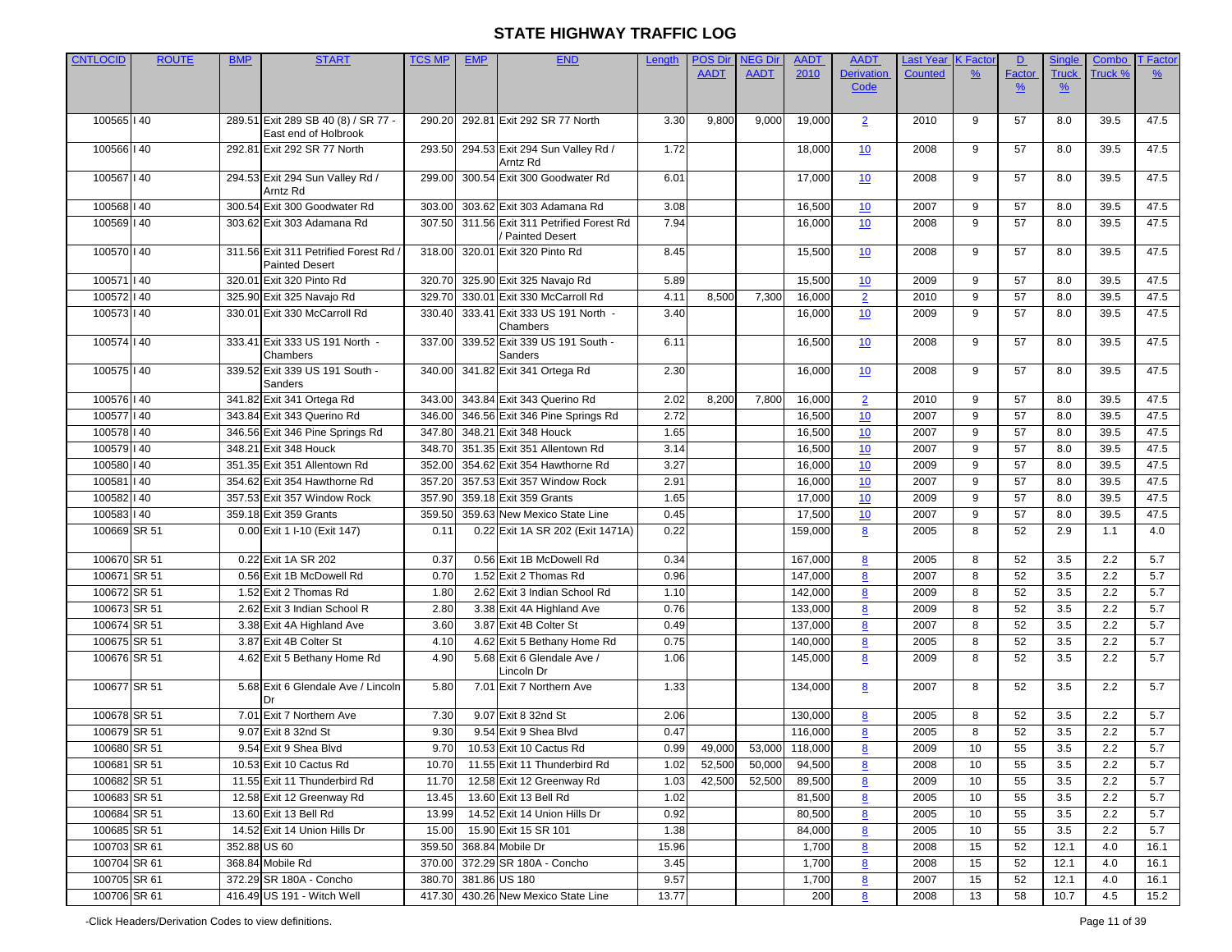# STATE HIGHWAY TRAFFIC LOG

| CNTLOCID | ROUTE | BMP | START | TCS MP | EMP | END | Length | POS Dir AADT | NEG Dir AADT | AADT 2010 | AADT Derivation Code | Last Year Counted | K Factor % | D Factor % | Single Truck % | Combo Truck % | T Factor % |
|---|---|---|---|---|---|---|---|---|---|---|---|---|---|---|---|---|---|
| 100565 | I 40 | 289.51 | Exit 289 SB 40 (8) / SR 77 - East end of Holbrook | 290.20 | 292.81 | Exit 292 SR 77 North | 3.30 | 9,800 | 9,000 | 19,000 | 2 | 2010 | 9 | 57 | 8.0 | 39.5 | 47.5 |
| 100566 | I 40 | 292.81 | Exit 292 SR 77 North | 293.50 | 294.53 | Exit 294 Sun Valley Rd / Arntz Rd | 1.72 | | | 18,000 | 10 | 2008 | 9 | 57 | 8.0 | 39.5 | 47.5 |
| 100567 | I 40 | 294.53 | Exit 294 Sun Valley Rd / Arntz Rd | 299.00 | 300.54 | Exit 300 Goodwater Rd | 6.01 | | | 17,000 | 10 | 2008 | 9 | 57 | 8.0 | 39.5 | 47.5 |
| 100568 | I 40 | 300.54 | Exit 300 Goodwater Rd | 303.00 | 303.62 | Exit 303 Adamana Rd | 3.08 | | | 16,500 | 10 | 2007 | 9 | 57 | 8.0 | 39.5 | 47.5 |
| 100569 | I 40 | 303.62 | Exit 303 Adamana Rd | 307.50 | 311.56 | Exit 311 Petrified Forest Rd / Painted Desert | 7.94 | | | 16,000 | 10 | 2008 | 9 | 57 | 8.0 | 39.5 | 47.5 |
| 100570 | I 40 | 311.56 | Exit 311 Petrified Forest Rd / Painted Desert | 318.00 | 320.01 | Exit 320 Pinto Rd | 8.45 | | | 15,500 | 10 | 2008 | 9 | 57 | 8.0 | 39.5 | 47.5 |
| 100571 | I 40 | 320.01 | Exit 320 Pinto Rd | 320.70 | 325.90 | Exit 325 Navajo Rd | 5.89 | | | 15,500 | 10 | 2009 | 9 | 57 | 8.0 | 39.5 | 47.5 |
| 100572 | I 40 | 325.90 | Exit 325 Navajo Rd | 329.70 | 330.01 | Exit 330 McCarroll Rd | 4.11 | 8,500 | 7,300 | 16,000 | 2 | 2010 | 9 | 57 | 8.0 | 39.5 | 47.5 |
| 100573 | I 40 | 330.01 | Exit 330 McCarroll Rd | 330.40 | 333.41 | Exit 333 US 191 North - Chambers | 3.40 | | | 16,000 | 10 | 2009 | 9 | 57 | 8.0 | 39.5 | 47.5 |
| 100574 | I 40 | 333.41 | Exit 333 US 191 North - Chambers | 337.00 | 339.52 | Exit 339 US 191 South - Sanders | 6.11 | | | 16,500 | 10 | 2008 | 9 | 57 | 8.0 | 39.5 | 47.5 |
| 100575 | I 40 | 339.52 | Exit 339 US 191 South - Sanders | 340.00 | 341.82 | Exit 341 Ortega Rd | 2.30 | | | 16,000 | 10 | 2008 | 9 | 57 | 8.0 | 39.5 | 47.5 |
| 100576 | I 40 | 341.82 | Exit 341 Ortega Rd | 343.00 | 343.84 | Exit 343 Querino Rd | 2.02 | 8,200 | 7,800 | 16,000 | 2 | 2010 | 9 | 57 | 8.0 | 39.5 | 47.5 |
| 100577 | I 40 | 343.84 | Exit 343 Querino Rd | 346.00 | 346.56 | Exit 346 Pine Springs Rd | 2.72 | | | 16,500 | 10 | 2007 | 9 | 57 | 8.0 | 39.5 | 47.5 |
| 100578 | I 40 | 346.56 | Exit 346 Pine Springs Rd | 347.80 | 348.21 | Exit 348 Houck | 1.65 | | | 16,500 | 10 | 2007 | 9 | 57 | 8.0 | 39.5 | 47.5 |
| 100579 | I 40 | 348.21 | Exit 348 Houck | 348.70 | 351.35 | Exit 351 Allentown Rd | 3.14 | | | 16,500 | 10 | 2007 | 9 | 57 | 8.0 | 39.5 | 47.5 |
| 100580 | I 40 | 351.35 | Exit 351 Allentown Rd | 352.00 | 354.62 | Exit 354 Hawthorne Rd | 3.27 | | | 16,000 | 10 | 2009 | 9 | 57 | 8.0 | 39.5 | 47.5 |
| 100581 | I 40 | 354.62 | Exit 354 Hawthorne Rd | 357.20 | 357.53 | Exit 357 Window Rock | 2.91 | | | 16,000 | 10 | 2007 | 9 | 57 | 8.0 | 39.5 | 47.5 |
| 100582 | I 40 | 357.53 | Exit 357 Window Rock | 357.90 | 359.18 | Exit 359 Grants | 1.65 | | | 17,000 | 10 | 2009 | 9 | 57 | 8.0 | 39.5 | 47.5 |
| 100583 | I 40 | 359.18 | Exit 359 Grants | 359.50 | 359.63 | New Mexico State Line | 0.45 | | | 17,500 | 10 | 2007 | 9 | 57 | 8.0 | 39.5 | 47.5 |
| 100669 | SR 51 | 0.00 | Exit 1 I-10 (Exit 147) | 0.11 | 0.22 | Exit 1A SR 202 (Exit 1471A) | 0.22 | | | 159,000 | 8 | 2005 | 8 | 52 | 2.9 | 1.1 | 4.0 |
| 100670 | SR 51 | 0.22 | Exit 1A SR 202 | 0.37 | 0.56 | Exit 1B McDowell Rd | 0.34 | | | 167,000 | 8 | 2005 | 8 | 52 | 3.5 | 2.2 | 5.7 |
| 100671 | SR 51 | 0.56 | Exit 1B McDowell Rd | 0.70 | 1.52 | Exit 2 Thomas Rd | 0.96 | | | 147,000 | 8 | 2007 | 8 | 52 | 3.5 | 2.2 | 5.7 |
| 100672 | SR 51 | 1.52 | Exit 2 Thomas Rd | 1.80 | 2.62 | Exit 3 Indian School Rd | 1.10 | | | 142,000 | 8 | 2009 | 8 | 52 | 3.5 | 2.2 | 5.7 |
| 100673 | SR 51 | 2.62 | Exit 3 Indian School R | 2.80 | 3.38 | Exit 4A Highland Ave | 0.76 | | | 133,000 | 8 | 2009 | 8 | 52 | 3.5 | 2.2 | 5.7 |
| 100674 | SR 51 | 3.38 | Exit 4A Highland Ave | 3.60 | 3.87 | Exit 4B Colter St | 0.49 | | | 137,000 | 8 | 2007 | 8 | 52 | 3.5 | 2.2 | 5.7 |
| 100675 | SR 51 | 3.87 | Exit 4B Colter St | 4.10 | 4.62 | Exit 5 Bethany Home Rd | 0.75 | | | 140,000 | 8 | 2005 | 8 | 52 | 3.5 | 2.2 | 5.7 |
| 100676 | SR 51 | 4.62 | Exit 5 Bethany Home Rd | 4.90 | 5.68 | Exit 6 Glendale Ave / Lincoln Dr | 1.06 | | | 145,000 | 8 | 2009 | 8 | 52 | 3.5 | 2.2 | 5.7 |
| 100677 | SR 51 | 5.68 | Exit 6 Glendale Ave / Lincoln Dr | 5.80 | 7.01 | Exit 7 Northern Ave | 1.33 | | | 134,000 | 8 | 2007 | 8 | 52 | 3.5 | 2.2 | 5.7 |
| 100678 | SR 51 | 7.01 | Exit 7 Northern Ave | 7.30 | 9.07 | Exit 8 32nd St | 2.06 | | | 130,000 | 8 | 2005 | 8 | 52 | 3.5 | 2.2 | 5.7 |
| 100679 | SR 51 | 9.07 | Exit 8 32nd St | 9.30 | 9.54 | Exit 9 Shea Blvd | 0.47 | | | 116,000 | 8 | 2005 | 8 | 52 | 3.5 | 2.2 | 5.7 |
| 100680 | SR 51 | 9.54 | Exit 9 Shea Blvd | 9.70 | 10.53 | Exit 10 Cactus Rd | 0.99 | 49,000 | 53,000 | 118,000 | 8 | 2009 | 10 | 55 | 3.5 | 2.2 | 5.7 |
| 100681 | SR 51 | 10.53 | Exit 10 Cactus Rd | 10.70 | 11.55 | Exit 11 Thunderbird Rd | 1.02 | 52,500 | 50,000 | 94,500 | 8 | 2008 | 10 | 55 | 3.5 | 2.2 | 5.7 |
| 100682 | SR 51 | 11.55 | Exit 11 Thunderbird Rd | 11.70 | 12.58 | Exit 12 Greenway Rd | 1.03 | 42,500 | 52,500 | 89,500 | 8 | 2009 | 10 | 55 | 3.5 | 2.2 | 5.7 |
| 100683 | SR 51 | 12.58 | Exit 12 Greenway Rd | 13.45 | 13.60 | Exit 13 Bell Rd | 1.02 | | | 81,500 | 8 | 2005 | 10 | 55 | 3.5 | 2.2 | 5.7 |
| 100684 | SR 51 | 13.60 | Exit 13 Bell Rd | 13.99 | 14.52 | Exit 14 Union Hills Dr | 0.92 | | | 80,500 | 8 | 2005 | 10 | 55 | 3.5 | 2.2 | 5.7 |
| 100685 | SR 51 | 14.52 | Exit 14 Union Hills Dr | 15.00 | 15.90 | Exit 15 SR 101 | 1.38 | | | 84,000 | 8 | 2005 | 10 | 55 | 3.5 | 2.2 | 5.7 |
| 100703 | SR 61 | 352.88 | US 60 | 359.50 | 368.84 | Mobile Dr | 15.96 | | | 1,700 | 8 | 2008 | 15 | 52 | 12.1 | 4.0 | 16.1 |
| 100704 | SR 61 | 368.84 | Mobile Rd | 370.00 | 372.29 | SR 180A - Concho | 3.45 | | | 1,700 | 8 | 2008 | 15 | 52 | 12.1 | 4.0 | 16.1 |
| 100705 | SR 61 | 372.29 | SR 180A - Concho | 380.70 | 381.86 | US 180 | 9.57 | | | 1,700 | 8 | 2007 | 15 | 52 | 12.1 | 4.0 | 16.1 |
| 100706 | SR 61 | 416.49 | US 191 - Witch Well | 417.30 | 430.26 | New Mexico State Line | 13.77 | | | 200 | 8 | 2008 | 13 | 58 | 10.7 | 4.5 | 15.2 |

-Click Headers/Derivation Codes to view definitions.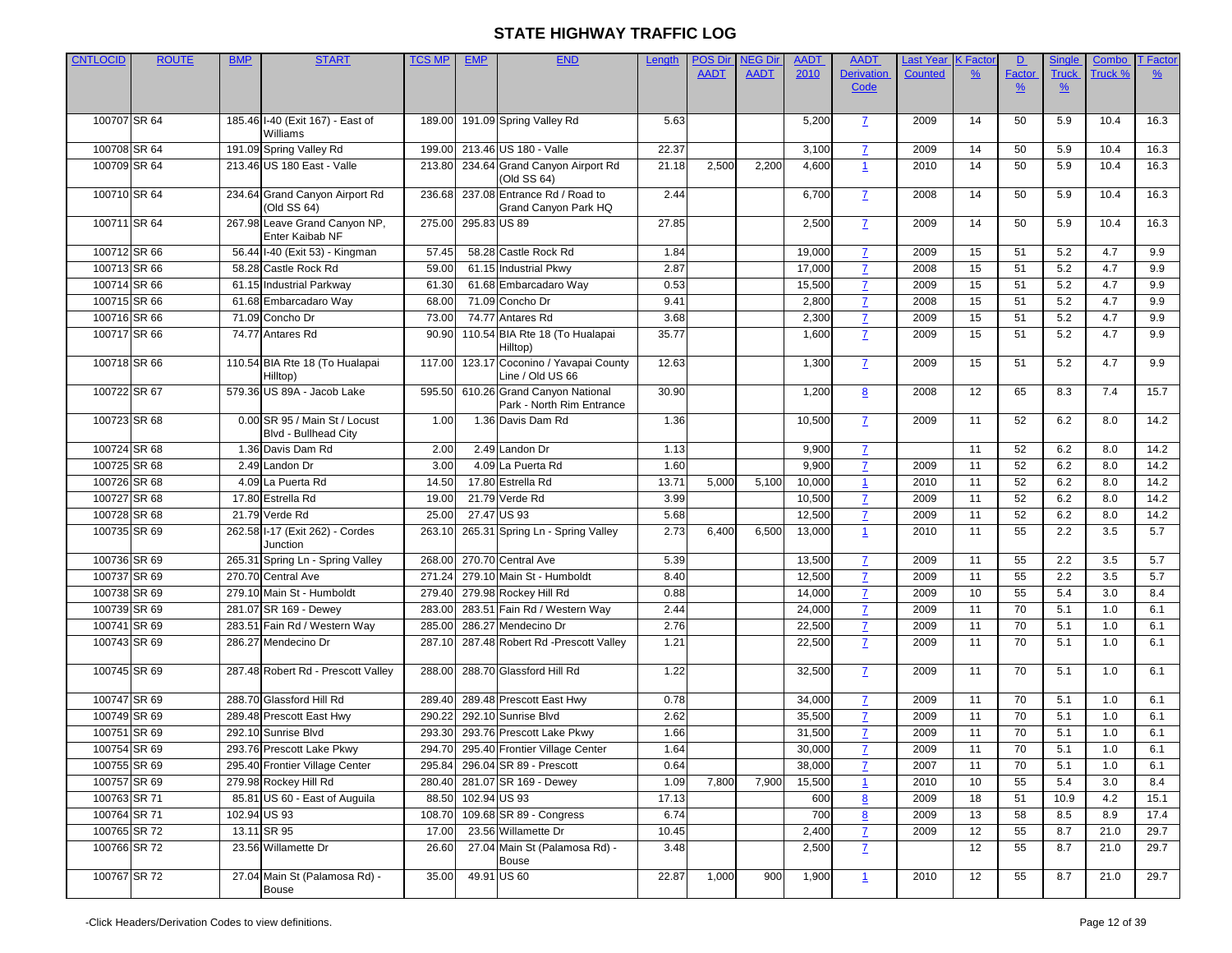# STATE HIGHWAY TRAFFIC LOG

| CNTLOCID | ROUTE | BMP | START | TCS MP | EMP | END | Length | POS Dir AADT | NEG Dir AADT | AADT 2010 | AADT Derivation Code | Last Year Counted | K Factor % | D Factor % | Single Truck % | Combo Truck % | T Factor % |
|---|---|---|---|---|---|---|---|---|---|---|---|---|---|---|---|---|---|
| 100707 | SR 64 | 185.46 | I-40 (Exit 167) - East of Williams | 189.00 | 191.09 | Spring Valley Rd | 5.63 | | | 5,200 | 7 | 2009 | 14 | 50 | 5.9 | 10.4 | 16.3 |
| 100708 | SR 64 | 191.09 | Spring Valley Rd | 199.00 | 213.46 | US 180 - Valle | 22.37 | | | 3,100 | 7 | 2009 | 14 | 50 | 5.9 | 10.4 | 16.3 |
| 100709 | SR 64 | 213.46 | US 180 East - Valle | 213.80 | 234.64 | Grand Canyon Airport Rd (Old SS 64) | 21.18 | 2,500 | 2,200 | 4,600 | 1 | 2010 | 14 | 50 | 5.9 | 10.4 | 16.3 |
| 100710 | SR 64 | 234.64 | Grand Canyon Airport Rd (Old SS 64) | 236.68 | 237.08 | Entrance Rd / Road to Grand Canyon Park HQ | 2.44 | | | 6,700 | 7 | 2008 | 14 | 50 | 5.9 | 10.4 | 16.3 |
| 100711 | SR 64 | 267.98 | Leave Grand Canyon NP, Enter Kaibab NF | 275.00 | 295.83 | US 89 | 27.85 | | | 2,500 | 7 | 2009 | 14 | 50 | 5.9 | 10.4 | 16.3 |
| 100712 | SR 66 | 56.44 | I-40 (Exit 53) - Kingman | 57.45 | 58.28 | Castle Rock Rd | 1.84 | | | 19,000 | 7 | 2009 | 15 | 51 | 5.2 | 4.7 | 9.9 |
| 100713 | SR 66 | 58.28 | Castle Rock Rd | 59.00 | 61.15 | Industrial Pkwy | 2.87 | | | 17,000 | 7 | 2008 | 15 | 51 | 5.2 | 4.7 | 9.9 |
| 100714 | SR 66 | 61.15 | Industrial Parkway | 61.30 | 61.68 | Embarcadaro Way | 0.53 | | | 15,500 | 7 | 2009 | 15 | 51 | 5.2 | 4.7 | 9.9 |
| 100715 | SR 66 | 61.68 | Embarcadaro Way | 68.00 | 71.09 | Concho Dr | 9.41 | | | 2,800 | 7 | 2008 | 15 | 51 | 5.2 | 4.7 | 9.9 |
| 100716 | SR 66 | 71.09 | Concho Dr | 73.00 | 74.77 | Antares Rd | 3.68 | | | 2,300 | 7 | 2009 | 15 | 51 | 5.2 | 4.7 | 9.9 |
| 100717 | SR 66 | 74.77 | Antares Rd | 90.90 | 110.54 | BIA Rte 18 (To Hualapai Hilltop) | 35.77 | | | 1,600 | 7 | 2009 | 15 | 51 | 5.2 | 4.7 | 9.9 |
| 100718 | SR 66 | 110.54 | BIA Rte 18 (To Hualapai Hilltop) | 117.00 | 123.17 | Coconino / Yavapai County Line / Old US 66 | 12.63 | | | 1,300 | 7 | 2009 | 15 | 51 | 5.2 | 4.7 | 9.9 |
| 100722 | SR 67 | 579.36 | US 89A - Jacob Lake | 595.50 | 610.26 | Grand Canyon National Park - North Rim Entrance | 30.90 | | | 1,200 | 8 | 2008 | 12 | 65 | 8.3 | 7.4 | 15.7 |
| 100723 | SR 68 | 0.00 | SR 95 / Main St / Locust Blvd - Bullhead City | 1.00 | 1.36 | Davis Dam Rd | 1.36 | | | 10,500 | 7 | 2009 | 11 | 52 | 6.2 | 8.0 | 14.2 |
| 100724 | SR 68 | 1.36 | Davis Dam Rd | 2.00 | 2.49 | Landon Dr | 1.13 | | | 9,900 | 7 | | 11 | 52 | 6.2 | 8.0 | 14.2 |
| 100725 | SR 68 | 2.49 | Landon Dr | 3.00 | 4.09 | La Puerta Rd | 1.60 | | | 9,900 | 7 | 2009 | 11 | 52 | 6.2 | 8.0 | 14.2 |
| 100726 | SR 68 | 4.09 | La Puerta Rd | 14.50 | 17.80 | Estrella Rd | 13.71 | 5,000 | 5,100 | 10,000 | 1 | 2010 | 11 | 52 | 6.2 | 8.0 | 14.2 |
| 100727 | SR 68 | 17.80 | Estrella Rd | 19.00 | 21.79 | Verde Rd | 3.99 | | | 10,500 | 7 | 2009 | 11 | 52 | 6.2 | 8.0 | 14.2 |
| 100728 | SR 68 | 21.79 | Verde Rd | 25.00 | 27.47 | US 93 | 5.68 | | | 12,500 | 7 | 2009 | 11 | 52 | 6.2 | 8.0 | 14.2 |
| 100735 | SR 69 | 262.58 | I-17 (Exit 262) - Cordes Junction | 263.10 | 265.31 | Spring Ln - Spring Valley | 2.73 | 6,400 | 6,500 | 13,000 | 1 | 2010 | 11 | 55 | 2.2 | 3.5 | 5.7 |
| 100736 | SR 69 | 265.31 | Spring Ln - Spring Valley | 268.00 | 270.70 | Central Ave | 5.39 | | | 13,500 | 7 | 2009 | 11 | 55 | 2.2 | 3.5 | 5.7 |
| 100737 | SR 69 | 270.70 | Central Ave | 271.24 | 279.10 | Main St - Humboldt | 8.40 | | | 12,500 | 7 | 2009 | 11 | 55 | 2.2 | 3.5 | 5.7 |
| 100738 | SR 69 | 279.10 | Main St - Humboldt | 279.40 | 279.98 | Rockey Hill Rd | 0.88 | | | 14,000 | 7 | 2009 | 10 | 55 | 5.4 | 3.0 | 8.4 |
| 100739 | SR 69 | 281.07 | SR 169 - Dewey | 283.00 | 283.51 | Fain Rd / Western Way | 2.44 | | | 24,000 | 7 | 2009 | 11 | 70 | 5.1 | 1.0 | 6.1 |
| 100741 | SR 69 | 283.51 | Fain Rd / Western Way | 285.00 | 286.27 | Mendecino Dr | 2.76 | | | 22,500 | 7 | 2009 | 11 | 70 | 5.1 | 1.0 | 6.1 |
| 100743 | SR 69 | 286.27 | Mendecino Dr | 287.10 | 287.48 | Robert Rd -Prescott Valley | 1.21 | | | 22,500 | 7 | 2009 | 11 | 70 | 5.1 | 1.0 | 6.1 |
| 100745 | SR 69 | 287.48 | Robert Rd - Prescott Valley | 288.00 | 288.70 | Glassford Hill Rd | 1.22 | | | 32,500 | 7 | 2009 | 11 | 70 | 5.1 | 1.0 | 6.1 |
| 100747 | SR 69 | 288.70 | Glassford Hill Rd | 289.40 | 289.48 | Prescott East Hwy | 0.78 | | | 34,000 | 7 | 2009 | 11 | 70 | 5.1 | 1.0 | 6.1 |
| 100749 | SR 69 | 289.48 | Prescott East Hwy | 290.22 | 292.10 | Sunrise Blvd | 2.62 | | | 35,500 | 7 | 2009 | 11 | 70 | 5.1 | 1.0 | 6.1 |
| 100751 | SR 69 | 292.10 | Sunrise Blvd | 293.30 | 293.76 | Prescott Lake Pkwy | 1.66 | | | 31,500 | 7 | 2009 | 11 | 70 | 5.1 | 1.0 | 6.1 |
| 100754 | SR 69 | 293.76 | Prescott Lake Pkwy | 294.70 | 295.40 | Frontier Village Center | 1.64 | | | 30,000 | 7 | 2009 | 11 | 70 | 5.1 | 1.0 | 6.1 |
| 100755 | SR 69 | 295.40 | Frontier Village Center | 295.84 | 296.04 | SR 89 - Prescott | 0.64 | | | 38,000 | 7 | 2007 | 11 | 70 | 5.1 | 1.0 | 6.1 |
| 100757 | SR 69 | 279.98 | Rockey Hill Rd | 280.40 | 281.07 | SR 169 - Dewey | 1.09 | 7,800 | 7,900 | 15,500 | 1 | 2010 | 10 | 55 | 5.4 | 3.0 | 8.4 |
| 100763 | SR 71 | 85.81 | US 60 - East of Auguila | 88.50 | 102.94 | US 93 | 17.13 | | | 600 | 8 | 2009 | 18 | 51 | 10.9 | 4.2 | 15.1 |
| 100764 | SR 71 | 102.94 | US 93 | 108.70 | 109.68 | SR 89 - Congress | 6.74 | | | 700 | 8 | 2009 | 13 | 58 | 8.5 | 8.9 | 17.4 |
| 100765 | SR 72 | 13.11 | SR 95 | 17.00 | 23.56 | Willamette Dr | 10.45 | | | 2,400 | 7 | 2009 | 12 | 55 | 8.7 | 21.0 | 29.7 |
| 100766 | SR 72 | 23.56 | Willamette Dr | 26.60 | 27.04 | Main St (Palamosa Rd) - Bouse | 3.48 | | | 2,500 | 7 | | 12 | 55 | 8.7 | 21.0 | 29.7 |
| 100767 | SR 72 | 27.04 | Main St (Palamosa Rd) - Bouse | 35.00 | 49.91 | US 60 | 22.87 | 1,000 | 900 | 1,900 | 1 | 2010 | 12 | 55 | 8.7 | 21.0 | 29.7 |

-Click Headers/Derivation Codes to view definitions.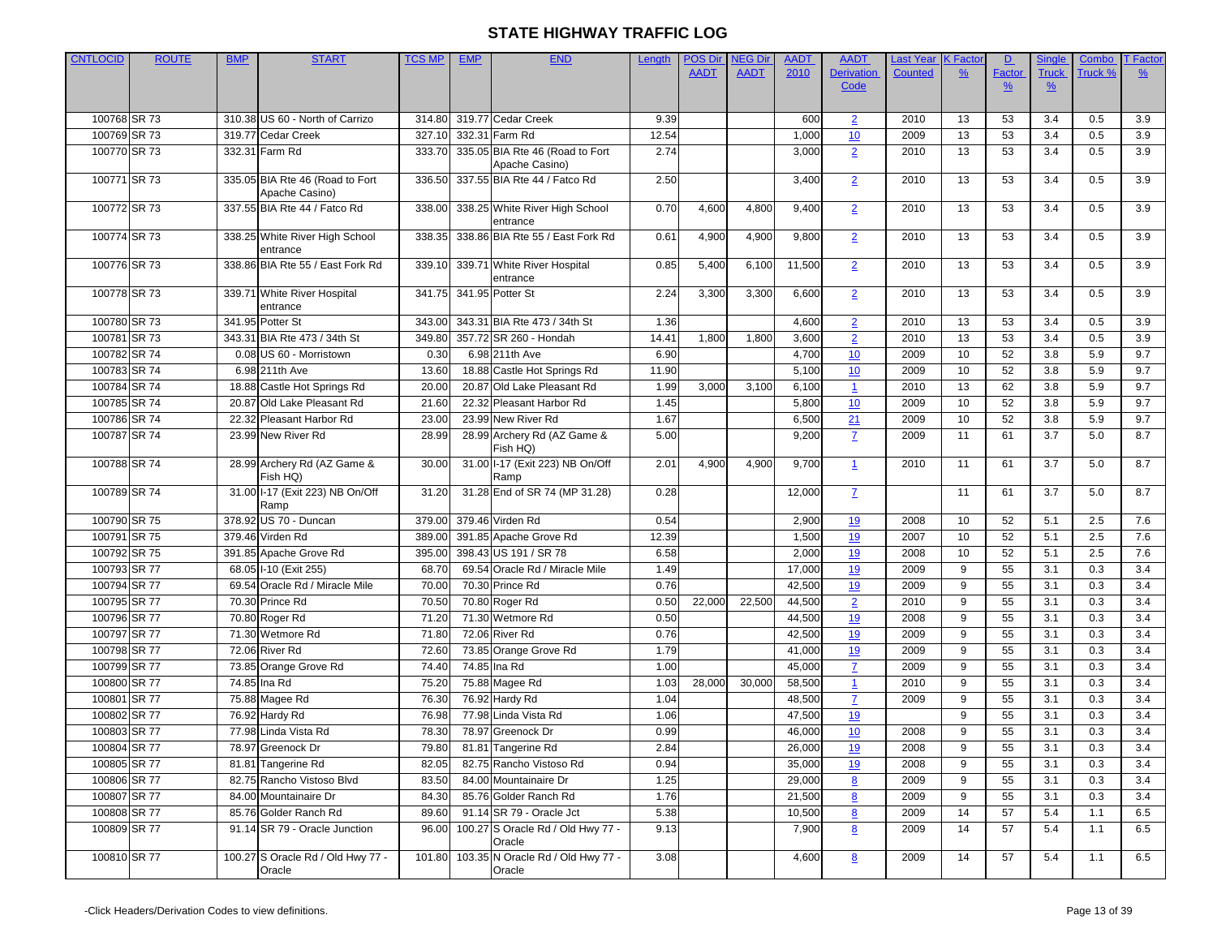# STATE HIGHWAY TRAFFIC LOG

| CNTLOCID | ROUTE | BMP | START | TCS MP | EMP | END | Length | POS Dir AADT | NEG Dir AADT | AADT 2010 | AADT Derivation Code | Last Year Counted | K Factor % | D Factor % | Single Truck % | Combo Truck % | T Factor % |
|---|---|---|---|---|---|---|---|---|---|---|---|---|---|---|---|---|---|
| 100768 | SR 73 | 310.38 | US 60 - North of Carrizo | 314.80 | 319.77 | Cedar Creek | 9.39 | | | 600 | 2 | 2010 | 13 | 53 | 3.4 | 0.5 | 3.9 |
| 100769 | SR 73 | 319.77 | Cedar Creek | 327.10 | 332.31 | Farm Rd | 12.54 | | | 1,000 | 10 | 2009 | 13 | 53 | 3.4 | 0.5 | 3.9 |
| 100770 | SR 73 | 332.31 | Farm Rd | 333.70 | 335.05 | BIA Rte 46 (Road to Fort Apache Casino) | 2.74 | | | 3,000 | 2 | 2010 | 13 | 53 | 3.4 | 0.5 | 3.9 |
| 100771 | SR 73 | 335.05 | BIA Rte 46 (Road to Fort Apache Casino) | 336.50 | 337.55 | BIA Rte 44 / Fatco Rd | 2.50 | | | 3,400 | 2 | 2010 | 13 | 53 | 3.4 | 0.5 | 3.9 |
| 100772 | SR 73 | 337.55 | BIA Rte 44 / Fatco Rd | 338.00 | 338.25 | White River High School entrance | 0.70 | 4,600 | 4,800 | 9,400 | 2 | 2010 | 13 | 53 | 3.4 | 0.5 | 3.9 |
| 100774 | SR 73 | 338.25 | White River High School entrance | 338.35 | 338.86 | BIA Rte 55 / East Fork Rd | 0.61 | 4,900 | 4,900 | 9,800 | 2 | 2010 | 13 | 53 | 3.4 | 0.5 | 3.9 |
| 100776 | SR 73 | 338.86 | BIA Rte 55 / East Fork Rd | 339.10 | 339.71 | White River Hospital entrance | 0.85 | 5,400 | 6,100 | 11,500 | 2 | 2010 | 13 | 53 | 3.4 | 0.5 | 3.9 |
| 100778 | SR 73 | 339.71 | White River Hospital entrance | 341.75 | 341.95 | Potter St | 2.24 | 3,300 | 3,300 | 6,600 | 2 | 2010 | 13 | 53 | 3.4 | 0.5 | 3.9 |
| 100780 | SR 73 | 341.95 | Potter St | 343.00 | 343.31 | BIA Rte 473 / 34th St | 1.36 | | | 4,600 | 2 | 2010 | 13 | 53 | 3.4 | 0.5 | 3.9 |
| 100781 | SR 73 | 343.31 | BIA Rte 473 / 34th St | 349.80 | 357.72 | SR 260 - Hondah | 14.41 | 1,800 | 1,800 | 3,600 | 2 | 2010 | 13 | 53 | 3.4 | 0.5 | 3.9 |
| 100782 | SR 74 | 0.08 | US 60 - Morristown | 0.30 | 6.98 | 211th Ave | 6.90 | | | 4,700 | 10 | 2009 | 10 | 52 | 3.8 | 5.9 | 9.7 |
| 100783 | SR 74 | 6.98 | 211th Ave | 13.60 | 18.88 | Castle Hot Springs Rd | 11.90 | | | 5,100 | 10 | 2009 | 10 | 52 | 3.8 | 5.9 | 9.7 |
| 100784 | SR 74 | 18.88 | Castle Hot Springs Rd | 20.00 | 20.87 | Old Lake Pleasant Rd | 1.99 | 3,000 | 3,100 | 6,100 | 1 | 2010 | 13 | 62 | 3.8 | 5.9 | 9.7 |
| 100785 | SR 74 | 20.87 | Old Lake Pleasant Rd | 21.60 | 22.32 | Pleasant Harbor Rd | 1.45 | | | 5,800 | 10 | 2009 | 10 | 52 | 3.8 | 5.9 | 9.7 |
| 100786 | SR 74 | 22.32 | Pleasant Harbor Rd | 23.00 | 23.99 | New River Rd | 1.67 | | | 6,500 | 21 | 2009 | 10 | 52 | 3.8 | 5.9 | 9.7 |
| 100787 | SR 74 | 23.99 | New River Rd | 28.99 | 28.99 | Archery Rd (AZ Game & Fish HQ) | 5.00 | | | 9,200 | 7 | 2009 | 11 | 61 | 3.7 | 5.0 | 8.7 |
| 100788 | SR 74 | 28.99 | Archery Rd (AZ Game & Fish HQ) | 30.00 | 31.00 | I-17 (Exit 223) NB On/Off Ramp | 2.01 | 4,900 | 4,900 | 9,700 | 1 | 2010 | 11 | 61 | 3.7 | 5.0 | 8.7 |
| 100789 | SR 74 | 31.00 | I-17 (Exit 223) NB On/Off Ramp | 31.20 | 31.28 | End of SR 74 (MP 31.28) | 0.28 | | | 12,000 | 7 | | 11 | 61 | 3.7 | 5.0 | 8.7 |
| 100790 | SR 75 | 378.92 | US 70 - Duncan | 379.00 | 379.46 | Virden Rd | 0.54 | | | 2,900 | 19 | 2008 | 10 | 52 | 5.1 | 2.5 | 7.6 |
| 100791 | SR 75 | 379.46 | Virden Rd | 389.00 | 391.85 | Apache Grove Rd | 12.39 | | | 1,500 | 19 | 2007 | 10 | 52 | 5.1 | 2.5 | 7.6 |
| 100792 | SR 75 | 391.85 | Apache Grove Rd | 395.00 | 398.43 | US 191 / SR 78 | 6.58 | | | 2,000 | 19 | 2008 | 10 | 52 | 5.1 | 2.5 | 7.6 |
| 100793 | SR 77 | 68.05 | I-10 (Exit 255) | 68.70 | 69.54 | Oracle Rd / Miracle Mile | 1.49 | | | 17,000 | 19 | 2009 | 9 | 55 | 3.1 | 0.3 | 3.4 |
| 100794 | SR 77 | 69.54 | Oracle Rd / Miracle Mile | 70.00 | 70.30 | Prince Rd | 0.76 | | | 42,500 | 19 | 2009 | 9 | 55 | 3.1 | 0.3 | 3.4 |
| 100795 | SR 77 | 70.30 | Prince Rd | 70.50 | 70.80 | Roger Rd | 0.50 | 22,000 | 22,500 | 44,500 | 2 | 2010 | 9 | 55 | 3.1 | 0.3 | 3.4 |
| 100796 | SR 77 | 70.80 | Roger Rd | 71.20 | 71.30 | Wetmore Rd | 0.50 | | | 44,500 | 19 | 2008 | 9 | 55 | 3.1 | 0.3 | 3.4 |
| 100797 | SR 77 | 71.30 | Wetmore Rd | 71.80 | 72.06 | River Rd | 0.76 | | | 42,500 | 19 | 2009 | 9 | 55 | 3.1 | 0.3 | 3.4 |
| 100798 | SR 77 | 72.06 | River Rd | 72.60 | 73.85 | Orange Grove Rd | 1.79 | | | 41,000 | 19 | 2009 | 9 | 55 | 3.1 | 0.3 | 3.4 |
| 100799 | SR 77 | 73.85 | Orange Grove Rd | 74.40 | 74.85 | Ina Rd | 1.00 | | | 45,000 | 7 | 2009 | 9 | 55 | 3.1 | 0.3 | 3.4 |
| 100800 | SR 77 | 74.85 | Ina Rd | 75.20 | 75.88 | Magee Rd | 1.03 | 28,000 | 30,000 | 58,500 | 1 | 2010 | 9 | 55 | 3.1 | 0.3 | 3.4 |
| 100801 | SR 77 | 75.88 | Magee Rd | 76.30 | 76.92 | Hardy Rd | 1.04 | | | 48,500 | 7 | 2009 | 9 | 55 | 3.1 | 0.3 | 3.4 |
| 100802 | SR 77 | 76.92 | Hardy Rd | 76.98 | 77.98 | Linda Vista Rd | 1.06 | | | 47,500 | 19 | | 9 | 55 | 3.1 | 0.3 | 3.4 |
| 100803 | SR 77 | 77.98 | Linda Vista Rd | 78.30 | 78.97 | Greenock Dr | 0.99 | | | 46,000 | 10 | 2008 | 9 | 55 | 3.1 | 0.3 | 3.4 |
| 100804 | SR 77 | 78.97 | Greenock Dr | 79.80 | 81.81 | Tangerine Rd | 2.84 | | | 26,000 | 19 | 2008 | 9 | 55 | 3.1 | 0.3 | 3.4 |
| 100805 | SR 77 | 81.81 | Tangerine Rd | 82.05 | 82.75 | Rancho Vistoso Rd | 0.94 | | | 35,000 | 19 | 2008 | 9 | 55 | 3.1 | 0.3 | 3.4 |
| 100806 | SR 77 | 82.75 | Rancho Vistoso Blvd | 83.50 | 84.00 | Mountainaire Dr | 1.25 | | | 29,000 | 8 | 2009 | 9 | 55 | 3.1 | 0.3 | 3.4 |
| 100807 | SR 77 | 84.00 | Mountainaire Dr | 84.30 | 85.76 | Golder Ranch Rd | 1.76 | | | 21,500 | 8 | 2009 | 9 | 55 | 3.1 | 0.3 | 3.4 |
| 100808 | SR 77 | 85.76 | Golder Ranch Rd | 89.60 | 91.14 | SR 79 - Oracle Jct | 5.38 | | | 10,500 | 8 | 2009 | 14 | 57 | 5.4 | 1.1 | 6.5 |
| 100809 | SR 77 | 91.14 | SR 79 - Oracle Junction | 96.00 | 100.27 | S Oracle Rd / Old Hwy 77 - Oracle | 9.13 | | | 7,900 | 8 | 2009 | 14 | 57 | 5.4 | 1.1 | 6.5 |
| 100810 | SR 77 | 100.27 | S Oracle Rd / Old Hwy 77 - Oracle | 101.80 | 103.35 | N Oracle Rd / Old Hwy 77 - Oracle | 3.08 | | | 4,600 | 8 | 2009 | 14 | 57 | 5.4 | 1.1 | 6.5 |

-Click Headers/Derivation Codes to view definitions.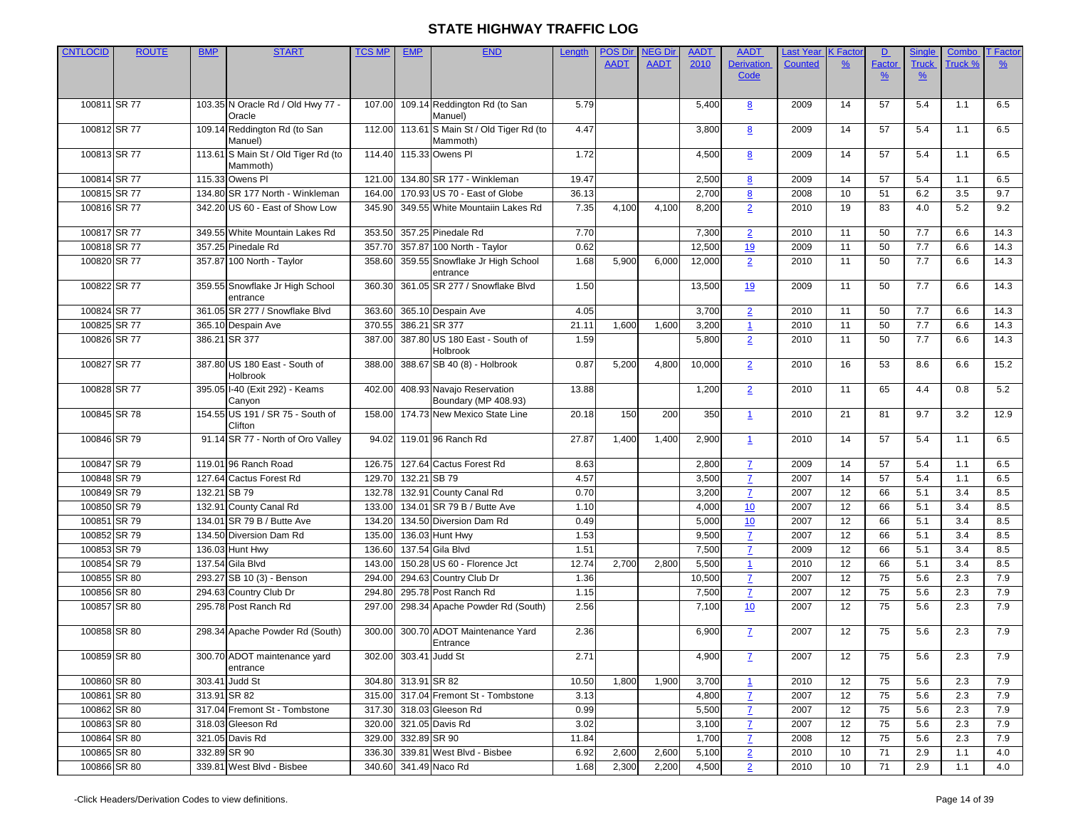# STATE HIGHWAY TRAFFIC LOG

| CNTLOCID | ROUTE | BMP | START | TCS MP | EMP | END | Length | POS Dir AADT | NEG Dir AADT | AADT 2010 | AADT Derivation Code | Last Year Counted | K Factor % | D Factor % | Single Truck % | Combo Truck % | T Factor % |
|---|---|---|---|---|---|---|---|---|---|---|---|---|---|---|---|---|---|
| 100811 | SR 77 | 103.35 | N Oracle Rd / Old Hwy 77 - Oracle | 107.00 | 109.14 | Reddington Rd (to San Manuel) | 5.79 | | | 5,400 | 8 | 2009 | 14 | 57 | 5.4 | 1.1 | 6.5 |
| 100812 | SR 77 | 109.14 | Reddington Rd (to San Manuel) | 112.00 | 113.61 | S Main St / Old Tiger Rd (to Mammoth) | 4.47 | | | 3,800 | 8 | 2009 | 14 | 57 | 5.4 | 1.1 | 6.5 |
| 100813 | SR 77 | 113.61 | S Main St / Old Tiger Rd (to Mammoth) | 114.40 | 115.33 | Owens Pl | 1.72 | | | 4,500 | 8 | 2009 | 14 | 57 | 5.4 | 1.1 | 6.5 |
| 100814 | SR 77 | 115.33 | Owens Pl | 121.00 | 134.80 | SR 177 - Winkleman | 19.47 | | | 2,500 | 8 | 2009 | 14 | 57 | 5.4 | 1.1 | 6.5 |
| 100815 | SR 77 | 134.80 | SR 177 North - Winkleman | 164.00 | 170.93 | US 70 - East of Globe | 36.13 | | | 2,700 | 8 | 2008 | 10 | 51 | 6.2 | 3.5 | 9.7 |
| 100816 | SR 77 | 342.20 | US 60 - East of Show Low | 345.90 | 349.55 | White Mountaiin Lakes Rd | 7.35 | 4,100 | 4,100 | 8,200 | 2 | 2010 | 19 | 83 | 4.0 | 5.2 | 9.2 |
| 100817 | SR 77 | 349.55 | White Mountain Lakes Rd | 353.50 | 357.25 | Pinedale Rd | 7.70 | | | 7,300 | 2 | 2010 | 11 | 50 | 7.7 | 6.6 | 14.3 |
| 100818 | SR 77 | 357.25 | Pinedale Rd | 357.70 | 357.87 | 100 North - Taylor | 0.62 | | | 12,500 | 19 | 2009 | 11 | 50 | 7.7 | 6.6 | 14.3 |
| 100820 | SR 77 | 357.87 | 100 North - Taylor | 358.60 | 359.55 | Snowflake Jr High School entrance | 1.68 | 5,900 | 6,000 | 12,000 | 2 | 2010 | 11 | 50 | 7.7 | 6.6 | 14.3 |
| 100822 | SR 77 | 359.55 | Snowflake Jr High School entrance | 360.30 | 361.05 | SR 277 / Snowflake Blvd | 1.50 | | | 13,500 | 19 | 2009 | 11 | 50 | 7.7 | 6.6 | 14.3 |
| 100824 | SR 77 | 361.05 | SR 277 / Snowflake Blvd | 363.60 | 365.10 | Despain Ave | 4.05 | | | 3,700 | 2 | 2010 | 11 | 50 | 7.7 | 6.6 | 14.3 |
| 100825 | SR 77 | 365.10 | Despain Ave | 370.55 | 386.21 | SR 377 | 21.11 | 1,600 | 1,600 | 3,200 | 1 | 2010 | 11 | 50 | 7.7 | 6.6 | 14.3 |
| 100826 | SR 77 | 386.21 | SR 377 | 387.00 | 387.80 | US 180 East - South of Holbrook | 1.59 | | | 5,800 | 2 | 2010 | 11 | 50 | 7.7 | 6.6 | 14.3 |
| 100827 | SR 77 | 387.80 | US 180 East - South of Holbrook | 388.00 | 388.67 | SB 40 (8) - Holbrook | 0.87 | 5,200 | 4,800 | 10,000 | 2 | 2010 | 16 | 53 | 8.6 | 6.6 | 15.2 |
| 100828 | SR 77 | 395.05 | I-40 (Exit 292) - Keams Canyon | 402.00 | 408.93 | Navajo Reservation Boundary (MP 408.93) | 13.88 | | | 1,200 | 2 | 2010 | 11 | 65 | 4.4 | 0.8 | 5.2 |
| 100845 | SR 78 | 154.55 | US 191 / SR 75 - South of Clifton | 158.00 | 174.73 | New Mexico State Line | 20.18 | 150 | 200 | 350 | 1 | 2010 | 21 | 81 | 9.7 | 3.2 | 12.9 |
| 100846 | SR 79 | 91.14 | SR 77 - North of Oro Valley | 94.02 | 119.01 | 96 Ranch Rd | 27.87 | 1,400 | 1,400 | 2,900 | 1 | 2010 | 14 | 57 | 5.4 | 1.1 | 6.5 |
| 100847 | SR 79 | 119.01 | 96 Ranch Road | 126.75 | 127.64 | Cactus Forest Rd | 8.63 | | | 2,800 | 7 | 2009 | 14 | 57 | 5.4 | 1.1 | 6.5 |
| 100848 | SR 79 | 127.64 | Cactus Forest Rd | 129.70 | 132.21 | SB 79 | 4.57 | | | 3,500 | 7 | 2007 | 14 | 57 | 5.4 | 1.1 | 6.5 |
| 100849 | SR 79 | 132.21 | SB 79 | 132.78 | 132.91 | County Canal Rd | 0.70 | | | 3,200 | 7 | 2007 | 12 | 66 | 5.1 | 3.4 | 8.5 |
| 100850 | SR 79 | 132.91 | County Canal Rd | 133.00 | 134.01 | SR 79 B / Butte Ave | 1.10 | | | 4,000 | 10 | 2007 | 12 | 66 | 5.1 | 3.4 | 8.5 |
| 100851 | SR 79 | 134.01 | SR 79 B / Butte Ave | 134.20 | 134.50 | Diversion Dam Rd | 0.49 | | | 5,000 | 10 | 2007 | 12 | 66 | 5.1 | 3.4 | 8.5 |
| 100852 | SR 79 | 134.50 | Diversion Dam Rd | 135.00 | 136.03 | Hunt Hwy | 1.53 | | | 9,500 | 7 | 2007 | 12 | 66 | 5.1 | 3.4 | 8.5 |
| 100853 | SR 79 | 136.03 | Hunt Hwy | 136.60 | 137.54 | Gila Blvd | 1.51 | | | 7,500 | 7 | 2009 | 12 | 66 | 5.1 | 3.4 | 8.5 |
| 100854 | SR 79 | 137.54 | Gila Blvd | 143.00 | 150.28 | US 60 - Florence Jct | 12.74 | 2,700 | 2,800 | 5,500 | 1 | 2010 | 12 | 66 | 5.1 | 3.4 | 8.5 |
| 100855 | SR 80 | 293.27 | SB 10 (3) - Benson | 294.00 | 294.63 | Country Club Dr | 1.36 | | | 10,500 | 7 | 2007 | 12 | 75 | 5.6 | 2.3 | 7.9 |
| 100856 | SR 80 | 294.63 | Country Club Dr | 294.80 | 295.78 | Post Ranch Rd | 1.15 | | | 7,500 | 7 | 2007 | 12 | 75 | 5.6 | 2.3 | 7.9 |
| 100857 | SR 80 | 295.78 | Post Ranch Rd | 297.00 | 298.34 | Apache Powder Rd (South) | 2.56 | | | 7,100 | 10 | 2007 | 12 | 75 | 5.6 | 2.3 | 7.9 |
| 100858 | SR 80 | 298.34 | Apache Powder Rd (South) | 300.00 | 300.70 | ADOT Maintenance Yard Entrance | 2.36 | | | 6,900 | 7 | 2007 | 12 | 75 | 5.6 | 2.3 | 7.9 |
| 100859 | SR 80 | 300.70 | ADOT maintenance yard entrance | 302.00 | 303.41 | Judd St | 2.71 | | | 4,900 | 7 | 2007 | 12 | 75 | 5.6 | 2.3 | 7.9 |
| 100860 | SR 80 | 303.41 | Judd St | 304.80 | 313.91 | SR 82 | 10.50 | 1,800 | 1,900 | 3,700 | 1 | 2010 | 12 | 75 | 5.6 | 2.3 | 7.9 |
| 100861 | SR 80 | 313.91 | SR 82 | 315.00 | 317.04 | Fremont St - Tombstone | 3.13 | | | 4,800 | 7 | 2007 | 12 | 75 | 5.6 | 2.3 | 7.9 |
| 100862 | SR 80 | 317.04 | Fremont St - Tombstone | 317.30 | 318.03 | Gleeson Rd | 0.99 | | | 5,500 | 7 | 2007 | 12 | 75 | 5.6 | 2.3 | 7.9 |
| 100863 | SR 80 | 318.03 | Gleeson Rd | 320.00 | 321.05 | Davis Rd | 3.02 | | | 3,100 | 7 | 2007 | 12 | 75 | 5.6 | 2.3 | 7.9 |
| 100864 | SR 80 | 321.05 | Davis Rd | 329.00 | 332.89 | SR 90 | 11.84 | | | 1,700 | 7 | 2008 | 12 | 75 | 5.6 | 2.3 | 7.9 |
| 100865 | SR 80 | 332.89 | SR 90 | 336.30 | 339.81 | West Blvd - Bisbee | 6.92 | 2,600 | 2,600 | 5,100 | 2 | 2010 | 10 | 71 | 2.9 | 1.1 | 4.0 |
| 100866 | SR 80 | 339.81 | West Blvd - Bisbee | 340.60 | 341.49 | Naco Rd | 1.68 | 2,300 | 2,200 | 4,500 | 2 | 2010 | 10 | 71 | 2.9 | 1.1 | 4.0 |

-Click Headers/Derivation Codes to view definitions.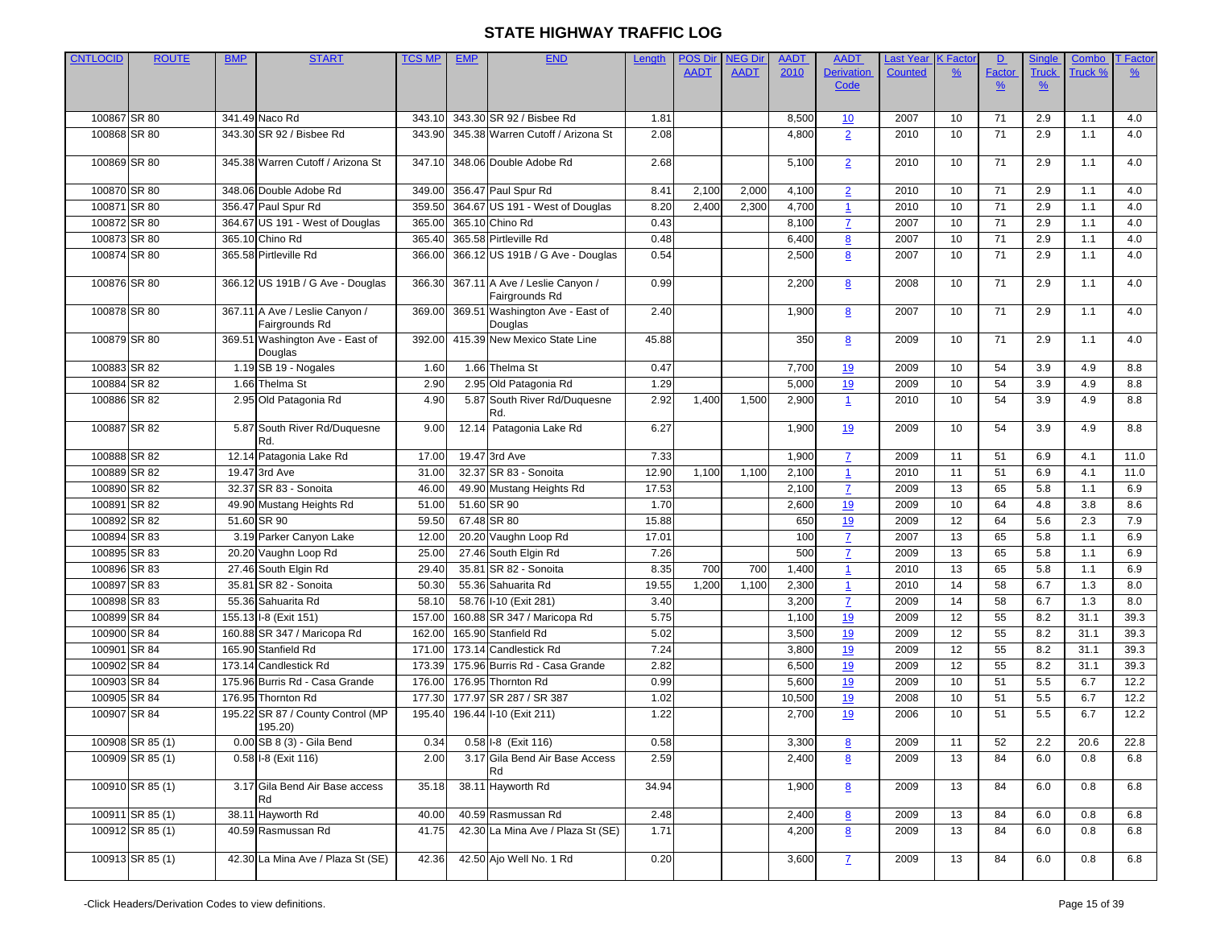# STATE HIGHWAY TRAFFIC LOG

| CNTLOCID | ROUTE | BMP | START | TCS MP | EMP | END | Length | POS Dir AADT | NEG Dir AADT | AADT 2010 | AADT Derivation Code | Last Year Counted | K Factor % | D Factor % | Single Truck % | Combo Truck % | T Factor % |
|---|---|---|---|---|---|---|---|---|---|---|---|---|---|---|---|---|---|
| 100867 | SR 80 | 341.49 | Naco Rd | 343.10 | 343.30 | SR 92 / Bisbee Rd | 1.81 | | | 8,500 | 10 | 2007 | 10 | 71 | 2.9 | 1.1 | 4.0 |
| 100868 | SR 80 | 343.30 | SR 92 / Bisbee Rd | 343.90 | 345.38 | Warren Cutoff / Arizona St | 2.08 | | | 4,800 | 2 | 2010 | 10 | 71 | 2.9 | 1.1 | 4.0 |
| 100869 | SR 80 | 345.38 | Warren Cutoff / Arizona St | 347.10 | 348.06 | Double Adobe Rd | 2.68 | | | 5,100 | 2 | 2010 | 10 | 71 | 2.9 | 1.1 | 4.0 |
| 100870 | SR 80 | 348.06 | Double Adobe Rd | 349.00 | 356.47 | Paul Spur Rd | 8.41 | 2,100 | 2,000 | 4,100 | 2 | 2010 | 10 | 71 | 2.9 | 1.1 | 4.0 |
| 100871 | SR 80 | 356.47 | Paul Spur Rd | 359.50 | 364.67 | US 191 - West of Douglas | 8.20 | 2,400 | 2,300 | 4,700 | 1 | 2010 | 10 | 71 | 2.9 | 1.1 | 4.0 |
| 100872 | SR 80 | 364.67 | US 191 - West of Douglas | 365.00 | 365.10 | Chino Rd | 0.43 | | | 8,100 | 7 | 2007 | 10 | 71 | 2.9 | 1.1 | 4.0 |
| 100873 | SR 80 | 365.10 | Chino Rd | 365.40 | 365.58 | Pirtleville Rd | 0.48 | | | 6,400 | 8 | 2007 | 10 | 71 | 2.9 | 1.1 | 4.0 |
| 100874 | SR 80 | 365.58 | Pirtleville Rd | 366.00 | 366.12 | US 191B / G Ave - Douglas | 0.54 | | | 2,500 | 8 | 2007 | 10 | 71 | 2.9 | 1.1 | 4.0 |
| 100876 | SR 80 | 366.12 | US 191B / G Ave - Douglas | 366.30 | 367.11 | A Ave / Leslie Canyon / Fairgrounds Rd | 0.99 | | | 2,200 | 8 | 2008 | 10 | 71 | 2.9 | 1.1 | 4.0 |
| 100878 | SR 80 | 367.11 | A Ave / Leslie Canyon / Fairgrounds Rd | 369.00 | 369.51 | Washington Ave - East of Douglas | 2.40 | | | 1,900 | 8 | 2007 | 10 | 71 | 2.9 | 1.1 | 4.0 |
| 100879 | SR 80 | 369.51 | Washington Ave - East of Douglas | 392.00 | 415.39 | New Mexico State Line | 45.88 | | | 350 | 8 | 2009 | 10 | 71 | 2.9 | 1.1 | 4.0 |
| 100883 | SR 82 | 1.19 | SB 19 - Nogales | 1.60 | 1.66 | Thelma St | 0.47 | | | 7,700 | 19 | 2009 | 10 | 54 | 3.9 | 4.9 | 8.8 |
| 100884 | SR 82 | 1.66 | Thelma St | 2.90 | 2.95 | Old Patagonia Rd | 1.29 | | | 5,000 | 19 | 2009 | 10 | 54 | 3.9 | 4.9 | 8.8 |
| 100886 | SR 82 | 2.95 | Old Patagonia Rd | 4.90 | 5.87 | South River Rd/Duquesne Rd. | 2.92 | 1,400 | 1,500 | 2,900 | 1 | 2010 | 10 | 54 | 3.9 | 4.9 | 8.8 |
| 100887 | SR 82 | 5.87 | South River Rd/Duquesne Rd. | 9.00 | 12.14 | Patagonia Lake Rd | 6.27 | | | 1,900 | 19 | 2009 | 10 | 54 | 3.9 | 4.9 | 8.8 |
| 100888 | SR 82 | 12.14 | Patagonia Lake Rd | 17.00 | 19.47 | 3rd Ave | 7.33 | | | 1,900 | 7 | 2009 | 11 | 51 | 6.9 | 4.1 | 11.0 |
| 100889 | SR 82 | 19.47 | 3rd Ave | 31.00 | 32.37 | SR 83 - Sonoita | 12.90 | 1,100 | 1,100 | 2,100 | 1 | 2010 | 11 | 51 | 6.9 | 4.1 | 11.0 |
| 100890 | SR 82 | 32.37 | SR 83 - Sonoita | 46.00 | 49.90 | Mustang Heights Rd | 17.53 | | | 2,100 | 7 | 2009 | 13 | 65 | 5.8 | 1.1 | 6.9 |
| 100891 | SR 82 | 49.90 | Mustang Heights Rd | 51.00 | 51.60 | SR 90 | 1.70 | | | 2,600 | 19 | 2009 | 10 | 64 | 4.8 | 3.8 | 8.6 |
| 100892 | SR 82 | 51.60 | SR 90 | 59.50 | 67.48 | SR 80 | 15.88 | | | 650 | 19 | 2009 | 12 | 64 | 5.6 | 2.3 | 7.9 |
| 100894 | SR 83 | 3.19 | Parker Canyon Lake | 12.00 | 20.20 | Vaughn Loop Rd | 17.01 | | | 100 | 7 | 2007 | 13 | 65 | 5.8 | 1.1 | 6.9 |
| 100895 | SR 83 | 20.20 | Vaughn Loop Rd | 25.00 | 27.46 | South Elgin Rd | 7.26 | | | 500 | 7 | 2009 | 13 | 65 | 5.8 | 1.1 | 6.9 |
| 100896 | SR 83 | 27.46 | South Elgin Rd | 29.40 | 35.81 | SR 82 - Sonoita | 8.35 | 700 | 700 | 1,400 | 1 | 2010 | 13 | 65 | 5.8 | 1.1 | 6.9 |
| 100897 | SR 83 | 35.81 | SR 82 - Sonoita | 50.30 | 55.36 | Sahuarita Rd | 19.55 | 1,200 | 1,100 | 2,300 | 1 | 2010 | 14 | 58 | 6.7 | 1.3 | 8.0 |
| 100898 | SR 83 | 55.36 | Sahuarita Rd | 58.10 | 58.76 | I-10 (Exit 281) | 3.40 | | | 3,200 | 7 | 2009 | 14 | 58 | 6.7 | 1.3 | 8.0 |
| 100899 | SR 84 | 155.13 | I-8 (Exit 151) | 157.00 | 160.88 | SR 347 / Maricopa Rd | 5.75 | | | 1,100 | 19 | 2009 | 12 | 55 | 8.2 | 31.1 | 39.3 |
| 100900 | SR 84 | 160.88 | SR 347 / Maricopa Rd | 162.00 | 165.90 | Stanfield Rd | 5.02 | | | 3,500 | 19 | 2009 | 12 | 55 | 8.2 | 31.1 | 39.3 |
| 100901 | SR 84 | 165.90 | Stanfield Rd | 171.00 | 173.14 | Candlestick Rd | 7.24 | | | 3,800 | 19 | 2009 | 12 | 55 | 8.2 | 31.1 | 39.3 |
| 100902 | SR 84 | 173.14 | Candlestick Rd | 173.39 | 175.96 | Burris Rd - Casa Grande | 2.82 | | | 6,500 | 19 | 2009 | 12 | 55 | 8.2 | 31.1 | 39.3 |
| 100903 | SR 84 | 175.96 | Burris Rd - Casa Grande | 176.00 | 176.95 | Thornton Rd | 0.99 | | | 5,600 | 19 | 2009 | 10 | 51 | 5.5 | 6.7 | 12.2 |
| 100905 | SR 84 | 176.95 | Thornton Rd | 177.30 | 177.97 | SR 287 / SR 387 | 1.02 | | | 10,500 | 19 | 2008 | 10 | 51 | 5.5 | 6.7 | 12.2 |
| 100907 | SR 84 | 195.22 | SR 87 / County Control (MP 195.20) | 195.40 | 196.44 | I-10 (Exit 211) | 1.22 | | | 2,700 | 19 | 2006 | 10 | 51 | 5.5 | 6.7 | 12.2 |
| 100908 | SR 85 (1) | 0.00 | SB 8 (3) - Gila Bend | 0.34 | 0.58 | I-8 (Exit 116) | 0.58 | | | 3,300 | 8 | 2009 | 11 | 52 | 2.2 | 20.6 | 22.8 |
| 100909 | SR 85 (1) | 0.58 | I-8 (Exit 116) | 2.00 | 3.17 | Gila Bend Air Base Access Rd | 2.59 | | | 2,400 | 8 | 2009 | 13 | 84 | 6.0 | 0.8 | 6.8 |
| 100910 | SR 85 (1) | 3.17 | Gila Bend Air Base access Rd | 35.18 | 38.11 | Hayworth Rd | 34.94 | | | 1,900 | 8 | 2009 | 13 | 84 | 6.0 | 0.8 | 6.8 |
| 100911 | SR 85 (1) | 38.11 | Hayworth Rd | 40.00 | 40.59 | Rasmussan Rd | 2.48 | | | 2,400 | 8 | 2009 | 13 | 84 | 6.0 | 0.8 | 6.8 |
| 100912 | SR 85 (1) | 40.59 | Rasmussan Rd | 41.75 | 42.30 | La Mina Ave / Plaza St (SE) | 1.71 | | | 4,200 | 8 | 2009 | 13 | 84 | 6.0 | 0.8 | 6.8 |
| 100913 | SR 85 (1) | 42.30 | La Mina Ave / Plaza St (SE) | 42.36 | 42.50 | Ajo Well No. 1 Rd | 0.20 | | | 3,600 | 7 | 2009 | 13 | 84 | 6.0 | 0.8 | 6.8 |

-Click Headers/Derivation Codes to view definitions.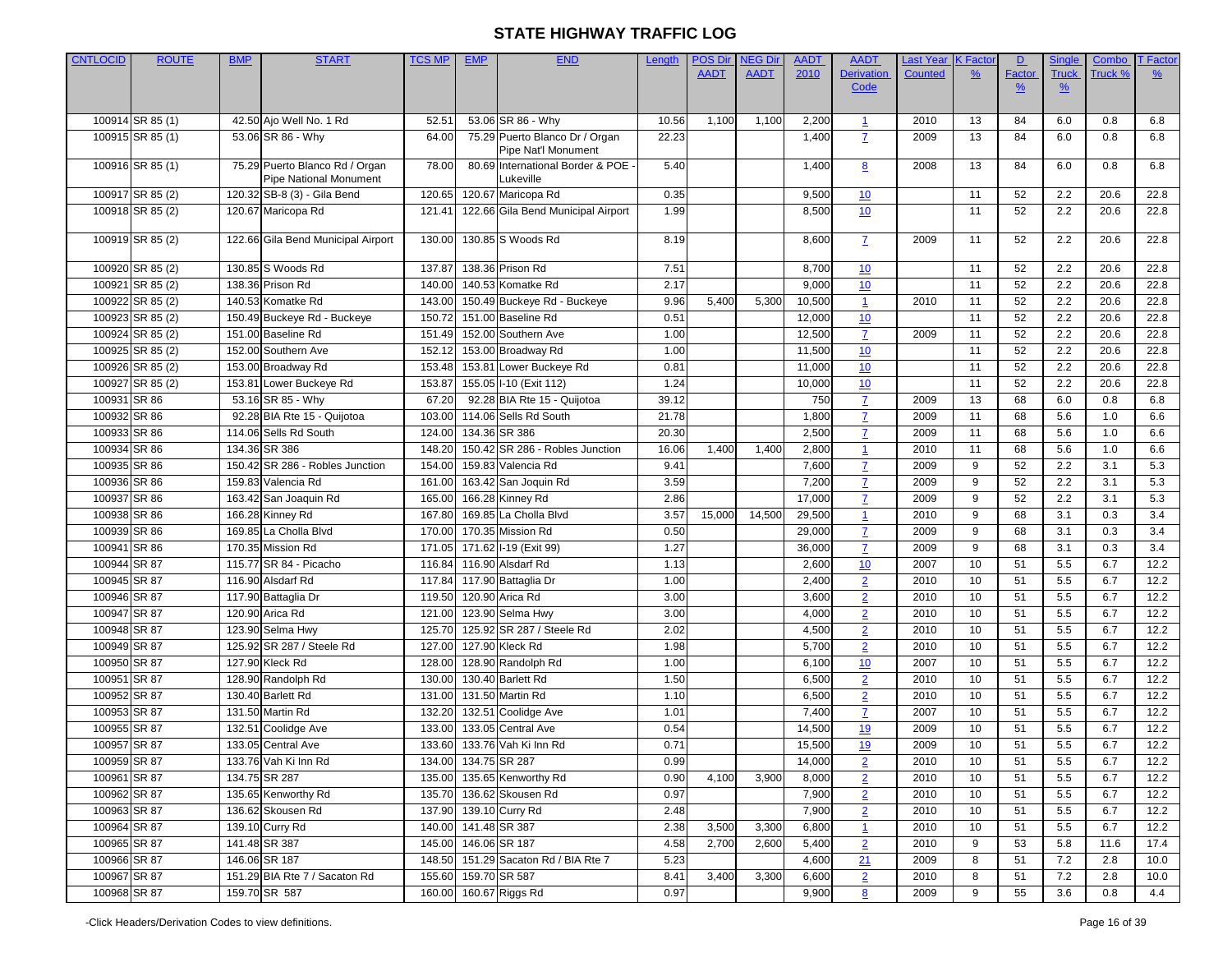# STATE HIGHWAY TRAFFIC LOG

| CNTLOCID | ROUTE | BMP | START | TCS MP | EMP | END | Length | POS Dir AADT | NEG Dir AADT | AADT 2010 | AADT Derivation Code | Last Year Counted | K Factor % | D Factor % | Single Truck % | Combo Truck % | T Factor % |
|---|---|---|---|---|---|---|---|---|---|---|---|---|---|---|---|---|---|
| 100914 | SR 85 (1) | 42.50 | Ajo Well No. 1 Rd | 52.51 | 53.06 | SR 86 - Why | 10.56 | 1,100 | 1,100 | 2,200 | 1 | 2010 | 13 | 84 | 6.0 | 0.8 | 6.8 |
| 100915 | SR 85 (1) | 53.06 | SR 86 - Why | 64.00 | 75.29 | Puerto Blanco Dr / Organ Pipe Nat'l Monument | 22.23 | | | 1,400 | 7 | 2009 | 13 | 84 | 6.0 | 0.8 | 6.8 |
| 100916 | SR 85 (1) | 75.29 | Puerto Blanco Rd / Organ Pipe National Monument | 78.00 | 80.69 | International Border & POE - Lukeville | 5.40 | | | 1,400 | 8 | 2008 | 13 | 84 | 6.0 | 0.8 | 6.8 |
| 100917 | SR 85 (2) | 120.32 | SB-8 (3) - Gila Bend | 120.65 | 120.67 | Maricopa Rd | 0.35 | | | 9,500 | 10 | | 11 | 52 | 2.2 | 20.6 | 22.8 |
| 100918 | SR 85 (2) | 120.67 | Maricopa Rd | 121.41 | 122.66 | Gila Bend Municipal Airport | 1.99 | | | 8,500 | 10 | | 11 | 52 | 2.2 | 20.6 | 22.8 |
| 100919 | SR 85 (2) | 122.66 | Gila Bend Municipal Airport | 130.00 | 130.85 | S Woods Rd | 8.19 | | | 8,600 | 7 | 2009 | 11 | 52 | 2.2 | 20.6 | 22.8 |
| 100920 | SR 85 (2) | 130.85 | S Woods Rd | 137.87 | 138.36 | Prison Rd | 7.51 | | | 8,700 | 10 | | 11 | 52 | 2.2 | 20.6 | 22.8 |
| 100921 | SR 85 (2) | 138.36 | Prison Rd | 140.00 | 140.53 | Komatke Rd | 2.17 | | | 9,000 | 10 | | 11 | 52 | 2.2 | 20.6 | 22.8 |
| 100922 | SR 85 (2) | 140.53 | Komatke Rd | 143.00 | 150.49 | Buckeye Rd - Buckeye | 9.96 | 5,400 | 5,300 | 10,500 | 1 | 2010 | 11 | 52 | 2.2 | 20.6 | 22.8 |
| 100923 | SR 85 (2) | 150.49 | Buckeye Rd - Buckeye | 150.72 | 151.00 | Baseline Rd | 0.51 | | | 12,000 | 10 | | 11 | 52 | 2.2 | 20.6 | 22.8 |
| 100924 | SR 85 (2) | 151.00 | Baseline Rd | 151.49 | 152.00 | Southern Ave | 1.00 | | | 12,500 | 7 | 2009 | 11 | 52 | 2.2 | 20.6 | 22.8 |
| 100925 | SR 85 (2) | 152.00 | Southern Ave | 152.12 | 153.00 | Broadway Rd | 1.00 | | | 11,500 | 10 | | 11 | 52 | 2.2 | 20.6 | 22.8 |
| 100926 | SR 85 (2) | 153.00 | Broadway Rd | 153.48 | 153.81 | Lower Buckeye Rd | 0.81 | | | 11,000 | 10 | | 11 | 52 | 2.2 | 20.6 | 22.8 |
| 100927 | SR 85 (2) | 153.81 | Lower Buckeye Rd | 153.87 | 155.05 | I-10 (Exit 112) | 1.24 | | | 10,000 | 10 | | 11 | 52 | 2.2 | 20.6 | 22.8 |
| 100931 | SR 86 | 53.16 | SR 85 - Why | 67.20 | 92.28 | BIA Rte 15 - Quijotoa | 39.12 | | | 750 | 7 | 2009 | 13 | 68 | 6.0 | 0.8 | 6.8 |
| 100932 | SR 86 | 92.28 | BIA Rte 15 - Quijotoa | 103.00 | 114.06 | Sells Rd South | 21.78 | | | 1,800 | 7 | 2009 | 11 | 68 | 5.6 | 1.0 | 6.6 |
| 100933 | SR 86 | 114.06 | Sells Rd South | 124.00 | 134.36 | SR 386 | 20.30 | | | 2,500 | 7 | 2009 | 11 | 68 | 5.6 | 1.0 | 6.6 |
| 100934 | SR 86 | 134.36 | SR 386 | 148.20 | 150.42 | SR 286 - Robles Junction | 16.06 | 1,400 | 1,400 | 2,800 | 1 | 2010 | 11 | 68 | 5.6 | 1.0 | 6.6 |
| 100935 | SR 86 | 150.42 | SR 286 - Robles Junction | 154.00 | 159.83 | Valencia Rd | 9.41 | | | 7,600 | 7 | 2009 | 9 | 52 | 2.2 | 3.1 | 5.3 |
| 100936 | SR 86 | 159.83 | Valencia Rd | 161.00 | 163.42 | San Joquin Rd | 3.59 | | | 7,200 | 7 | 2009 | 9 | 52 | 2.2 | 3.1 | 5.3 |
| 100937 | SR 86 | 163.42 | San Joaquin Rd | 165.00 | 166.28 | Kinney Rd | 2.86 | | | 17,000 | 7 | 2009 | 9 | 52 | 2.2 | 3.1 | 5.3 |
| 100938 | SR 86 | 166.28 | Kinney Rd | 167.80 | 169.85 | La Cholla Blvd | 3.57 | 15,000 | 14,500 | 29,500 | 1 | 2010 | 9 | 68 | 3.1 | 0.3 | 3.4 |
| 100939 | SR 86 | 169.85 | La Cholla Blvd | 170.00 | 170.35 | Mission Rd | 0.50 | | | 29,000 | 7 | 2009 | 9 | 68 | 3.1 | 0.3 | 3.4 |
| 100941 | SR 86 | 170.35 | Mission Rd | 171.05 | 171.62 | I-19 (Exit 99) | 1.27 | | | 36,000 | 7 | 2009 | 9 | 68 | 3.1 | 0.3 | 3.4 |
| 100944 | SR 87 | 115.77 | SR 84 - Picacho | 116.84 | 116.90 | Alsdarf Rd | 1.13 | | | 2,600 | 10 | 2007 | 10 | 51 | 5.5 | 6.7 | 12.2 |
| 100945 | SR 87 | 116.90 | Alsdarf Rd | 117.84 | 117.90 | Battaglia Dr | 1.00 | | | 2,400 | 2 | 2010 | 10 | 51 | 5.5 | 6.7 | 12.2 |
| 100946 | SR 87 | 117.90 | Battaglia Dr | 119.50 | 120.90 | Arica Rd | 3.00 | | | 3,600 | 2 | 2010 | 10 | 51 | 5.5 | 6.7 | 12.2 |
| 100947 | SR 87 | 120.90 | Arica Rd | 121.00 | 123.90 | Selma Hwy | 3.00 | | | 4,000 | 2 | 2010 | 10 | 51 | 5.5 | 6.7 | 12.2 |
| 100948 | SR 87 | 123.90 | Selma Hwy | 125.70 | 125.92 | SR 287 / Steele Rd | 2.02 | | | 4,500 | 2 | 2010 | 10 | 51 | 5.5 | 6.7 | 12.2 |
| 100949 | SR 87 | 125.92 | SR 287 / Steele Rd | 127.00 | 127.90 | Kleck Rd | 1.98 | | | 5,700 | 2 | 2010 | 10 | 51 | 5.5 | 6.7 | 12.2 |
| 100950 | SR 87 | 127.90 | Kleck Rd | 128.00 | 128.90 | Randolph Rd | 1.00 | | | 6,100 | 10 | 2007 | 10 | 51 | 5.5 | 6.7 | 12.2 |
| 100951 | SR 87 | 128.90 | Randolph Rd | 130.00 | 130.40 | Barlett Rd | 1.50 | | | 6,500 | 2 | 2010 | 10 | 51 | 5.5 | 6.7 | 12.2 |
| 100952 | SR 87 | 130.40 | Barlett Rd | 131.00 | 131.50 | Martin Rd | 1.10 | | | 6,500 | 2 | 2010 | 10 | 51 | 5.5 | 6.7 | 12.2 |
| 100953 | SR 87 | 131.50 | Martin Rd | 132.20 | 132.51 | Coolidge Ave | 1.01 | | | 7,400 | 7 | 2007 | 10 | 51 | 5.5 | 6.7 | 12.2 |
| 100955 | SR 87 | 132.51 | Coolidge Ave | 133.00 | 133.05 | Central Ave | 0.54 | | | 14,500 | 19 | 2009 | 10 | 51 | 5.5 | 6.7 | 12.2 |
| 100957 | SR 87 | 133.05 | Central Ave | 133.60 | 133.76 | Vah Ki Inn Rd | 0.71 | | | 15,500 | 19 | 2009 | 10 | 51 | 5.5 | 6.7 | 12.2 |
| 100959 | SR 87 | 133.76 | Vah Ki Inn Rd | 134.00 | 134.75 | SR 287 | 0.99 | | | 14,000 | 2 | 2010 | 10 | 51 | 5.5 | 6.7 | 12.2 |
| 100961 | SR 87 | 134.75 | SR 287 | 135.00 | 135.65 | Kenworthy Rd | 0.90 | 4,100 | 3,900 | 8,000 | 2 | 2010 | 10 | 51 | 5.5 | 6.7 | 12.2 |
| 100962 | SR 87 | 135.65 | Kenworthy Rd | 135.70 | 136.62 | Skousen Rd | 0.97 | | | 7,900 | 2 | 2010 | 10 | 51 | 5.5 | 6.7 | 12.2 |
| 100963 | SR 87 | 136.62 | Skousen Rd | 137.90 | 139.10 | Curry Rd | 2.48 | | | 7,900 | 2 | 2010 | 10 | 51 | 5.5 | 6.7 | 12.2 |
| 100964 | SR 87 | 139.10 | Curry Rd | 140.00 | 141.48 | SR 387 | 2.38 | 3,500 | 3,300 | 6,800 | 1 | 2010 | 10 | 51 | 5.5 | 6.7 | 12.2 |
| 100965 | SR 87 | 141.48 | SR 387 | 145.00 | 146.06 | SR 187 | 4.58 | 2,700 | 2,600 | 5,400 | 2 | 2010 | 9 | 53 | 5.8 | 11.6 | 17.4 |
| 100966 | SR 87 | 146.06 | SR 187 | 148.50 | 151.29 | Sacaton Rd / BIA Rte 7 | 5.23 | | | 4,600 | 21 | 2009 | 8 | 51 | 7.2 | 2.8 | 10.0 |
| 100967 | SR 87 | 151.29 | BIA Rte 7 / Sacaton Rd | 155.60 | 159.70 | SR 587 | 8.41 | 3,400 | 3,300 | 6,600 | 2 | 2010 | 8 | 51 | 7.2 | 2.8 | 10.0 |
| 100968 | SR 87 | 159.70 | SR 587 | 160.00 | 160.67 | Riggs Rd | 0.97 | | | 9,900 | 8 | 2009 | 9 | 55 | 3.6 | 0.8 | 4.4 |

-Click Headers/Derivation Codes to view definitions.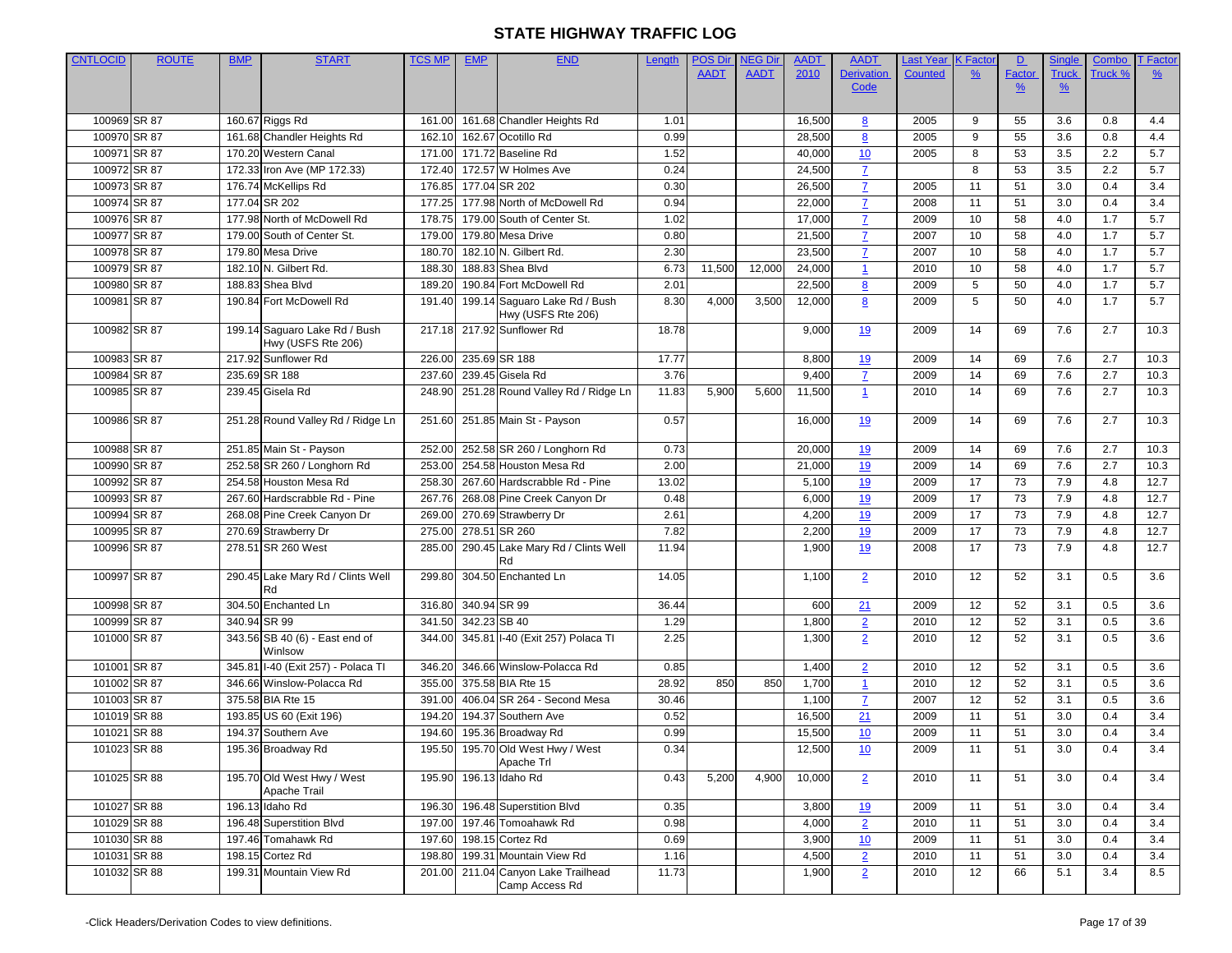# STATE HIGHWAY TRAFFIC LOG

| CNTLOCID | ROUTE | BMP | START | TCS MP | EMP | END | Length | POS Dir AADT | NEG Dir AADT | AADT 2010 | AADT Derivation Code | Last Year Counted | K Factor % | D Factor % | Single Truck % | Combo Truck % | T Factor % |
|---|---|---|---|---|---|---|---|---|---|---|---|---|---|---|---|---|---|
| 100969 | SR 87 | 160.67 | Riggs Rd | 161.00 | 161.68 | Chandler Heights Rd | 1.01 | | | 16,500 | 8 | 2005 | 9 | 55 | 3.6 | 0.8 | 4.4 |
| 100970 | SR 87 | 161.68 | Chandler Heights Rd | 162.10 | 162.67 | Ocotillo Rd | 0.99 | | | 28,500 | 8 | 2005 | 9 | 55 | 3.6 | 0.8 | 4.4 |
| 100971 | SR 87 | 170.20 | Western Canal | 171.00 | 171.72 | Baseline Rd | 1.52 | | | 40,000 | 10 | 2005 | 8 | 53 | 3.5 | 2.2 | 5.7 |
| 100972 | SR 87 | 172.33 | Iron Ave (MP 172.33) | 172.40 | 172.57 | W Holmes Ave | 0.24 | | | 24,500 | 7 | | 8 | 53 | 3.5 | 2.2 | 5.7 |
| 100973 | SR 87 | 176.74 | McKellips Rd | 176.85 | 177.04 | SR 202 | 0.30 | | | 26,500 | 7 | 2005 | 11 | 51 | 3.0 | 0.4 | 3.4 |
| 100974 | SR 87 | 177.04 | SR 202 | 177.25 | 177.98 | North of McDowell Rd | 0.94 | | | 22,000 | 7 | 2008 | 11 | 51 | 3.0 | 0.4 | 3.4 |
| 100976 | SR 87 | 177.98 | North of McDowell Rd | 178.75 | 179.00 | South of Center St. | 1.02 | | | 17,000 | 7 | 2009 | 10 | 58 | 4.0 | 1.7 | 5.7 |
| 100977 | SR 87 | 179.00 | South of Center St. | 179.00 | 179.80 | Mesa Drive | 0.80 | | | 21,500 | 7 | 2007 | 10 | 58 | 4.0 | 1.7 | 5.7 |
| 100978 | SR 87 | 179.80 | Mesa Drive | 180.70 | 182.10 | N. Gilbert Rd. | 2.30 | | | 23,500 | 7 | 2007 | 10 | 58 | 4.0 | 1.7 | 5.7 |
| 100979 | SR 87 | 182.10 | N. Gilbert Rd. | 188.30 | 188.83 | Shea Blvd | 6.73 | 11,500 | 12,000 | 24,000 | 1 | 2010 | 10 | 58 | 4.0 | 1.7 | 5.7 |
| 100980 | SR 87 | 188.83 | Shea Blvd | 189.20 | 190.84 | Fort McDowell Rd | 2.01 | | | 22,500 | 8 | 2009 | 5 | 50 | 4.0 | 1.7 | 5.7 |
| 100981 | SR 87 | 190.84 | Fort McDowell Rd | 191.40 | 199.14 | Saguaro Lake Rd / Bush Hwy (USFS Rte 206) | 8.30 | 4,000 | 3,500 | 12,000 | 8 | 2009 | 5 | 50 | 4.0 | 1.7 | 5.7 |
| 100982 | SR 87 | 199.14 | Saguaro Lake Rd / Bush Hwy (USFS Rte 206) | 217.18 | 217.92 | Sunflower Rd | 18.78 | | | 9,000 | 19 | 2009 | 14 | 69 | 7.6 | 2.7 | 10.3 |
| 100983 | SR 87 | 217.92 | Sunflower Rd | 226.00 | 235.69 | SR 188 | 17.77 | | | 8,800 | 19 | 2009 | 14 | 69 | 7.6 | 2.7 | 10.3 |
| 100984 | SR 87 | 235.69 | SR 188 | 237.60 | 239.45 | Gisela Rd | 3.76 | | | 9,400 | 7 | 2009 | 14 | 69 | 7.6 | 2.7 | 10.3 |
| 100985 | SR 87 | 239.45 | Gisela Rd | 248.90 | 251.28 | Round Valley Rd / Ridge Ln | 11.83 | 5,900 | 5,600 | 11,500 | 1 | 2010 | 14 | 69 | 7.6 | 2.7 | 10.3 |
| 100986 | SR 87 | 251.28 | Round Valley Rd / Ridge Ln | 251.60 | 251.85 | Main St - Payson | 0.57 | | | 16,000 | 19 | 2009 | 14 | 69 | 7.6 | 2.7 | 10.3 |
| 100988 | SR 87 | 251.85 | Main St - Payson | 252.00 | 252.58 | SR 260 / Longhorn Rd | 0.73 | | | 20,000 | 19 | 2009 | 14 | 69 | 7.6 | 2.7 | 10.3 |
| 100990 | SR 87 | 252.58 | SR 260 / Longhorn Rd | 253.00 | 254.58 | Houston Mesa Rd | 2.00 | | | 21,000 | 19 | 2009 | 14 | 69 | 7.6 | 2.7 | 10.3 |
| 100992 | SR 87 | 254.58 | Houston Mesa Rd | 258.30 | 267.60 | Hardscrabble Rd - Pine | 13.02 | | | 5,100 | 19 | 2009 | 17 | 73 | 7.9 | 4.8 | 12.7 |
| 100993 | SR 87 | 267.60 | Hardscrabble Rd - Pine | 267.76 | 268.08 | Pine Creek Canyon Dr | 0.48 | | | 6,000 | 19 | 2009 | 17 | 73 | 7.9 | 4.8 | 12.7 |
| 100994 | SR 87 | 268.08 | Pine Creek Canyon Dr | 269.00 | 270.69 | Strawberry Dr | 2.61 | | | 4,200 | 19 | 2009 | 17 | 73 | 7.9 | 4.8 | 12.7 |
| 100995 | SR 87 | 270.69 | Strawberry Dr | 275.00 | 278.51 | SR 260 | 7.82 | | | 2,200 | 19 | 2009 | 17 | 73 | 7.9 | 4.8 | 12.7 |
| 100996 | SR 87 | 278.51 | SR 260 West | 285.00 | 290.45 | Lake Mary Rd / Clints Well Rd | 11.94 | | | 1,900 | 19 | 2008 | 17 | 73 | 7.9 | 4.8 | 12.7 |
| 100997 | SR 87 | 290.45 | Lake Mary Rd / Clints Well Rd | 299.80 | 304.50 | Enchanted Ln | 14.05 | | | 1,100 | 2 | 2010 | 12 | 52 | 3.1 | 0.5 | 3.6 |
| 100998 | SR 87 | 304.50 | Enchanted Ln | 316.80 | 340.94 | SR 99 | 36.44 | | | 600 | 21 | 2009 | 12 | 52 | 3.1 | 0.5 | 3.6 |
| 100999 | SR 87 | 340.94 | SR 99 | 341.50 | 342.23 | SB 40 | 1.29 | | | 1,800 | 2 | 2010 | 12 | 52 | 3.1 | 0.5 | 3.6 |
| 101000 | SR 87 | 343.56 | SB 40 (6) - East end of Winlsow | 344.00 | 345.81 | I-40 (Exit 257) Polaca TI | 2.25 | | | 1,300 | 2 | 2010 | 12 | 52 | 3.1 | 0.5 | 3.6 |
| 101001 | SR 87 | 345.81 | I-40 (Exit 257) - Polaca TI | 346.20 | 346.66 | Winslow-Polacca Rd | 0.85 | | | 1,400 | 2 | 2010 | 12 | 52 | 3.1 | 0.5 | 3.6 |
| 101002 | SR 87 | 346.66 | Winslow-Polacca Rd | 355.00 | 375.58 | BIA Rte 15 | 28.92 | 850 | 850 | 1,700 | 1 | 2010 | 12 | 52 | 3.1 | 0.5 | 3.6 |
| 101003 | SR 87 | 375.58 | BIA Rte 15 | 391.00 | 406.04 | SR 264 - Second Mesa | 30.46 | | | 1,100 | 7 | 2007 | 12 | 52 | 3.1 | 0.5 | 3.6 |
| 101019 | SR 88 | 193.85 | US 60 (Exit 196) | 194.20 | 194.37 | Southern Ave | 0.52 | | | 16,500 | 21 | 2009 | 11 | 51 | 3.0 | 0.4 | 3.4 |
| 101021 | SR 88 | 194.37 | Southern Ave | 194.60 | 195.36 | Broadway Rd | 0.99 | | | 15,500 | 10 | 2009 | 11 | 51 | 3.0 | 0.4 | 3.4 |
| 101023 | SR 88 | 195.36 | Broadway Rd | 195.50 | 195.70 | Old West Hwy / West Apache Trl | 0.34 | | | 12,500 | 10 | 2009 | 11 | 51 | 3.0 | 0.4 | 3.4 |
| 101025 | SR 88 | 195.70 | Old West Hwy / West Apache Trail | 195.90 | 196.13 | Idaho Rd | 0.43 | 5,200 | 4,900 | 10,000 | 2 | 2010 | 11 | 51 | 3.0 | 0.4 | 3.4 |
| 101027 | SR 88 | 196.13 | Idaho Rd | 196.30 | 196.48 | Superstition Blvd | 0.35 | | | 3,800 | 19 | 2009 | 11 | 51 | 3.0 | 0.4 | 3.4 |
| 101029 | SR 88 | 196.48 | Superstition Blvd | 197.00 | 197.46 | Tomoahawk Rd | 0.98 | | | 4,000 | 2 | 2010 | 11 | 51 | 3.0 | 0.4 | 3.4 |
| 101030 | SR 88 | 197.46 | Tomahawk Rd | 197.60 | 198.15 | Cortez Rd | 0.69 | | | 3,900 | 10 | 2009 | 11 | 51 | 3.0 | 0.4 | 3.4 |
| 101031 | SR 88 | 198.15 | Cortez Rd | 198.80 | 199.31 | Mountain View Rd | 1.16 | | | 4,500 | 2 | 2010 | 11 | 51 | 3.0 | 0.4 | 3.4 |
| 101032 | SR 88 | 199.31 | Mountain View Rd | 201.00 | 211.04 | Canyon Lake Trailhead Camp Access Rd | 11.73 | | | 1,900 | 2 | 2010 | 12 | 66 | 5.1 | 3.4 | 8.5 |

-Click Headers/Derivation Codes to view definitions.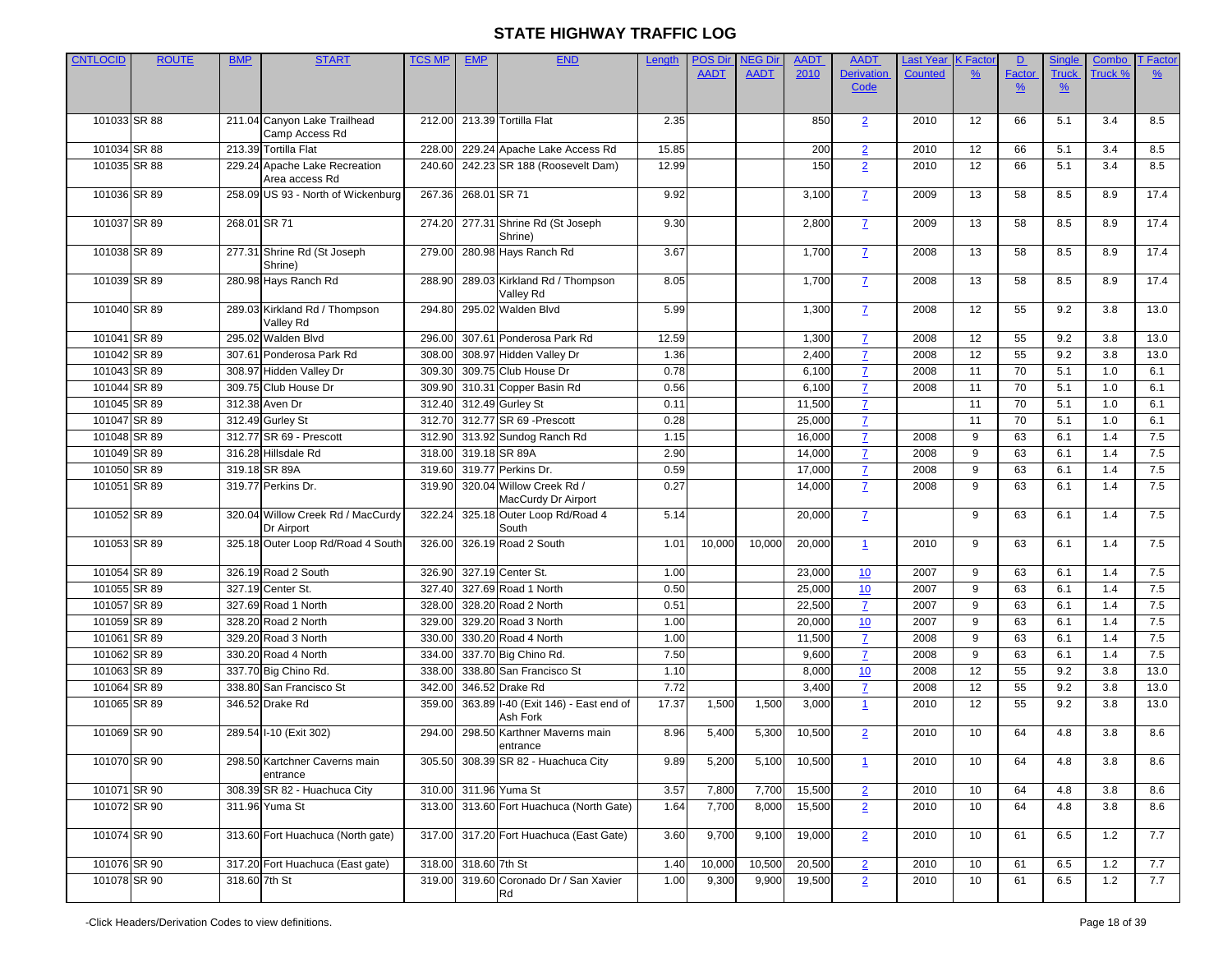# STATE HIGHWAY TRAFFIC LOG

| CNTLOCID | ROUTE | BMP | START | TCS MP | EMP | END | Length | POS Dir AADT | NEG Dir AADT | AADT 2010 | AADT Derivation Code | Last Year Counted | K Factor % | D Factor % | Single Truck % | Combo Truck % | T Factor % |
|---|---|---|---|---|---|---|---|---|---|---|---|---|---|---|---|---|---|
| 101033 | SR 88 | 211.04 | Canyon Lake Trailhead Camp Access Rd | 212.00 | 213.39 | Tortilla Flat | 2.35 | | | 850 | 2 | 2010 | 12 | 66 | 5.1 | 3.4 | 8.5 |
| 101034 | SR 88 | 213.39 | Tortilla Flat | 228.00 | 229.24 | Apache Lake Access Rd | 15.85 | | | 200 | 2 | 2010 | 12 | 66 | 5.1 | 3.4 | 8.5 |
| 101035 | SR 88 | 229.24 | Apache Lake Recreation Area access Rd | 240.60 | 242.23 | SR 188 (Roosevelt Dam) | 12.99 | | | 150 | 2 | 2010 | 12 | 66 | 5.1 | 3.4 | 8.5 |
| 101036 | SR 89 | 258.09 | US 93 - North of Wickenburg | 267.36 | 268.01 | SR 71 | 9.92 | | | 3,100 | 7 | 2009 | 13 | 58 | 8.5 | 8.9 | 17.4 |
| 101037 | SR 89 | 268.01 | SR 71 | 274.20 | 277.31 | Shrine Rd (St Joseph Shrine) | 9.30 | | | 2,800 | 7 | 2009 | 13 | 58 | 8.5 | 8.9 | 17.4 |
| 101038 | SR 89 | 277.31 | Shrine Rd (St Joseph Shrine) | 279.00 | 280.98 | Hays Ranch Rd | 3.67 | | | 1,700 | 7 | 2008 | 13 | 58 | 8.5 | 8.9 | 17.4 |
| 101039 | SR 89 | 280.98 | Hays Ranch Rd | 288.90 | 289.03 | Kirkland Rd / Thompson Valley Rd | 8.05 | | | 1,700 | 7 | 2008 | 13 | 58 | 8.5 | 8.9 | 17.4 |
| 101040 | SR 89 | 289.03 | Kirkland Rd / Thompson Valley Rd | 294.80 | 295.02 | Walden Blvd | 5.99 | | | 1,300 | 7 | 2008 | 12 | 55 | 9.2 | 3.8 | 13.0 |
| 101041 | SR 89 | 295.02 | Walden Blvd | 296.00 | 307.61 | Ponderosa Park Rd | 12.59 | | | 1,300 | 7 | 2008 | 12 | 55 | 9.2 | 3.8 | 13.0 |
| 101042 | SR 89 | 307.61 | Ponderosa Park Rd | 308.00 | 308.97 | Hidden Valley Dr | 1.36 | | | 2,400 | 7 | 2008 | 12 | 55 | 9.2 | 3.8 | 13.0 |
| 101043 | SR 89 | 308.97 | Hidden Valley Dr | 309.30 | 309.75 | Club House Dr | 0.78 | | | 6,100 | 7 | 2008 | 11 | 70 | 5.1 | 1.0 | 6.1 |
| 101044 | SR 89 | 309.75 | Club House Dr | 309.90 | 310.31 | Copper Basin Rd | 0.56 | | | 6,100 | 7 | 2008 | 11 | 70 | 5.1 | 1.0 | 6.1 |
| 101045 | SR 89 | 312.38 | Aven Dr | 312.40 | 312.49 | Gurley St | 0.11 | | | 11,500 | 7 | | 11 | 70 | 5.1 | 1.0 | 6.1 |
| 101047 | SR 89 | 312.49 | Gurley St | 312.70 | 312.77 | SR 69 -Prescott | 0.28 | | | 25,000 | 7 | | 11 | 70 | 5.1 | 1.0 | 6.1 |
| 101048 | SR 89 | 312.77 | SR 69 - Prescott | 312.90 | 313.92 | Sundog Ranch Rd | 1.15 | | | 16,000 | 7 | 2008 | 9 | 63 | 6.1 | 1.4 | 7.5 |
| 101049 | SR 89 | 316.28 | Hillsdale Rd | 318.00 | 319.18 | SR 89A | 2.90 | | | 14,000 | 7 | 2008 | 9 | 63 | 6.1 | 1.4 | 7.5 |
| 101050 | SR 89 | 319.18 | SR 89A | 319.60 | 319.77 | Perkins Dr. | 0.59 | | | 17,000 | 7 | 2008 | 9 | 63 | 6.1 | 1.4 | 7.5 |
| 101051 | SR 89 | 319.77 | Perkins Dr. | 319.90 | 320.04 | Willow Creek Rd / MacCurdy Dr Airport | 0.27 | | | 14,000 | 7 | 2008 | 9 | 63 | 6.1 | 1.4 | 7.5 |
| 101052 | SR 89 | 320.04 | Willow Creek Rd / MacCurdy Dr Airport | 322.24 | 325.18 | Outer Loop Rd/Road 4 South | 5.14 | | | 20,000 | 7 | | 9 | 63 | 6.1 | 1.4 | 7.5 |
| 101053 | SR 89 | 325.18 | Outer Loop Rd/Road 4 South | 326.00 | 326.19 | Road 2 South | 1.01 | 10,000 | 10,000 | 20,000 | 1 | 2010 | 9 | 63 | 6.1 | 1.4 | 7.5 |
| 101054 | SR 89 | 326.19 | Road 2 South | 326.90 | 327.19 | Center St. | 1.00 | | | 23,000 | 10 | 2007 | 9 | 63 | 6.1 | 1.4 | 7.5 |
| 101055 | SR 89 | 327.19 | Center St. | 327.40 | 327.69 | Road 1 North | 0.50 | | | 25,000 | 10 | 2007 | 9 | 63 | 6.1 | 1.4 | 7.5 |
| 101057 | SR 89 | 327.69 | Road 1 North | 328.00 | 328.20 | Road 2 North | 0.51 | | | 22,500 | 7 | 2007 | 9 | 63 | 6.1 | 1.4 | 7.5 |
| 101059 | SR 89 | 328.20 | Road 2 North | 329.00 | 329.20 | Road 3 North | 1.00 | | | 20,000 | 10 | 2007 | 9 | 63 | 6.1 | 1.4 | 7.5 |
| 101061 | SR 89 | 329.20 | Road 3 North | 330.00 | 330.20 | Road 4 North | 1.00 | | | 11,500 | 7 | 2008 | 9 | 63 | 6.1 | 1.4 | 7.5 |
| 101062 | SR 89 | 330.20 | Road 4 North | 334.00 | 337.70 | Big Chino Rd. | 7.50 | | | 9,600 | 7 | 2008 | 9 | 63 | 6.1 | 1.4 | 7.5 |
| 101063 | SR 89 | 337.70 | Big Chino Rd. | 338.00 | 338.80 | San Francisco St | 1.10 | | | 8,000 | 10 | 2008 | 12 | 55 | 9.2 | 3.8 | 13.0 |
| 101064 | SR 89 | 338.80 | San Francisco St | 342.00 | 346.52 | Drake Rd | 7.72 | | | 3,400 | 7 | 2008 | 12 | 55 | 9.2 | 3.8 | 13.0 |
| 101065 | SR 89 | 346.52 | Drake Rd | 359.00 | 363.89 | I-40 (Exit 146) - East end of Ash Fork | 17.37 | 1,500 | 1,500 | 3,000 | 1 | 2010 | 12 | 55 | 9.2 | 3.8 | 13.0 |
| 101069 | SR 90 | 289.54 | I-10 (Exit 302) | 294.00 | 298.50 | Karthner Maverns main entrance | 8.96 | 5,400 | 5,300 | 10,500 | 2 | 2010 | 10 | 64 | 4.8 | 3.8 | 8.6 |
| 101070 | SR 90 | 298.50 | Kartchner Caverns main entrance | 305.50 | 308.39 | SR 82 - Huachuca City | 9.89 | 5,200 | 5,100 | 10,500 | 1 | 2010 | 10 | 64 | 4.8 | 3.8 | 8.6 |
| 101071 | SR 90 | 308.39 | SR 82 - Huachuca City | 310.00 | 311.96 | Yuma St | 3.57 | 7,800 | 7,700 | 15,500 | 2 | 2010 | 10 | 64 | 4.8 | 3.8 | 8.6 |
| 101072 | SR 90 | 311.96 | Yuma St | 313.00 | 313.60 | Fort Huachuca (North Gate) | 1.64 | 7,700 | 8,000 | 15,500 | 2 | 2010 | 10 | 64 | 4.8 | 3.8 | 8.6 |
| 101074 | SR 90 | 313.60 | Fort Huachuca (North gate) | 317.00 | 317.20 | Fort Huachuca (East Gate) | 3.60 | 9,700 | 9,100 | 19,000 | 2 | 2010 | 10 | 61 | 6.5 | 1.2 | 7.7 |
| 101076 | SR 90 | 317.20 | Fort Huachuca (East gate) | 318.00 | 318.60 | 7th St | 1.40 | 10,000 | 10,500 | 20,500 | 2 | 2010 | 10 | 61 | 6.5 | 1.2 | 7.7 |
| 101078 | SR 90 | 318.60 | 7th St | 319.00 | 319.60 | Coronado Dr / San Xavier Rd | 1.00 | 9,300 | 9,900 | 19,500 | 2 | 2010 | 10 | 61 | 6.5 | 1.2 | 7.7 |

-Click Headers/Derivation Codes to view definitions.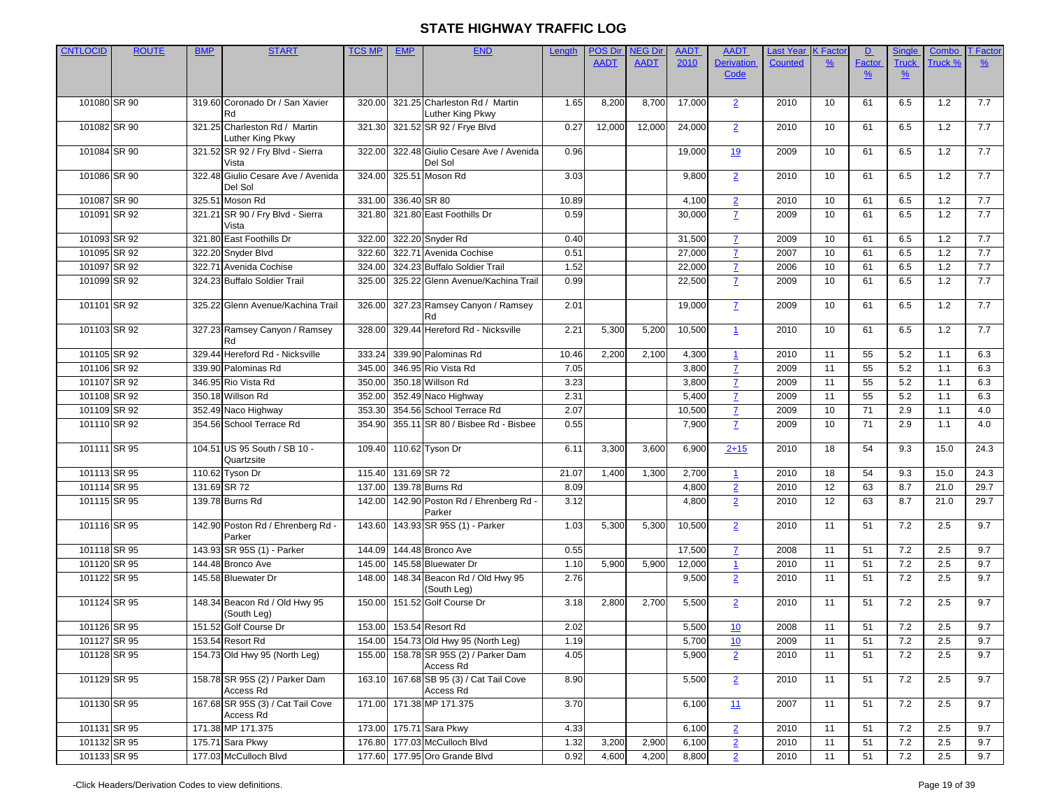# STATE HIGHWAY TRAFFIC LOG

| CNTLOCID | ROUTE | BMP | START | TCS MP | EMP | END | Length | POS Dir AADT | NEG Dir AADT | AADT 2010 | AADT Derivation Code | Last Year Counted | K Factor % | D Factor % | Single Truck % | Combo Truck % | T Factor % |
|---|---|---|---|---|---|---|---|---|---|---|---|---|---|---|---|---|---|
| 101080 | SR 90 | 319.60 | Coronado Dr / San Xavier Rd | 320.00 | 321.25 | Charleston Rd / Martin Luther King Pkwy | 1.65 | 8,200 | 8,700 | 17,000 | 2 | 2010 | 10 | 61 | 6.5 | 1.2 | 7.7 |
| 101082 | SR 90 | 321.25 | Charleston Rd / Martin Luther King Pkwy | 321.30 | 321.52 | SR 92 / Frye Blvd | 0.27 | 12,000 | 12,000 | 24,000 | 2 | 2010 | 10 | 61 | 6.5 | 1.2 | 7.7 |
| 101084 | SR 90 | 321.52 | SR 92 / Fry Blvd - Sierra Vista | 322.00 | 322.48 | Giulio Cesare Ave / Avenida Del Sol | 0.96 | | | 19,000 | 19 | 2009 | 10 | 61 | 6.5 | 1.2 | 7.7 |
| 101086 | SR 90 | 322.48 | Giulio Cesare Ave / Avenida Del Sol | 324.00 | 325.51 | Moson Rd | 3.03 | | | 9,800 | 2 | 2010 | 10 | 61 | 6.5 | 1.2 | 7.7 |
| 101087 | SR 90 | 325.51 | Moson Rd | 331.00 | 336.40 | SR 80 | 10.89 | | | 4,100 | 2 | 2010 | 10 | 61 | 6.5 | 1.2 | 7.7 |
| 101091 | SR 92 | 321.21 | SR 90 / Fry Blvd - Sierra Vista | 321.80 | 321.80 | East Foothills Dr | 0.59 | | | 30,000 | 7 | 2009 | 10 | 61 | 6.5 | 1.2 | 7.7 |
| 101093 | SR 92 | 321.80 | East Foothills Dr | 322.00 | 322.20 | Snyder Rd | 0.40 | | | 31,500 | 7 | 2009 | 10 | 61 | 6.5 | 1.2 | 7.7 |
| 101095 | SR 92 | 322.20 | Snyder Blvd | 322.60 | 322.71 | Avenida Cochise | 0.51 | | | 27,000 | 7 | 2007 | 10 | 61 | 6.5 | 1.2 | 7.7 |
| 101097 | SR 92 | 322.71 | Avenida Cochise | 324.00 | 324.23 | Buffalo Soldier Trail | 1.52 | | | 22,000 | 7 | 2006 | 10 | 61 | 6.5 | 1.2 | 7.7 |
| 101099 | SR 92 | 324.23 | Buffalo Soldier Trail | 325.00 | 325.22 | Glenn Avenue/Kachina Trail | 0.99 | | | 22,500 | 7 | 2009 | 10 | 61 | 6.5 | 1.2 | 7.7 |
| 101101 | SR 92 | 325.22 | Glenn Avenue/Kachina Trail | 326.00 | 327.23 | Ramsey Canyon / Ramsey Rd | 2.01 | | | 19,000 | 7 | 2009 | 10 | 61 | 6.5 | 1.2 | 7.7 |
| 101103 | SR 92 | 327.23 | Ramsey Canyon / Ramsey Rd | 328.00 | 329.44 | Hereford Rd - Nicksville | 2.21 | 5,300 | 5,200 | 10,500 | 1 | 2010 | 10 | 61 | 6.5 | 1.2 | 7.7 |
| 101105 | SR 92 | 329.44 | Hereford Rd - Nicksville | 333.24 | 339.90 | Palominas Rd | 10.46 | 2,200 | 2,100 | 4,300 | 1 | 2010 | 11 | 55 | 5.2 | 1.1 | 6.3 |
| 101106 | SR 92 | 339.90 | Palominas Rd | 345.00 | 346.95 | Rio Vista Rd | 7.05 | | | 3,800 | 7 | 2009 | 11 | 55 | 5.2 | 1.1 | 6.3 |
| 101107 | SR 92 | 346.95 | Rio Vista Rd | 350.00 | 350.18 | Willson Rd | 3.23 | | | 3,800 | 7 | 2009 | 11 | 55 | 5.2 | 1.1 | 6.3 |
| 101108 | SR 92 | 350.18 | Willson Rd | 352.00 | 352.49 | Naco Highway | 2.31 | | | 5,400 | 7 | 2009 | 11 | 55 | 5.2 | 1.1 | 6.3 |
| 101109 | SR 92 | 352.49 | Naco Highway | 353.30 | 354.56 | School Terrace Rd | 2.07 | | | 10,500 | 7 | 2009 | 10 | 71 | 2.9 | 1.1 | 4.0 |
| 101110 | SR 92 | 354.56 | School Terrace Rd | 354.90 | 355.11 | SR 80 / Bisbee Rd - Bisbee | 0.55 | | | 7,900 | 7 | 2009 | 10 | 71 | 2.9 | 1.1 | 4.0 |
| 101111 | SR 95 | 104.51 | US 95 South / SB 10 - Quartzsite | 109.40 | 110.62 | Tyson Dr | 6.11 | 3,300 | 3,600 | 6,900 | 2+15 | 2010 | 18 | 54 | 9.3 | 15.0 | 24.3 |
| 101113 | SR 95 | 110.62 | Tyson Dr | 115.40 | 131.69 | SR 72 | 21.07 | 1,400 | 1,300 | 2,700 | 1 | 2010 | 18 | 54 | 9.3 | 15.0 | 24.3 |
| 101114 | SR 95 | 131.69 | SR 72 | 137.00 | 139.78 | Burns Rd | 8.09 | | | 4,800 | 2 | 2010 | 12 | 63 | 8.7 | 21.0 | 29.7 |
| 101115 | SR 95 | 139.78 | Burns Rd | 142.00 | 142.90 | Poston Rd / Ehrenberg Rd - Parker | 3.12 | | | 4,800 | 2 | 2010 | 12 | 63 | 8.7 | 21.0 | 29.7 |
| 101116 | SR 95 | 142.90 | Poston Rd / Ehrenberg Rd - Parker | 143.60 | 143.93 | SR 95S (1) - Parker | 1.03 | 5,300 | 5,300 | 10,500 | 2 | 2010 | 11 | 51 | 7.2 | 2.5 | 9.7 |
| 101118 | SR 95 | 143.93 | SR 95S (1) - Parker | 144.09 | 144.48 | Bronco Ave | 0.55 | | | 17,500 | 7 | 2008 | 11 | 51 | 7.2 | 2.5 | 9.7 |
| 101120 | SR 95 | 144.48 | Bronco Ave | 145.00 | 145.58 | Bluewater Dr | 1.10 | 5,900 | 5,900 | 12,000 | 1 | 2010 | 11 | 51 | 7.2 | 2.5 | 9.7 |
| 101122 | SR 95 | 145.58 | Bluewater Dr | 148.00 | 148.34 | Beacon Rd / Old Hwy 95 (South Leg) | 2.76 | | | 9,500 | 2 | 2010 | 11 | 51 | 7.2 | 2.5 | 9.7 |
| 101124 | SR 95 | 148.34 | Beacon Rd / Old Hwy 95 (South Leg) | 150.00 | 151.52 | Golf Course Dr | 3.18 | 2,800 | 2,700 | 5,500 | 2 | 2010 | 11 | 51 | 7.2 | 2.5 | 9.7 |
| 101126 | SR 95 | 151.52 | Golf Course Dr | 153.00 | 153.54 | Resort Rd | 2.02 | | | 5,500 | 10 | 2008 | 11 | 51 | 7.2 | 2.5 | 9.7 |
| 101127 | SR 95 | 153.54 | Resort Rd | 154.00 | 154.73 | Old Hwy 95 (North Leg) | 1.19 | | | 5,700 | 10 | 2009 | 11 | 51 | 7.2 | 2.5 | 9.7 |
| 101128 | SR 95 | 154.73 | Old Hwy 95 (North Leg) | 155.00 | 158.78 | SR 95S (2) / Parker Dam Access Rd | 4.05 | | | 5,900 | 2 | 2010 | 11 | 51 | 7.2 | 2.5 | 9.7 |
| 101129 | SR 95 | 158.78 | SR 95S (2) / Parker Dam Access Rd | 163.10 | 167.68 | SB 95 (3) / Cat Tail Cove Access Rd | 8.90 | | | 5,500 | 2 | 2010 | 11 | 51 | 7.2 | 2.5 | 9.7 |
| 101130 | SR 95 | 167.68 | SR 95S (3) / Cat Tail Cove Access Rd | 171.00 | 171.38 | MP 171.375 | 3.70 | | | 6,100 | 11 | 2007 | 11 | 51 | 7.2 | 2.5 | 9.7 |
| 101131 | SR 95 | 171.38 | MP 171.375 | 173.00 | 175.71 | Sara Pkwy | 4.33 | | | 6,100 | 2 | 2010 | 11 | 51 | 7.2 | 2.5 | 9.7 |
| 101132 | SR 95 | 175.71 | Sara Pkwy | 176.80 | 177.03 | McCulloch Blvd | 1.32 | 3,200 | 2,900 | 6,100 | 2 | 2010 | 11 | 51 | 7.2 | 2.5 | 9.7 |
| 101133 | SR 95 | 177.03 | McCulloch Blvd | 177.60 | 177.95 | Oro Grande Blvd | 0.92 | 4,600 | 4,200 | 8,800 | 2 | 2010 | 11 | 51 | 7.2 | 2.5 | 9.7 |

-Click Headers/Derivation Codes to view definitions.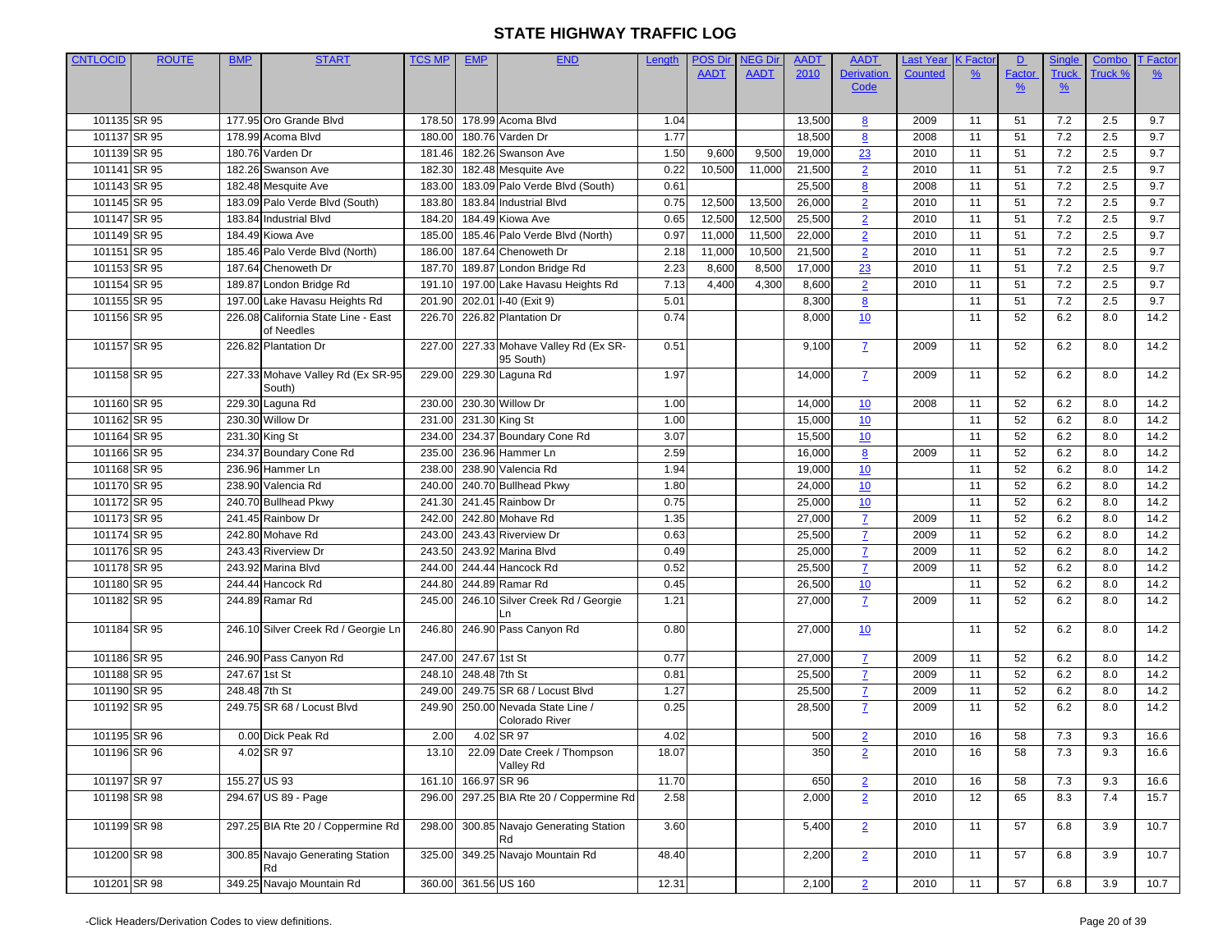# STATE HIGHWAY TRAFFIC LOG

| CNTLOCID | ROUTE | BMP | START | TCS MP | EMP | END | Length | POS Dir AADT | NEG Dir AADT | AADT 2010 | AADT Derivation Code | Last Year Counted | K Factor % | D Factor % | Single Truck % | Combo Truck % | T Factor % |
|---|---|---|---|---|---|---|---|---|---|---|---|---|---|---|---|---|---|
| 101135 | SR 95 | 177.95 | Oro Grande Blvd | 178.50 | 178.99 | Acoma Blvd | 1.04 | | | 13,500 | 8 | 2009 | 11 | 51 | 7.2 | 2.5 | 9.7 |
| 101137 | SR 95 | 178.99 | Acoma Blvd | 180.00 | 180.76 | Varden Dr | 1.77 | | | 18,500 | 8 | 2008 | 11 | 51 | 7.2 | 2.5 | 9.7 |
| 101139 | SR 95 | 180.76 | Varden Dr | 181.46 | 182.26 | Swanson Ave | 1.50 | 9,600 | 9,500 | 19,000 | 23 | 2010 | 11 | 51 | 7.2 | 2.5 | 9.7 |
| 101141 | SR 95 | 182.26 | Swanson Ave | 182.30 | 182.48 | Mesquite Ave | 0.22 | 10,500 | 11,000 | 21,500 | 2 | 2010 | 11 | 51 | 7.2 | 2.5 | 9.7 |
| 101143 | SR 95 | 182.48 | Mesquite Ave | 183.00 | 183.09 | Palo Verde Blvd (South) | 0.61 | | | 25,500 | 8 | 2008 | 11 | 51 | 7.2 | 2.5 | 9.7 |
| 101145 | SR 95 | 183.09 | Palo Verde Blvd (South) | 183.80 | 183.84 | Industrial Blvd | 0.75 | 12,500 | 13,500 | 26,000 | 2 | 2010 | 11 | 51 | 7.2 | 2.5 | 9.7 |
| 101147 | SR 95 | 183.84 | Industrial Blvd | 184.20 | 184.49 | Kiowa Ave | 0.65 | 12,500 | 12,500 | 25,500 | 2 | 2010 | 11 | 51 | 7.2 | 2.5 | 9.7 |
| 101149 | SR 95 | 184.49 | Kiowa Ave | 185.00 | 185.46 | Palo Verde Blvd (North) | 0.97 | 11,000 | 11,500 | 22,000 | 2 | 2010 | 11 | 51 | 7.2 | 2.5 | 9.7 |
| 101151 | SR 95 | 185.46 | Palo Verde Blvd (North) | 186.00 | 187.64 | Chenoweth Dr | 2.18 | 11,000 | 10,500 | 21,500 | 2 | 2010 | 11 | 51 | 7.2 | 2.5 | 9.7 |
| 101153 | SR 95 | 187.64 | Chenoweth Dr | 187.70 | 189.87 | London Bridge Rd | 2.23 | 8,600 | 8,500 | 17,000 | 23 | 2010 | 11 | 51 | 7.2 | 2.5 | 9.7 |
| 101154 | SR 95 | 189.87 | London Bridge Rd | 191.10 | 197.00 | Lake Havasu Heights Rd | 7.13 | 4,400 | 4,300 | 8,600 | 2 | 2010 | 11 | 51 | 7.2 | 2.5 | 9.7 |
| 101155 | SR 95 | 197.00 | Lake Havasu Heights Rd | 201.90 | 202.01 | I-40 (Exit 9) | 5.01 | | | 8,300 | 8 | | 11 | 51 | 7.2 | 2.5 | 9.7 |
| 101156 | SR 95 | 226.08 | California State Line - East of Needles | 226.70 | 226.82 | Plantation Dr | 0.74 | | | 8,000 | 10 | | 11 | 52 | 6.2 | 8.0 | 14.2 |
| 101157 | SR 95 | 226.82 | Plantation Dr | 227.00 | 227.33 | Mohave Valley Rd (Ex SR-95 South) | 0.51 | | | 9,100 | 7 | 2009 | 11 | 52 | 6.2 | 8.0 | 14.2 |
| 101158 | SR 95 | 227.33 | Mohave Valley Rd (Ex SR-95 South) | 229.00 | 229.30 | Laguna Rd | 1.97 | | | 14,000 | 7 | 2009 | 11 | 52 | 6.2 | 8.0 | 14.2 |
| 101160 | SR 95 | 229.30 | Laguna Rd | 230.00 | 230.30 | Willow Dr | 1.00 | | | 14,000 | 10 | 2008 | 11 | 52 | 6.2 | 8.0 | 14.2 |
| 101162 | SR 95 | 230.30 | Willow Dr | 231.00 | 231.30 | King St | 1.00 | | | 15,000 | 10 | | 11 | 52 | 6.2 | 8.0 | 14.2 |
| 101164 | SR 95 | 231.30 | King St | 234.00 | 234.37 | Boundary Cone Rd | 3.07 | | | 15,500 | 10 | | 11 | 52 | 6.2 | 8.0 | 14.2 |
| 101166 | SR 95 | 234.37 | Boundary Cone Rd | 235.00 | 236.96 | Hammer Ln | 2.59 | | | 16,000 | 8 | 2009 | 11 | 52 | 6.2 | 8.0 | 14.2 |
| 101168 | SR 95 | 236.96 | Hammer Ln | 238.00 | 238.90 | Valencia Rd | 1.94 | | | 19,000 | 10 | | 11 | 52 | 6.2 | 8.0 | 14.2 |
| 101170 | SR 95 | 238.90 | Valencia Rd | 240.00 | 240.70 | Bullhead Pkwy | 1.80 | | | 24,000 | 10 | | 11 | 52 | 6.2 | 8.0 | 14.2 |
| 101172 | SR 95 | 240.70 | Bullhead Pkwy | 241.30 | 241.45 | Rainbow Dr | 0.75 | | | 25,000 | 10 | | 11 | 52 | 6.2 | 8.0 | 14.2 |
| 101173 | SR 95 | 241.45 | Rainbow Dr | 242.00 | 242.80 | Mohave Rd | 1.35 | | | 27,000 | 7 | 2009 | 11 | 52 | 6.2 | 8.0 | 14.2 |
| 101174 | SR 95 | 242.80 | Mohave Rd | 243.00 | 243.43 | Riverview Dr | 0.63 | | | 25,500 | 7 | 2009 | 11 | 52 | 6.2 | 8.0 | 14.2 |
| 101176 | SR 95 | 243.43 | Riverview Dr | 243.50 | 243.92 | Marina Blvd | 0.49 | | | 25,000 | 7 | 2009 | 11 | 52 | 6.2 | 8.0 | 14.2 |
| 101178 | SR 95 | 243.92 | Marina Blvd | 244.00 | 244.44 | Hancock Rd | 0.52 | | | 25,500 | 7 | 2009 | 11 | 52 | 6.2 | 8.0 | 14.2 |
| 101180 | SR 95 | 244.44 | Hancock Rd | 244.80 | 244.89 | Ramar Rd | 0.45 | | | 26,500 | 10 | | 11 | 52 | 6.2 | 8.0 | 14.2 |
| 101182 | SR 95 | 244.89 | Ramar Rd | 245.00 | 246.10 | Silver Creek Rd / Georgie Ln | 1.21 | | | 27,000 | 7 | 2009 | 11 | 52 | 6.2 | 8.0 | 14.2 |
| 101184 | SR 95 | 246.10 | Silver Creek Rd / Georgie Ln | 246.80 | 246.90 | Pass Canyon Rd | 0.80 | | | 27,000 | 10 | | 11 | 52 | 6.2 | 8.0 | 14.2 |
| 101186 | SR 95 | 246.90 | Pass Canyon Rd | 247.00 | 247.67 | 1st St | 0.77 | | | 27,000 | 7 | 2009 | 11 | 52 | 6.2 | 8.0 | 14.2 |
| 101188 | SR 95 | 247.67 | 1st St | 248.10 | 248.48 | 7th St | 0.81 | | | 25,500 | 7 | 2009 | 11 | 52 | 6.2 | 8.0 | 14.2 |
| 101190 | SR 95 | 248.48 | 7th St | 249.00 | 249.75 | SR 68 / Locust Blvd | 1.27 | | | 25,500 | 7 | 2009 | 11 | 52 | 6.2 | 8.0 | 14.2 |
| 101192 | SR 95 | 249.75 | SR 68 / Locust Blvd | 249.90 | 250.00 | Nevada State Line / Colorado River | 0.25 | | | 28,500 | 7 | 2009 | 11 | 52 | 6.2 | 8.0 | 14.2 |
| 101195 | SR 96 | 0.00 | Dick Peak Rd | 2.00 | 4.02 | SR 97 | 4.02 | | | 500 | 2 | 2010 | 16 | 58 | 7.3 | 9.3 | 16.6 |
| 101196 | SR 96 | 4.02 | SR 97 | 13.10 | 22.09 | Date Creek / Thompson Valley Rd | 18.07 | | | 350 | 2 | 2010 | 16 | 58 | 7.3 | 9.3 | 16.6 |
| 101197 | SR 97 | 155.27 | US 93 | 161.10 | 166.97 | SR 96 | 11.70 | | | 650 | 2 | 2010 | 16 | 58 | 7.3 | 9.3 | 16.6 |
| 101198 | SR 98 | 294.67 | US 89 - Page | 296.00 | 297.25 | BIA Rte 20 / Coppermine Rd | 2.58 | | | 2,000 | 2 | 2010 | 12 | 65 | 8.3 | 7.4 | 15.7 |
| 101199 | SR 98 | 297.25 | BIA Rte 20 / Coppermine Rd | 298.00 | 300.85 | Navajo Generating Station Rd | 3.60 | | | 5,400 | 2 | 2010 | 11 | 57 | 6.8 | 3.9 | 10.7 |
| 101200 | SR 98 | 300.85 | Navajo Generating Station Rd | 325.00 | 349.25 | Navajo Mountain Rd | 48.40 | | | 2,200 | 2 | 2010 | 11 | 57 | 6.8 | 3.9 | 10.7 |
| 101201 | SR 98 | 349.25 | Navajo Mountain Rd | 360.00 | 361.56 | US 160 | 12.31 | | | 2,100 | 2 | 2010 | 11 | 57 | 6.8 | 3.9 | 10.7 |

-Click Headers/Derivation Codes to view definitions.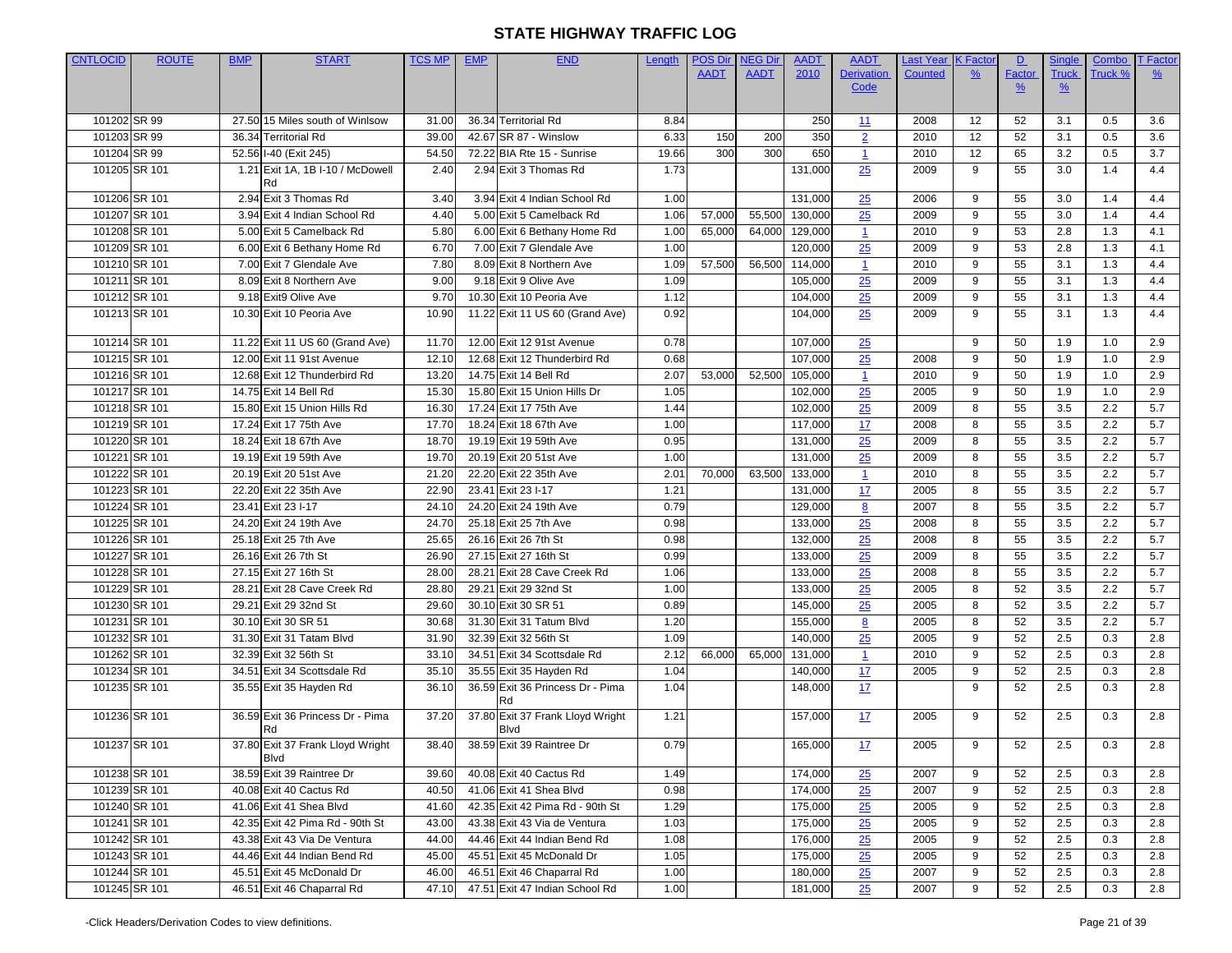# STATE HIGHWAY TRAFFIC LOG

| CNTLOCID | ROUTE | BMP | START | TCS MP | EMP | END | Length | POS Dir AADT | NEG Dir AADT | AADT 2010 | AADT Derivation Code | Last Year Counted | K Factor % | D Factor % | Single Truck % | Combo Truck % | T Factor % |
|---|---|---|---|---|---|---|---|---|---|---|---|---|---|---|---|---|---|
| 101202 | SR 99 | 27.50 | 15 Miles south of Winlsow | 31.00 | 36.34 | Territorial Rd | 8.84 | | | 250 | 11 | 2008 | 12 | 52 | 3.1 | 0.5 | 3.6 |
| 101203 | SR 99 | 36.34 | Territorial Rd | 39.00 | 42.67 | SR 87 - Winslow | 6.33 | 150 | 200 | 350 | 2 | 2010 | 12 | 52 | 3.1 | 0.5 | 3.6 |
| 101204 | SR 99 | 52.56 | I-40 (Exit 245) | 54.50 | 72.22 | BIA Rte 15 - Sunrise | 19.66 | 300 | 300 | 650 | 1 | 2010 | 12 | 65 | 3.2 | 0.5 | 3.7 |
| 101205 | SR 101 | 1.21 | Exit 1A, 1B I-10 / McDowell Rd | 2.40 | 2.94 | Exit 3 Thomas Rd | 1.73 | | | 131,000 | 25 | 2009 | 9 | 55 | 3.0 | 1.4 | 4.4 |
| 101206 | SR 101 | 2.94 | Exit 3 Thomas Rd | 3.40 | 3.94 | Exit 4 Indian School Rd | 1.00 | | | 131,000 | 25 | 2006 | 9 | 55 | 3.0 | 1.4 | 4.4 |
| 101207 | SR 101 | 3.94 | Exit 4 Indian School Rd | 4.40 | 5.00 | Exit 5 Camelback Rd | 1.06 | 57,000 | 55,500 | 130,000 | 25 | 2009 | 9 | 55 | 3.0 | 1.4 | 4.4 |
| 101208 | SR 101 | 5.00 | Exit 5 Camelback Rd | 5.80 | 6.00 | Exit 6 Bethany Home Rd | 1.00 | 65,000 | 64,000 | 129,000 | 1 | 2010 | 9 | 53 | 2.8 | 1.3 | 4.1 |
| 101209 | SR 101 | 6.00 | Exit 6 Bethany Home Rd | 6.70 | 7.00 | Exit 7 Glendale Ave | 1.00 | | | 120,000 | 25 | 2009 | 9 | 53 | 2.8 | 1.3 | 4.1 |
| 101210 | SR 101 | 7.00 | Exit 7 Glendale Ave | 7.80 | 8.09 | Exit 8 Northern Ave | 1.09 | 57,500 | 56,500 | 114,000 | 1 | 2010 | 9 | 55 | 3.1 | 1.3 | 4.4 |
| 101211 | SR 101 | 8.09 | Exit 8 Northern Ave | 9.00 | 9.18 | Exit 9 Olive Ave | 1.09 | | | 105,000 | 25 | 2009 | 9 | 55 | 3.1 | 1.3 | 4.4 |
| 101212 | SR 101 | 9.18 | Exit9 Olive Ave | 9.70 | 10.30 | Exit 10 Peoria Ave | 1.12 | | | 104,000 | 25 | 2009 | 9 | 55 | 3.1 | 1.3 | 4.4 |
| 101213 | SR 101 | 10.30 | Exit 10 Peoria Ave | 10.90 | 11.22 | Exit 11 US 60 (Grand Ave) | 0.92 | | | 104,000 | 25 | 2009 | 9 | 55 | 3.1 | 1.3 | 4.4 |
| 101214 | SR 101 | 11.22 | Exit 11 US 60 (Grand Ave) | 11.70 | 12.00 | Exit 12 91st Avenue | 0.78 | | | 107,000 | 25 | | 9 | 50 | 1.9 | 1.0 | 2.9 |
| 101215 | SR 101 | 12.00 | Exit 11 91st Avenue | 12.10 | 12.68 | Exit 12 Thunderbird Rd | 0.68 | | | 107,000 | 25 | 2008 | 9 | 50 | 1.9 | 1.0 | 2.9 |
| 101216 | SR 101 | 12.68 | Exit 12 Thunderbird Rd | 13.20 | 14.75 | Exit 14 Bell Rd | 2.07 | 53,000 | 52,500 | 105,000 | 1 | 2010 | 9 | 50 | 1.9 | 1.0 | 2.9 |
| 101217 | SR 101 | 14.75 | Exit 14 Bell Rd | 15.30 | 15.80 | Exit 15 Union Hills Dr | 1.05 | | | 102,000 | 25 | 2005 | 9 | 50 | 1.9 | 1.0 | 2.9 |
| 101218 | SR 101 | 15.80 | Exit 15 Union Hills Rd | 16.30 | 17.24 | Exit 17 75th Ave | 1.44 | | | 102,000 | 25 | 2009 | 8 | 55 | 3.5 | 2.2 | 5.7 |
| 101219 | SR 101 | 17.24 | Exit 17 75th Ave | 17.70 | 18.24 | Exit 18 67th Ave | 1.00 | | | 117,000 | 17 | 2008 | 8 | 55 | 3.5 | 2.2 | 5.7 |
| 101220 | SR 101 | 18.24 | Exit 18 67th Ave | 18.70 | 19.19 | Exit 19 59th Ave | 0.95 | | | 131,000 | 25 | 2009 | 8 | 55 | 3.5 | 2.2 | 5.7 |
| 101221 | SR 101 | 19.19 | Exit 19 59th Ave | 19.70 | 20.19 | Exit 20 51st Ave | 1.00 | | | 131,000 | 25 | 2009 | 8 | 55 | 3.5 | 2.2 | 5.7 |
| 101222 | SR 101 | 20.19 | Exit 20 51st Ave | 21.20 | 22.20 | Exit 22 35th Ave | 2.01 | 70,000 | 63,500 | 133,000 | 1 | 2010 | 8 | 55 | 3.5 | 2.2 | 5.7 |
| 101223 | SR 101 | 22.20 | Exit 22 35th Ave | 22.90 | 23.41 | Exit 23 I-17 | 1.21 | | | 131,000 | 17 | 2005 | 8 | 55 | 3.5 | 2.2 | 5.7 |
| 101224 | SR 101 | 23.41 | Exit 23 I-17 | 24.10 | 24.20 | Exit 24 19th Ave | 0.79 | | | 129,000 | 8 | 2007 | 8 | 55 | 3.5 | 2.2 | 5.7 |
| 101225 | SR 101 | 24.20 | Exit 24 19th Ave | 24.70 | 25.18 | Exit 25 7th Ave | 0.98 | | | 133,000 | 25 | 2008 | 8 | 55 | 3.5 | 2.2 | 5.7 |
| 101226 | SR 101 | 25.18 | Exit 25 7th Ave | 25.65 | 26.16 | Exit 26 7th St | 0.98 | | | 132,000 | 25 | 2008 | 8 | 55 | 3.5 | 2.2 | 5.7 |
| 101227 | SR 101 | 26.16 | Exit 26 7th St | 26.90 | 27.15 | Exit 27 16th St | 0.99 | | | 133,000 | 25 | 2009 | 8 | 55 | 3.5 | 2.2 | 5.7 |
| 101228 | SR 101 | 27.15 | Exit 27 16th St | 28.00 | 28.21 | Exit 28 Cave Creek Rd | 1.06 | | | 133,000 | 25 | 2008 | 8 | 55 | 3.5 | 2.2 | 5.7 |
| 101229 | SR 101 | 28.21 | Exit 28 Cave Creek Rd | 28.80 | 29.21 | Exit 29 32nd St | 1.00 | | | 133,000 | 25 | 2005 | 8 | 52 | 3.5 | 2.2 | 5.7 |
| 101230 | SR 101 | 29.21 | Exit 29 32nd St | 29.60 | 30.10 | Exit 30 SR 51 | 0.89 | | | 145,000 | 25 | 2005 | 8 | 52 | 3.5 | 2.2 | 5.7 |
| 101231 | SR 101 | 30.10 | Exit 30 SR 51 | 30.68 | 31.30 | Exit 31 Tatum Blvd | 1.20 | | | 155,000 | 8 | 2005 | 8 | 52 | 3.5 | 2.2 | 5.7 |
| 101232 | SR 101 | 31.30 | Exit 31 Tatam Blvd | 31.90 | 32.39 | Exit 32 56th St | 1.09 | | | 140,000 | 25 | 2005 | 9 | 52 | 2.5 | 0.3 | 2.8 |
| 101262 | SR 101 | 32.39 | Exit 32 56th St | 33.10 | 34.51 | Exit 34 Scottsdale Rd | 2.12 | 66,000 | 65,000 | 131,000 | 1 | 2010 | 9 | 52 | 2.5 | 0.3 | 2.8 |
| 101234 | SR 101 | 34.51 | Exit 34 Scottsdale Rd | 35.10 | 35.55 | Exit 35 Hayden Rd | 1.04 | | | 140,000 | 17 | 2005 | 9 | 52 | 2.5 | 0.3 | 2.8 |
| 101235 | SR 101 | 35.55 | Exit 35 Hayden Rd | 36.10 | 36.59 | Exit 36 Princess Dr - Pima Rd | 1.04 | | | 148,000 | 17 | | 9 | 52 | 2.5 | 0.3 | 2.8 |
| 101236 | SR 101 | 36.59 | Exit 36 Princess Dr - Pima Rd | 37.20 | 37.80 | Exit 37 Frank Lloyd Wright Blvd | 1.21 | | | 157,000 | 17 | 2005 | 9 | 52 | 2.5 | 0.3 | 2.8 |
| 101237 | SR 101 | 37.80 | Exit 37 Frank Lloyd Wright Blvd | 38.40 | 38.59 | Exit 39 Raintree Dr | 0.79 | | | 165,000 | 17 | 2005 | 9 | 52 | 2.5 | 0.3 | 2.8 |
| 101238 | SR 101 | 38.59 | Exit 39 Raintree Dr | 39.60 | 40.08 | Exit 40 Cactus Rd | 1.49 | | | 174,000 | 25 | 2007 | 9 | 52 | 2.5 | 0.3 | 2.8 |
| 101239 | SR 101 | 40.08 | Exit 40 Cactus Rd | 40.50 | 41.06 | Exit 41 Shea Blvd | 0.98 | | | 174,000 | 25 | 2007 | 9 | 52 | 2.5 | 0.3 | 2.8 |
| 101240 | SR 101 | 41.06 | Exit 41 Shea Blvd | 41.60 | 42.35 | Exit 42 Pima Rd - 90th St | 1.29 | | | 175,000 | 25 | 2005 | 9 | 52 | 2.5 | 0.3 | 2.8 |
| 101241 | SR 101 | 42.35 | Exit 42 Pima Rd - 90th St | 43.00 | 43.38 | Exit 43 Via de Ventura | 1.03 | | | 175,000 | 25 | 2005 | 9 | 52 | 2.5 | 0.3 | 2.8 |
| 101242 | SR 101 | 43.38 | Exit 43 Via De Ventura | 44.00 | 44.46 | Exit 44 Indian Bend Rd | 1.08 | | | 176,000 | 25 | 2005 | 9 | 52 | 2.5 | 0.3 | 2.8 |
| 101243 | SR 101 | 44.46 | Exit 44 Indian Bend Rd | 45.00 | 45.51 | Exit 45 McDonald Dr | 1.05 | | | 175,000 | 25 | 2005 | 9 | 52 | 2.5 | 0.3 | 2.8 |
| 101244 | SR 101 | 45.51 | Exit 45 McDonald Dr | 46.00 | 46.51 | Exit 46 Chaparral Rd | 1.00 | | | 180,000 | 25 | 2007 | 9 | 52 | 2.5 | 0.3 | 2.8 |
| 101245 | SR 101 | 46.51 | Exit 46 Chaparral Rd | 47.10 | 47.51 | Exit 47 Indian School Rd | 1.00 | | | 181,000 | 25 | 2007 | 9 | 52 | 2.5 | 0.3 | 2.8 |

-Click Headers/Derivation Codes to view definitions.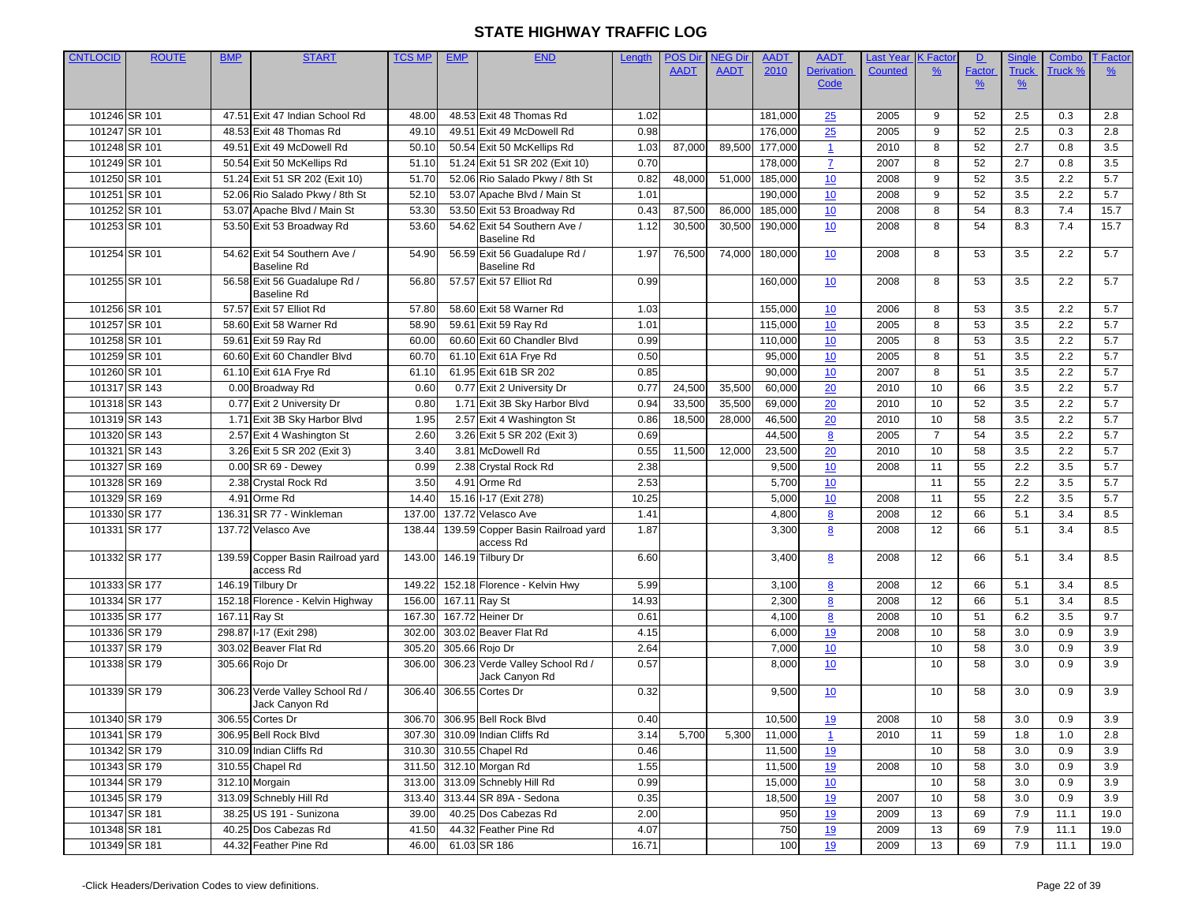# STATE HIGHWAY TRAFFIC LOG

| CNTLOCID | ROUTE | BMP | START | TCS MP | EMP | END | Length | POS Dir AADT | NEG Dir AADT | AADT 2010 | AADT Derivation Code | Last Year Counted | K Factor % | D Factor % | Single Truck % | Combo Truck % | T Factor % |
|---|---|---|---|---|---|---|---|---|---|---|---|---|---|---|---|---|---|
| 101246 | SR 101 | 47.51 | Exit 47 Indian School Rd | 48.00 | 48.53 | Exit 48 Thomas Rd | 1.02 | | | 181,000 | 25 | 2005 | 9 | 52 | 2.5 | 0.3 | 2.8 |
| 101247 | SR 101 | 48.53 | Exit 48 Thomas Rd | 49.10 | 49.51 | Exit 49 McDowell Rd | 0.98 | | | 176,000 | 25 | 2005 | 9 | 52 | 2.5 | 0.3 | 2.8 |
| 101248 | SR 101 | 49.51 | Exit 49 McDowell Rd | 50.10 | 50.54 | Exit 50 McKellips Rd | 1.03 | 87,000 | 89,500 | 177,000 | 1 | 2010 | 8 | 52 | 2.7 | 0.8 | 3.5 |
| 101249 | SR 101 | 50.54 | Exit 50 McKellips Rd | 51.10 | 51.24 | Exit 51 SR 202 (Exit 10) | 0.70 | | | 178,000 | 7 | 2007 | 8 | 52 | 2.7 | 0.8 | 3.5 |
| 101250 | SR 101 | 51.24 | Exit 51 SR 202 (Exit 10) | 51.70 | 52.06 | Rio Salado Pkwy / 8th St | 0.82 | 48,000 | 51,000 | 185,000 | 10 | 2008 | 9 | 52 | 3.5 | 2.2 | 5.7 |
| 101251 | SR 101 | 52.06 | Rio Salado Pkwy / 8th St | 52.10 | 53.07 | Apache Blvd / Main St | 1.01 | | | 190,000 | 10 | 2008 | 9 | 52 | 3.5 | 2.2 | 5.7 |
| 101252 | SR 101 | 53.07 | Apache Blvd / Main St | 53.30 | 53.50 | Exit 53 Broadway Rd | 0.43 | 87,500 | 86,000 | 185,000 | 10 | 2008 | 8 | 54 | 8.3 | 7.4 | 15.7 |
| 101253 | SR 101 | 53.50 | Exit 53 Broadway Rd | 53.60 | 54.62 | Exit 54 Southern Ave / Baseline Rd | 1.12 | 30,500 | 30,500 | 190,000 | 10 | 2008 | 8 | 54 | 8.3 | 7.4 | 15.7 |
| 101254 | SR 101 | 54.62 | Exit 54 Southern Ave / Baseline Rd | 54.90 | 56.59 | Exit 56 Guadalupe Rd / Baseline Rd | 1.97 | 76,500 | 74,000 | 180,000 | 10 | 2008 | 8 | 53 | 3.5 | 2.2 | 5.7 |
| 101255 | SR 101 | 56.58 | Exit 56 Guadalupe Rd / Baseline Rd | 56.80 | 57.57 | Exit 57 Elliot Rd | 0.99 | | | 160,000 | 10 | 2008 | 8 | 53 | 3.5 | 2.2 | 5.7 |
| 101256 | SR 101 | 57.57 | Exit 57 Elliot Rd | 57.80 | 58.60 | Exit 58 Warner Rd | 1.03 | | | 155,000 | 10 | 2006 | 8 | 53 | 3.5 | 2.2 | 5.7 |
| 101257 | SR 101 | 58.60 | Exit 58 Warner Rd | 58.90 | 59.61 | Exit 59 Ray Rd | 1.01 | | | 115,000 | 10 | 2005 | 8 | 53 | 3.5 | 2.2 | 5.7 |
| 101258 | SR 101 | 59.61 | Exit 59 Ray Rd | 60.00 | 60.60 | Exit 60 Chandler Blvd | 0.99 | | | 110,000 | 10 | 2005 | 8 | 53 | 3.5 | 2.2 | 5.7 |
| 101259 | SR 101 | 60.60 | Exit 60 Chandler Blvd | 60.70 | 61.10 | Exit 61A Frye Rd | 0.50 | | | 95,000 | 10 | 2005 | 8 | 51 | 3.5 | 2.2 | 5.7 |
| 101260 | SR 101 | 61.10 | Exit 61A Frye Rd | 61.10 | 61.95 | Exit 61B SR 202 | 0.85 | | | 90,000 | 10 | 2007 | 8 | 51 | 3.5 | 2.2 | 5.7 |
| 101317 | SR 143 | 0.00 | Broadway Rd | 0.60 | 0.77 | Exit 2 University Dr | 0.77 | 24,500 | 35,500 | 60,000 | 20 | 2010 | 10 | 66 | 3.5 | 2.2 | 5.7 |
| 101318 | SR 143 | 0.77 | Exit 2 University Dr | 0.80 | 1.71 | Exit 3B Sky Harbor Blvd | 0.94 | 33,500 | 35,500 | 69,000 | 20 | 2010 | 10 | 52 | 3.5 | 2.2 | 5.7 |
| 101319 | SR 143 | 1.71 | Exit 3B Sky Harbor Blvd | 1.95 | 2.57 | Exit 4 Washington St | 0.86 | 18,500 | 28,000 | 46,500 | 20 | 2010 | 10 | 58 | 3.5 | 2.2 | 5.7 |
| 101320 | SR 143 | 2.57 | Exit 4 Washington St | 2.60 | 3.26 | Exit 5 SR 202 (Exit 3) | 0.69 | | | 44,500 | 8 | 2005 | 7 | 54 | 3.5 | 2.2 | 5.7 |
| 101321 | SR 143 | 3.26 | Exit 5 SR 202 (Exit 3) | 3.40 | 3.81 | McDowell Rd | 0.55 | 11,500 | 12,000 | 23,500 | 20 | 2010 | 10 | 58 | 3.5 | 2.2 | 5.7 |
| 101327 | SR 169 | 0.00 | SR 69 - Dewey | 0.99 | 2.38 | Crystal Rock Rd | 2.38 | | | 9,500 | 10 | 2008 | 11 | 55 | 2.2 | 3.5 | 5.7 |
| 101328 | SR 169 | 2.38 | Crystal Rock Rd | 3.50 | 4.91 | Orme Rd | 2.53 | | | 5,700 | 10 | | 11 | 55 | 2.2 | 3.5 | 5.7 |
| 101329 | SR 169 | 4.91 | Orme Rd | 14.40 | 15.16 | I-17 (Exit 278) | 10.25 | | | 5,000 | 10 | 2008 | 11 | 55 | 2.2 | 3.5 | 5.7 |
| 101330 | SR 177 | 136.31 | SR 77 - Winkleman | 137.00 | 137.72 | Velasco Ave | 1.41 | | | 4,800 | 8 | 2008 | 12 | 66 | 5.1 | 3.4 | 8.5 |
| 101331 | SR 177 | 137.72 | Velasco Ave | 138.44 | 139.59 | Copper Basin Railroad yard access Rd | 1.87 | | | 3,300 | 8 | 2008 | 12 | 66 | 5.1 | 3.4 | 8.5 |
| 101332 | SR 177 | 139.59 | Copper Basin Railroad yard access Rd | 143.00 | 146.19 | Tilbury Dr | 6.60 | | | 3,400 | 8 | 2008 | 12 | 66 | 5.1 | 3.4 | 8.5 |
| 101333 | SR 177 | 146.19 | Tilbury Dr | 149.22 | 152.18 | Florence - Kelvin Hwy | 5.99 | | | 3,100 | 8 | 2008 | 12 | 66 | 5.1 | 3.4 | 8.5 |
| 101334 | SR 177 | 152.18 | Florence - Kelvin Highway | 156.00 | 167.11 | Ray St | 14.93 | | | 2,300 | 8 | 2008 | 12 | 66 | 5.1 | 3.4 | 8.5 |
| 101335 | SR 177 | 167.11 | Ray St | 167.30 | 167.72 | Heiner Dr | 0.61 | | | 4,100 | 8 | 2008 | 10 | 51 | 6.2 | 3.5 | 9.7 |
| 101336 | SR 179 | 298.87 | I-17 (Exit 298) | 302.00 | 303.02 | Beaver Flat Rd | 4.15 | | | 6,000 | 19 | 2008 | 10 | 58 | 3.0 | 0.9 | 3.9 |
| 101337 | SR 179 | 303.02 | Beaver Flat Rd | 305.20 | 305.66 | Rojo Dr | 2.64 | | | 7,000 | 10 | | 10 | 58 | 3.0 | 0.9 | 3.9 |
| 101338 | SR 179 | 305.66 | Rojo Dr | 306.00 | 306.23 | Verde Valley School Rd / Jack Canyon Rd | 0.57 | | | 8,000 | 10 | | 10 | 58 | 3.0 | 0.9 | 3.9 |
| 101339 | SR 179 | 306.23 | Verde Valley School Rd / Jack Canyon Rd | 306.40 | 306.55 | Cortes Dr | 0.32 | | | 9,500 | 10 | | 10 | 58 | 3.0 | 0.9 | 3.9 |
| 101340 | SR 179 | 306.55 | Cortes Dr | 306.70 | 306.95 | Bell Rock Blvd | 0.40 | | | 10,500 | 19 | 2008 | 10 | 58 | 3.0 | 0.9 | 3.9 |
| 101341 | SR 179 | 306.95 | Bell Rock Blvd | 307.30 | 310.09 | Indian Cliffs Rd | 3.14 | 5,700 | 5,300 | 11,000 | 1 | 2010 | 11 | 59 | 1.8 | 1.0 | 2.8 |
| 101342 | SR 179 | 310.09 | Indian Cliffs Rd | 310.30 | 310.55 | Chapel Rd | 0.46 | | | 11,500 | 19 | | 10 | 58 | 3.0 | 0.9 | 3.9 |
| 101343 | SR 179 | 310.55 | Chapel Rd | 311.50 | 312.10 | Morgan Rd | 1.55 | | | 11,500 | 19 | 2008 | 10 | 58 | 3.0 | 0.9 | 3.9 |
| 101344 | SR 179 | 312.10 | Morgain | 313.00 | 313.09 | Schnebly Hill Rd | 0.99 | | | 15,000 | 10 | | 10 | 58 | 3.0 | 0.9 | 3.9 |
| 101345 | SR 179 | 313.09 | Schnebly Hill Rd | 313.40 | 313.44 | SR 89A - Sedona | 0.35 | | | 18,500 | 19 | 2007 | 10 | 58 | 3.0 | 0.9 | 3.9 |
| 101347 | SR 181 | 38.25 | US 191 - Sunizona | 39.00 | 40.25 | Dos Cabezas Rd | 2.00 | | | 950 | 19 | 2009 | 13 | 69 | 7.9 | 11.1 | 19.0 |
| 101348 | SR 181 | 40.25 | Dos Cabezas Rd | 41.50 | 44.32 | Feather Pine Rd | 4.07 | | | 750 | 19 | 2009 | 13 | 69 | 7.9 | 11.1 | 19.0 |
| 101349 | SR 181 | 44.32 | Feather Pine Rd | 46.00 | 61.03 | SR 186 | 16.71 | | | 100 | 19 | 2009 | 13 | 69 | 7.9 | 11.1 | 19.0 |

-Click Headers/Derivation Codes to view definitions.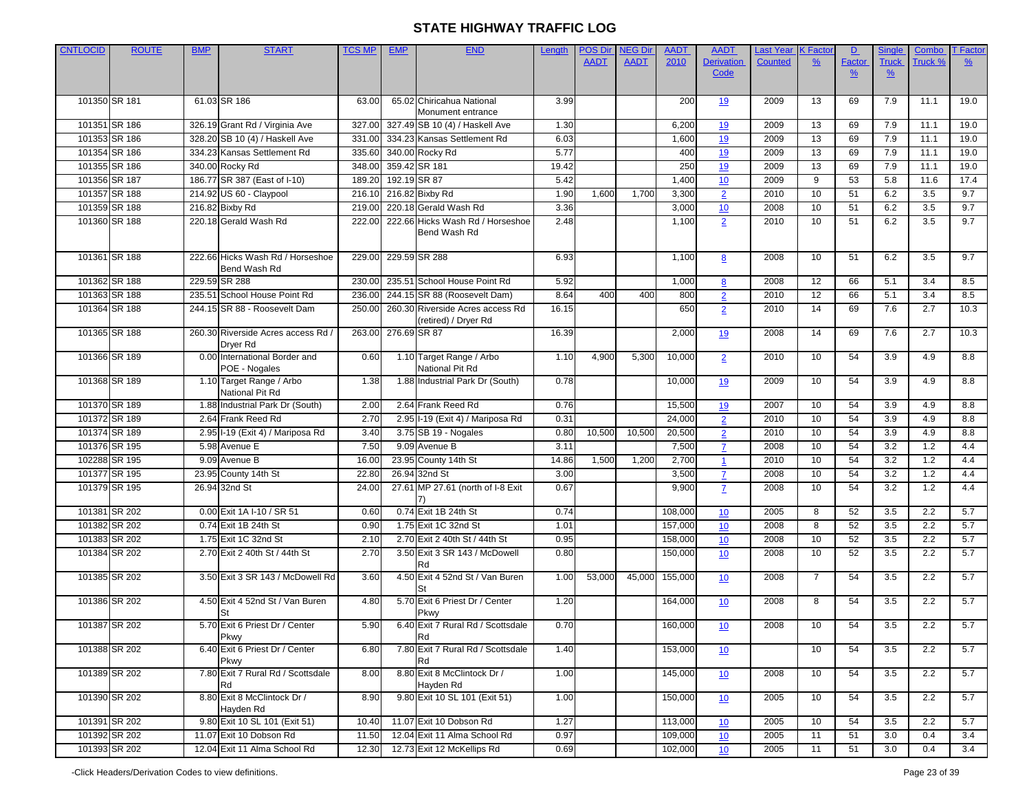# STATE HIGHWAY TRAFFIC LOG

| CNTLOCID | ROUTE | BMP | START | TCS MP | EMP | END | Length | POS Dir AADT | NEG Dir AADT | AADT 2010 | AADT Derivation Code | Last Year Counted | K Factor % | D Factor % | Single Truck % | Combo Truck % | T Factor % |
|---|---|---|---|---|---|---|---|---|---|---|---|---|---|---|---|---|---|
| 101350 | SR 181 | 61.03 | SR 186 | 63.00 | 65.02 | Chiricahua National Monument entrance | 3.99 | | | 200 | 19 | 2009 | 13 | 69 | 7.9 | 11.1 | 19.0 |
| 101351 | SR 186 | 326.19 | Grant Rd / Virginia Ave | 327.00 | 327.49 | SB 10 (4) / Haskell Ave | 1.30 | | | 6,200 | 19 | 2009 | 13 | 69 | 7.9 | 11.1 | 19.0 |
| 101353 | SR 186 | 328.20 | SB 10 (4) / Haskell Ave | 331.00 | 334.23 | Kansas Settlement Rd | 6.03 | | | 1,600 | 19 | 2009 | 13 | 69 | 7.9 | 11.1 | 19.0 |
| 101354 | SR 186 | 334.23 | Kansas Settlement Rd | 335.60 | 340.00 | Rocky Rd | 5.77 | | | 400 | 19 | 2009 | 13 | 69 | 7.9 | 11.1 | 19.0 |
| 101355 | SR 186 | 340.00 | Rocky Rd | 348.00 | 359.42 | SR 181 | 19.42 | | | 250 | 19 | 2009 | 13 | 69 | 7.9 | 11.1 | 19.0 |
| 101356 | SR 187 | 186.77 | SR 387 (East of I-10) | 189.20 | 192.19 | SR 87 | 5.42 | | | 1,400 | 10 | 2009 | 9 | 53 | 5.8 | 11.6 | 17.4 |
| 101357 | SR 188 | 214.92 | US 60 - Claypool | 216.10 | 216.82 | Bixby Rd | 1.90 | 1,600 | 1,700 | 3,300 | 2 | 2010 | 10 | 51 | 6.2 | 3.5 | 9.7 |
| 101359 | SR 188 | 216.82 | Bixby Rd | 219.00 | 220.18 | Gerald Wash Rd | 3.36 | | | 3,000 | 10 | 2008 | 10 | 51 | 6.2 | 3.5 | 9.7 |
| 101360 | SR 188 | 220.18 | Gerald Wash Rd | 222.00 | 222.66 | Hicks Wash Rd / Horseshoe Bend Wash Rd | 2.48 | | | 1,100 | 2 | 2010 | 10 | 51 | 6.2 | 3.5 | 9.7 |
| 101361 | SR 188 | 222.66 | Hicks Wash Rd / Horseshoe Bend Wash Rd | 229.00 | 229.59 | SR 288 | 6.93 | | | 1,100 | 8 | 2008 | 10 | 51 | 6.2 | 3.5 | 9.7 |
| 101362 | SR 188 | 229.59 | SR 288 | 230.00 | 235.51 | School House Point Rd | 5.92 | | | 1,000 | 8 | 2008 | 12 | 66 | 5.1 | 3.4 | 8.5 |
| 101363 | SR 188 | 235.51 | School House Point Rd | 236.00 | 244.15 | SR 88 (Roosevelt Dam) | 8.64 | 400 | 400 | 800 | 2 | 2010 | 12 | 66 | 5.1 | 3.4 | 8.5 |
| 101364 | SR 188 | 244.15 | SR 88 - Roosevelt Dam | 250.00 | 260.30 | Riverside Acres access Rd (retired) / Dryer Rd | 16.15 | | | 650 | 2 | 2010 | 14 | 69 | 7.6 | 2.7 | 10.3 |
| 101365 | SR 188 | 260.30 | Riverside Acres access Rd / Dryer Rd | 263.00 | 276.69 | SR 87 | 16.39 | | | 2,000 | 19 | 2008 | 14 | 69 | 7.6 | 2.7 | 10.3 |
| 101366 | SR 189 | 0.00 | International Border and POE - Nogales | 0.60 | 1.10 | Target Range / Arbo National Pit Rd | 1.10 | 4,900 | 5,300 | 10,000 | 2 | 2010 | 10 | 54 | 3.9 | 4.9 | 8.8 |
| 101368 | SR 189 | 1.10 | Target Range / Arbo National Pit Rd | 1.38 | 1.88 | Industrial Park Dr (South) | 0.78 | | | 10,000 | 19 | 2009 | 10 | 54 | 3.9 | 4.9 | 8.8 |
| 101370 | SR 189 | 1.88 | Industrial Park Dr (South) | 2.00 | 2.64 | Frank Reed Rd | 0.76 | | | 15,500 | 19 | 2007 | 10 | 54 | 3.9 | 4.9 | 8.8 |
| 101372 | SR 189 | 2.64 | Frank Reed Rd | 2.70 | 2.95 | I-19 (Exit 4) / Mariposa Rd | 0.31 | | | 24,000 | 2 | 2010 | 10 | 54 | 3.9 | 4.9 | 8.8 |
| 101374 | SR 189 | 2.95 | I-19 (Exit 4) / Mariposa Rd | 3.40 | 3.75 | SB 19 - Nogales | 0.80 | 10,500 | 10,500 | 20,500 | 2 | 2010 | 10 | 54 | 3.9 | 4.9 | 8.8 |
| 101376 | SR 195 | 5.98 | Avenue E | 7.50 | 9.09 | Avenue B | 3.11 | | | 7,500 | 7 | 2008 | 10 | 54 | 3.2 | 1.2 | 4.4 |
| 102288 | SR 195 | 9.09 | Avenue B | 16.00 | 23.95 | County 14th St | 14.86 | 1,500 | 1,200 | 2,700 | 1 | 2010 | 10 | 54 | 3.2 | 1.2 | 4.4 |
| 101377 | SR 195 | 23.95 | County 14th St | 22.80 | 26.94 | 32nd St | 3.00 | | | 3,500 | 7 | 2008 | 10 | 54 | 3.2 | 1.2 | 4.4 |
| 101379 | SR 195 | 26.94 | 32nd St | 24.00 | 27.61 | MP 27.61 (north of I-8 Exit 7) | 0.67 | | | 9,900 | 7 | 2008 | 10 | 54 | 3.2 | 1.2 | 4.4 |
| 101381 | SR 202 | 0.00 | Exit 1A I-10 / SR 51 | 0.60 | 0.74 | Exit 1B 24th St | 0.74 | | | 108,000 | 10 | 2005 | 8 | 52 | 3.5 | 2.2 | 5.7 |
| 101382 | SR 202 | 0.74 | Exit 1B 24th St | 0.90 | 1.75 | Exit 1C 32nd St | 1.01 | | | 157,000 | 10 | 2008 | 8 | 52 | 3.5 | 2.2 | 5.7 |
| 101383 | SR 202 | 1.75 | Exit 1C 32nd St | 2.10 | 2.70 | Exit 2 40th St / 44th St | 0.95 | | | 158,000 | 10 | 2008 | 10 | 52 | 3.5 | 2.2 | 5.7 |
| 101384 | SR 202 | 2.70 | Exit 2 40th St / 44th St | 2.70 | 3.50 | Exit 3 SR 143 / McDowell Rd | 0.80 | | | 150,000 | 10 | 2008 | 10 | 52 | 3.5 | 2.2 | 5.7 |
| 101385 | SR 202 | 3.50 | Exit 3 SR 143 / McDowell Rd | 3.60 | 4.50 | Exit 4 52nd St / Van Buren St | 1.00 | 53,000 | 45,000 | 155,000 | 10 | 2008 | 7 | 54 | 3.5 | 2.2 | 5.7 |
| 101386 | SR 202 | 4.50 | Exit 4 52nd St / Van Buren St | 4.80 | 5.70 | Exit 6 Priest Dr / Center Pkwy | 1.20 | | | 164,000 | 10 | 2008 | 8 | 54 | 3.5 | 2.2 | 5.7 |
| 101387 | SR 202 | 5.70 | Exit 6 Priest Dr / Center Pkwy | 5.90 | 6.40 | Exit 7 Rural Rd / Scottsdale Rd | 0.70 | | | 160,000 | 10 | 2008 | 10 | 54 | 3.5 | 2.2 | 5.7 |
| 101388 | SR 202 | 6.40 | Exit 6 Priest Dr / Center Pkwy | 6.80 | 7.80 | Exit 7 Rural Rd / Scottsdale Rd | 1.40 | | | 153,000 | 10 | | 10 | 54 | 3.5 | 2.2 | 5.7 |
| 101389 | SR 202 | 7.80 | Exit 7 Rural Rd / Scottsdale Rd | 8.00 | 8.80 | Exit 8 McClintock Dr / Hayden Rd | 1.00 | | | 145,000 | 10 | 2008 | 10 | 54 | 3.5 | 2.2 | 5.7 |
| 101390 | SR 202 | 8.80 | Exit 8 McClintock Dr / Hayden Rd | 8.90 | 9.80 | Exit 10 SL 101 (Exit 51) | 1.00 | | | 150,000 | 10 | 2005 | 10 | 54 | 3.5 | 2.2 | 5.7 |
| 101391 | SR 202 | 9.80 | Exit 10 SL 101 (Exit 51) | 10.40 | 11.07 | Exit 10 Dobson Rd | 1.27 | | | 113,000 | 10 | 2005 | 10 | 54 | 3.5 | 2.2 | 5.7 |
| 101392 | SR 202 | 11.07 | Exit 10 Dobson Rd | 11.50 | 12.04 | Exit 11 Alma School Rd | 0.97 | | | 109,000 | 10 | 2005 | 11 | 51 | 3.0 | 0.4 | 3.4 |
| 101393 | SR 202 | 12.04 | Exit 11 Alma School Rd | 12.30 | 12.73 | Exit 12 McKellips Rd | 0.69 | | | 102,000 | 10 | 2005 | 11 | 51 | 3.0 | 0.4 | 3.4 |

-Click Headers/Derivation Codes to view definitions.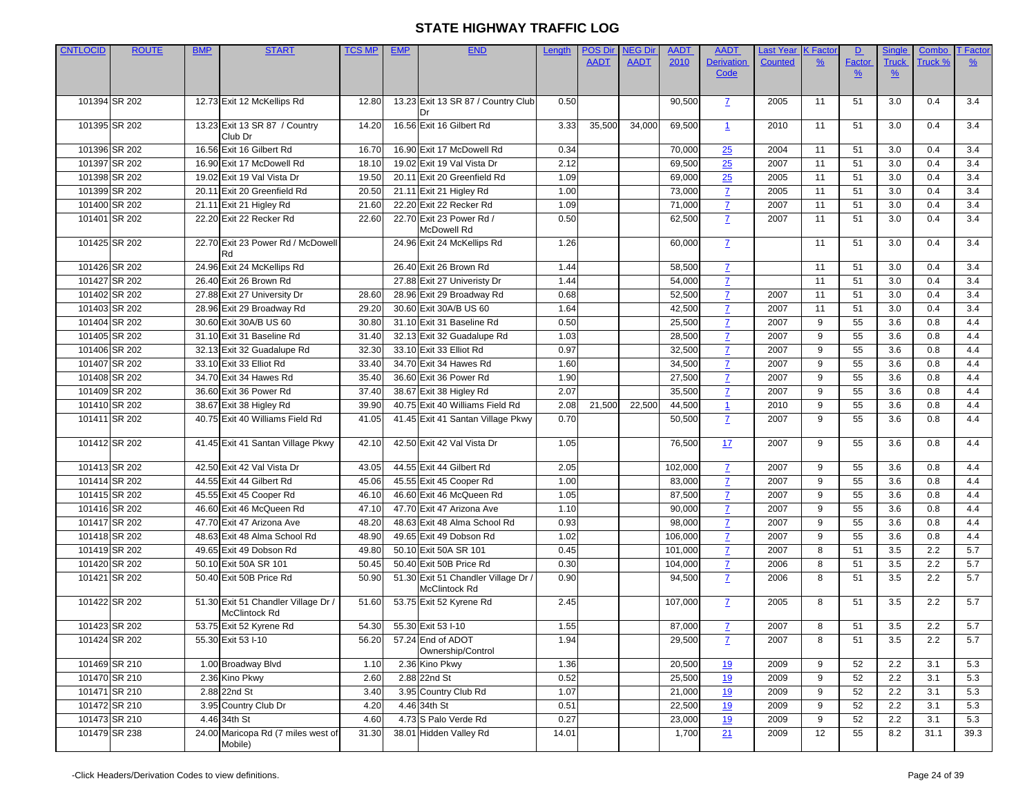# STATE HIGHWAY TRAFFIC LOG

| CNTLOCID | ROUTE | BMP | START | TCS MP | EMP | END | Length | POS Dir AADT | NEG Dir AADT | AADT 2010 | AADT Derivation Code | Last Year Counted | K Factor % | D Factor % | Single Truck % | Combo Truck % | T Factor % |
|---|---|---|---|---|---|---|---|---|---|---|---|---|---|---|---|---|---|
| 101394 | SR 202 | 12.73 | Exit 12 McKellips Rd | 12.80 | 13.23 | Exit 13 SR 87 / Country Club Dr | 0.50 | | | 90,500 | 7 | 2005 | 11 | 51 | 3.0 | 0.4 | 3.4 |
| 101395 | SR 202 | 13.23 | Exit 13 SR 87 / Country Club Dr | 14.20 | 16.56 | Exit 16 Gilbert Rd | 3.33 | 35,500 | 34,000 | 69,500 | 1 | 2010 | 11 | 51 | 3.0 | 0.4 | 3.4 |
| 101396 | SR 202 | 16.56 | Exit 16 Gilbert Rd | 16.70 | 16.90 | Exit 17 McDowell Rd | 0.34 | | | 70,000 | 25 | 2004 | 11 | 51 | 3.0 | 0.4 | 3.4 |
| 101397 | SR 202 | 16.90 | Exit 17 McDowell Rd | 18.10 | 19.02 | Exit 19 Val Vista Dr | 2.12 | | | 69,500 | 25 | 2007 | 11 | 51 | 3.0 | 0.4 | 3.4 |
| 101398 | SR 202 | 19.02 | Exit 19 Val Vista Dr | 19.50 | 20.11 | Exit 20 Greenfield Rd | 1.09 | | | 69,000 | 25 | 2005 | 11 | 51 | 3.0 | 0.4 | 3.4 |
| 101399 | SR 202 | 20.11 | Exit 20 Greenfield Rd | 20.50 | 21.11 | Exit 21 Higley Rd | 1.00 | | | 73,000 | 7 | 2005 | 11 | 51 | 3.0 | 0.4 | 3.4 |
| 101400 | SR 202 | 21.11 | Exit 21 Higley Rd | 21.60 | 22.20 | Exit 22 Recker Rd | 1.09 | | | 71,000 | 7 | 2007 | 11 | 51 | 3.0 | 0.4 | 3.4 |
| 101401 | SR 202 | 22.20 | Exit 22 Recker Rd | 22.60 | 22.70 | Exit 23 Power Rd / McDowell Rd | 0.50 | | | 62,500 | 7 | 2007 | 11 | 51 | 3.0 | 0.4 | 3.4 |
| 101425 | SR 202 | 22.70 | Exit 23 Power Rd / McDowell Rd | | 24.96 | Exit 24 McKellips Rd | 1.26 | | | 60,000 | 7 | | 11 | 51 | 3.0 | 0.4 | 3.4 |
| 101426 | SR 202 | 24.96 | Exit 24 McKellips Rd | | 26.40 | Exit 26 Brown Rd | 1.44 | | | 58,500 | 7 | | 11 | 51 | 3.0 | 0.4 | 3.4 |
| 101427 | SR 202 | 26.40 | Exit 26 Brown Rd | | 27.88 | Exit 27 Univeristy Dr | 1.44 | | | 54,000 | 7 | | 11 | 51 | 3.0 | 0.4 | 3.4 |
| 101402 | SR 202 | 27.88 | Exit 27 University Dr | 28.60 | 28.96 | Exit 29 Broadway Rd | 0.68 | | | 52,500 | 7 | 2007 | 11 | 51 | 3.0 | 0.4 | 3.4 |
| 101403 | SR 202 | 28.96 | Exit 29 Broadway Rd | 29.20 | 30.60 | Exit 30A/B US 60 | 1.64 | | | 42,500 | 7 | 2007 | 11 | 51 | 3.0 | 0.4 | 3.4 |
| 101404 | SR 202 | 30.60 | Exit 30A/B US 60 | 30.80 | 31.10 | Exit 31 Baseline Rd | 0.50 | | | 25,500 | 7 | 2007 | 9 | 55 | 3.6 | 0.8 | 4.4 |
| 101405 | SR 202 | 31.10 | Exit 31 Baseline Rd | 31.40 | 32.13 | Exit 32 Guadalupe Rd | 1.03 | | | 28,500 | 7 | 2007 | 9 | 55 | 3.6 | 0.8 | 4.4 |
| 101406 | SR 202 | 32.13 | Exit 32 Guadalupe Rd | 32.30 | 33.10 | Exit 33 Elliot Rd | 0.97 | | | 32,500 | 7 | 2007 | 9 | 55 | 3.6 | 0.8 | 4.4 |
| 101407 | SR 202 | 33.10 | Exit 33 Elliot Rd | 33.40 | 34.70 | Exit 34 Hawes Rd | 1.60 | | | 34,500 | 7 | 2007 | 9 | 55 | 3.6 | 0.8 | 4.4 |
| 101408 | SR 202 | 34.70 | Exit 34 Hawes Rd | 35.40 | 36.60 | Exit 36 Power Rd | 1.90 | | | 27,500 | 7 | 2007 | 9 | 55 | 3.6 | 0.8 | 4.4 |
| 101409 | SR 202 | 36.60 | Exit 36 Power Rd | 37.40 | 38.67 | Exit 38 Higley Rd | 2.07 | | | 35,500 | 7 | 2007 | 9 | 55 | 3.6 | 0.8 | 4.4 |
| 101410 | SR 202 | 38.67 | Exit 38 Higley Rd | 39.90 | 40.75 | Exit 40 Williams Field Rd | 2.08 | 21,500 | 22,500 | 44,500 | 1 | 2010 | 9 | 55 | 3.6 | 0.8 | 4.4 |
| 101411 | SR 202 | 40.75 | Exit 40 Williams Field Rd | 41.05 | 41.45 | Exit 41 Santan Village Pkwy | 0.70 | | | 50,500 | 7 | 2007 | 9 | 55 | 3.6 | 0.8 | 4.4 |
| 101412 | SR 202 | 41.45 | Exit 41 Santan Village Pkwy | 42.10 | 42.50 | Exit 42 Val Vista Dr | 1.05 | | | 76,500 | 17 | 2007 | 9 | 55 | 3.6 | 0.8 | 4.4 |
| 101413 | SR 202 | 42.50 | Exit 42 Val Vista Dr | 43.05 | 44.55 | Exit 44 Gilbert Rd | 2.05 | | | 102,000 | 7 | 2007 | 9 | 55 | 3.6 | 0.8 | 4.4 |
| 101414 | SR 202 | 44.55 | Exit 44 Gilbert Rd | 45.06 | 45.55 | Exit 45 Cooper Rd | 1.00 | | | 83,000 | 7 | 2007 | 9 | 55 | 3.6 | 0.8 | 4.4 |
| 101415 | SR 202 | 45.55 | Exit 45 Cooper Rd | 46.10 | 46.60 | Exit 46 McQueen Rd | 1.05 | | | 87,500 | 7 | 2007 | 9 | 55 | 3.6 | 0.8 | 4.4 |
| 101416 | SR 202 | 46.60 | Exit 46 McQueen Rd | 47.10 | 47.70 | Exit 47 Arizona Ave | 1.10 | | | 90,000 | 7 | 2007 | 9 | 55 | 3.6 | 0.8 | 4.4 |
| 101417 | SR 202 | 47.70 | Exit 47 Arizona Ave | 48.20 | 48.63 | Exit 48 Alma School Rd | 0.93 | | | 98,000 | 7 | 2007 | 9 | 55 | 3.6 | 0.8 | 4.4 |
| 101418 | SR 202 | 48.63 | Exit 48 Alma School Rd | 48.90 | 49.65 | Exit 49 Dobson Rd | 1.02 | | | 106,000 | 7 | 2007 | 9 | 55 | 3.6 | 0.8 | 4.4 |
| 101419 | SR 202 | 49.65 | Exit 49 Dobson Rd | 49.80 | 50.10 | Exit 50A SR 101 | 0.45 | | | 101,000 | 7 | 2007 | 8 | 51 | 3.5 | 2.2 | 5.7 |
| 101420 | SR 202 | 50.10 | Exit 50A SR 101 | 50.45 | 50.40 | Exit 50B Price Rd | 0.30 | | | 104,000 | 7 | 2006 | 8 | 51 | 3.5 | 2.2 | 5.7 |
| 101421 | SR 202 | 50.40 | Exit 50B Price Rd | 50.90 | 51.30 | Exit 51 Chandler Village Dr / McClintock Rd | 0.90 | | | 94,500 | 7 | 2006 | 8 | 51 | 3.5 | 2.2 | 5.7 |
| 101422 | SR 202 | 51.30 | Exit 51 Chandler Village Dr / McClintock Rd | 51.60 | 53.75 | Exit 52 Kyrene Rd | 2.45 | | | 107,000 | 7 | 2005 | 8 | 51 | 3.5 | 2.2 | 5.7 |
| 101423 | SR 202 | 53.75 | Exit 52 Kyrene Rd | 54.30 | 55.30 | Exit 53 I-10 | 1.55 | | | 87,000 | 7 | 2007 | 8 | 51 | 3.5 | 2.2 | 5.7 |
| 101424 | SR 202 | 55.30 | Exit 53 I-10 | 56.20 | 57.24 | End of ADOT Ownership/Control | 1.94 | | | 29,500 | 7 | 2007 | 8 | 51 | 3.5 | 2.2 | 5.7 |
| 101469 | SR 210 | 1.00 | Broadway Blvd | 1.10 | 2.36 | Kino Pkwy | 1.36 | | | 20,500 | 19 | 2009 | 9 | 52 | 2.2 | 3.1 | 5.3 |
| 101470 | SR 210 | 2.36 | Kino Pkwy | 2.60 | 2.88 | 22nd St | 0.52 | | | 25,500 | 19 | 2009 | 9 | 52 | 2.2 | 3.1 | 5.3 |
| 101471 | SR 210 | 2.88 | 22nd St | 3.40 | 3.95 | Country Club Rd | 1.07 | | | 21,000 | 19 | 2009 | 9 | 52 | 2.2 | 3.1 | 5.3 |
| 101472 | SR 210 | 3.95 | Country Club Dr | 4.20 | 4.46 | 34th St | 0.51 | | | 22,500 | 19 | 2009 | 9 | 52 | 2.2 | 3.1 | 5.3 |
| 101473 | SR 210 | 4.46 | 34th St | 4.60 | 4.73 | S Palo Verde Rd | 0.27 | | | 23,000 | 19 | 2009 | 9 | 52 | 2.2 | 3.1 | 5.3 |
| 101479 | SR 238 | 24.00 | Maricopa Rd (7 miles west of Mobile) | 31.30 | 38.01 | Hidden Valley Rd | 14.01 | | | 1,700 | 21 | 2009 | 12 | 55 | 8.2 | 31.1 | 39.3 |

-Click Headers/Derivation Codes to view definitions.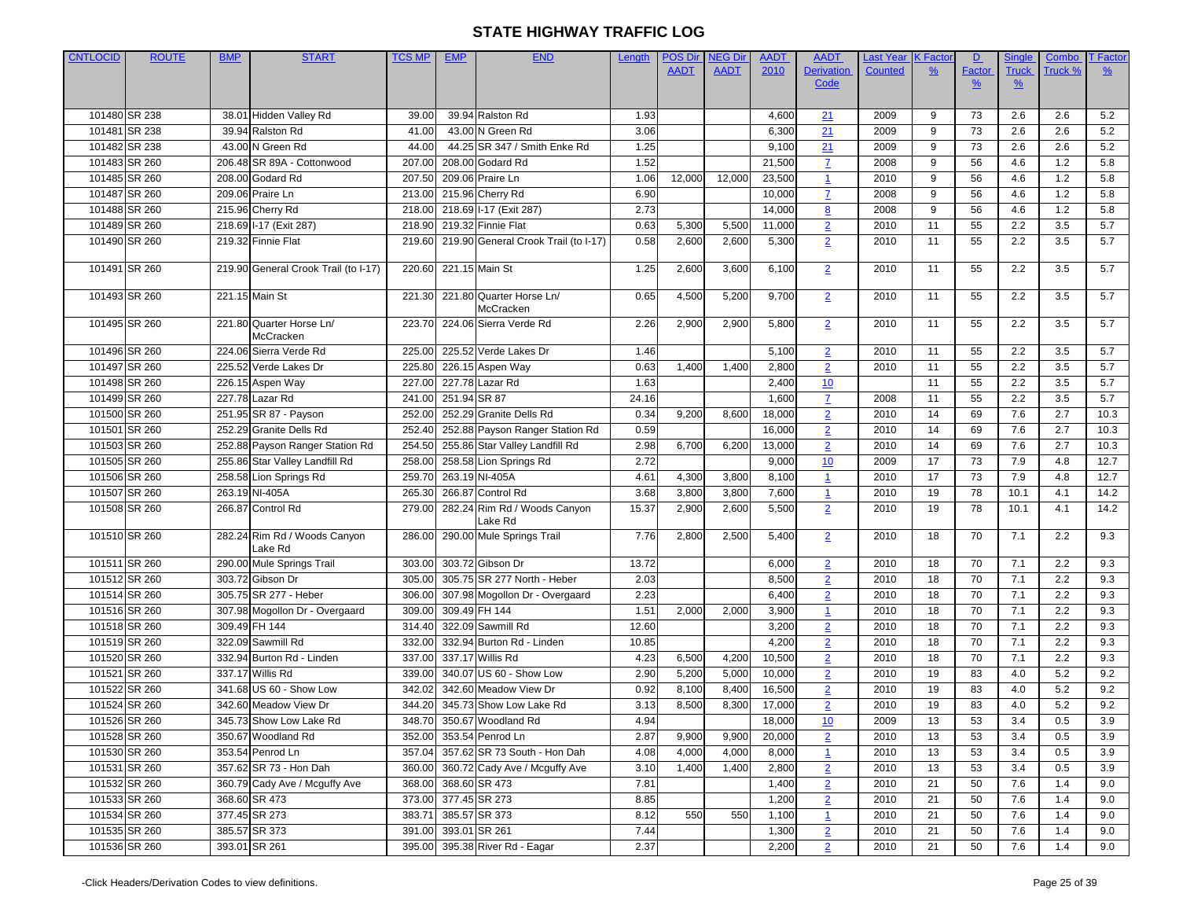# STATE HIGHWAY TRAFFIC LOG

| CNTLOCID | ROUTE | BMP | START | TCS MP | EMP | END | Length | POS Dir AADT | NEG Dir AADT | AADT 2010 | AADT Derivation Code | Last Year Counted | K Factor % | D Factor % | Single Truck % | Combo Truck % | T Factor % |
|---|---|---|---|---|---|---|---|---|---|---|---|---|---|---|---|---|---|
| 101480 | SR 238 | 38.01 | Hidden Valley Rd | 39.00 | 39.94 | Ralston Rd | 1.93 | | | 4,600 | 21 | 2009 | 9 | 73 | 2.6 | 2.6 | 5.2 |
| 101481 | SR 238 | 39.94 | Ralston Rd | 41.00 | 43.00 | N Green Rd | 3.06 | | | 6,300 | 21 | 2009 | 9 | 73 | 2.6 | 2.6 | 5.2 |
| 101482 | SR 238 | 43.00 | N Green Rd | 44.00 | 44.25 | SR 347 / Smith Enke Rd | 1.25 | | | 9,100 | 21 | 2009 | 9 | 73 | 2.6 | 2.6 | 5.2 |
| 101483 | SR 260 | 206.48 | SR 89A - Cottonwood | 207.00 | 208.00 | Godard Rd | 1.52 | | | 21,500 | 7 | 2008 | 9 | 56 | 4.6 | 1.2 | 5.8 |
| 101485 | SR 260 | 208.00 | Godard Rd | 207.50 | 209.06 | Praire Ln | 1.06 | 12,000 | 12,000 | 23,500 | 1 | 2010 | 9 | 56 | 4.6 | 1.2 | 5.8 |
| 101487 | SR 260 | 209.06 | Praire Ln | 213.00 | 215.96 | Cherry Rd | 6.90 | | | 10,000 | 7 | 2008 | 9 | 56 | 4.6 | 1.2 | 5.8 |
| 101488 | SR 260 | 215.96 | Cherry Rd | 218.00 | 218.69 | I-17 (Exit 287) | 2.73 | | | 14,000 | 8 | 2008 | 9 | 56 | 4.6 | 1.2 | 5.8 |
| 101489 | SR 260 | 218.69 | I-17 (Exit 287) | 218.90 | 219.32 | Finnie Flat | 0.63 | 5,300 | 5,500 | 11,000 | 2 | 2010 | 11 | 55 | 2.2 | 3.5 | 5.7 |
| 101490 | SR 260 | 219.32 | Finnie Flat | 219.60 | 219.90 | General Crook Trail (to I-17) | 0.58 | 2,600 | 2,600 | 5,300 | 2 | 2010 | 11 | 55 | 2.2 | 3.5 | 5.7 |
| 101491 | SR 260 | 219.90 | General Crook Trail (to I-17) | 220.60 | 221.15 | Main St | 1.25 | 2,600 | 3,600 | 6,100 | 2 | 2010 | 11 | 55 | 2.2 | 3.5 | 5.7 |
| 101493 | SR 260 | 221.15 | Main St | 221.30 | 221.80 | Quarter Horse Ln/ McCracken | 0.65 | 4,500 | 5,200 | 9,700 | 2 | 2010 | 11 | 55 | 2.2 | 3.5 | 5.7 |
| 101495 | SR 260 | 221.80 | Quarter Horse Ln/ McCracken | 223.70 | 224.06 | Sierra Verde Rd | 2.26 | 2,900 | 2,900 | 5,800 | 2 | 2010 | 11 | 55 | 2.2 | 3.5 | 5.7 |
| 101496 | SR 260 | 224.06 | Sierra Verde Rd | 225.00 | 225.52 | Verde Lakes Dr | 1.46 | | | 5,100 | 2 | 2010 | 11 | 55 | 2.2 | 3.5 | 5.7 |
| 101497 | SR 260 | 225.52 | Verde Lakes Dr | 225.80 | 226.15 | Aspen Way | 0.63 | 1,400 | 1,400 | 2,800 | 2 | 2010 | 11 | 55 | 2.2 | 3.5 | 5.7 |
| 101498 | SR 260 | 226.15 | Aspen Way | 227.00 | 227.78 | Lazar Rd | 1.63 | | | 2,400 | 10 | | 11 | 55 | 2.2 | 3.5 | 5.7 |
| 101499 | SR 260 | 227.78 | Lazar Rd | 241.00 | 251.94 | SR 87 | 24.16 | | | 1,600 | 7 | 2008 | 11 | 55 | 2.2 | 3.5 | 5.7 |
| 101500 | SR 260 | 251.95 | SR 87 - Payson | 252.00 | 252.29 | Granite Dells Rd | 0.34 | 9,200 | 8,600 | 18,000 | 2 | 2010 | 14 | 69 | 7.6 | 2.7 | 10.3 |
| 101501 | SR 260 | 252.29 | Granite Dells Rd | 252.40 | 252.88 | Payson Ranger Station Rd | 0.59 | | | 16,000 | 2 | 2010 | 14 | 69 | 7.6 | 2.7 | 10.3 |
| 101503 | SR 260 | 252.88 | Payson Ranger Station Rd | 254.50 | 255.86 | Star Valley Landfill Rd | 2.98 | 6,700 | 6,200 | 13,000 | 2 | 2010 | 14 | 69 | 7.6 | 2.7 | 10.3 |
| 101505 | SR 260 | 255.86 | Star Valley Landfill Rd | 258.00 | 258.58 | Lion Springs Rd | 2.72 | | | 9,000 | 10 | 2009 | 17 | 73 | 7.9 | 4.8 | 12.7 |
| 101506 | SR 260 | 258.58 | Lion Springs Rd | 259.70 | 263.19 | NI-405A | 4.61 | 4,300 | 3,800 | 8,100 | 1 | 2010 | 17 | 73 | 7.9 | 4.8 | 12.7 |
| 101507 | SR 260 | 263.19 | NI-405A | 265.30 | 266.87 | Control Rd | 3.68 | 3,800 | 3,800 | 7,600 | 1 | 2010 | 19 | 78 | 10.1 | 4.1 | 14.2 |
| 101508 | SR 260 | 266.87 | Control Rd | 279.00 | 282.24 | Rim Rd / Woods Canyon Lake Rd | 15.37 | 2,900 | 2,600 | 5,500 | 2 | 2010 | 19 | 78 | 10.1 | 4.1 | 14.2 |
| 101510 | SR 260 | 282.24 | Rim Rd / Woods Canyon Lake Rd | 286.00 | 290.00 | Mule Springs Trail | 7.76 | 2,800 | 2,500 | 5,400 | 2 | 2010 | 18 | 70 | 7.1 | 2.2 | 9.3 |
| 101511 | SR 260 | 290.00 | Mule Springs Trail | 303.00 | 303.72 | Gibson Dr | 13.72 | | | 6,000 | 2 | 2010 | 18 | 70 | 7.1 | 2.2 | 9.3 |
| 101512 | SR 260 | 303.72 | Gibson Dr | 305.00 | 305.75 | SR 277 North - Heber | 2.03 | | | 8,500 | 2 | 2010 | 18 | 70 | 7.1 | 2.2 | 9.3 |
| 101514 | SR 260 | 305.75 | SR 277 - Heber | 306.00 | 307.98 | Mogollon Dr - Overgaard | 2.23 | | | 6,400 | 2 | 2010 | 18 | 70 | 7.1 | 2.2 | 9.3 |
| 101516 | SR 260 | 307.98 | Mogollon Dr - Overgaard | 309.00 | 309.49 | FH 144 | 1.51 | 2,000 | 2,000 | 3,900 | 1 | 2010 | 18 | 70 | 7.1 | 2.2 | 9.3 |
| 101518 | SR 260 | 309.49 | FH 144 | 314.40 | 322.09 | Sawmill Rd | 12.60 | | | 3,200 | 2 | 2010 | 18 | 70 | 7.1 | 2.2 | 9.3 |
| 101519 | SR 260 | 322.09 | Sawmill Rd | 332.00 | 332.94 | Burton Rd - Linden | 10.85 | | | 4,200 | 2 | 2010 | 18 | 70 | 7.1 | 2.2 | 9.3 |
| 101520 | SR 260 | 332.94 | Burton Rd - Linden | 337.00 | 337.17 | Willis Rd | 4.23 | 6,500 | 4,200 | 10,500 | 2 | 2010 | 18 | 70 | 7.1 | 2.2 | 9.3 |
| 101521 | SR 260 | 337.17 | Willis Rd | 339.00 | 340.07 | US 60 - Show Low | 2.90 | 5,200 | 5,000 | 10,000 | 2 | 2010 | 19 | 83 | 4.0 | 5.2 | 9.2 |
| 101522 | SR 260 | 341.68 | US 60 - Show Low | 342.02 | 342.60 | Meadow View Dr | 0.92 | 8,100 | 8,400 | 16,500 | 2 | 2010 | 19 | 83 | 4.0 | 5.2 | 9.2 |
| 101524 | SR 260 | 342.60 | Meadow View Dr | 344.20 | 345.73 | Show Low Lake Rd | 3.13 | 8,500 | 8,300 | 17,000 | 2 | 2010 | 19 | 83 | 4.0 | 5.2 | 9.2 |
| 101526 | SR 260 | 345.73 | Show Low Lake Rd | 348.70 | 350.67 | Woodland Rd | 4.94 | | | 18,000 | 10 | 2009 | 13 | 53 | 3.4 | 0.5 | 3.9 |
| 101528 | SR 260 | 350.67 | Woodland Rd | 352.00 | 353.54 | Penrod Ln | 2.87 | 9,900 | 9,900 | 20,000 | 2 | 2010 | 13 | 53 | 3.4 | 0.5 | 3.9 |
| 101530 | SR 260 | 353.54 | Penrod Ln | 357.04 | 357.62 | SR 73 South - Hon Dah | 4.08 | 4,000 | 4,000 | 8,000 | 1 | 2010 | 13 | 53 | 3.4 | 0.5 | 3.9 |
| 101531 | SR 260 | 357.62 | SR 73 - Hon Dah | 360.00 | 360.72 | Cady Ave / Mcguffy Ave | 3.10 | 1,400 | 1,400 | 2,800 | 2 | 2010 | 13 | 53 | 3.4 | 0.5 | 3.9 |
| 101532 | SR 260 | 360.79 | Cady Ave / Mcguffy Ave | 368.00 | 368.60 | SR 473 | 7.81 | | | 1,400 | 2 | 2010 | 21 | 50 | 7.6 | 1.4 | 9.0 |
| 101533 | SR 260 | 368.60 | SR 473 | 373.00 | 377.45 | SR 273 | 8.85 | | | 1,200 | 2 | 2010 | 21 | 50 | 7.6 | 1.4 | 9.0 |
| 101534 | SR 260 | 377.45 | SR 273 | 383.71 | 385.57 | SR 373 | 8.12 | 550 | 550 | 1,100 | 1 | 2010 | 21 | 50 | 7.6 | 1.4 | 9.0 |
| 101535 | SR 260 | 385.57 | SR 373 | 391.00 | 393.01 | SR 261 | 7.44 | | | 1,300 | 2 | 2010 | 21 | 50 | 7.6 | 1.4 | 9.0 |
| 101536 | SR 260 | 393.01 | SR 261 | 395.00 | 395.38 | River Rd - Eagar | 2.37 | | | 2,200 | 2 | 2010 | 21 | 50 | 7.6 | 1.4 | 9.0 |

-Click Headers/Derivation Codes to view definitions.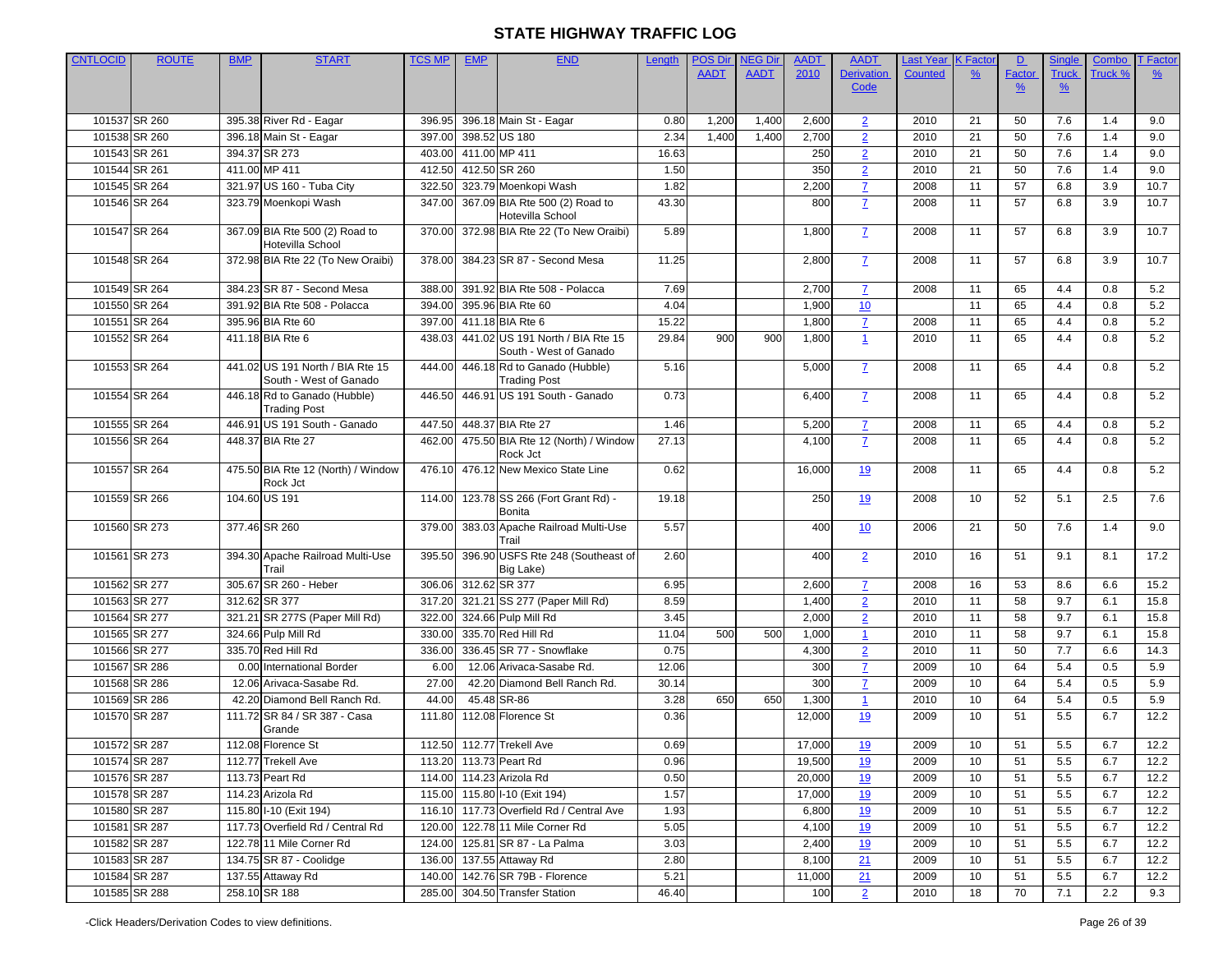# STATE HIGHWAY TRAFFIC LOG

| CNTLOCID | ROUTE | BMP | START | TCS MP | EMP | END | Length | POS Dir AADT | NEG Dir AADT | AADT 2010 | AADT Derivation Code | Last Year Counted | K Factor % | D Factor % | Single Truck % | Combo Truck % | T Factor % |
|---|---|---|---|---|---|---|---|---|---|---|---|---|---|---|---|---|---|
| 101537 | SR 260 | 395.38 | River Rd - Eagar | 396.95 | 396.18 | Main St - Eagar | 0.80 | 1,200 | 1,400 | 2,600 | 2 | 2010 | 21 | 50 | 7.6 | 1.4 | 9.0 |
| 101538 | SR 260 | 396.18 | Main St - Eagar | 397.00 | 398.52 | US 180 | 2.34 | 1,400 | 1,400 | 2,700 | 2 | 2010 | 21 | 50 | 7.6 | 1.4 | 9.0 |
| 101543 | SR 261 | 394.37 | SR 273 | 403.00 | 411.00 | MP 411 | 16.63 | | | 250 | 2 | 2010 | 21 | 50 | 7.6 | 1.4 | 9.0 |
| 101544 | SR 261 | 411.00 | MP 411 | 412.50 | 412.50 | SR 260 | 1.50 | | | 350 | 2 | 2010 | 21 | 50 | 7.6 | 1.4 | 9.0 |
| 101545 | SR 264 | 321.97 | US 160 - Tuba City | 322.50 | 323.79 | Moenkopi Wash | 1.82 | | | 2,200 | 7 | 2008 | 11 | 57 | 6.8 | 3.9 | 10.7 |
| 101546 | SR 264 | 323.79 | Moenkopi Wash | 347.00 | 367.09 | BIA Rte 500 (2) Road to Hotevilla School | 43.30 | | | 800 | 7 | 2008 | 11 | 57 | 6.8 | 3.9 | 10.7 |
| 101547 | SR 264 | 367.09 | BIA Rte 500 (2) Road to Hotevilla School | 370.00 | 372.98 | BIA Rte 22 (To New Oraibi) | 5.89 | | | 1,800 | 7 | 2008 | 11 | 57 | 6.8 | 3.9 | 10.7 |
| 101548 | SR 264 | 372.98 | BIA Rte 22 (To New Oraibi) | 378.00 | 384.23 | SR 87 - Second Mesa | 11.25 | | | 2,800 | 7 | 2008 | 11 | 57 | 6.8 | 3.9 | 10.7 |
| 101549 | SR 264 | 384.23 | SR 87 - Second Mesa | 388.00 | 391.92 | BIA Rte 508 - Polacca | 7.69 | | | 2,700 | 7 | 2008 | 11 | 65 | 4.4 | 0.8 | 5.2 |
| 101550 | SR 264 | 391.92 | BIA Rte 508 - Polacca | 394.00 | 395.96 | BIA Rte 60 | 4.04 | | | 1,900 | 10 | | 11 | 65 | 4.4 | 0.8 | 5.2 |
| 101551 | SR 264 | 395.96 | BIA Rte 60 | 397.00 | 411.18 | BIA Rte 6 | 15.22 | | | 1,800 | 7 | 2008 | 11 | 65 | 4.4 | 0.8 | 5.2 |
| 101552 | SR 264 | 411.18 | BIA Rte 6 | 438.03 | 441.02 | US 191 North / BIA Rte 15 South - West of Ganado | 29.84 | 900 | 900 | 1,800 | 1 | 2010 | 11 | 65 | 4.4 | 0.8 | 5.2 |
| 101553 | SR 264 | 441.02 | US 191 North / BIA Rte 15 South - West of Ganado | 444.00 | 446.18 | Rd to Ganado (Hubble) Trading Post | 5.16 | | | 5,000 | 7 | 2008 | 11 | 65 | 4.4 | 0.8 | 5.2 |
| 101554 | SR 264 | 446.18 | Rd to Ganado (Hubble) Trading Post | 446.50 | 446.91 | US 191 South - Ganado | 0.73 | | | 6,400 | 7 | 2008 | 11 | 65 | 4.4 | 0.8 | 5.2 |
| 101555 | SR 264 | 446.91 | US 191 South - Ganado | 447.50 | 448.37 | BIA Rte 27 | 1.46 | | | 5,200 | 7 | 2008 | 11 | 65 | 4.4 | 0.8 | 5.2 |
| 101556 | SR 264 | 448.37 | BIA Rte 27 | 462.00 | 475.50 | BIA Rte 12 (North) / Window Rock Jct | 27.13 | | | 4,100 | 7 | 2008 | 11 | 65 | 4.4 | 0.8 | 5.2 |
| 101557 | SR 264 | 475.50 | BIA Rte 12 (North) / Window Rock Jct | 476.10 | 476.12 | New Mexico State Line | 0.62 | | | 16,000 | 19 | 2008 | 11 | 65 | 4.4 | 0.8 | 5.2 |
| 101559 | SR 266 | 104.60 | US 191 | 114.00 | 123.78 | SS 266 (Fort Grant Rd) - Bonita | 19.18 | | | 250 | 19 | 2008 | 10 | 52 | 5.1 | 2.5 | 7.6 |
| 101560 | SR 273 | 377.46 | SR 260 | 379.00 | 383.03 | Apache Railroad Multi-Use Trail | 5.57 | | | 400 | 10 | 2006 | 21 | 50 | 7.6 | 1.4 | 9.0 |
| 101561 | SR 273 | 394.30 | Apache Railroad Multi-Use Trail | 395.50 | 396.90 | USFS Rte 248 (Southeast of Big Lake) | 2.60 | | | 400 | 2 | 2010 | 16 | 51 | 9.1 | 8.1 | 17.2 |
| 101562 | SR 277 | 305.67 | SR 260 - Heber | 306.06 | 312.62 | SR 377 | 6.95 | | | 2,600 | 7 | 2008 | 16 | 53 | 8.6 | 6.6 | 15.2 |
| 101563 | SR 277 | 312.62 | SR 377 | 317.20 | 321.21 | SS 277 (Paper Mill Rd) | 8.59 | | | 1,400 | 2 | 2010 | 11 | 58 | 9.7 | 6.1 | 15.8 |
| 101564 | SR 277 | 321.21 | SR 277S (Paper Mill Rd) | 322.00 | 324.66 | Pulp Mill Rd | 3.45 | | | 2,000 | 2 | 2010 | 11 | 58 | 9.7 | 6.1 | 15.8 |
| 101565 | SR 277 | 324.66 | Pulp Mill Rd | 330.00 | 335.70 | Red Hill Rd | 11.04 | 500 | 500 | 1,000 | 1 | 2010 | 11 | 58 | 9.7 | 6.1 | 15.8 |
| 101566 | SR 277 | 335.70 | Red Hill Rd | 336.00 | 336.45 | SR 77 - Snowflake | 0.75 | | | 4,300 | 2 | 2010 | 11 | 50 | 7.7 | 6.6 | 14.3 |
| 101567 | SR 286 | 0.00 | International Border | 6.00 | 12.06 | Arivaca-Sasabe Rd. | 12.06 | | | 300 | 7 | 2009 | 10 | 64 | 5.4 | 0.5 | 5.9 |
| 101568 | SR 286 | 12.06 | Arivaca-Sasabe Rd. | 27.00 | 42.20 | Diamond Bell Ranch Rd. | 30.14 | | | 300 | 7 | 2009 | 10 | 64 | 5.4 | 0.5 | 5.9 |
| 101569 | SR 286 | 42.20 | Diamond Bell Ranch Rd. | 44.00 | 45.48 | SR-86 | 3.28 | 650 | 650 | 1,300 | 1 | 2010 | 10 | 64 | 5.4 | 0.5 | 5.9 |
| 101570 | SR 287 | 111.72 | SR 84 / SR 387 - Casa Grande | 111.80 | 112.08 | Florence St | 0.36 | | | 12,000 | 19 | 2009 | 10 | 51 | 5.5 | 6.7 | 12.2 |
| 101572 | SR 287 | 112.08 | Florence St | 112.50 | 112.77 | Trekell Ave | 0.69 | | | 17,000 | 19 | 2009 | 10 | 51 | 5.5 | 6.7 | 12.2 |
| 101574 | SR 287 | 112.77 | Trekell Ave | 113.20 | 113.73 | Peart Rd | 0.96 | | | 19,500 | 19 | 2009 | 10 | 51 | 5.5 | 6.7 | 12.2 |
| 101576 | SR 287 | 113.73 | Peart Rd | 114.00 | 114.23 | Arizola Rd | 0.50 | | | 20,000 | 19 | 2009 | 10 | 51 | 5.5 | 6.7 | 12.2 |
| 101578 | SR 287 | 114.23 | Arizola Rd | 115.00 | 115.80 | I-10 (Exit 194) | 1.57 | | | 17,000 | 19 | 2009 | 10 | 51 | 5.5 | 6.7 | 12.2 |
| 101580 | SR 287 | 115.80 | I-10 (Exit 194) | 116.10 | 117.73 | Overfield Rd / Central Ave | 1.93 | | | 6,800 | 19 | 2009 | 10 | 51 | 5.5 | 6.7 | 12.2 |
| 101581 | SR 287 | 117.73 | Overfield Rd / Central Rd | 120.00 | 122.78 | 11 Mile Corner Rd | 5.05 | | | 4,100 | 19 | 2009 | 10 | 51 | 5.5 | 6.7 | 12.2 |
| 101582 | SR 287 | 122.78 | 11 Mile Corner Rd | 124.00 | 125.81 | SR 87 - La Palma | 3.03 | | | 2,400 | 19 | 2009 | 10 | 51 | 5.5 | 6.7 | 12.2 |
| 101583 | SR 287 | 134.75 | SR 87 - Coolidge | 136.00 | 137.55 | Attaway Rd | 2.80 | | | 8,100 | 21 | 2009 | 10 | 51 | 5.5 | 6.7 | 12.2 |
| 101584 | SR 287 | 137.55 | Attaway Rd | 140.00 | 142.76 | SR 79B - Florence | 5.21 | | | 11,000 | 21 | 2009 | 10 | 51 | 5.5 | 6.7 | 12.2 |
| 101585 | SR 288 | 258.10 | SR 188 | 285.00 | 304.50 | Transfer Station | 46.40 | | | 100 | 2 | 2010 | 18 | 70 | 7.1 | 2.2 | 9.3 |

-Click Headers/Derivation Codes to view definitions.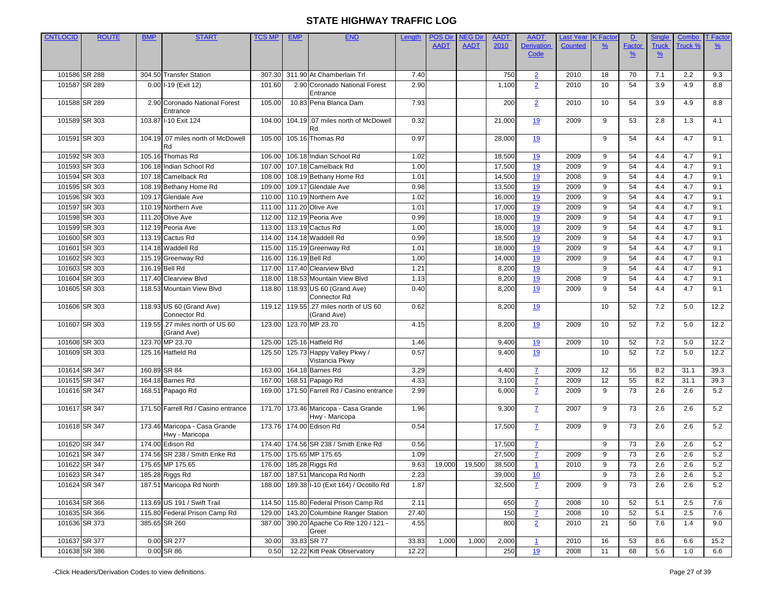# STATE HIGHWAY TRAFFIC LOG

| CNTLOCID | ROUTE | BMP | START | TCS MP | EMP | END | Length | POS Dir AADT | NEG Dir AADT | AADT 2010 | AADT Derivation Code | Last Year Counted | K Factor % | D Factor % | Single Truck % | Combo Truck % | T Factor % |
|---|---|---|---|---|---|---|---|---|---|---|---|---|---|---|---|---|---|
| 101586 | SR 288 | 304.50 | Transfer Station | 307.30 | 311.90 | At Chamberlain Trl | 7.40 | | | 750 | 2 | 2010 | 18 | 70 | 7.1 | 2.2 | 9.3 |
| 101587 | SR 289 | 0.00 | I-19 (Exit 12) | 101.60 | 2.90 | Coronado National Forest Entrance | 2.90 | | | 1,100 | 2 | 2010 | 10 | 54 | 3.9 | 4.9 | 8.8 |
| 101588 | SR 289 | 2.90 | Coronado National Forest Entrance | 105.00 | 10.83 | Pena Blanca Dam | 7.93 | | | 200 | 2 | 2010 | 10 | 54 | 3.9 | 4.9 | 8.8 |
| 101589 | SR 303 | 103.87 | I-10 Exit 124 | 104.00 | 104.19 | .07 miles north of McDowell Rd | 0.32 | | | 21,000 | 19 | 2009 | 9 | 53 | 2.8 | 1.3 | 4.1 |
| 101591 | SR 303 | 104.19 | .07 miles north of McDowell Rd | 105.00 | 105.16 | Thomas Rd | 0.97 | | | 28,000 | 19 | | 9 | 54 | 4.4 | 4.7 | 9.1 |
| 101592 | SR 303 | 105.16 | Thomas Rd | 106.00 | 106.18 | Indian School Rd | 1.02 | | | 18,500 | 19 | 2009 | 9 | 54 | 4.4 | 4.7 | 9.1 |
| 101593 | SR 303 | 106.18 | Indian School Rd | 107.00 | 107.18 | Camelback Rd | 1.00 | | | 17,500 | 19 | 2009 | 9 | 54 | 4.4 | 4.7 | 9.1 |
| 101594 | SR 303 | 107.18 | Camelback Rd | 108.00 | 108.19 | Bethany Home Rd | 1.01 | | | 14,500 | 19 | 2008 | 9 | 54 | 4.4 | 4.7 | 9.1 |
| 101595 | SR 303 | 108.19 | Bethany Home Rd | 109.00 | 109.17 | Glendale Ave | 0.98 | | | 13,500 | 19 | 2009 | 9 | 54 | 4.4 | 4.7 | 9.1 |
| 101596 | SR 303 | 109.17 | Glendale Ave | 110.00 | 110.19 | Northern Ave | 1.02 | | | 16,000 | 19 | 2009 | 9 | 54 | 4.4 | 4.7 | 9.1 |
| 101597 | SR 303 | 110.19 | Northern Ave | 111.00 | 111.20 | Olive Ave | 1.01 | | | 17,000 | 19 | 2009 | 9 | 54 | 4.4 | 4.7 | 9.1 |
| 101598 | SR 303 | 111.20 | Olive Ave | 112.00 | 112.19 | Peoria Ave | 0.99 | | | 18,000 | 19 | 2009 | 9 | 54 | 4.4 | 4.7 | 9.1 |
| 101599 | SR 303 | 112.19 | Peoria Ave | 113.00 | 113.19 | Cactus Rd | 1.00 | | | 18,000 | 19 | 2009 | 9 | 54 | 4.4 | 4.7 | 9.1 |
| 101600 | SR 303 | 113.19 | Cactus Rd | 114.00 | 114.18 | Waddell Rd | 0.99 | | | 18,500 | 19 | 2009 | 9 | 54 | 4.4 | 4.7 | 9.1 |
| 101601 | SR 303 | 114.18 | Waddell Rd | 115.00 | 115.19 | Greenway Rd | 1.01 | | | 18,000 | 19 | 2009 | 9 | 54 | 4.4 | 4.7 | 9.1 |
| 101602 | SR 303 | 115.19 | Greenway Rd | 116.00 | 116.19 | Bell Rd | 1.00 | | | 14,000 | 19 | 2009 | 9 | 54 | 4.4 | 4.7 | 9.1 |
| 101603 | SR 303 | 116.19 | Bell Rd | 117.00 | 117.40 | Clearview Blvd | 1.21 | | | 8,200 | 19 | | 9 | 54 | 4.4 | 4.7 | 9.1 |
| 101604 | SR 303 | 117.40 | Clearview Blvd | 118.00 | 118.53 | Mountain View Blvd | 1.13 | | | 8,200 | 19 | 2008 | 9 | 54 | 4.4 | 4.7 | 9.1 |
| 101605 | SR 303 | 118.53 | Mountain View Blvd | 118.80 | 118.93 | US 60 (Grand Ave) Connector Rd | 0.40 | | | 8,200 | 19 | 2009 | 9 | 54 | 4.4 | 4.7 | 9.1 |
| 101606 | SR 303 | 118.93 | US 60 (Grand Ave) Connector Rd | 119.12 | 119.55 | .27 miles north of US 60 (Grand Ave) | 0.62 | | | 8,200 | 19 | | 10 | 52 | 7.2 | 5.0 | 12.2 |
| 101607 | SR 303 | 119.55 | .27 miles north of US 60 (Grand Ave) | 123.00 | 123.70 | MP 23.70 | 4.15 | | | 8,200 | 19 | 2009 | 10 | 52 | 7.2 | 5.0 | 12.2 |
| 101608 | SR 303 | 123.70 | MP 23.70 | 125.00 | 125.16 | Hatfield Rd | 1.46 | | | 9,400 | 19 | 2009 | 10 | 52 | 7.2 | 5.0 | 12.2 |
| 101609 | SR 303 | 125.16 | Hatfield Rd | 125.50 | 125.73 | Happy Valley Pkwy / Vistancia Pkwy | 0.57 | | | 9,400 | 19 | | 10 | 52 | 7.2 | 5.0 | 12.2 |
| 101614 | SR 347 | 160.89 | SR 84 | 163.00 | 164.18 | Barnes Rd | 3.29 | | | 4,400 | 7 | 2009 | 12 | 55 | 8.2 | 31.1 | 39.3 |
| 101615 | SR 347 | 164.18 | Barnes Rd | 167.00 | 168.51 | Papago Rd | 4.33 | | | 3,100 | 7 | 2009 | 12 | 55 | 8.2 | 31.1 | 39.3 |
| 101616 | SR 347 | 168.51 | Papago Rd | 169.00 | 171.50 | Farrell Rd / Casino entrance | 2.99 | | | 6,000 | 7 | 2009 | 9 | 73 | 2.6 | 2.6 | 5.2 |
| 101617 | SR 347 | 171.50 | Farrell Rd / Casino entrance | 171.70 | 173.46 | Maricopa - Casa Grande Hwy - Maricopa | 1.96 | | | 9,300 | 7 | 2007 | 9 | 73 | 2.6 | 2.6 | 5.2 |
| 101618 | SR 347 | 173.46 | Maricopa - Casa Grande Hwy - Maricopa | 173.76 | 174.00 | Edison Rd | 0.54 | | | 17,500 | 7 | 2009 | 9 | 73 | 2.6 | 2.6 | 5.2 |
| 101620 | SR 347 | 174.00 | Edison Rd | 174.40 | 174.56 | SR 238 / Smith Enke Rd | 0.56 | | | 17,500 | 7 | | 9 | 73 | 2.6 | 2.6 | 5.2 |
| 101621 | SR 347 | 174.56 | SR 238 / Smith Enke Rd | 175.00 | 175.65 | MP 175.65 | 1.09 | | | 27,500 | 7 | 2009 | 9 | 73 | 2.6 | 2.6 | 5.2 |
| 101622 | SR 347 | 175.65 | MP 175.65 | 176.00 | 185.28 | Riggs Rd | 9.63 | 19,000 | 19,500 | 38,500 | 1 | 2010 | 9 | 73 | 2.6 | 2.6 | 5.2 |
| 101623 | SR 347 | 185.28 | Riggs Rd | 187.00 | 187.51 | Maricopa Rd North | 2.23 | | | 39,000 | 10 | | 9 | 73 | 2.6 | 2.6 | 5.2 |
| 101624 | SR 347 | 187.51 | Maricopa Rd North | 188.00 | 189.38 | I-10 (Exit 164) / Ocotillo Rd | 1.87 | | | 32,500 | 7 | 2009 | 9 | 73 | 2.6 | 2.6 | 5.2 |
| 101634 | SR 366 | 113.69 | US 191 / Swift Trail | 114.50 | 115.80 | Federal Prison Camp Rd | 2.11 | | | 650 | 7 | 2008 | 10 | 52 | 5.1 | 2.5 | 7.6 |
| 101635 | SR 366 | 115.80 | Federal Prison Camp Rd | 129.00 | 143.20 | Columbine Ranger Station | 27.40 | | | 150 | 7 | 2008 | 10 | 52 | 5.1 | 2.5 | 7.6 |
| 101636 | SR 373 | 385.65 | SR 260 | 387.00 | 390.20 | Apache Co Rte 120 / 121 - Greer | 4.55 | | | 800 | 2 | 2010 | 21 | 50 | 7.6 | 1.4 | 9.0 |
| 101637 | SR 377 | 0.00 | SR 277 | 30.00 | 33.83 | SR 77 | 33.83 | 1,000 | 1,000 | 2,000 | 1 | 2010 | 16 | 53 | 8.6 | 6.6 | 15.2 |
| 101638 | SR 386 | 0.00 | SR 86 | 0.50 | 12.22 | Kitt Peak Observatory | 12.22 | | | 250 | 19 | 2008 | 11 | 68 | 5.6 | 1.0 | 6.6 |

-Click Headers/Derivation Codes to view definitions.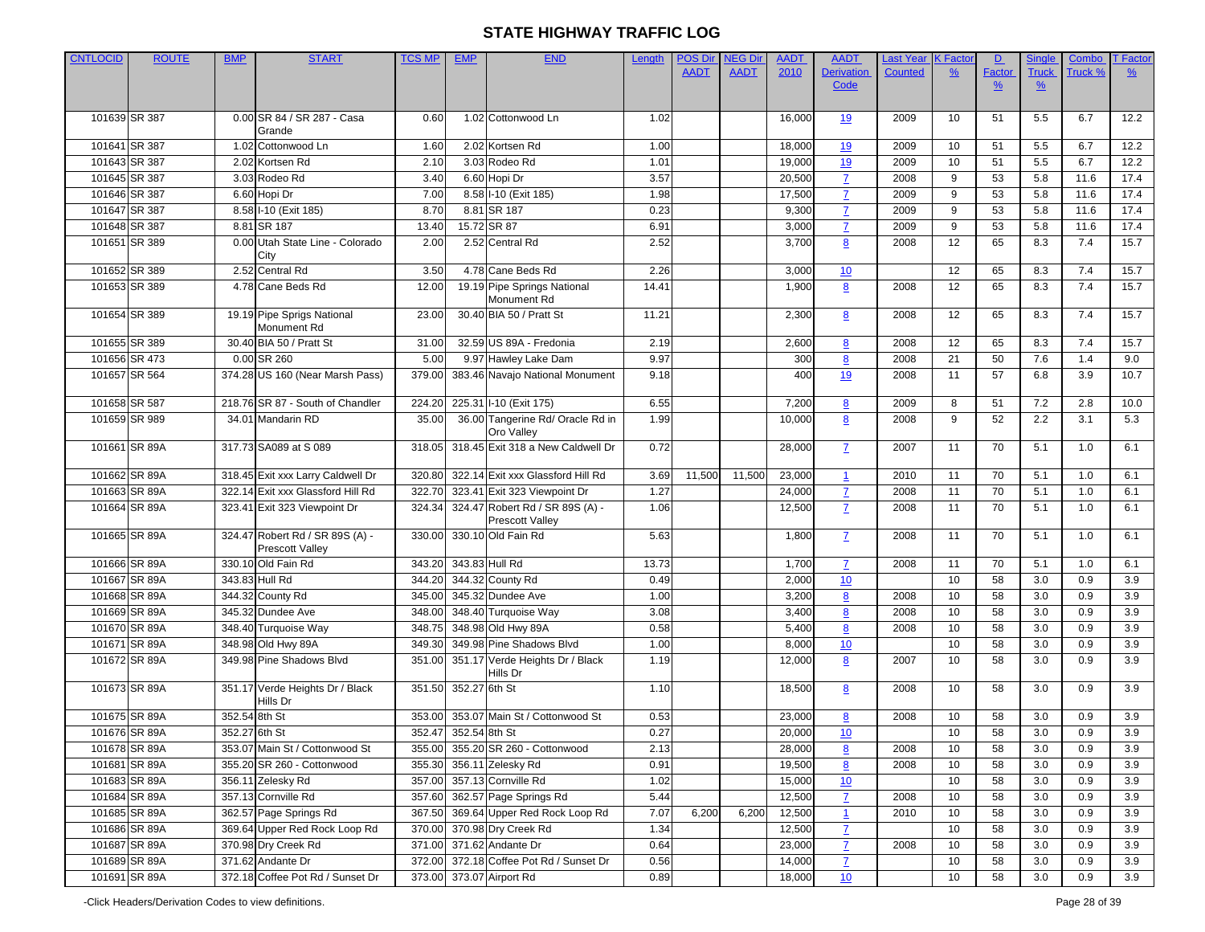# STATE HIGHWAY TRAFFIC LOG

| CNTLOCID | ROUTE | BMP | START | TCS MP | EMP | END | Length | POS Dir AADT | NEG Dir AADT | AADT 2010 | AADT Derivation Code | Last Year Counted | K Factor % | D Factor % | Single Truck % | Combo Truck % | T Factor % |
|---|---|---|---|---|---|---|---|---|---|---|---|---|---|---|---|---|---|
| 101639 | SR 387 | 0.00 | SR 84 / SR 287 - Casa Grande | 0.60 | 1.02 | Cottonwood Ln | 1.02 | | | 16,000 | 19 | 2009 | 10 | 51 | 5.5 | 6.7 | 12.2 |
| 101641 | SR 387 | 1.02 | Cottonwood Ln | 1.60 | 2.02 | Kortsen Rd | 1.00 | | | 18,000 | 19 | 2009 | 10 | 51 | 5.5 | 6.7 | 12.2 |
| 101643 | SR 387 | 2.02 | Kortsen Rd | 2.10 | 3.03 | Rodeo Rd | 1.01 | | | 19,000 | 19 | 2009 | 10 | 51 | 5.5 | 6.7 | 12.2 |
| 101645 | SR 387 | 3.03 | Rodeo Rd | 3.40 | 6.60 | Hopi Dr | 3.57 | | | 20,500 | 7 | 2008 | 9 | 53 | 5.8 | 11.6 | 17.4 |
| 101646 | SR 387 | 6.60 | Hopi Dr | 7.00 | 8.58 | I-10 (Exit 185) | 1.98 | | | 17,500 | 7 | 2009 | 9 | 53 | 5.8 | 11.6 | 17.4 |
| 101647 | SR 387 | 8.58 | I-10 (Exit 185) | 8.70 | 8.81 | SR 187 | 0.23 | | | 9,300 | 7 | 2009 | 9 | 53 | 5.8 | 11.6 | 17.4 |
| 101648 | SR 387 | 8.81 | SR 187 | 13.40 | 15.72 | SR 87 | 6.91 | | | 3,000 | 7 | 2009 | 9 | 53 | 5.8 | 11.6 | 17.4 |
| 101651 | SR 389 | 0.00 | Utah State Line - Colorado City | 2.00 | 2.52 | Central Rd | 2.52 | | | 3,700 | 8 | 2008 | 12 | 65 | 8.3 | 7.4 | 15.7 |
| 101652 | SR 389 | 2.52 | Central Rd | 3.50 | 4.78 | Cane Beds Rd | 2.26 | | | 3,000 | 10 | | 12 | 65 | 8.3 | 7.4 | 15.7 |
| 101653 | SR 389 | 4.78 | Cane Beds Rd | 12.00 | 19.19 | Pipe Springs National Monument Rd | 14.41 | | | 1,900 | 8 | 2008 | 12 | 65 | 8.3 | 7.4 | 15.7 |
| 101654 | SR 389 | 19.19 | Pipe Sprigs National Monument Rd | 23.00 | 30.40 | BIA 50 / Pratt St | 11.21 | | | 2,300 | 8 | 2008 | 12 | 65 | 8.3 | 7.4 | 15.7 |
| 101655 | SR 389 | 30.40 | BIA 50 / Pratt St | 31.00 | 32.59 | US 89A - Fredonia | 2.19 | | | 2,600 | 8 | 2008 | 12 | 65 | 8.3 | 7.4 | 15.7 |
| 101656 | SR 473 | 0.00 | SR 260 | 5.00 | 9.97 | Hawley Lake Dam | 9.97 | | | 300 | 8 | 2008 | 21 | 50 | 7.6 | 1.4 | 9.0 |
| 101657 | SR 564 | 374.28 | US 160 (Near Marsh Pass) | 379.00 | 383.46 | Navajo National Monument | 9.18 | | | 400 | 19 | 2008 | 11 | 57 | 6.8 | 3.9 | 10.7 |
| 101658 | SR 587 | 218.76 | SR 87 - South of Chandler | 224.20 | 225.31 | I-10 (Exit 175) | 6.55 | | | 7,200 | 8 | 2009 | 8 | 51 | 7.2 | 2.8 | 10.0 |
| 101659 | SR 989 | 34.01 | Mandarin RD | 35.00 | 36.00 | Tangerine Rd/ Oracle Rd in Oro Valley | 1.99 | | | 10,000 | 8 | 2008 | 9 | 52 | 2.2 | 3.1 | 5.3 |
| 101661 | SR 89A | 317.73 | SA089 at S 089 | 318.05 | 318.45 | Exit 318 a New Caldwell Dr | 0.72 | | | 28,000 | 7 | 2007 | 11 | 70 | 5.1 | 1.0 | 6.1 |
| 101662 | SR 89A | 318.45 | Exit xxx Larry Caldwell Dr | 320.80 | 322.14 | Exit xxx Glassford Hill Rd | 3.69 | 11,500 | 11,500 | 23,000 | 1 | 2010 | 11 | 70 | 5.1 | 1.0 | 6.1 |
| 101663 | SR 89A | 322.14 | Exit xxx Glassford Hill Rd | 322.70 | 323.41 | Exit 323 Viewpoint Dr | 1.27 | | | 24,000 | 7 | 2008 | 11 | 70 | 5.1 | 1.0 | 6.1 |
| 101664 | SR 89A | 323.41 | Exit 323 Viewpoint Dr | 324.34 | 324.47 | Robert Rd / SR 89S (A) - Prescott Valley | 1.06 | | | 12,500 | 7 | 2008 | 11 | 70 | 5.1 | 1.0 | 6.1 |
| 101665 | SR 89A | 324.47 | Robert Rd / SR 89S (A) - Prescott Valley | 330.00 | 330.10 | Old Fain Rd | 5.63 | | | 1,800 | 7 | 2008 | 11 | 70 | 5.1 | 1.0 | 6.1 |
| 101666 | SR 89A | 330.10 | Old Fain Rd | 343.20 | 343.83 | Hull Rd | 13.73 | | | 1,700 | 7 | 2008 | 11 | 70 | 5.1 | 1.0 | 6.1 |
| 101667 | SR 89A | 343.83 | Hull Rd | 344.20 | 344.32 | County Rd | 0.49 | | | 2,000 | 10 | | 10 | 58 | 3.0 | 0.9 | 3.9 |
| 101668 | SR 89A | 344.32 | County Rd | 345.00 | 345.32 | Dundee Ave | 1.00 | | | 3,200 | 8 | 2008 | 10 | 58 | 3.0 | 0.9 | 3.9 |
| 101669 | SR 89A | 345.32 | Dundee Ave | 348.00 | 348.40 | Turquoise Way | 3.08 | | | 3,400 | 8 | 2008 | 10 | 58 | 3.0 | 0.9 | 3.9 |
| 101670 | SR 89A | 348.40 | Turquoise Way | 348.75 | 348.98 | Old Hwy 89A | 0.58 | | | 5,400 | 8 | 2008 | 10 | 58 | 3.0 | 0.9 | 3.9 |
| 101671 | SR 89A | 348.98 | Old Hwy 89A | 349.30 | 349.98 | Pine Shadows Blvd | 1.00 | | | 8,000 | 10 | | 10 | 58 | 3.0 | 0.9 | 3.9 |
| 101672 | SR 89A | 349.98 | Pine Shadows Blvd | 351.00 | 351.17 | Verde Heights Dr / Black Hills Dr | 1.19 | | | 12,000 | 8 | 2007 | 10 | 58 | 3.0 | 0.9 | 3.9 |
| 101673 | SR 89A | 351.17 | Verde Heights Dr / Black Hills Dr | 351.50 | 352.27 | 6th St | 1.10 | | | 18,500 | 8 | 2008 | 10 | 58 | 3.0 | 0.9 | 3.9 |
| 101675 | SR 89A | 352.54 | 8th St | 353.00 | 353.07 | Main St / Cottonwood St | 0.53 | | | 23,000 | 8 | 2008 | 10 | 58 | 3.0 | 0.9 | 3.9 |
| 101676 | SR 89A | 352.27 | 6th St | 352.47 | 352.54 | 8th St | 0.27 | | | 20,000 | 10 | | 10 | 58 | 3.0 | 0.9 | 3.9 |
| 101678 | SR 89A | 353.07 | Main St / Cottonwood St | 355.00 | 355.20 | SR 260 - Cottonwood | 2.13 | | | 28,000 | 8 | 2008 | 10 | 58 | 3.0 | 0.9 | 3.9 |
| 101681 | SR 89A | 355.20 | SR 260 - Cottonwood | 355.30 | 356.11 | Zelesky Rd | 0.91 | | | 19,500 | 8 | 2008 | 10 | 58 | 3.0 | 0.9 | 3.9 |
| 101683 | SR 89A | 356.11 | Zelesky Rd | 357.00 | 357.13 | Cornville Rd | 1.02 | | | 15,000 | 10 | | 10 | 58 | 3.0 | 0.9 | 3.9 |
| 101684 | SR 89A | 357.13 | Cornville Rd | 357.60 | 362.57 | Page Springs Rd | 5.44 | | | 12,500 | 7 | 2008 | 10 | 58 | 3.0 | 0.9 | 3.9 |
| 101685 | SR 89A | 362.57 | Page Springs Rd | 367.50 | 369.64 | Upper Red Rock Loop Rd | 7.07 | 6,200 | 6,200 | 12,500 | 1 | 2010 | 10 | 58 | 3.0 | 0.9 | 3.9 |
| 101686 | SR 89A | 369.64 | Upper Red Rock Loop Rd | 370.00 | 370.98 | Dry Creek Rd | 1.34 | | | 12,500 | 7 | | 10 | 58 | 3.0 | 0.9 | 3.9 |
| 101687 | SR 89A | 370.98 | Dry Creek Rd | 371.00 | 371.62 | Andante Dr | 0.64 | | | 23,000 | 7 | 2008 | 10 | 58 | 3.0 | 0.9 | 3.9 |
| 101689 | SR 89A | 371.62 | Andante Dr | 372.00 | 372.18 | Coffee Pot Rd / Sunset Dr | 0.56 | | | 14,000 | 7 | | 10 | 58 | 3.0 | 0.9 | 3.9 |
| 101691 | SR 89A | 372.18 | Coffee Pot Rd / Sunset Dr | 373.00 | 373.07 | Airport Rd | 0.89 | | | 18,000 | 10 | | 10 | 58 | 3.0 | 0.9 | 3.9 |

-Click Headers/Derivation Codes to view definitions.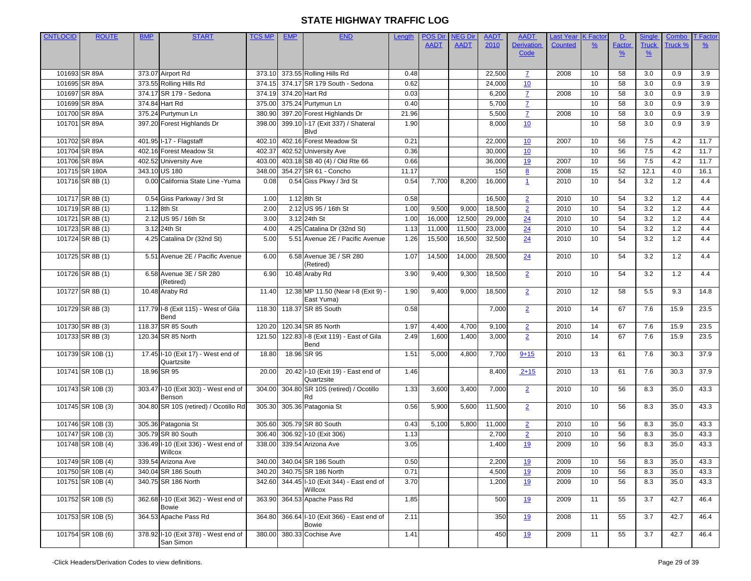# STATE HIGHWAY TRAFFIC LOG

| CNTLOCID | ROUTE | BMP | START | TCS MP | EMP | END | Length | POS Dir AADT | NEG Dir AADT | AADT 2010 | AADT Derivation Code | Last Year Counted | K Factor % | D Factor % | Single Truck % | Combo Truck % | T Factor % |
|---|---|---|---|---|---|---|---|---|---|---|---|---|---|---|---|---|---|
| 101693 | SR 89A | 373.07 | Airport Rd | 373.10 | 373.55 | Rolling Hills Rd | 0.48 | | | 22,500 | 7 | 2008 | 10 | 58 | 3.0 | 0.9 | 3.9 |
| 101695 | SR 89A | 373.55 | Rolling Hills Rd | 374.15 | 374.17 | SR 179 South - Sedona | 0.62 | | | 24,000 | 10 | | 10 | 58 | 3.0 | 0.9 | 3.9 |
| 101697 | SR 89A | 374.17 | SR 179 - Sedona | 374.19 | 374.20 | Hart Rd | 0.03 | | | 6,200 | 7 | 2008 | 10 | 58 | 3.0 | 0.9 | 3.9 |
| 101699 | SR 89A | 374.84 | Hart Rd | 375.00 | 375.24 | Purtymun Ln | 0.40 | | | 5,700 | 7 | | 10 | 58 | 3.0 | 0.9 | 3.9 |
| 101700 | SR 89A | 375.24 | Purtymun Ln | 380.90 | 397.20 | Forest Highlands Dr | 21.96 | | | 5,500 | 7 | 2008 | 10 | 58 | 3.0 | 0.9 | 3.9 |
| 101701 | SR 89A | 397.20 | Forest Highlands Dr | 398.00 | 399.10 | I-17 (Exit 337) / Shateral Blvd | 1.90 | | | 8,000 | 10 | | 10 | 58 | 3.0 | 0.9 | 3.9 |
| 101702 | SR 89A | 401.95 | I-17 - Flagstaff | 402.10 | 402.16 | Forest Meadow St | 0.21 | | | 22,000 | 10 | 2007 | 10 | 56 | 7.5 | 4.2 | 11.7 |
| 101704 | SR 89A | 402.16 | Forest Meadow St | 402.37 | 402.52 | University Ave | 0.36 | | | 30,000 | 10 | | 10 | 56 | 7.5 | 4.2 | 11.7 |
| 101706 | SR 89A | 402.52 | University Ave | 403.00 | 403.18 | SB 40 (4) / Old Rte 66 | 0.66 | | | 36,000 | 19 | 2007 | 10 | 56 | 7.5 | 4.2 | 11.7 |
| 101715 | SR 180A | 343.10 | US 180 | 348.00 | 354.27 | SR 61 - Concho | 11.17 | | | 150 | 8 | 2008 | 15 | 52 | 12.1 | 4.0 | 16.1 |
| 101716 | SR 8B (1) | 0.00 | California State Line -Yuma | 0.08 | 0.54 | Giss Pkwy / 3rd St | 0.54 | 7,700 | 8,200 | 16,000 | 1 | 2010 | 10 | 54 | 3.2 | 1.2 | 4.4 |
| 101717 | SR 8B (1) | 0.54 | Giss Parkway / 3rd St | 1.00 | 1.12 | 8th St | 0.58 | | | 16,500 | 2 | 2010 | 10 | 54 | 3.2 | 1.2 | 4.4 |
| 101719 | SR 8B (1) | 1.12 | 8th St | 2.00 | 2.12 | US 95 / 16th St | 1.00 | 9,500 | 9,000 | 18,500 | 2 | 2010 | 10 | 54 | 3.2 | 1.2 | 4.4 |
| 101721 | SR 8B (1) | 2.12 | US 95 / 16th St | 3.00 | 3.12 | 24th St | 1.00 | 16,000 | 12,500 | 29,000 | 24 | 2010 | 10 | 54 | 3.2 | 1.2 | 4.4 |
| 101723 | SR 8B (1) | 3.12 | 24th St | 4.00 | 4.25 | Catalina Dr (32nd St) | 1.13 | 11,000 | 11,500 | 23,000 | 24 | 2010 | 10 | 54 | 3.2 | 1.2 | 4.4 |
| 101724 | SR 8B (1) | 4.25 | Catalina Dr (32nd St) | 5.00 | 5.51 | Avenue 2E / Pacific Avenue | 1.26 | 15,500 | 16,500 | 32,500 | 24 | 2010 | 10 | 54 | 3.2 | 1.2 | 4.4 |
| 101725 | SR 8B (1) | 5.51 | Avenue 2E / Pacific Avenue | 6.00 | 6.58 | Avenue 3E / SR 280 (Retired) | 1.07 | 14,500 | 14,000 | 28,500 | 24 | 2010 | 10 | 54 | 3.2 | 1.2 | 4.4 |
| 101726 | SR 8B (1) | 6.58 | Avenue 3E / SR 280 (Retired) | 6.90 | 10.48 | Araby Rd | 3.90 | 9,400 | 9,300 | 18,500 | 2 | 2010 | 10 | 54 | 3.2 | 1.2 | 4.4 |
| 101727 | SR 8B (1) | 10.48 | Araby Rd | 11.40 | 12.38 | MP 11.50 (Near I-8 (Exit 9) - East Yuma) | 1.90 | 9,400 | 9,000 | 18,500 | 2 | 2010 | 12 | 58 | 5.5 | 9.3 | 14.8 |
| 101729 | SR 8B (3) | 117.79 | I-8 (Exit 115) - West of Gila Bend | 118.30 | 118.37 | SR 85 South | 0.58 | | | 7,000 | 2 | 2010 | 14 | 67 | 7.6 | 15.9 | 23.5 |
| 101730 | SR 8B (3) | 118.37 | SR 85 South | 120.20 | 120.34 | SR 85 North | 1.97 | 4,400 | 4,700 | 9,100 | 2 | 2010 | 14 | 67 | 7.6 | 15.9 | 23.5 |
| 101733 | SR 8B (3) | 120.34 | SR 85 North | 121.50 | 122.83 | I-8 (Exit 119) - East of Gila Bend | 2.49 | 1,600 | 1,400 | 3,000 | 2 | 2010 | 14 | 67 | 7.6 | 15.9 | 23.5 |
| 101739 | SR 10B (1) | 17.45 | I-10 (Exit 17) - West end of Quartzsite | 18.80 | 18.96 | SR 95 | 1.51 | 5,000 | 4,800 | 7,700 | 9+15 | 2010 | 13 | 61 | 7.6 | 30.3 | 37.9 |
| 101741 | SR 10B (1) | 18.96 | SR 95 | 20.00 | 20.42 | I-10 (Exit 19) - East end of Quartzsite | 1.46 | | | 8,400 | 2+15 | 2010 | 13 | 61 | 7.6 | 30.3 | 37.9 |
| 101743 | SR 10B (3) | 303.47 | I-10 (Exit 303) - West end of Benson | 304.00 | 304.80 | SR 10S (retired) / Ocotillo Rd | 1.33 | 3,600 | 3,400 | 7,000 | 2 | 2010 | 10 | 56 | 8.3 | 35.0 | 43.3 |
| 101745 | SR 10B (3) | 304.80 | SR 10S (retired) / Ocotillo Rd | 305.30 | 305.36 | Patagonia St | 0.56 | 5,900 | 5,600 | 11,500 | 2 | 2010 | 10 | 56 | 8.3 | 35.0 | 43.3 |
| 101746 | SR 10B (3) | 305.36 | Patagonia St | 305.60 | 305.79 | SR 80 South | 0.43 | 5,100 | 5,800 | 11,000 | 2 | 2010 | 10 | 56 | 8.3 | 35.0 | 43.3 |
| 101747 | SR 10B (3) | 305.79 | SR 80 South | 306.40 | 306.92 | I-10 (Exit 306) | 1.13 | | | 2,700 | 2 | 2010 | 10 | 56 | 8.3 | 35.0 | 43.3 |
| 101748 | SR 10B (4) | 336.49 | I-10 (Exit 336) - West end of Willcox | 338.00 | 339.54 | Arizona Ave | 3.05 | | | 1,400 | 19 | 2009 | 10 | 56 | 8.3 | 35.0 | 43.3 |
| 101749 | SR 10B (4) | 339.54 | Arizona Ave | 340.00 | 340.04 | SR 186 South | 0.50 | | | 2,200 | 19 | 2009 | 10 | 56 | 8.3 | 35.0 | 43.3 |
| 101750 | SR 10B (4) | 340.04 | SR 186 South | 340.20 | 340.75 | SR 186 North | 0.71 | | | 4,500 | 19 | 2009 | 10 | 56 | 8.3 | 35.0 | 43.3 |
| 101751 | SR 10B (4) | 340.75 | SR 186 North | 342.60 | 344.45 | I-10 (Exit 344) - East end of Willcox | 3.70 | | | 1,200 | 19 | 2009 | 10 | 56 | 8.3 | 35.0 | 43.3 |
| 101752 | SR 10B (5) | 362.68 | I-10 (Exit 362) - West end of Bowie | 363.90 | 364.53 | Apache Pass Rd | 1.85 | | | 500 | 19 | 2009 | 11 | 55 | 3.7 | 42.7 | 46.4 |
| 101753 | SR 10B (5) | 364.53 | Apache Pass Rd | 364.80 | 366.64 | I-10 (Exit 366) - East end of Bowie | 2.11 | | | 350 | 19 | 2008 | 11 | 55 | 3.7 | 42.7 | 46.4 |
| 101754 | SR 10B (6) | 378.92 | I-10 (Exit 378) - West end of San Simon | 380.00 | 380.33 | Cochise Ave | 1.41 | | | 450 | 19 | 2009 | 11 | 55 | 3.7 | 42.7 | 46.4 |

-Click Headers/Derivation Codes to view definitions.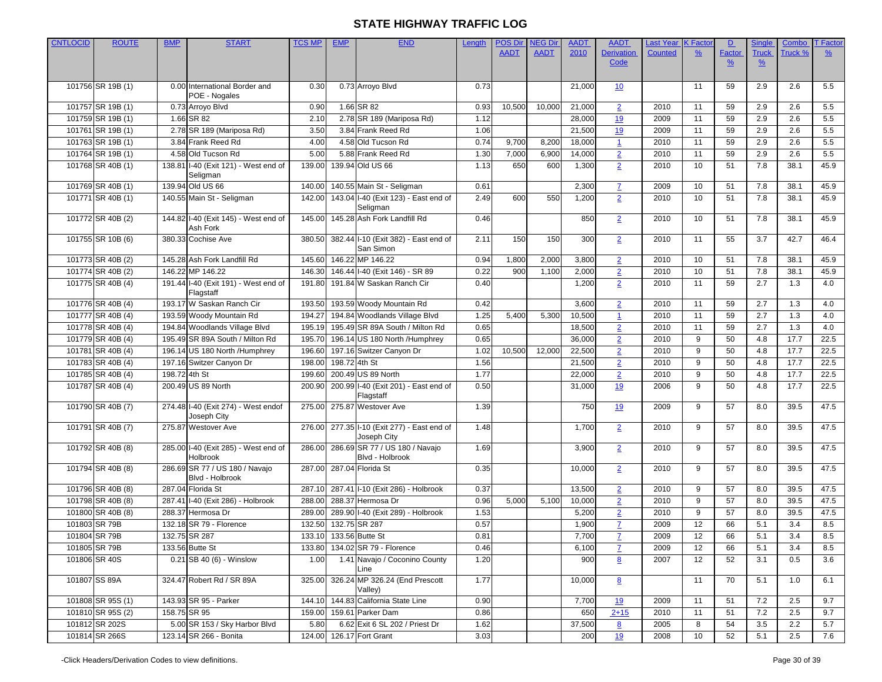# STATE HIGHWAY TRAFFIC LOG

| CNTLOCID | ROUTE | BMP | START | TCS MP | EMP | END | Length | POS Dir AADT | NEG Dir AADT | AADT 2010 | AADT Derivation Code | Last Year Counted | K Factor % | D Factor % | Single Truck % | Combo Truck % | T Factor % |
|---|---|---|---|---|---|---|---|---|---|---|---|---|---|---|---|---|---|
| 101756 | SR 19B (1) | 0.00 | International Border and POE - Nogales | 0.30 | 0.73 | Arroyo Blvd | 0.73 | | | 21,000 | 10 | | 11 | 59 | 2.9 | 2.6 | 5.5 |
| 101757 | SR 19B (1) | 0.73 | Arroyo Blvd | 0.90 | 1.66 | SR 82 | 0.93 | 10,500 | 10,000 | 21,000 | 2 | 2010 | 11 | 59 | 2.9 | 2.6 | 5.5 |
| 101759 | SR 19B (1) | 1.66 | SR 82 | 2.10 | 2.78 | SR 189 (Mariposa Rd) | 1.12 | | | 28,000 | 19 | 2009 | 11 | 59 | 2.9 | 2.6 | 5.5 |
| 101761 | SR 19B (1) | 2.78 | SR 189 (Mariposa Rd) | 3.50 | 3.84 | Frank Reed Rd | 1.06 | | | 21,500 | 19 | 2009 | 11 | 59 | 2.9 | 2.6 | 5.5 |
| 101763 | SR 19B (1) | 3.84 | Frank Reed Rd | 4.00 | 4.58 | Old Tucson Rd | 0.74 | 9,700 | 8,200 | 18,000 | 1 | 2010 | 11 | 59 | 2.9 | 2.6 | 5.5 |
| 101764 | SR 19B (1) | 4.58 | Old Tucson Rd | 5.00 | 5.88 | Frank Reed Rd | 1.30 | 7,000 | 6,900 | 14,000 | 2 | 2010 | 11 | 59 | 2.9 | 2.6 | 5.5 |
| 101768 | SR 40B (1) | 138.81 | I-40 (Exit 121) - West end of Seligman | 139.00 | 139.94 | Old US 66 | 1.13 | 650 | 600 | 1,300 | 2 | 2010 | 10 | 51 | 7.8 | 38.1 | 45.9 |
| 101769 | SR 40B (1) | 139.94 | Old US 66 | 140.00 | 140.55 | Main St - Seligman | 0.61 | | | 2,300 | 7 | 2009 | 10 | 51 | 7.8 | 38.1 | 45.9 |
| 101771 | SR 40B (1) | 140.55 | Main St - Seligman | 142.00 | 143.04 | I-40 (Exit 123) - East end of Seligman | 2.49 | 600 | 550 | 1,200 | 2 | 2010 | 10 | 51 | 7.8 | 38.1 | 45.9 |
| 101772 | SR 40B (2) | 144.82 | I-40 (Exit 145) - West end of Ash Fork | 145.00 | 145.28 | Ash Fork Landfill Rd | 0.46 | | | 850 | 2 | 2010 | 10 | 51 | 7.8 | 38.1 | 45.9 |
| 101755 | SR 10B (6) | 380.33 | Cochise Ave | 380.50 | 382.44 | I-10 (Exit 382) - East end of San Simon | 2.11 | 150 | 150 | 300 | 2 | 2010 | 11 | 55 | 3.7 | 42.7 | 46.4 |
| 101773 | SR 40B (2) | 145.28 | Ash Fork Landfill Rd | 145.60 | 146.22 | MP 146.22 | 0.94 | 1,800 | 2,000 | 3,800 | 2 | 2010 | 10 | 51 | 7.8 | 38.1 | 45.9 |
| 101774 | SR 40B (2) | 146.22 | MP 146.22 | 146.30 | 146.44 | I-40 (Exit 146) - SR 89 | 0.22 | 900 | 1,100 | 2,000 | 2 | 2010 | 10 | 51 | 7.8 | 38.1 | 45.9 |
| 101775 | SR 40B (4) | 191.44 | I-40 (Exit 191) - West end of Flagstaff | 191.80 | 191.84 | W Saskan Ranch Cir | 0.40 | | | 1,200 | 2 | 2010 | 11 | 59 | 2.7 | 1.3 | 4.0 |
| 101776 | SR 40B (4) | 193.17 | W Saskan Ranch Cir | 193.50 | 193.59 | Woody Mountain Rd | 0.42 | | | 3,600 | 2 | 2010 | 11 | 59 | 2.7 | 1.3 | 4.0 |
| 101777 | SR 40B (4) | 193.59 | Woody Mountain Rd | 194.27 | 194.84 | Woodlands Village Blvd | 1.25 | 5,400 | 5,300 | 10,500 | 1 | 2010 | 11 | 59 | 2.7 | 1.3 | 4.0 |
| 101778 | SR 40B (4) | 194.84 | Woodlands Village Blvd | 195.19 | 195.49 | SR 89A South / Milton Rd | 0.65 | | | 18,500 | 2 | 2010 | 11 | 59 | 2.7 | 1.3 | 4.0 |
| 101779 | SR 40B (4) | 195.49 | SR 89A South / Milton Rd | 195.70 | 196.14 | US 180 North /Humphrey | 0.65 | | | 36,000 | 2 | 2010 | 9 | 50 | 4.8 | 17.7 | 22.5 |
| 101781 | SR 40B (4) | 196.14 | US 180 North /Humphrey | 196.60 | 197.16 | Switzer Canyon Dr | 1.02 | 10,500 | 12,000 | 22,500 | 2 | 2010 | 9 | 50 | 4.8 | 17.7 | 22.5 |
| 101783 | SR 40B (4) | 197.16 | Switzer Canyon Dr | 198.00 | 198.72 | 4th St | 1.56 | | | 21,500 | 2 | 2010 | 9 | 50 | 4.8 | 17.7 | 22.5 |
| 101785 | SR 40B (4) | 198.72 | 4th St | 199.60 | 200.49 | US 89 North | 1.77 | | | 22,000 | 2 | 2010 | 9 | 50 | 4.8 | 17.7 | 22.5 |
| 101787 | SR 40B (4) | 200.49 | US 89 North | 200.90 | 200.99 | I-40 (Exit 201) - East end of Flagstaff | 0.50 | | | 31,000 | 19 | 2006 | 9 | 50 | 4.8 | 17.7 | 22.5 |
| 101790 | SR 40B (7) | 274.48 | I-40 (Exit 274) - West endof Joseph City | 275.00 | 275.87 | Westover Ave | 1.39 | | | 750 | 19 | 2009 | 9 | 57 | 8.0 | 39.5 | 47.5 |
| 101791 | SR 40B (7) | 275.87 | Westover Ave | 276.00 | 277.35 | I-10 (Exit 277) - East end of Joseph City | 1.48 | | | 1,700 | 2 | 2010 | 9 | 57 | 8.0 | 39.5 | 47.5 |
| 101792 | SR 40B (8) | 285.00 | I-40 (Exit 285) - West end of Holbrook | 286.00 | 286.69 | SR 77 / US 180 / Navajo Blvd - Holbrook | 1.69 | | | 3,900 | 2 | 2010 | 9 | 57 | 8.0 | 39.5 | 47.5 |
| 101794 | SR 40B (8) | 286.69 | SR 77 / US 180 / Navajo Blvd - Holbrook | 287.00 | 287.04 | Florida St | 0.35 | | | 10,000 | 2 | 2010 | 9 | 57 | 8.0 | 39.5 | 47.5 |
| 101796 | SR 40B (8) | 287.04 | Florida St | 287.10 | 287.41 | I-10 (Exit 286) - Holbrook | 0.37 | | | 13,500 | 2 | 2010 | 9 | 57 | 8.0 | 39.5 | 47.5 |
| 101798 | SR 40B (8) | 287.41 | I-40 (Exit 286) - Holbrook | 288.00 | 288.37 | Hermosa Dr | 0.96 | 5,000 | 5,100 | 10,000 | 2 | 2010 | 9 | 57 | 8.0 | 39.5 | 47.5 |
| 101800 | SR 40B (8) | 288.37 | Hermosa Dr | 289.00 | 289.90 | I-40 (Exit 289) - Holbrook | 1.53 | | | 5,200 | 2 | 2010 | 9 | 57 | 8.0 | 39.5 | 47.5 |
| 101803 | SR 79B | 132.18 | SR 79 - Florence | 132.50 | 132.75 | SR 287 | 0.57 | | | 1,900 | 7 | 2009 | 12 | 66 | 5.1 | 3.4 | 8.5 |
| 101804 | SR 79B | 132.75 | SR 287 | 133.10 | 133.56 | Butte St | 0.81 | | | 7,700 | 7 | 2009 | 12 | 66 | 5.1 | 3.4 | 8.5 |
| 101805 | SR 79B | 133.56 | Butte St | 133.80 | 134.02 | SR 79 - Florence | 0.46 | | | 6,100 | 7 | 2009 | 12 | 66 | 5.1 | 3.4 | 8.5 |
| 101806 | SR 40S | 0.21 | SB 40 (6) - Winslow | 1.00 | 1.41 | Navajo / Coconino County Line | 1.20 | | | 900 | 8 | 2007 | 12 | 52 | 3.1 | 0.5 | 3.6 |
| 101807 | SS 89A | 324.47 | Robert Rd / SR 89A | 325.00 | 326.24 | MP 326.24 (End Prescott Valley) | 1.77 | | | 10,000 | 8 | | 11 | 70 | 5.1 | 1.0 | 6.1 |
| 101808 | SR 95S (1) | 143.93 | SR 95 - Parker | 144.10 | 144.83 | California State Line | 0.90 | | | 7,700 | 19 | 2009 | 11 | 51 | 7.2 | 2.5 | 9.7 |
| 101810 | SR 95S (2) | 158.75 | SR 95 | 159.00 | 159.61 | Parker Dam | 0.86 | | | 650 | 2+15 | 2010 | 11 | 51 | 7.2 | 2.5 | 9.7 |
| 101812 | SR 202S | 5.00 | SR 153 / Sky Harbor Blvd | 5.80 | 6.62 | Exit 6 SL 202 / Priest Dr | 1.62 | | | 37,500 | 8 | 2005 | 8 | 54 | 3.5 | 2.2 | 5.7 |
| 101814 | SR 266S | 123.14 | SR 266 - Bonita | 124.00 | 126.17 | Fort Grant | 3.03 | | | 200 | 19 | 2008 | 10 | 52 | 5.1 | 2.5 | 7.6 |

-Click Headers/Derivation Codes to view definitions.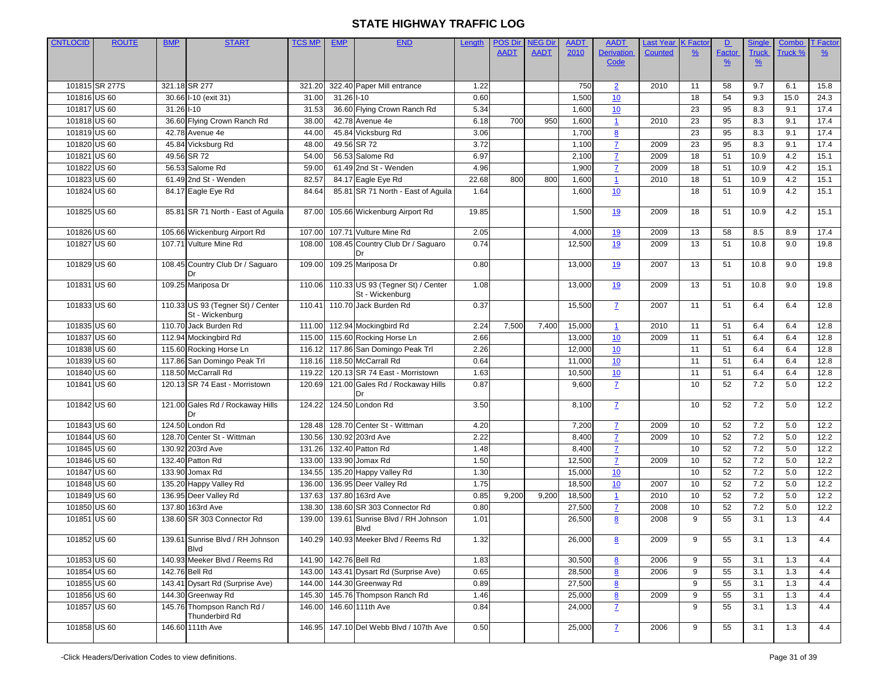# STATE HIGHWAY TRAFFIC LOG

| CNTLOCID | ROUTE | BMP | START | TCS MP | EMP | END | Length | POS Dir AADT | NEG Dir AADT | AADT 2010 | AADT Derivation Code | Last Year Counted | K Factor % | D Factor % | Single Truck % | Combo Truck % | T Factor % |
|---|---|---|---|---|---|---|---|---|---|---|---|---|---|---|---|---|---|
| 101815 | SR 277S | 321.18 | SR 277 | 321.20 | 322.40 | Paper Mill entrance | 1.22 | | | 750 | 2 | 2010 | 11 | 58 | 9.7 | 6.1 | 15.8 |
| 101816 | US 60 | 30.66 | I-10 (exit 31) | 31.00 | 31.26 | I-10 | 0.60 | | | 1,500 | 10 | | 18 | 54 | 9.3 | 15.0 | 24.3 |
| 101817 | US 60 | 31.26 | I-10 | 31.53 | 36.60 | Flying Crown Ranch Rd | 5.34 | | | 1,600 | 10 | | 23 | 95 | 8.3 | 9.1 | 17.4 |
| 101818 | US 60 | 36.60 | Flying Crown Ranch Rd | 38.00 | 42.78 | Avenue 4e | 6.18 | 700 | 950 | 1,600 | 1 | 2010 | 23 | 95 | 8.3 | 9.1 | 17.4 |
| 101819 | US 60 | 42.78 | Avenue 4e | 44.00 | 45.84 | Vicksburg Rd | 3.06 | | | 1,700 | 8 | | 23 | 95 | 8.3 | 9.1 | 17.4 |
| 101820 | US 60 | 45.84 | Vicksburg Rd | 48.00 | 49.56 | SR 72 | 3.72 | | | 1,100 | 7 | 2009 | 23 | 95 | 8.3 | 9.1 | 17.4 |
| 101821 | US 60 | 49.56 | SR 72 | 54.00 | 56.53 | Salome Rd | 6.97 | | | 2,100 | 7 | 2009 | 18 | 51 | 10.9 | 4.2 | 15.1 |
| 101822 | US 60 | 56.53 | Salome Rd | 59.00 | 61.49 | 2nd St - Wenden | 4.96 | | | 1,900 | 7 | 2009 | 18 | 51 | 10.9 | 4.2 | 15.1 |
| 101823 | US 60 | 61.49 | 2nd St - Wenden | 82.57 | 84.17 | Eagle Eye Rd | 22.68 | 800 | 800 | 1,600 | 1 | 2010 | 18 | 51 | 10.9 | 4.2 | 15.1 |
| 101824 | US 60 | 84.17 | Eagle Eye Rd | 84.64 | 85.81 | SR 71 North - East of Aguila | 1.64 | | | 1,600 | 10 | | 18 | 51 | 10.9 | 4.2 | 15.1 |
| 101825 | US 60 | 85.81 | SR 71 North - East of Aguila | 87.00 | 105.66 | Wickenburg Airport Rd | 19.85 | | | 1,500 | 19 | 2009 | 18 | 51 | 10.9 | 4.2 | 15.1 |
| 101826 | US 60 | 105.66 | Wickenburg Airport Rd | 107.00 | 107.71 | Vulture Mine Rd | 2.05 | | | 4,000 | 19 | 2009 | 13 | 58 | 8.5 | 8.9 | 17.4 |
| 101827 | US 60 | 107.71 | Vulture Mine Rd | 108.00 | 108.45 | Country Club Dr / Saguaro Dr | 0.74 | | | 12,500 | 19 | 2009 | 13 | 51 | 10.8 | 9.0 | 19.8 |
| 101829 | US 60 | 108.45 | Country Club Dr / Saguaro Dr | 109.00 | 109.25 | Mariposa Dr | 0.80 | | | 13,000 | 19 | 2007 | 13 | 51 | 10.8 | 9.0 | 19.8 |
| 101831 | US 60 | 109.25 | Mariposa Dr | 110.06 | 110.33 | US 93 (Tegner St) / Center St - Wickenburg | 1.08 | | | 13,000 | 19 | 2009 | 13 | 51 | 10.8 | 9.0 | 19.8 |
| 101833 | US 60 | 110.33 | US 93 (Tegner St) / Center St - Wickenburg | 110.41 | 110.70 | Jack Burden Rd | 0.37 | | | 15,500 | 7 | 2007 | 11 | 51 | 6.4 | 6.4 | 12.8 |
| 101835 | US 60 | 110.70 | Jack Burden Rd | 111.00 | 112.94 | Mockingbird Rd | 2.24 | 7,500 | 7,400 | 15,000 | 1 | 2010 | 11 | 51 | 6.4 | 6.4 | 12.8 |
| 101837 | US 60 | 112.94 | Mockingbird Rd | 115.00 | 115.60 | Rocking Horse Ln | 2.66 | | | 13,000 | 10 | 2009 | 11 | 51 | 6.4 | 6.4 | 12.8 |
| 101838 | US 60 | 115.60 | Rocking Horse Ln | 116.12 | 117.86 | San Domingo Peak Trl | 2.26 | | | 12,000 | 10 | | 11 | 51 | 6.4 | 6.4 | 12.8 |
| 101839 | US 60 | 117.86 | San Domingo Peak Trl | 118.16 | 118.50 | McCarrall Rd | 0.64 | | | 11,000 | 10 | | 11 | 51 | 6.4 | 6.4 | 12.8 |
| 101840 | US 60 | 118.50 | McCarrall Rd | 119.22 | 120.13 | SR 74 East - Morristown | 1.63 | | | 10,500 | 10 | | 11 | 51 | 6.4 | 6.4 | 12.8 |
| 101841 | US 60 | 120.13 | SR 74 East - Morristown | 120.69 | 121.00 | Gales Rd / Rockaway Hills Dr | 0.87 | | | 9,600 | 7 | | 10 | 52 | 7.2 | 5.0 | 12.2 |
| 101842 | US 60 | 121.00 | Gales Rd / Rockaway Hills Dr | 124.22 | 124.50 | London Rd | 3.50 | | | 8,100 | 7 | | 10 | 52 | 7.2 | 5.0 | 12.2 |
| 101843 | US 60 | 124.50 | London Rd | 128.48 | 128.70 | Center St - Wittman | 4.20 | | | 7,200 | 7 | 2009 | 10 | 52 | 7.2 | 5.0 | 12.2 |
| 101844 | US 60 | 128.70 | Center St - Wittman | 130.56 | 130.92 | 203rd Ave | 2.22 | | | 8,400 | 7 | 2009 | 10 | 52 | 7.2 | 5.0 | 12.2 |
| 101845 | US 60 | 130.92 | 203rd Ave | 131.26 | 132.40 | Patton Rd | 1.48 | | | 8,400 | 7 | | 10 | 52 | 7.2 | 5.0 | 12.2 |
| 101846 | US 60 | 132.40 | Patton Rd | 133.00 | 133.90 | Jomax Rd | 1.50 | | | 12,500 | 7 | 2009 | 10 | 52 | 7.2 | 5.0 | 12.2 |
| 101847 | US 60 | 133.90 | Jomax Rd | 134.55 | 135.20 | Happy Valley Rd | 1.30 | | | 15,000 | 10 | | 10 | 52 | 7.2 | 5.0 | 12.2 |
| 101848 | US 60 | 135.20 | Happy Valley Rd | 136.00 | 136.95 | Deer Valley Rd | 1.75 | | | 18,500 | 10 | 2007 | 10 | 52 | 7.2 | 5.0 | 12.2 |
| 101849 | US 60 | 136.95 | Deer Valley Rd | 137.63 | 137.80 | 163rd Ave | 0.85 | 9,200 | 9,200 | 18,500 | 1 | 2010 | 10 | 52 | 7.2 | 5.0 | 12.2 |
| 101850 | US 60 | 137.80 | 163rd Ave | 138.30 | 138.60 | SR 303 Connector Rd | 0.80 | | | 27,500 | 7 | 2008 | 10 | 52 | 7.2 | 5.0 | 12.2 |
| 101851 | US 60 | 138.60 | SR 303 Connector Rd | 139.00 | 139.61 | Sunrise Blvd / RH Johnson Blvd | 1.01 | | | 26,500 | 8 | 2008 | 9 | 55 | 3.1 | 1.3 | 4.4 |
| 101852 | US 60 | 139.61 | Sunrise Blvd / RH Johnson Blvd | 140.29 | 140.93 | Meeker Blvd / Reems Rd | 1.32 | | | 26,000 | 8 | 2009 | 9 | 55 | 3.1 | 1.3 | 4.4 |
| 101853 | US 60 | 140.93 | Meeker Blvd / Reems Rd | 141.90 | 142.76 | Bell Rd | 1.83 | | | 30,500 | 8 | 2006 | 9 | 55 | 3.1 | 1.3 | 4.4 |
| 101854 | US 60 | 142.76 | Bell Rd | 143.00 | 143.41 | Dysart Rd (Surprise Ave) | 0.65 | | | 28,500 | 8 | 2006 | 9 | 55 | 3.1 | 1.3 | 4.4 |
| 101855 | US 60 | 143.41 | Dysart Rd (Surprise Ave) | 144.00 | 144.30 | Greenway Rd | 0.89 | | | 27,500 | 8 | | 9 | 55 | 3.1 | 1.3 | 4.4 |
| 101856 | US 60 | 144.30 | Greenway Rd | 145.30 | 145.76 | Thompson Ranch Rd | 1.46 | | | 25,000 | 8 | 2009 | 9 | 55 | 3.1 | 1.3 | 4.4 |
| 101857 | US 60 | 145.76 | Thompson Ranch Rd / Thunderbird Rd | 146.00 | 146.60 | 111th Ave | 0.84 | | | 24,000 | 7 | | 9 | 55 | 3.1 | 1.3 | 4.4 |
| 101858 | US 60 | 146.60 | 111th Ave | 146.95 | 147.10 | Del Webb Blvd / 107th Ave | 0.50 | | | 25,000 | 7 | 2006 | 9 | 55 | 3.1 | 1.3 | 4.4 |

-Click Headers/Derivation Codes to view definitions.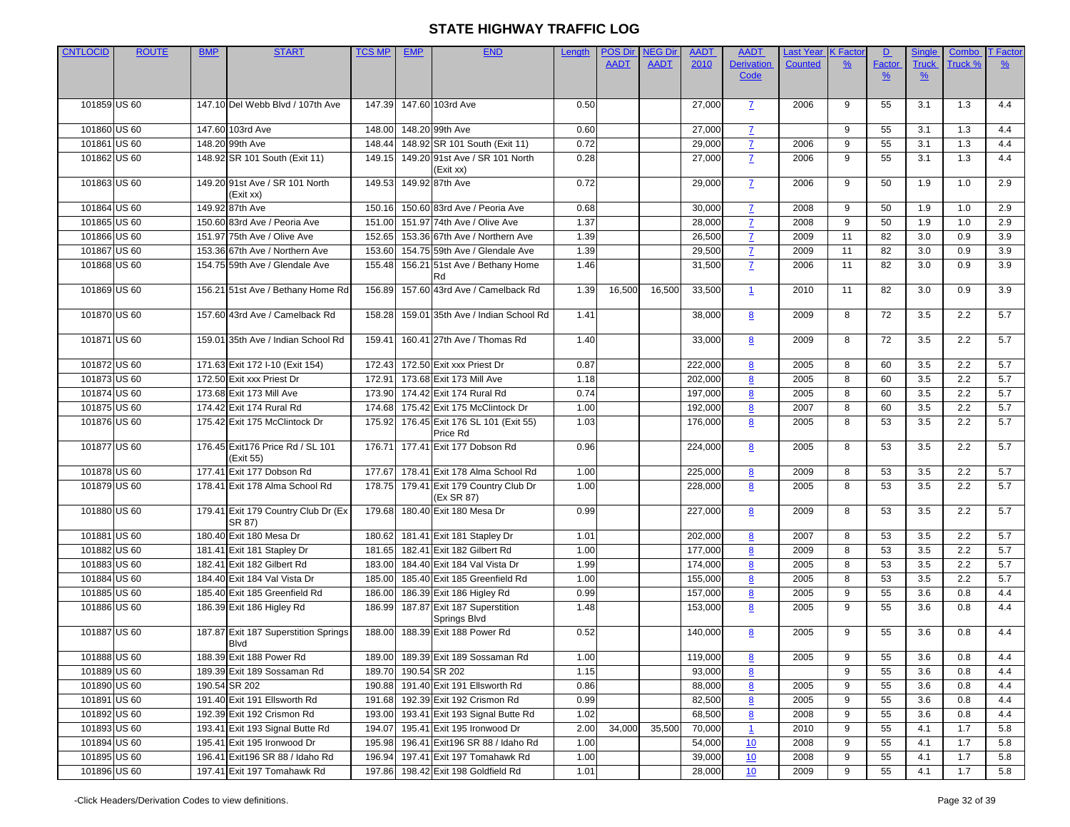# STATE HIGHWAY TRAFFIC LOG

| CNTLOCID | ROUTE | BMP | START | TCS MP | EMP | END | Length | POS Dir AADT | NEG Dir AADT | AADT 2010 | AADT Derivation Code | Last Year Counted | K Factor % | D Factor % | Single Truck % | Combo Truck % | T Factor % |
|---|---|---|---|---|---|---|---|---|---|---|---|---|---|---|---|---|---|
| 101859 | US 60 | 147.10 | Del Webb Blvd / 107th Ave | 147.39 | 147.60 | 103rd Ave | 0.50 | | | 27,000 | 7 | 2006 | 9 | 55 | 3.1 | 1.3 | 4.4 |
| 101860 | US 60 | 147.60 | 103rd Ave | 148.00 | 148.20 | 99th Ave | 0.60 | | | 27,000 | 7 | | 9 | 55 | 3.1 | 1.3 | 4.4 |
| 101861 | US 60 | 148.20 | 99th Ave | 148.44 | 148.92 | SR 101 South (Exit 11) | 0.72 | | | 29,000 | 7 | 2006 | 9 | 55 | 3.1 | 1.3 | 4.4 |
| 101862 | US 60 | 148.92 | SR 101 South (Exit 11) | 149.15 | 149.20 | 91st Ave / SR 101 North (Exit xx) | 0.28 | | | 27,000 | 7 | 2006 | 9 | 55 | 3.1 | 1.3 | 4.4 |
| 101863 | US 60 | 149.20 | 91st Ave / SR 101 North (Exit xx) | 149.53 | 149.92 | 87th Ave | 0.72 | | | 29,000 | 7 | 2006 | 9 | 50 | 1.9 | 1.0 | 2.9 |
| 101864 | US 60 | 149.92 | 87th Ave | 150.16 | 150.60 | 83rd Ave / Peoria Ave | 0.68 | | | 30,000 | 7 | 2008 | 9 | 50 | 1.9 | 1.0 | 2.9 |
| 101865 | US 60 | 150.60 | 83rd Ave / Peoria Ave | 151.00 | 151.97 | 74th Ave / Olive Ave | 1.37 | | | 28,000 | 7 | 2008 | 9 | 50 | 1.9 | 1.0 | 2.9 |
| 101866 | US 60 | 151.97 | 75th Ave / Olive Ave | 152.65 | 153.36 | 67th Ave / Northern Ave | 1.39 | | | 26,500 | 7 | 2009 | 11 | 82 | 3.0 | 0.9 | 3.9 |
| 101867 | US 60 | 153.36 | 67th Ave / Northern Ave | 153.60 | 154.75 | 59th Ave / Glendale Ave | 1.39 | | | 29,500 | 7 | 2009 | 11 | 82 | 3.0 | 0.9 | 3.9 |
| 101868 | US 60 | 154.75 | 59th Ave / Glendale Ave | 155.48 | 156.21 | 51st Ave / Bethany Home Rd | 1.46 | | | 31,500 | 7 | 2006 | 11 | 82 | 3.0 | 0.9 | 3.9 |
| 101869 | US 60 | 156.21 | 51st Ave / Bethany Home Rd | 156.89 | 157.60 | 43rd Ave / Camelback Rd | 1.39 | 16,500 | 16,500 | 33,500 | 1 | 2010 | 11 | 82 | 3.0 | 0.9 | 3.9 |
| 101870 | US 60 | 157.60 | 43rd Ave / Camelback Rd | 158.28 | 159.01 | 35th Ave / Indian School Rd | 1.41 | | | 38,000 | 8 | 2009 | 8 | 72 | 3.5 | 2.2 | 5.7 |
| 101871 | US 60 | 159.01 | 35th Ave / Indian School Rd | 159.41 | 160.41 | 27th Ave / Thomas Rd | 1.40 | | | 33,000 | 8 | 2009 | 8 | 72 | 3.5 | 2.2 | 5.7 |
| 101872 | US 60 | 171.63 | Exit 172 I-10 (Exit 154) | 172.43 | 172.50 | Exit xxx Priest Dr | 0.87 | | | 222,000 | 8 | 2005 | 8 | 60 | 3.5 | 2.2 | 5.7 |
| 101873 | US 60 | 172.50 | Exit xxx Priest Dr | 172.91 | 173.68 | Exit 173 Mill Ave | 1.18 | | | 202,000 | 8 | 2005 | 8 | 60 | 3.5 | 2.2 | 5.7 |
| 101874 | US 60 | 173.68 | Exit 173 Mill Ave | 173.90 | 174.42 | Exit 174 Rural Rd | 0.74 | | | 197,000 | 8 | 2005 | 8 | 60 | 3.5 | 2.2 | 5.7 |
| 101875 | US 60 | 174.42 | Exit 174 Rural Rd | 174.68 | 175.42 | Exit 175 McClintock Dr | 1.00 | | | 192,000 | 8 | 2007 | 8 | 60 | 3.5 | 2.2 | 5.7 |
| 101876 | US 60 | 175.42 | Exit 175 McClintock Dr | 175.92 | 176.45 | Exit 176 SL 101 (Exit 55) Price Rd | 1.03 | | | 176,000 | 8 | 2005 | 8 | 53 | 3.5 | 2.2 | 5.7 |
| 101877 | US 60 | 176.45 | Exit176 Price Rd / SL 101 (Exit 55) | 176.71 | 177.41 | Exit 177 Dobson Rd | 0.96 | | | 224,000 | 8 | 2005 | 8 | 53 | 3.5 | 2.2 | 5.7 |
| 101878 | US 60 | 177.41 | Exit 177 Dobson Rd | 177.67 | 178.41 | Exit 178 Alma School Rd | 1.00 | | | 225,000 | 8 | 2009 | 8 | 53 | 3.5 | 2.2 | 5.7 |
| 101879 | US 60 | 178.41 | Exit 178 Alma School Rd | 178.75 | 179.41 | Exit 179 Country Club Dr (Ex SR 87) | 1.00 | | | 228,000 | 8 | 2005 | 8 | 53 | 3.5 | 2.2 | 5.7 |
| 101880 | US 60 | 179.41 | Exit 179 Country Club Dr (Ex SR 87) | 179.68 | 180.40 | Exit 180 Mesa Dr | 0.99 | | | 227,000 | 8 | 2009 | 8 | 53 | 3.5 | 2.2 | 5.7 |
| 101881 | US 60 | 180.40 | Exit 180 Mesa Dr | 180.62 | 181.41 | Exit 181 Stapley Dr | 1.01 | | | 202,000 | 8 | 2007 | 8 | 53 | 3.5 | 2.2 | 5.7 |
| 101882 | US 60 | 181.41 | Exit 181 Stapley Dr | 181.65 | 182.41 | Exit 182 Gilbert Rd | 1.00 | | | 177,000 | 8 | 2009 | 8 | 53 | 3.5 | 2.2 | 5.7 |
| 101883 | US 60 | 182.41 | Exit 182 Gilbert Rd | 183.00 | 184.40 | Exit 184 Val Vista Dr | 1.99 | | | 174,000 | 8 | 2005 | 8 | 53 | 3.5 | 2.2 | 5.7 |
| 101884 | US 60 | 184.40 | Exit 184 Val Vista Dr | 185.00 | 185.40 | Exit 185 Greenfield Rd | 1.00 | | | 155,000 | 8 | 2005 | 8 | 53 | 3.5 | 2.2 | 5.7 |
| 101885 | US 60 | 185.40 | Exit 185 Greenfield Rd | 186.00 | 186.39 | Exit 186 Higley Rd | 0.99 | | | 157,000 | 8 | 2005 | 9 | 55 | 3.6 | 0.8 | 4.4 |
| 101886 | US 60 | 186.39 | Exit 186 Higley Rd | 186.99 | 187.87 | Exit 187 Superstition Springs Blvd | 1.48 | | | 153,000 | 8 | 2005 | 9 | 55 | 3.6 | 0.8 | 4.4 |
| 101887 | US 60 | 187.87 | Exit 187 Superstition Springs Blvd | 188.00 | 188.39 | Exit 188 Power Rd | 0.52 | | | 140,000 | 8 | 2005 | 9 | 55 | 3.6 | 0.8 | 4.4 |
| 101888 | US 60 | 188.39 | Exit 188 Power Rd | 189.00 | 189.39 | Exit 189 Sossaman Rd | 1.00 | | | 119,000 | 8 | 2005 | 9 | 55 | 3.6 | 0.8 | 4.4 |
| 101889 | US 60 | 189.39 | Exit 189 Sossaman Rd | 189.70 | 190.54 | SR 202 | 1.15 | | | 93,000 | 8 | | 9 | 55 | 3.6 | 0.8 | 4.4 |
| 101890 | US 60 | 190.54 | SR 202 | 190.88 | 191.40 | Exit 191 Ellsworth Rd | 0.86 | | | 88,000 | 8 | 2005 | 9 | 55 | 3.6 | 0.8 | 4.4 |
| 101891 | US 60 | 191.40 | Exit 191 Ellsworth Rd | 191.68 | 192.39 | Exit 192 Crismon Rd | 0.99 | | | 82,500 | 8 | 2005 | 9 | 55 | 3.6 | 0.8 | 4.4 |
| 101892 | US 60 | 192.39 | Exit 192 Crismon Rd | 193.00 | 193.41 | Exit 193 Signal Butte Rd | 1.02 | | | 68,500 | 8 | 2008 | 9 | 55 | 3.6 | 0.8 | 4.4 |
| 101893 | US 60 | 193.41 | Exit 193 Signal Butte Rd | 194.07 | 195.41 | Exit 195 Ironwood Dr | 2.00 | 34,000 | 35,500 | 70,000 | 1 | 2010 | 9 | 55 | 4.1 | 1.7 | 5.8 |
| 101894 | US 60 | 195.41 | Exit 195 Ironwood Dr | 195.98 | 196.41 | Exit196 SR 88 / Idaho Rd | 1.00 | | | 54,000 | 10 | 2008 | 9 | 55 | 4.1 | 1.7 | 5.8 |
| 101895 | US 60 | 196.41 | Exit196 SR 88 / Idaho Rd | 196.94 | 197.41 | Exit 197 Tomahawk Rd | 1.00 | | | 39,000 | 10 | 2008 | 9 | 55 | 4.1 | 1.7 | 5.8 |
| 101896 | US 60 | 197.41 | Exit 197 Tomahawk Rd | 197.86 | 198.42 | Exit 198 Goldfield Rd | 1.01 | | | 28,000 | 10 | 2009 | 9 | 55 | 4.1 | 1.7 | 5.8 |

-Click Headers/Derivation Codes to view definitions.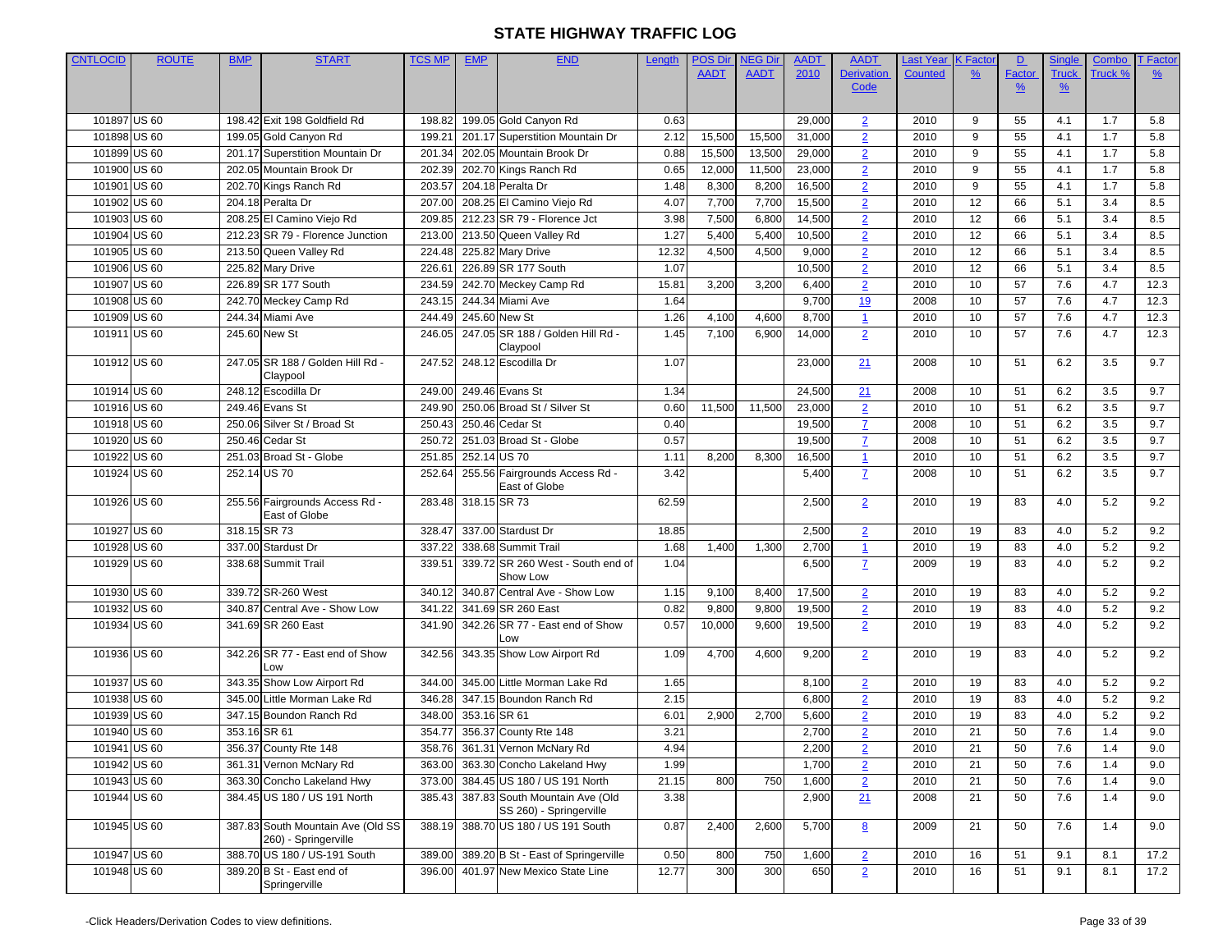# STATE HIGHWAY TRAFFIC LOG

| CNTLOCID | ROUTE | BMP | START | TCS MP | EMP | END | Length | POS Dir AADT | NEG Dir AADT | AADT 2010 | AADT Derivation Code | Last Year Counted | K Factor % | D Factor % | Single Truck % | Combo Truck % | T Factor % |
|---|---|---|---|---|---|---|---|---|---|---|---|---|---|---|---|---|---|
| 101897 | US 60 | 198.42 | Exit 198 Goldfield Rd | 198.82 | 199.05 | Gold Canyon Rd | 0.63 | | | 29,000 | 2 | 2010 | 9 | 55 | 4.1 | 1.7 | 5.8 |
| 101898 | US 60 | 199.05 | Gold Canyon Rd | 199.21 | 201.17 | Superstition Mountain Dr | 2.12 | 15,500 | 15,500 | 31,000 | 2 | 2010 | 9 | 55 | 4.1 | 1.7 | 5.8 |
| 101899 | US 60 | 201.17 | Superstition Mountain Dr | 201.34 | 202.05 | Mountain Brook Dr | 0.88 | 15,500 | 13,500 | 29,000 | 2 | 2010 | 9 | 55 | 4.1 | 1.7 | 5.8 |
| 101900 | US 60 | 202.05 | Mountain Brook Dr | 202.39 | 202.70 | Kings Ranch Rd | 0.65 | 12,000 | 11,500 | 23,000 | 2 | 2010 | 9 | 55 | 4.1 | 1.7 | 5.8 |
| 101901 | US 60 | 202.70 | Kings Ranch Rd | 203.57 | 204.18 | Peralta Dr | 1.48 | 8,300 | 8,200 | 16,500 | 2 | 2010 | 9 | 55 | 4.1 | 1.7 | 5.8 |
| 101902 | US 60 | 204.18 | Peralta Dr | 207.00 | 208.25 | El Camino Viejo Rd | 4.07 | 7,700 | 7,700 | 15,500 | 2 | 2010 | 12 | 66 | 5.1 | 3.4 | 8.5 |
| 101903 | US 60 | 208.25 | El Camino Viejo Rd | 209.85 | 212.23 | SR 79 - Florence Jct | 3.98 | 7,500 | 6,800 | 14,500 | 2 | 2010 | 12 | 66 | 5.1 | 3.4 | 8.5 |
| 101904 | US 60 | 212.23 | SR 79 - Florence Junction | 213.00 | 213.50 | Queen Valley Rd | 1.27 | 5,400 | 5,400 | 10,500 | 2 | 2010 | 12 | 66 | 5.1 | 3.4 | 8.5 |
| 101905 | US 60 | 213.50 | Queen Valley Rd | 224.48 | 225.82 | Mary Drive | 12.32 | 4,500 | 4,500 | 9,000 | 2 | 2010 | 12 | 66 | 5.1 | 3.4 | 8.5 |
| 101906 | US 60 | 225.82 | Mary Drive | 226.61 | 226.89 | SR 177 South | 1.07 | | | 10,500 | 2 | 2010 | 12 | 66 | 5.1 | 3.4 | 8.5 |
| 101907 | US 60 | 226.89 | SR 177 South | 234.59 | 242.70 | Meckey Camp Rd | 15.81 | 3,200 | 3,200 | 6,400 | 2 | 2010 | 10 | 57 | 7.6 | 4.7 | 12.3 |
| 101908 | US 60 | 242.70 | Meckey Camp Rd | 243.15 | 244.34 | Miami Ave | 1.64 | | | 9,700 | 19 | 2008 | 10 | 57 | 7.6 | 4.7 | 12.3 |
| 101909 | US 60 | 244.34 | Miami Ave | 244.49 | 245.60 | New St | 1.26 | 4,100 | 4,600 | 8,700 | 1 | 2010 | 10 | 57 | 7.6 | 4.7 | 12.3 |
| 101911 | US 60 | 245.60 | New St | 246.05 | 247.05 | SR 188 / Golden Hill Rd - Claypool | 1.45 | 7,100 | 6,900 | 14,000 | 2 | 2010 | 10 | 57 | 7.6 | 4.7 | 12.3 |
| 101912 | US 60 | 247.05 | SR 188 / Golden Hill Rd - Claypool | 247.52 | 248.12 | Escodilla Dr | 1.07 | | | 23,000 | 21 | 2008 | 10 | 51 | 6.2 | 3.5 | 9.7 |
| 101914 | US 60 | 248.12 | Escodilla Dr | 249.00 | 249.46 | Evans St | 1.34 | | | 24,500 | 21 | 2008 | 10 | 51 | 6.2 | 3.5 | 9.7 |
| 101916 | US 60 | 249.46 | Evans St | 249.90 | 250.06 | Broad St / Silver St | 0.60 | 11,500 | 11,500 | 23,000 | 2 | 2010 | 10 | 51 | 6.2 | 3.5 | 9.7 |
| 101918 | US 60 | 250.06 | Silver St / Broad St | 250.43 | 250.46 | Cedar St | 0.40 | | | 19,500 | 7 | 2008 | 10 | 51 | 6.2 | 3.5 | 9.7 |
| 101920 | US 60 | 250.46 | Cedar St | 250.72 | 251.03 | Broad St - Globe | 0.57 | | | 19,500 | 7 | 2008 | 10 | 51 | 6.2 | 3.5 | 9.7 |
| 101922 | US 60 | 251.03 | Broad St - Globe | 251.85 | 252.14 | US 70 | 1.11 | 8,200 | 8,300 | 16,500 | 1 | 2010 | 10 | 51 | 6.2 | 3.5 | 9.7 |
| 101924 | US 60 | 252.14 | US 70 | 252.64 | 255.56 | Fairgrounds Access Rd - East of Globe | 3.42 | | | 5,400 | 7 | 2008 | 10 | 51 | 6.2 | 3.5 | 9.7 |
| 101926 | US 60 | 255.56 | Fairgrounds Access Rd - East of Globe | 283.48 | 318.15 | SR 73 | 62.59 | | | 2,500 | 2 | 2010 | 19 | 83 | 4.0 | 5.2 | 9.2 |
| 101927 | US 60 | 318.15 | SR 73 | 328.47 | 337.00 | Stardust Dr | 18.85 | | | 2,500 | 2 | 2010 | 19 | 83 | 4.0 | 5.2 | 9.2 |
| 101928 | US 60 | 337.00 | Stardust Dr | 337.22 | 338.68 | Summit Trail | 1.68 | 1,400 | 1,300 | 2,700 | 1 | 2010 | 19 | 83 | 4.0 | 5.2 | 9.2 |
| 101929 | US 60 | 338.68 | Summit Trail | 339.51 | 339.72 | SR 260 West - South end of Show Low | 1.04 | | | 6,500 | 7 | 2009 | 19 | 83 | 4.0 | 5.2 | 9.2 |
| 101930 | US 60 | 339.72 | SR-260 West | 340.12 | 340.87 | Central Ave - Show Low | 1.15 | 9,100 | 8,400 | 17,500 | 2 | 2010 | 19 | 83 | 4.0 | 5.2 | 9.2 |
| 101932 | US 60 | 340.87 | Central Ave - Show Low | 341.22 | 341.69 | SR 260 East | 0.82 | 9,800 | 9,800 | 19,500 | 2 | 2010 | 19 | 83 | 4.0 | 5.2 | 9.2 |
| 101934 | US 60 | 341.69 | SR 260 East | 341.90 | 342.26 | SR 77 - East end of Show Low | 0.57 | 10,000 | 9,600 | 19,500 | 2 | 2010 | 19 | 83 | 4.0 | 5.2 | 9.2 |
| 101936 | US 60 | 342.26 | SR 77 - East end of Show Low | 342.56 | 343.35 | Show Low Airport Rd | 1.09 | 4,700 | 4,600 | 9,200 | 2 | 2010 | 19 | 83 | 4.0 | 5.2 | 9.2 |
| 101937 | US 60 | 343.35 | Show Low Airport Rd | 344.00 | 345.00 | Little Morman Lake Rd | 1.65 | | | 8,100 | 2 | 2010 | 19 | 83 | 4.0 | 5.2 | 9.2 |
| 101938 | US 60 | 345.00 | Little Morman Lake Rd | 346.28 | 347.15 | Boundon Ranch Rd | 2.15 | | | 6,800 | 2 | 2010 | 19 | 83 | 4.0 | 5.2 | 9.2 |
| 101939 | US 60 | 347.15 | Boundon Ranch Rd | 348.00 | 353.16 | SR 61 | 6.01 | 2,900 | 2,700 | 5,600 | 2 | 2010 | 19 | 83 | 4.0 | 5.2 | 9.2 |
| 101940 | US 60 | 353.16 | SR 61 | 354.77 | 356.37 | County Rte 148 | 3.21 | | | 2,700 | 2 | 2010 | 21 | 50 | 7.6 | 1.4 | 9.0 |
| 101941 | US 60 | 356.37 | County Rte 148 | 358.76 | 361.31 | Vernon McNary Rd | 4.94 | | | 2,200 | 2 | 2010 | 21 | 50 | 7.6 | 1.4 | 9.0 |
| 101942 | US 60 | 361.31 | Vernon McNary Rd | 363.00 | 363.30 | Concho Lakeland Hwy | 1.99 | | | 1,700 | 2 | 2010 | 21 | 50 | 7.6 | 1.4 | 9.0 |
| 101943 | US 60 | 363.30 | Concho Lakeland Hwy | 373.00 | 384.45 | US 180 / US 191 North | 21.15 | 800 | 750 | 1,600 | 2 | 2010 | 21 | 50 | 7.6 | 1.4 | 9.0 |
| 101944 | US 60 | 384.45 | US 180 / US 191 North | 385.43 | 387.83 | South Mountain Ave (Old SS 260) - Springerville | 3.38 | | | 2,900 | 21 | 2008 | 21 | 50 | 7.6 | 1.4 | 9.0 |
| 101945 | US 60 | 387.83 | South Mountain Ave (Old SS 260) - Springerville | 388.19 | 388.70 | US 180 / US 191 South | 0.87 | 2,400 | 2,600 | 5,700 | 8 | 2009 | 21 | 50 | 7.6 | 1.4 | 9.0 |
| 101947 | US 60 | 388.70 | US 180 / US-191 South | 389.00 | 389.20 | B St - East of Springerville | 0.50 | 800 | 750 | 1,600 | 2 | 2010 | 16 | 51 | 9.1 | 8.1 | 17.2 |
| 101948 | US 60 | 389.20 | B St - East end of Springerville | 396.00 | 401.97 | New Mexico State Line | 12.77 | 300 | 300 | 650 | 2 | 2010 | 16 | 51 | 9.1 | 8.1 | 17.2 |

-Click Headers/Derivation Codes to view definitions.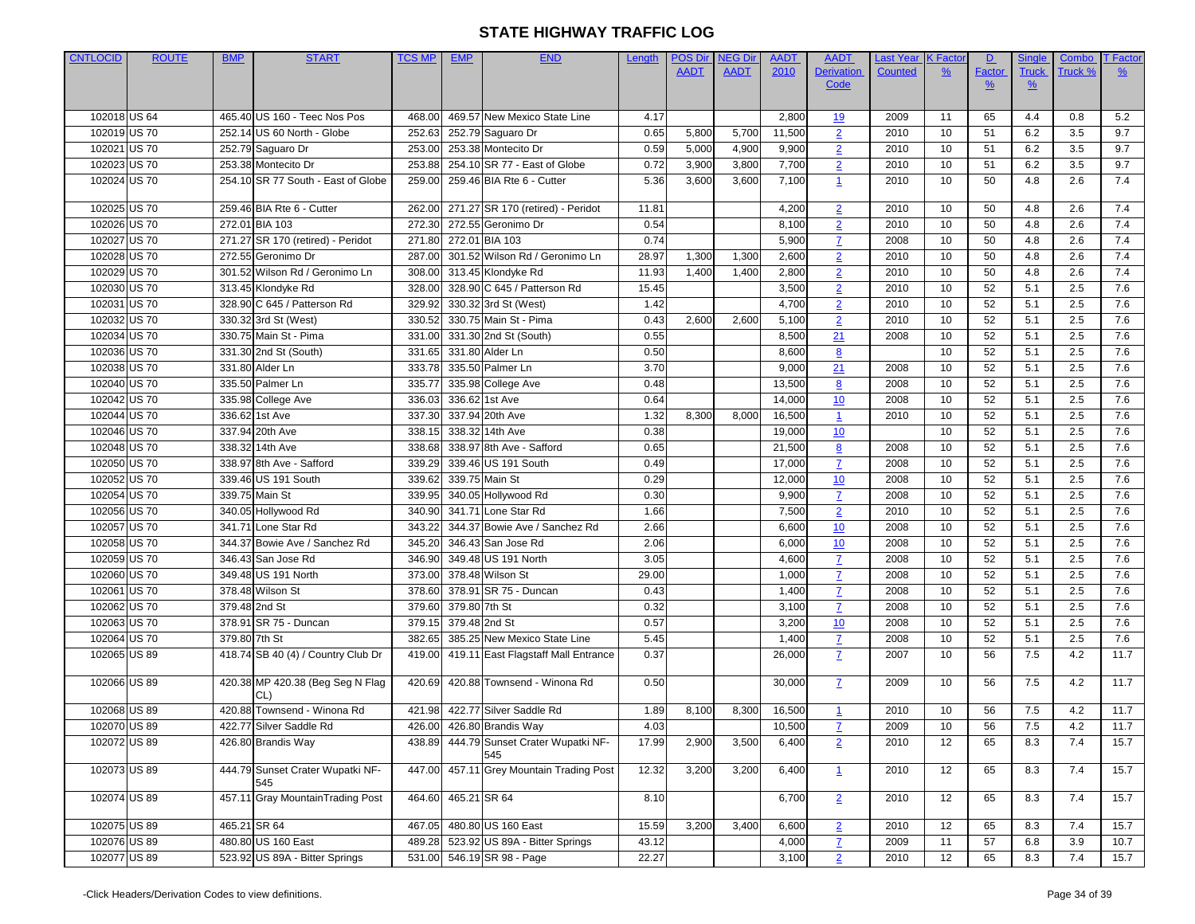# STATE HIGHWAY TRAFFIC LOG

| CNTLOCID | ROUTE | BMP | START | TCS MP | EMP | END | Length | POS Dir AADT | NEG Dir AADT | AADT 2010 | AADT Derivation Code | Last Year Counted | K Factor % | D Factor % | Single Truck % | Combo Truck % | T Factor % |
|---|---|---|---|---|---|---|---|---|---|---|---|---|---|---|---|---|---|
| 102018 | US 64 | 465.40 | US 160 - Teec Nos Pos | 468.00 | 469.57 | New Mexico State Line | 4.17 | | | 2,800 | 19 | 2009 | 11 | 65 | 4.4 | 0.8 | 5.2 |
| 102019 | US 70 | 252.14 | US 60 North - Globe | 252.63 | 252.79 | Saguaro Dr | 0.65 | 5,800 | 5,700 | 11,500 | 2 | 2010 | 10 | 51 | 6.2 | 3.5 | 9.7 |
| 102021 | US 70 | 252.79 | Saguaro Dr | 253.00 | 253.38 | Montecito Dr | 0.59 | 5,000 | 4,900 | 9,900 | 2 | 2010 | 10 | 51 | 6.2 | 3.5 | 9.7 |
| 102023 | US 70 | 253.38 | Montecito Dr | 253.88 | 254.10 | SR 77 - East of Globe | 0.72 | 3,900 | 3,800 | 7,700 | 2 | 2010 | 10 | 51 | 6.2 | 3.5 | 9.7 |
| 102024 | US 70 | 254.10 | SR 77 South - East of Globe | 259.00 | 259.46 | BIA Rte 6 - Cutter | 5.36 | 3,600 | 3,600 | 7,100 | 1 | 2010 | 10 | 50 | 4.8 | 2.6 | 7.4 |
| 102025 | US 70 | 259.46 | BIA Rte 6 - Cutter | 262.00 | 271.27 | SR 170 (retired) - Peridot | 11.81 | | | 4,200 | 2 | 2010 | 10 | 50 | 4.8 | 2.6 | 7.4 |
| 102026 | US 70 | 272.01 | BIA 103 | 272.30 | 272.55 | Geronimo Dr | 0.54 | | | 8,100 | 2 | 2010 | 10 | 50 | 4.8 | 2.6 | 7.4 |
| 102027 | US 70 | 271.27 | SR 170 (retired) - Peridot | 271.80 | 272.01 | BIA 103 | 0.74 | | | 5,900 | 7 | 2008 | 10 | 50 | 4.8 | 2.6 | 7.4 |
| 102028 | US 70 | 272.55 | Geronimo Dr | 287.00 | 301.52 | Wilson Rd / Geronimo Ln | 28.97 | 1,300 | 1,300 | 2,600 | 2 | 2010 | 10 | 50 | 4.8 | 2.6 | 7.4 |
| 102029 | US 70 | 301.52 | Wilson Rd / Geronimo Ln | 308.00 | 313.45 | Klondyke Rd | 11.93 | 1,400 | 1,400 | 2,800 | 2 | 2010 | 10 | 50 | 4.8 | 2.6 | 7.4 |
| 102030 | US 70 | 313.45 | Klondyke Rd | 328.00 | 328.90 | C 645 / Patterson Rd | 15.45 | | | 3,500 | 2 | 2010 | 10 | 52 | 5.1 | 2.5 | 7.6 |
| 102031 | US 70 | 328.90 | C 645 / Patterson Rd | 329.92 | 330.32 | 3rd St (West) | 1.42 | | | 4,700 | 2 | 2010 | 10 | 52 | 5.1 | 2.5 | 7.6 |
| 102032 | US 70 | 330.32 | 3rd St (West) | 330.52 | 330.75 | Main St - Pima | 0.43 | 2,600 | 2,600 | 5,100 | 2 | 2010 | 10 | 52 | 5.1 | 2.5 | 7.6 |
| 102034 | US 70 | 330.75 | Main St - Pima | 331.00 | 331.30 | 2nd St (South) | 0.55 | | | 8,500 | 21 | 2008 | 10 | 52 | 5.1 | 2.5 | 7.6 |
| 102036 | US 70 | 331.30 | 2nd St (South) | 331.65 | 331.80 | Alder Ln | 0.50 | | | 8,600 | 8 | | 10 | 52 | 5.1 | 2.5 | 7.6 |
| 102038 | US 70 | 331.80 | Alder Ln | 333.78 | 335.50 | Palmer Ln | 3.70 | | | 9,000 | 21 | 2008 | 10 | 52 | 5.1 | 2.5 | 7.6 |
| 102040 | US 70 | 335.50 | Palmer Ln | 335.77 | 335.98 | College Ave | 0.48 | | | 13,500 | 8 | 2008 | 10 | 52 | 5.1 | 2.5 | 7.6 |
| 102042 | US 70 | 335.98 | College Ave | 336.03 | 336.62 | 1st Ave | 0.64 | | | 14,000 | 10 | 2008 | 10 | 52 | 5.1 | 2.5 | 7.6 |
| 102044 | US 70 | 336.62 | 1st Ave | 337.30 | 337.94 | 20th Ave | 1.32 | 8,300 | 8,000 | 16,500 | 1 | 2010 | 10 | 52 | 5.1 | 2.5 | 7.6 |
| 102046 | US 70 | 337.94 | 20th Ave | 338.15 | 338.32 | 14th Ave | 0.38 | | | 19,000 | 10 | | 10 | 52 | 5.1 | 2.5 | 7.6 |
| 102048 | US 70 | 338.32 | 14th Ave | 338.68 | 338.97 | 8th Ave - Safford | 0.65 | | | 21,500 | 8 | 2008 | 10 | 52 | 5.1 | 2.5 | 7.6 |
| 102050 | US 70 | 338.97 | 8th Ave - Safford | 339.29 | 339.46 | US 191 South | 0.49 | | | 17,000 | 7 | 2008 | 10 | 52 | 5.1 | 2.5 | 7.6 |
| 102052 | US 70 | 339.46 | US 191 South | 339.62 | 339.75 | Main St | 0.29 | | | 12,000 | 10 | 2008 | 10 | 52 | 5.1 | 2.5 | 7.6 |
| 102054 | US 70 | 339.75 | Main St | 339.95 | 340.05 | Hollywood Rd | 0.30 | | | 9,900 | 7 | 2008 | 10 | 52 | 5.1 | 2.5 | 7.6 |
| 102056 | US 70 | 340.05 | Hollywood Rd | 340.90 | 341.71 | Lone Star Rd | 1.66 | | | 7,500 | 2 | 2010 | 10 | 52 | 5.1 | 2.5 | 7.6 |
| 102057 | US 70 | 341.71 | Lone Star Rd | 343.22 | 344.37 | Bowie Ave / Sanchez Rd | 2.66 | | | 6,600 | 10 | 2008 | 10 | 52 | 5.1 | 2.5 | 7.6 |
| 102058 | US 70 | 344.37 | Bowie Ave / Sanchez Rd | 345.20 | 346.43 | San Jose Rd | 2.06 | | | 6,000 | 10 | 2008 | 10 | 52 | 5.1 | 2.5 | 7.6 |
| 102059 | US 70 | 346.43 | San Jose Rd | 346.90 | 349.48 | US 191 North | 3.05 | | | 4,600 | 7 | 2008 | 10 | 52 | 5.1 | 2.5 | 7.6 |
| 102060 | US 70 | 349.48 | US 191 North | 373.00 | 378.48 | Wilson St | 29.00 | | | 1,000 | 7 | 2008 | 10 | 52 | 5.1 | 2.5 | 7.6 |
| 102061 | US 70 | 378.48 | Wilson St | 378.60 | 378.91 | SR 75 - Duncan | 0.43 | | | 1,400 | 7 | 2008 | 10 | 52 | 5.1 | 2.5 | 7.6 |
| 102062 | US 70 | 379.48 | 2nd St | 379.60 | 379.80 | 7th St | 0.32 | | | 3,100 | 7 | 2008 | 10 | 52 | 5.1 | 2.5 | 7.6 |
| 102063 | US 70 | 378.91 | SR 75 - Duncan | 379.15 | 379.48 | 2nd St | 0.57 | | | 3,200 | 10 | 2008 | 10 | 52 | 5.1 | 2.5 | 7.6 |
| 102064 | US 70 | 379.80 | 7th St | 382.65 | 385.25 | New Mexico State Line | 5.45 | | | 1,400 | 7 | 2008 | 10 | 52 | 5.1 | 2.5 | 7.6 |
| 102065 | US 89 | 418.74 | SB 40 (4) / Country Club Dr | 419.00 | 419.11 | East Flagstaff Mall Entrance | 0.37 | | | 26,000 | 7 | 2007 | 10 | 56 | 7.5 | 4.2 | 11.7 |
| 102066 | US 89 | 420.38 | MP 420.38 (Beg Seg N Flag CL) | 420.69 | 420.88 | Townsend - Winona Rd | 0.50 | | | 30,000 | 7 | 2009 | 10 | 56 | 7.5 | 4.2 | 11.7 |
| 102068 | US 89 | 420.88 | Townsend - Winona Rd | 421.98 | 422.77 | Silver Saddle Rd | 1.89 | 8,100 | 8,300 | 16,500 | 1 | 2010 | 10 | 56 | 7.5 | 4.2 | 11.7 |
| 102070 | US 89 | 422.77 | Silver Saddle Rd | 426.00 | 426.80 | Brandis Way | 4.03 | | | 10,500 | 7 | 2009 | 10 | 56 | 7.5 | 4.2 | 11.7 |
| 102072 | US 89 | 426.80 | Brandis Way | 438.89 | 444.79 | Sunset Crater Wupatki NF-545 | 17.99 | 2,900 | 3,500 | 6,400 | 2 | 2010 | 12 | 65 | 8.3 | 7.4 | 15.7 |
| 102073 | US 89 | 444.79 | Sunset Crater Wupatki NF-545 | 447.00 | 457.11 | Grey Mountain Trading Post | 12.32 | 3,200 | 3,200 | 6,400 | 1 | 2010 | 12 | 65 | 8.3 | 7.4 | 15.7 |
| 102074 | US 89 | 457.11 | Gray MountainTrading Post | 464.60 | 465.21 | SR 64 | 8.10 | | | 6,700 | 2 | 2010 | 12 | 65 | 8.3 | 7.4 | 15.7 |
| 102075 | US 89 | 465.21 | SR 64 | 467.05 | 480.80 | US 160 East | 15.59 | 3,200 | 3,400 | 6,600 | 2 | 2010 | 12 | 65 | 8.3 | 7.4 | 15.7 |
| 102076 | US 89 | 480.80 | US 160 East | 489.28 | 523.92 | US 89A - Bitter Springs | 43.12 | | | 4,000 | 7 | 2009 | 11 | 57 | 6.8 | 3.9 | 10.7 |
| 102077 | US 89 | 523.92 | US 89A - Bitter Springs | 531.00 | 546.19 | SR 98 - Page | 22.27 | | | 3,100 | 2 | 2010 | 12 | 65 | 8.3 | 7.4 | 15.7 |

-Click Headers/Derivation Codes to view definitions.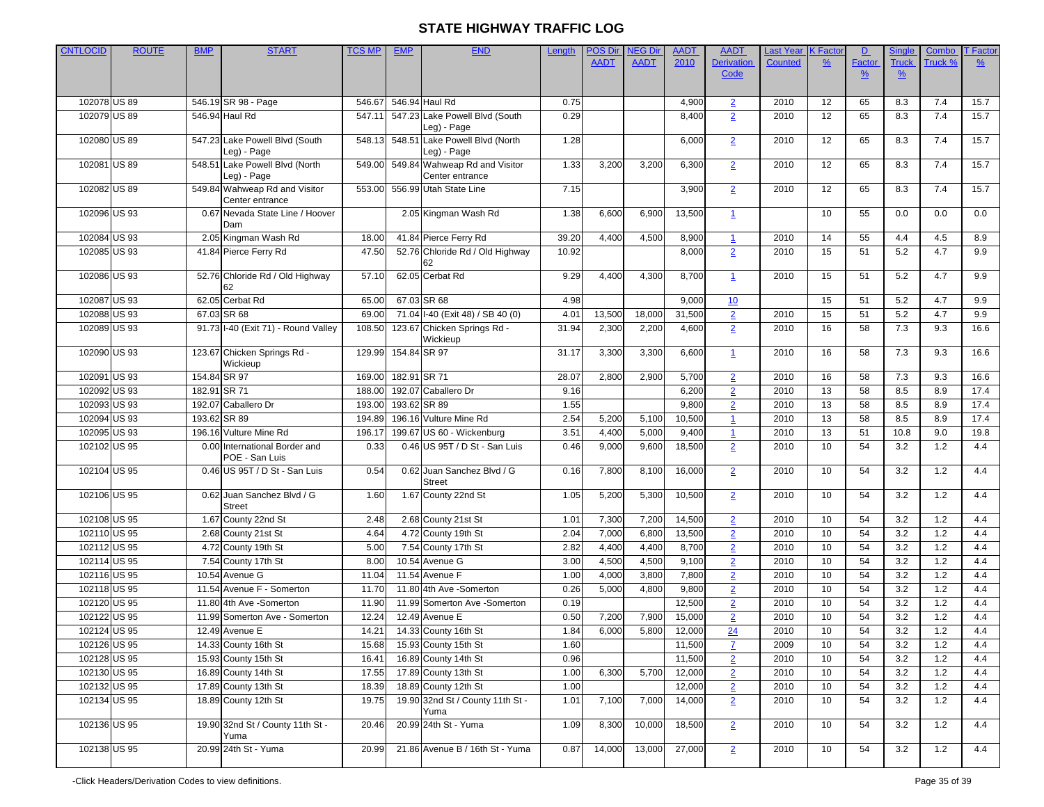# STATE HIGHWAY TRAFFIC LOG

| CNTLOCID | ROUTE | BMP | START | TCS MP | EMP | END | Length | POS Dir AADT | NEG Dir AADT | AADT 2010 | AADT Derivation Code | Last Year Counted | K Factor % | D Factor % | Single Truck % | Combo Truck % | T Factor % |
|---|---|---|---|---|---|---|---|---|---|---|---|---|---|---|---|---|---|
| 102078 | US 89 | 546.19 | SR 98 - Page | 546.67 | 546.94 | Haul Rd | 0.75 | | | 4,900 | 2 | 2010 | 12 | 65 | 8.3 | 7.4 | 15.7 |
| 102079 | US 89 | 546.94 | Haul Rd | 547.11 | 547.23 | Lake Powell Blvd (South Leg) - Page | 0.29 | | | 8,400 | 2 | 2010 | 12 | 65 | 8.3 | 7.4 | 15.7 |
| 102080 | US 89 | 547.23 | Lake Powell Blvd (South Leg) - Page | 548.13 | 548.51 | Lake Powell Blvd (North Leg) - Page | 1.28 | | | 6,000 | 2 | 2010 | 12 | 65 | 8.3 | 7.4 | 15.7 |
| 102081 | US 89 | 548.51 | Lake Powell Blvd (North Leg) - Page | 549.00 | 549.84 | Wahweap Rd and Visitor Center entrance | 1.33 | 3,200 | 3,200 | 6,300 | 2 | 2010 | 12 | 65 | 8.3 | 7.4 | 15.7 |
| 102082 | US 89 | 549.84 | Wahweap Rd and Visitor Center entrance | 553.00 | 556.99 | Utah State Line | 7.15 | | | 3,900 | 2 | 2010 | 12 | 65 | 8.3 | 7.4 | 15.7 |
| 102096 | US 93 | 0.67 | Nevada State Line / Hoover Dam | | 2.05 | Kingman Wash Rd | 1.38 | 6,600 | 6,900 | 13,500 | 1 | | 10 | 55 | 0.0 | 0.0 | 0.0 |
| 102084 | US 93 | 2.05 | Kingman Wash Rd | 18.00 | 41.84 | Pierce Ferry Rd | 39.20 | 4,400 | 4,500 | 8,900 | 1 | 2010 | 14 | 55 | 4.4 | 4.5 | 8.9 |
| 102085 | US 93 | 41.84 | Pierce Ferry Rd | 47.50 | 52.76 | Chloride Rd / Old Highway 62 | 10.92 | | | 8,000 | 2 | 2010 | 15 | 51 | 5.2 | 4.7 | 9.9 |
| 102086 | US 93 | 52.76 | Chloride Rd / Old Highway 62 | 57.10 | 62.05 | Cerbat Rd | 9.29 | 4,400 | 4,300 | 8,700 | 1 | 2010 | 15 | 51 | 5.2 | 4.7 | 9.9 |
| 102087 | US 93 | 62.05 | Cerbat Rd | 65.00 | 67.03 | SR 68 | 4.98 | | | 9,000 | 10 | | 15 | 51 | 5.2 | 4.7 | 9.9 |
| 102088 | US 93 | 67.03 | SR 68 | 69.00 | 71.04 | I-40 (Exit 48) / SB 40 (0) | 4.01 | 13,500 | 18,000 | 31,500 | 2 | 2010 | 15 | 51 | 5.2 | 4.7 | 9.9 |
| 102089 | US 93 | 91.73 | I-40 (Exit 71) - Round Valley | 108.50 | 123.67 | Chicken Springs Rd - Wickieup | 31.94 | 2,300 | 2,200 | 4,600 | 2 | 2010 | 16 | 58 | 7.3 | 9.3 | 16.6 |
| 102090 | US 93 | 123.67 | Chicken Springs Rd - Wickieup | 129.99 | 154.84 | SR 97 | 31.17 | 3,300 | 3,300 | 6,600 | 1 | 2010 | 16 | 58 | 7.3 | 9.3 | 16.6 |
| 102091 | US 93 | 154.84 | SR 97 | 169.00 | 182.91 | SR 71 | 28.07 | 2,800 | 2,900 | 5,700 | 2 | 2010 | 16 | 58 | 7.3 | 9.3 | 16.6 |
| 102092 | US 93 | 182.91 | SR 71 | 188.00 | 192.07 | Caballero Dr | 9.16 | | | 6,200 | 2 | 2010 | 13 | 58 | 8.5 | 8.9 | 17.4 |
| 102093 | US 93 | 192.07 | Caballero Dr | 193.00 | 193.62 | SR 89 | 1.55 | | | 9,800 | 2 | 2010 | 13 | 58 | 8.5 | 8.9 | 17.4 |
| 102094 | US 93 | 193.62 | SR 89 | 194.89 | 196.16 | Vulture Mine Rd | 2.54 | 5,200 | 5,100 | 10,500 | 1 | 2010 | 13 | 58 | 8.5 | 8.9 | 17.4 |
| 102095 | US 93 | 196.16 | Vulture Mine Rd | 196.17 | 199.67 | US 60 - Wickenburg | 3.51 | 4,400 | 5,000 | 9,400 | 1 | 2010 | 13 | 51 | 10.8 | 9.0 | 19.8 |
| 102102 | US 95 | 0.00 | International Border and POE - San Luis | 0.33 | 0.46 | US 95T / D St - San Luis | 0.46 | 9,000 | 9,600 | 18,500 | 2 | 2010 | 10 | 54 | 3.2 | 1.2 | 4.4 |
| 102104 | US 95 | 0.46 | US 95T / D St - San Luis | 0.54 | 0.62 | Juan Sanchez Blvd / G Street | 0.16 | 7,800 | 8,100 | 16,000 | 2 | 2010 | 10 | 54 | 3.2 | 1.2 | 4.4 |
| 102106 | US 95 | 0.62 | Juan Sanchez Blvd / G Street | 1.60 | 1.67 | County 22nd St | 1.05 | 5,200 | 5,300 | 10,500 | 2 | 2010 | 10 | 54 | 3.2 | 1.2 | 4.4 |
| 102108 | US 95 | 1.67 | County 22nd St | 2.48 | 2.68 | County 21st St | 1.01 | 7,300 | 7,200 | 14,500 | 2 | 2010 | 10 | 54 | 3.2 | 1.2 | 4.4 |
| 102110 | US 95 | 2.68 | County 21st St | 4.64 | 4.72 | County 19th St | 2.04 | 7,000 | 6,800 | 13,500 | 2 | 2010 | 10 | 54 | 3.2 | 1.2 | 4.4 |
| 102112 | US 95 | 4.72 | County 19th St | 5.00 | 7.54 | County 17th St | 2.82 | 4,400 | 4,400 | 8,700 | 2 | 2010 | 10 | 54 | 3.2 | 1.2 | 4.4 |
| 102114 | US 95 | 7.54 | County 17th St | 8.00 | 10.54 | Avenue G | 3.00 | 4,500 | 4,500 | 9,100 | 2 | 2010 | 10 | 54 | 3.2 | 1.2 | 4.4 |
| 102116 | US 95 | 10.54 | Avenue G | 11.04 | 11.54 | Avenue F | 1.00 | 4,000 | 3,800 | 7,800 | 2 | 2010 | 10 | 54 | 3.2 | 1.2 | 4.4 |
| 102118 | US 95 | 11.54 | Avenue F - Somerton | 11.70 | 11.80 | 4th Ave -Somerton | 0.26 | 5,000 | 4,800 | 9,800 | 2 | 2010 | 10 | 54 | 3.2 | 1.2 | 4.4 |
| 102120 | US 95 | 11.80 | 4th Ave -Somerton | 11.90 | 11.99 | Somerton Ave -Somerton | 0.19 | | | 12,500 | 2 | 2010 | 10 | 54 | 3.2 | 1.2 | 4.4 |
| 102122 | US 95 | 11.99 | Somerton Ave - Somerton | 12.24 | 12.49 | Avenue E | 0.50 | 7,200 | 7,900 | 15,000 | 2 | 2010 | 10 | 54 | 3.2 | 1.2 | 4.4 |
| 102124 | US 95 | 12.49 | Avenue E | 14.21 | 14.33 | County 16th St | 1.84 | 6,000 | 5,800 | 12,000 | 24 | 2010 | 10 | 54 | 3.2 | 1.2 | 4.4 |
| 102126 | US 95 | 14.33 | County 16th St | 15.68 | 15.93 | County 15th St | 1.60 | | | 11,500 | 7 | 2009 | 10 | 54 | 3.2 | 1.2 | 4.4 |
| 102128 | US 95 | 15.93 | County 15th St | 16.41 | 16.89 | County 14th St | 0.96 | | | 11,500 | 2 | 2010 | 10 | 54 | 3.2 | 1.2 | 4.4 |
| 102130 | US 95 | 16.89 | County 14th St | 17.55 | 17.89 | County 13th St | 1.00 | 6,300 | 5,700 | 12,000 | 2 | 2010 | 10 | 54 | 3.2 | 1.2 | 4.4 |
| 102132 | US 95 | 17.89 | County 13th St | 18.39 | 18.89 | County 12th St | 1.00 | | | 12,000 | 2 | 2010 | 10 | 54 | 3.2 | 1.2 | 4.4 |
| 102134 | US 95 | 18.89 | County 12th St | 19.75 | 19.90 | 32nd St / County 11th St - Yuma | 1.01 | 7,100 | 7,000 | 14,000 | 2 | 2010 | 10 | 54 | 3.2 | 1.2 | 4.4 |
| 102136 | US 95 | 19.90 | 32nd St / County 11th St - Yuma | 20.46 | 20.99 | 24th St - Yuma | 1.09 | 8,300 | 10,000 | 18,500 | 2 | 2010 | 10 | 54 | 3.2 | 1.2 | 4.4 |
| 102138 | US 95 | 20.99 | 24th St - Yuma | 20.99 | 21.86 | Avenue B / 16th St - Yuma | 0.87 | 14,000 | 13,000 | 27,000 | 2 | 2010 | 10 | 54 | 3.2 | 1.2 | 4.4 |

-Click Headers/Derivation Codes to view definitions.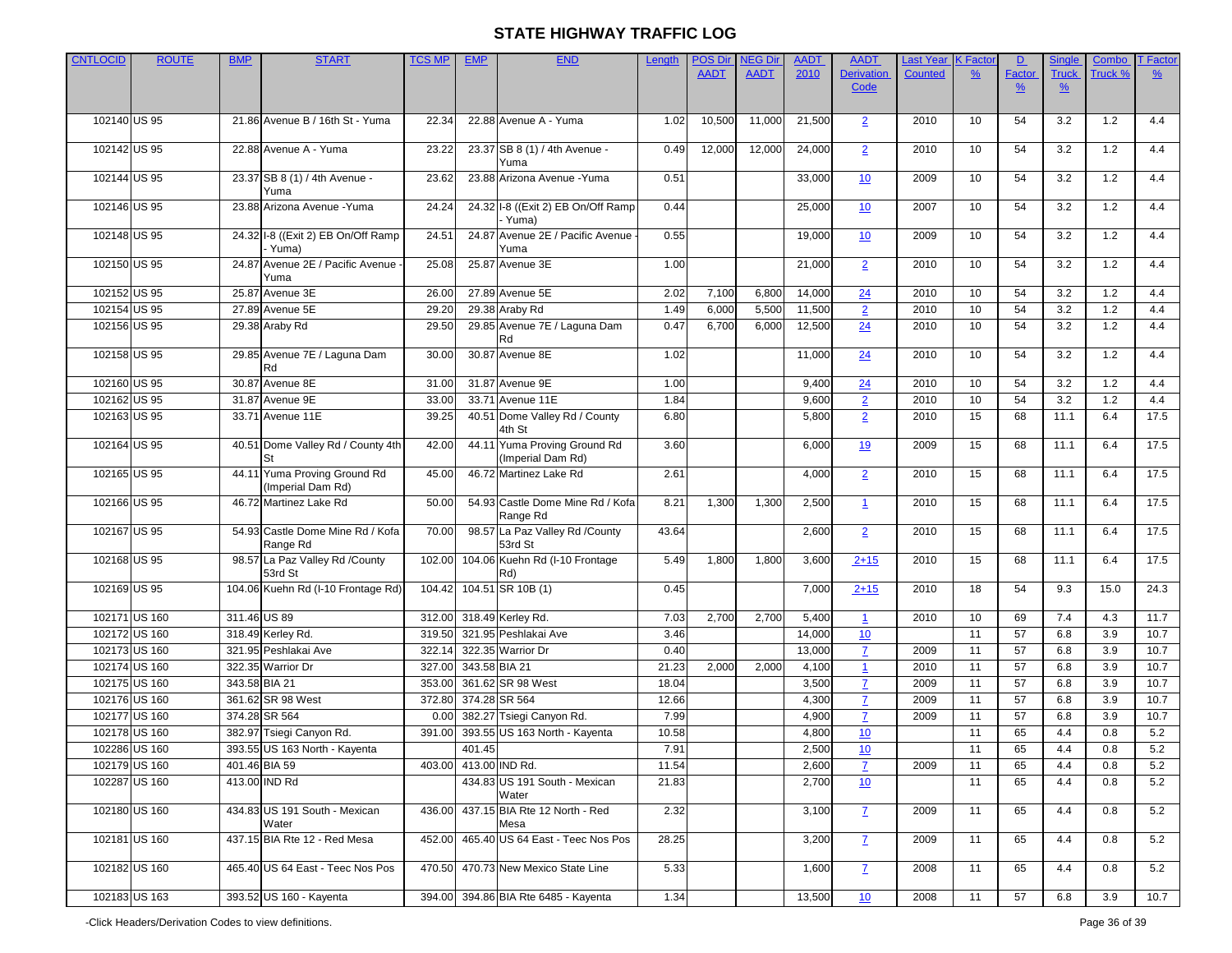# STATE HIGHWAY TRAFFIC LOG

| CNTLOCID | ROUTE | BMP | START | TCS MP | EMP | END | Length | POS Dir AADT | NEG Dir AADT | AADT 2010 | AADT Derivation Code | Last Year Counted | K Factor % | D Factor % | Single Truck % | Combo Truck % | T Factor % |
|---|---|---|---|---|---|---|---|---|---|---|---|---|---|---|---|---|---|
| 102140 | US 95 | 21.86 | Avenue B / 16th St - Yuma | 22.34 | 22.88 | Avenue A - Yuma | 1.02 | 10,500 | 11,000 | 21,500 | 2 | 2010 | 10 | 54 | 3.2 | 1.2 | 4.4 |
| 102142 | US 95 | 22.88 | Avenue A - Yuma | 23.22 | 23.37 | SB 8 (1) / 4th Avenue - Yuma | 0.49 | 12,000 | 12,000 | 24,000 | 2 | 2010 | 10 | 54 | 3.2 | 1.2 | 4.4 |
| 102144 | US 95 | 23.37 | SB 8 (1) / 4th Avenue - Yuma | 23.62 | 23.88 | Arizona Avenue -Yuma | 0.51 | | | 33,000 | 10 | 2009 | 10 | 54 | 3.2 | 1.2 | 4.4 |
| 102146 | US 95 | 23.88 | Arizona Avenue -Yuma | 24.24 | 24.32 | I-8 ((Exit 2) EB On/Off Ramp - Yuma) | 0.44 | | | 25,000 | 10 | 2007 | 10 | 54 | 3.2 | 1.2 | 4.4 |
| 102148 | US 95 | 24.32 | I-8 ((Exit 2) EB On/Off Ramp - Yuma) | 24.51 | 24.87 | Avenue 2E / Pacific Avenue - Yuma | 0.55 | | | 19,000 | 10 | 2009 | 10 | 54 | 3.2 | 1.2 | 4.4 |
| 102150 | US 95 | 24.87 | Avenue 2E / Pacific Avenue - Yuma | 25.08 | 25.87 | Avenue 3E | 1.00 | | | 21,000 | 2 | 2010 | 10 | 54 | 3.2 | 1.2 | 4.4 |
| 102152 | US 95 | 25.87 | Avenue 3E | 26.00 | 27.89 | Avenue 5E | 2.02 | 7,100 | 6,800 | 14,000 | 24 | 2010 | 10 | 54 | 3.2 | 1.2 | 4.4 |
| 102154 | US 95 | 27.89 | Avenue 5E | 29.20 | 29.38 | Araby Rd | 1.49 | 6,000 | 5,500 | 11,500 | 2 | 2010 | 10 | 54 | 3.2 | 1.2 | 4.4 |
| 102156 | US 95 | 29.38 | Araby Rd | 29.50 | 29.85 | Avenue 7E / Laguna Dam Rd | 0.47 | 6,700 | 6,000 | 12,500 | 24 | 2010 | 10 | 54 | 3.2 | 1.2 | 4.4 |
| 102158 | US 95 | 29.85 | Avenue 7E / Laguna Dam Rd | 30.00 | 30.87 | Avenue 8E | 1.02 | | | 11,000 | 24 | 2010 | 10 | 54 | 3.2 | 1.2 | 4.4 |
| 102160 | US 95 | 30.87 | Avenue 8E | 31.00 | 31.87 | Avenue 9E | 1.00 | | | 9,400 | 24 | 2010 | 10 | 54 | 3.2 | 1.2 | 4.4 |
| 102162 | US 95 | 31.87 | Avenue 9E | 33.00 | 33.71 | Avenue 11E | 1.84 | | | 9,600 | 2 | 2010 | 10 | 54 | 3.2 | 1.2 | 4.4 |
| 102163 | US 95 | 33.71 | Avenue 11E | 39.25 | 40.51 | Dome Valley Rd / County 4th St | 6.80 | | | 5,800 | 2 | 2010 | 15 | 68 | 11.1 | 6.4 | 17.5 |
| 102164 | US 95 | 40.51 | Dome Valley Rd / County 4th St | 42.00 | 44.11 | Yuma Proving Ground Rd (Imperial Dam Rd) | 3.60 | | | 6,000 | 19 | 2009 | 15 | 68 | 11.1 | 6.4 | 17.5 |
| 102165 | US 95 | 44.11 | Yuma Proving Ground Rd (Imperial Dam Rd) | 45.00 | 46.72 | Martinez Lake Rd | 2.61 | | | 4,000 | 2 | 2010 | 15 | 68 | 11.1 | 6.4 | 17.5 |
| 102166 | US 95 | 46.72 | Martinez Lake Rd | 50.00 | 54.93 | Castle Dome Mine Rd / Kofa Range Rd | 8.21 | 1,300 | 1,300 | 2,500 | 1 | 2010 | 15 | 68 | 11.1 | 6.4 | 17.5 |
| 102167 | US 95 | 54.93 | Castle Dome Mine Rd / Kofa Range Rd | 70.00 | 98.57 | La Paz Valley Rd /County 53rd St | 43.64 | | | 2,600 | 2 | 2010 | 15 | 68 | 11.1 | 6.4 | 17.5 |
| 102168 | US 95 | 98.57 | La Paz Valley Rd /County 53rd St | 102.00 | 104.06 | Kuehn Rd (I-10 Frontage Rd) | 5.49 | 1,800 | 1,800 | 3,600 | 2+15 | 2010 | 15 | 68 | 11.1 | 6.4 | 17.5 |
| 102169 | US 95 | 104.06 | Kuehn Rd (I-10 Frontage Rd) | 104.42 | 104.51 | SR 10B (1) | 0.45 | | | 7,000 | 2+15 | 2010 | 18 | 54 | 9.3 | 15.0 | 24.3 |
| 102171 | US 160 | 311.46 | US 89 | 312.00 | 318.49 | Kerley Rd. | 7.03 | 2,700 | 2,700 | 5,400 | 1 | 2010 | 10 | 69 | 7.4 | 4.3 | 11.7 |
| 102172 | US 160 | 318.49 | Kerley Rd. | 319.50 | 321.95 | Peshlakai Ave | 3.46 | | | 14,000 | 10 | | 11 | 57 | 6.8 | 3.9 | 10.7 |
| 102173 | US 160 | 321.95 | Peshlakai Ave | 322.14 | 322.35 | Warrior Dr | 0.40 | | | 13,000 | 7 | 2009 | 11 | 57 | 6.8 | 3.9 | 10.7 |
| 102174 | US 160 | 322.35 | Warrior Dr | 327.00 | 343.58 | BIA 21 | 21.23 | 2,000 | 2,000 | 4,100 | 1 | 2010 | 11 | 57 | 6.8 | 3.9 | 10.7 |
| 102175 | US 160 | 343.58 | BIA 21 | 353.00 | 361.62 | SR 98 West | 18.04 | | | 3,500 | 7 | 2009 | 11 | 57 | 6.8 | 3.9 | 10.7 |
| 102176 | US 160 | 361.62 | SR 98 West | 372.80 | 374.28 | SR 564 | 12.66 | | | 4,300 | 7 | 2009 | 11 | 57 | 6.8 | 3.9 | 10.7 |
| 102177 | US 160 | 374.28 | SR 564 | 0.00 | 382.27 | Tsiegi Canyon Rd. | 7.99 | | | 4,900 | 7 | 2009 | 11 | 57 | 6.8 | 3.9 | 10.7 |
| 102178 | US 160 | 382.97 | Tsiegi Canyon Rd. | 391.00 | 393.55 | US 163 North - Kayenta | 10.58 | | | 4,800 | 10 | | 11 | 65 | 4.4 | 0.8 | 5.2 |
| 102286 | US 160 | 393.55 | US 163 North - Kayenta | | 401.45 | | 7.91 | | | 2,500 | 10 | | 11 | 65 | 4.4 | 0.8 | 5.2 |
| 102179 | US 160 | 401.46 | BIA 59 | 403.00 | 413.00 | IND Rd. | 11.54 | | | 2,600 | 7 | 2009 | 11 | 65 | 4.4 | 0.8 | 5.2 |
| 102287 | US 160 | 413.00 | IND Rd | | 434.83 | US 191 South - Mexican Water | 21.83 | | | 2,700 | 10 | | 11 | 65 | 4.4 | 0.8 | 5.2 |
| 102180 | US 160 | 434.83 | US 191 South - Mexican Water | 436.00 | 437.15 | BIA Rte 12 North - Red Mesa | 2.32 | | | 3,100 | 7 | 2009 | 11 | 65 | 4.4 | 0.8 | 5.2 |
| 102181 | US 160 | 437.15 | BIA Rte 12 - Red Mesa | 452.00 | 465.40 | US 64 East - Teec Nos Pos | 28.25 | | | 3,200 | 7 | 2009 | 11 | 65 | 4.4 | 0.8 | 5.2 |
| 102182 | US 160 | 465.40 | US 64 East - Teec Nos Pos | 470.50 | 470.73 | New Mexico State Line | 5.33 | | | 1,600 | 7 | 2008 | 11 | 65 | 4.4 | 0.8 | 5.2 |
| 102183 | US 163 | 393.52 | US 160 - Kayenta | 394.00 | 394.86 | BIA Rte 6485 - Kayenta | 1.34 | | | 13,500 | 10 | 2008 | 11 | 57 | 6.8 | 3.9 | 10.7 |

-Click Headers/Derivation Codes to view definitions.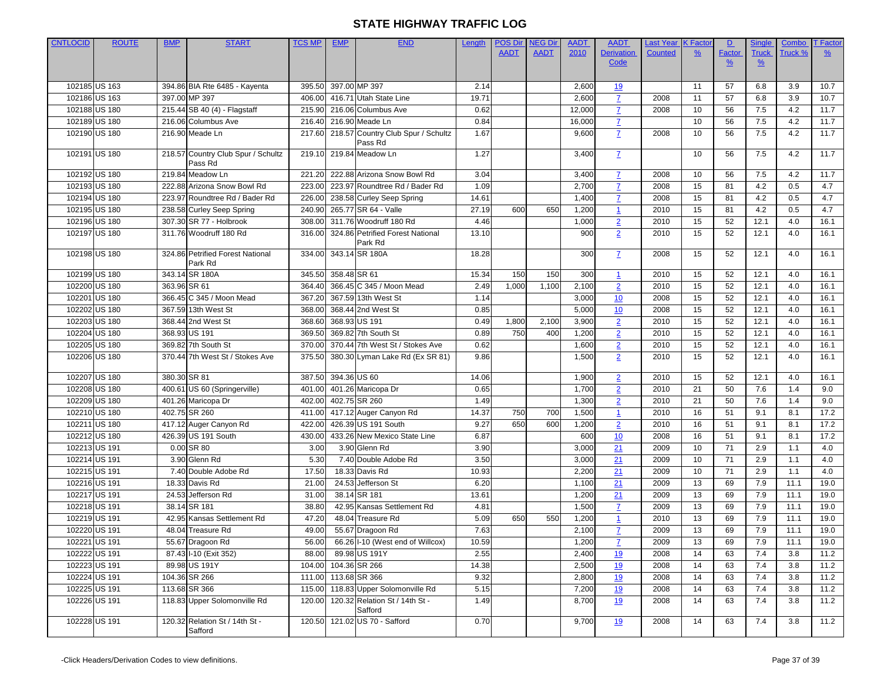# STATE HIGHWAY TRAFFIC LOG

| CNTLOCID | ROUTE | BMP | START | TCS MP | EMP | END | Length | POS Dir AADT | NEG Dir AADT | AADT 2010 | AADT Derivation Code | Last Year Counted | K Factor % | D Factor % | Single Truck % | Combo Truck % | T Factor % |
|---|---|---|---|---|---|---|---|---|---|---|---|---|---|---|---|---|---|
| 102185 | US 163 | 394.86 | BIA Rte 6485 - Kayenta | 395.50 | 397.00 | MP 397 | 2.14 | | | 2,600 | 19 | | 11 | 57 | 6.8 | 3.9 | 10.7 |
| 102186 | US 163 | 397.00 | MP 397 | 406.00 | 416.71 | Utah State Line | 19.71 | | | 2,600 | 19 | 2008 | 11 | 57 | 6.8 | 3.9 | 10.7 |
| 102188 | US 180 | 215.44 | SB 40 (4) - Flagstaff | 215.90 | 216.06 | Columbus Ave | 0.62 | | | 12,000 | 7 | 2008 | 10 | 56 | 7.5 | 4.2 | 11.7 |
| 102189 | US 180 | 216.06 | Columbus Ave | 216.40 | 216.90 | Meade Ln | 0.84 | | | 16,000 | 7 | | 10 | 56 | 7.5 | 4.2 | 11.7 |
| 102190 | US 180 | 216.90 | Meade Ln | 217.60 | 218.57 | Country Club Spur / Schultz Pass Rd | 1.67 | | | 9,600 | 7 | 2008 | 10 | 56 | 7.5 | 4.2 | 11.7 |
| 102191 | US 180 | 218.57 | Country Club Spur / Schultz Pass Rd | 219.10 | 219.84 | Meadow Ln | 1.27 | | | 3,400 | 7 | | 10 | 56 | 7.5 | 4.2 | 11.7 |
| 102192 | US 180 | 219.84 | Meadow Ln | 221.20 | 222.88 | Arizona Snow Bowl Rd | 3.04 | | | 3,400 | 7 | 2008 | 10 | 56 | 7.5 | 4.2 | 11.7 |
| 102193 | US 180 | 222.88 | Arizona Snow Bowl Rd | 223.00 | 223.97 | Roundtree Rd / Bader Rd | 1.09 | | | 2,700 | 7 | 2008 | 15 | 81 | 4.2 | 0.5 | 4.7 |
| 102194 | US 180 | 223.97 | Roundtree Rd / Bader Rd | 226.00 | 238.58 | Curley Seep Spring | 14.61 | | | 1,400 | 7 | 2008 | 15 | 81 | 4.2 | 0.5 | 4.7 |
| 102195 | US 180 | 238.58 | Curley Seep Spring | 240.90 | 265.77 | SR 64 - Valle | 27.19 | 600 | 650 | 1,200 | 1 | 2010 | 15 | 81 | 4.2 | 0.5 | 4.7 |
| 102196 | US 180 | 307.30 | SR 77 - Holbrook | 308.00 | 311.76 | Woodruff 180 Rd | 4.46 | | | 1,000 | 2 | 2010 | 15 | 52 | 12.1 | 4.0 | 16.1 |
| 102197 | US 180 | 311.76 | Woodruff 180 Rd | 316.00 | 324.86 | Petrified Forest National Park Rd | 13.10 | | | 900 | 2 | 2010 | 15 | 52 | 12.1 | 4.0 | 16.1 |
| 102198 | US 180 | 324.86 | Petrified Forest National Park Rd | 334.00 | 343.14 | SR 180A | 18.28 | | | 300 | 7 | 2008 | 15 | 52 | 12.1 | 4.0 | 16.1 |
| 102199 | US 180 | 343.14 | SR 180A | 345.50 | 358.48 | SR 61 | 15.34 | 150 | 150 | 300 | 1 | 2010 | 15 | 52 | 12.1 | 4.0 | 16.1 |
| 102200 | US 180 | 363.96 | SR 61 | 364.40 | 366.45 | C 345 / Moon Mead | 2.49 | 1,000 | 1,100 | 2,100 | 2 | 2010 | 15 | 52 | 12.1 | 4.0 | 16.1 |
| 102201 | US 180 | 366.45 | C 345 / Moon Mead | 367.20 | 367.59 | 13th West St | 1.14 | | | 3,000 | 10 | 2008 | 15 | 52 | 12.1 | 4.0 | 16.1 |
| 102202 | US 180 | 367.59 | 13th West St | 368.00 | 368.44 | 2nd West St | 0.85 | | | 5,000 | 10 | 2008 | 15 | 52 | 12.1 | 4.0 | 16.1 |
| 102203 | US 180 | 368.44 | 2nd West St | 368.60 | 368.93 | US 191 | 0.49 | 1,800 | 2,100 | 3,900 | 2 | 2010 | 15 | 52 | 12.1 | 4.0 | 16.1 |
| 102204 | US 180 | 368.93 | US 191 | 369.50 | 369.82 | 7th South St | 0.89 | 750 | 400 | 1,200 | 2 | 2010 | 15 | 52 | 12.1 | 4.0 | 16.1 |
| 102205 | US 180 | 369.82 | 7th South St | 370.00 | 370.44 | 7th West St / Stokes Ave | 0.62 | | | 1,600 | 2 | 2010 | 15 | 52 | 12.1 | 4.0 | 16.1 |
| 102206 | US 180 | 370.44 | 7th West St / Stokes Ave | 375.50 | 380.30 | Lyman Lake Rd (Ex SR 81) | 9.86 | | | 1,500 | 2 | 2010 | 15 | 52 | 12.1 | 4.0 | 16.1 |
| 102207 | US 180 | 380.30 | SR 81 | 387.50 | 394.36 | US 60 | 14.06 | | | 1,900 | 2 | 2010 | 15 | 52 | 12.1 | 4.0 | 16.1 |
| 102208 | US 180 | 400.61 | US 60 (Springerville) | 401.00 | 401.26 | Maricopa Dr | 0.65 | | | 1,700 | 2 | 2010 | 21 | 50 | 7.6 | 1.4 | 9.0 |
| 102209 | US 180 | 401.26 | Maricopa Dr | 402.00 | 402.75 | SR 260 | 1.49 | | | 1,300 | 2 | 2010 | 21 | 50 | 7.6 | 1.4 | 9.0 |
| 102210 | US 180 | 402.75 | SR 260 | 411.00 | 417.12 | Auger Canyon Rd | 14.37 | 750 | 700 | 1,500 | 1 | 2010 | 16 | 51 | 9.1 | 8.1 | 17.2 |
| 102211 | US 180 | 417.12 | Auger Canyon Rd | 422.00 | 426.39 | US 191 South | 9.27 | 650 | 600 | 1,200 | 2 | 2010 | 16 | 51 | 9.1 | 8.1 | 17.2 |
| 102212 | US 180 | 426.39 | US 191 South | 430.00 | 433.26 | New Mexico State Line | 6.87 | | | 600 | 10 | 2008 | 16 | 51 | 9.1 | 8.1 | 17.2 |
| 102213 | US 191 | 0.00 | SR 80 | 3.00 | 3.90 | Glenn Rd | 3.90 | | | 3,000 | 21 | 2009 | 10 | 71 | 2.9 | 1.1 | 4.0 |
| 102214 | US 191 | 3.90 | Glenn Rd | 5.30 | 7.40 | Double Adobe Rd | 3.50 | | | 3,000 | 21 | 2009 | 10 | 71 | 2.9 | 1.1 | 4.0 |
| 102215 | US 191 | 7.40 | Double Adobe Rd | 17.50 | 18.33 | Davis Rd | 10.93 | | | 2,200 | 21 | 2009 | 10 | 71 | 2.9 | 1.1 | 4.0 |
| 102216 | US 191 | 18.33 | Davis Rd | 21.00 | 24.53 | Jefferson St | 6.20 | | | 1,100 | 21 | 2009 | 13 | 69 | 7.9 | 11.1 | 19.0 |
| 102217 | US 191 | 24.53 | Jefferson Rd | 31.00 | 38.14 | SR 181 | 13.61 | | | 1,200 | 21 | 2009 | 13 | 69 | 7.9 | 11.1 | 19.0 |
| 102218 | US 191 | 38.14 | SR 181 | 38.80 | 42.95 | Kansas Settlement Rd | 4.81 | | | 1,500 | 7 | 2009 | 13 | 69 | 7.9 | 11.1 | 19.0 |
| 102219 | US 191 | 42.95 | Kansas Settlement Rd | 47.20 | 48.04 | Treasure Rd | 5.09 | 650 | 550 | 1,200 | 1 | 2010 | 13 | 69 | 7.9 | 11.1 | 19.0 |
| 102220 | US 191 | 48.04 | Treasure Rd | 49.00 | 55.67 | Dragoon Rd | 7.63 | | | 2,100 | 7 | 2009 | 13 | 69 | 7.9 | 11.1 | 19.0 |
| 102221 | US 191 | 55.67 | Dragoon Rd | 56.00 | 66.26 | I-10 (West end of Willcox) | 10.59 | | | 1,200 | 7 | 2009 | 13 | 69 | 7.9 | 11.1 | 19.0 |
| 102222 | US 191 | 87.43 | I-10 (Exit 352) | 88.00 | 89.98 | US 191Y | 2.55 | | | 2,400 | 19 | 2008 | 14 | 63 | 7.4 | 3.8 | 11.2 |
| 102223 | US 191 | 89.98 | US 191Y | 104.00 | 104.36 | SR 266 | 14.38 | | | 2,500 | 19 | 2008 | 14 | 63 | 7.4 | 3.8 | 11.2 |
| 102224 | US 191 | 104.36 | SR 266 | 111.00 | 113.68 | SR 366 | 9.32 | | | 2,800 | 19 | 2008 | 14 | 63 | 7.4 | 3.8 | 11.2 |
| 102225 | US 191 | 113.68 | SR 366 | 115.00 | 118.83 | Upper Solomonville Rd | 5.15 | | | 7,200 | 19 | 2008 | 14 | 63 | 7.4 | 3.8 | 11.2 |
| 102226 | US 191 | 118.83 | Upper Solomonville Rd | 120.00 | 120.32 | Relation St / 14th St - Safford | 1.49 | | | 8,700 | 19 | 2008 | 14 | 63 | 7.4 | 3.8 | 11.2 |
| 102228 | US 191 | 120.32 | Relation St / 14th St - Safford | 120.50 | 121.02 | US 70 - Safford | 0.70 | | | 9,700 | 19 | 2008 | 14 | 63 | 7.4 | 3.8 | 11.2 |

-Click Headers/Derivation Codes to view definitions.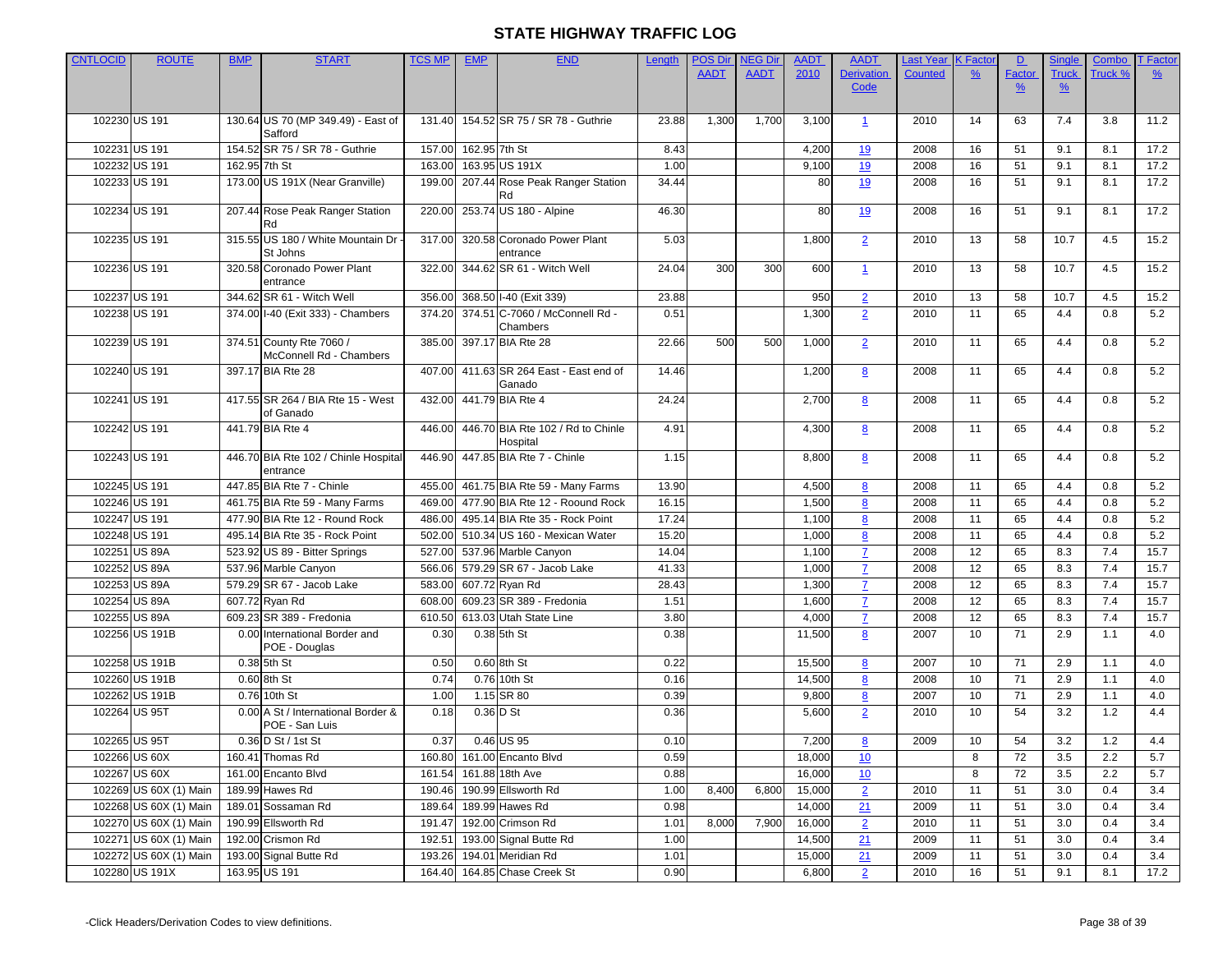# STATE HIGHWAY TRAFFIC LOG

| CNTLOCID | ROUTE | BMP | START | TCS MP | EMP | END | Length | POS Dir AADT | NEG Dir AADT | AADT 2010 | AADT Derivation Code | Last Year Counted | K Factor % | D Factor % | Single Truck % | Combo Truck % | T Factor % |
|---|---|---|---|---|---|---|---|---|---|---|---|---|---|---|---|---|---|
| 102230 | US 191 | 130.64 | US 70 (MP 349.49) - East of Safford | 131.40 | 154.52 | SR 75 / SR 78 - Guthrie | 23.88 | 1,300 | 1,700 | 3,100 | 1 | 2010 | 14 | 63 | 7.4 | 3.8 | 11.2 |
| 102231 | US 191 | 154.52 | SR 75 / SR 78 - Guthrie | 157.00 | 162.95 | 7th St | 8.43 | | | 4,200 | 19 | 2008 | 16 | 51 | 9.1 | 8.1 | 17.2 |
| 102232 | US 191 | 162.95 | 7th St | 163.00 | 163.95 | US 191X | 1.00 | | | 9,100 | 19 | 2008 | 16 | 51 | 9.1 | 8.1 | 17.2 |
| 102233 | US 191 | 173.00 | US 191X (Near Granville) | 199.00 | 207.44 | Rose Peak Ranger Station Rd | 34.44 | | | 80 | 19 | 2008 | 16 | 51 | 9.1 | 8.1 | 17.2 |
| 102234 | US 191 | 207.44 | Rose Peak Ranger Station Rd | 220.00 | 253.74 | US 180 - Alpine | 46.30 | | | 80 | 19 | 2008 | 16 | 51 | 9.1 | 8.1 | 17.2 |
| 102235 | US 191 | 315.55 | US 180 / White Mountain Dr - St Johns | 317.00 | 320.58 | Coronado Power Plant entrance | 5.03 | | | 1,800 | 2 | 2010 | 13 | 58 | 10.7 | 4.5 | 15.2 |
| 102236 | US 191 | 320.58 | Coronado Power Plant entrance | 322.00 | 344.62 | SR 61 - Witch Well | 24.04 | 300 | 300 | 600 | 1 | 2010 | 13 | 58 | 10.7 | 4.5 | 15.2 |
| 102237 | US 191 | 344.62 | SR 61 - Witch Well | 356.00 | 368.50 | I-40 (Exit 339) | 23.88 | | | 950 | 2 | 2010 | 13 | 58 | 10.7 | 4.5 | 15.2 |
| 102238 | US 191 | 374.00 | I-40 (Exit 333) - Chambers | 374.20 | 374.51 | C-7060 / McConnell Rd - Chambers | 0.51 | | | 1,300 | 2 | 2010 | 11 | 65 | 4.4 | 0.8 | 5.2 |
| 102239 | US 191 | 374.51 | County Rte 7060 / McConnell Rd - Chambers | 385.00 | 397.17 | BIA Rte 28 | 22.66 | 500 | 500 | 1,000 | 2 | 2010 | 11 | 65 | 4.4 | 0.8 | 5.2 |
| 102240 | US 191 | 397.17 | BIA Rte 28 | 407.00 | 411.63 | SR 264 East - East end of Ganado | 14.46 | | | 1,200 | 8 | 2008 | 11 | 65 | 4.4 | 0.8 | 5.2 |
| 102241 | US 191 | 417.55 | SR 264 / BIA Rte 15 - West of Ganado | 432.00 | 441.79 | BIA Rte 4 | 24.24 | | | 2,700 | 8 | 2008 | 11 | 65 | 4.4 | 0.8 | 5.2 |
| 102242 | US 191 | 441.79 | BIA Rte 4 | 446.00 | 446.70 | BIA Rte 102 / Rd to Chinle Hospital | 4.91 | | | 4,300 | 8 | 2008 | 11 | 65 | 4.4 | 0.8 | 5.2 |
| 102243 | US 191 | 446.70 | BIA Rte 102 / Chinle Hospital entrance | 446.90 | 447.85 | BIA Rte 7 - Chinle | 1.15 | | | 8,800 | 8 | 2008 | 11 | 65 | 4.4 | 0.8 | 5.2 |
| 102245 | US 191 | 447.85 | BIA Rte 7 - Chinle | 455.00 | 461.75 | BIA Rte 59 - Many Farms | 13.90 | | | 4,500 | 8 | 2008 | 11 | 65 | 4.4 | 0.8 | 5.2 |
| 102246 | US 191 | 461.75 | BIA Rte 59 - Many Farms | 469.00 | 477.90 | BIA Rte 12 - Roound Rock | 16.15 | | | 1,500 | 8 | 2008 | 11 | 65 | 4.4 | 0.8 | 5.2 |
| 102247 | US 191 | 477.90 | BIA Rte 12 - Round Rock | 486.00 | 495.14 | BIA Rte 35 - Rock Point | 17.24 | | | 1,100 | 8 | 2008 | 11 | 65 | 4.4 | 0.8 | 5.2 |
| 102248 | US 191 | 495.14 | BIA Rte 35 - Rock Point | 502.00 | 510.34 | US 160 - Mexican Water | 15.20 | | | 1,000 | 8 | 2008 | 11 | 65 | 4.4 | 0.8 | 5.2 |
| 102251 | US 89A | 523.92 | US 89 - Bitter Springs | 527.00 | 537.96 | Marble Canyon | 14.04 | | | 1,100 | 7 | 2008 | 12 | 65 | 8.3 | 7.4 | 15.7 |
| 102252 | US 89A | 537.96 | Marble Canyon | 566.06 | 579.29 | SR 67 - Jacob Lake | 41.33 | | | 1,000 | 7 | 2008 | 12 | 65 | 8.3 | 7.4 | 15.7 |
| 102253 | US 89A | 579.29 | SR 67 - Jacob Lake | 583.00 | 607.72 | Ryan Rd | 28.43 | | | 1,300 | 7 | 2008 | 12 | 65 | 8.3 | 7.4 | 15.7 |
| 102254 | US 89A | 607.72 | Ryan Rd | 608.00 | 609.23 | SR 389 - Fredonia | 1.51 | | | 1,600 | 7 | 2008 | 12 | 65 | 8.3 | 7.4 | 15.7 |
| 102255 | US 89A | 609.23 | SR 389 - Fredonia | 610.50 | 613.03 | Utah State Line | 3.80 | | | 4,000 | 7 | 2008 | 12 | 65 | 8.3 | 7.4 | 15.7 |
| 102256 | US 191B | 0.00 | International Border and POE - Douglas | 0.30 | 0.38 | 5th St | 0.38 | | | 11,500 | 8 | 2007 | 10 | 71 | 2.9 | 1.1 | 4.0 |
| 102258 | US 191B | 0.38 | 5th St | 0.50 | 0.60 | 8th St | 0.22 | | | 15,500 | 8 | 2007 | 10 | 71 | 2.9 | 1.1 | 4.0 |
| 102260 | US 191B | 0.60 | 8th St | 0.74 | 0.76 | 10th St | 0.16 | | | 14,500 | 8 | 2008 | 10 | 71 | 2.9 | 1.1 | 4.0 |
| 102262 | US 191B | 0.76 | 10th St | 1.00 | 1.15 | SR 80 | 0.39 | | | 9,800 | 8 | 2007 | 10 | 71 | 2.9 | 1.1 | 4.0 |
| 102264 | US 95T | 0.00 | A St / International Border & POE - San Luis | 0.18 | 0.36 | D St | 0.36 | | | 5,600 | 2 | 2010 | 10 | 54 | 3.2 | 1.2 | 4.4 |
| 102265 | US 95T | 0.36 | D St / 1st St | 0.37 | 0.46 | US 95 | 0.10 | | | 7,200 | 8 | 2009 | 10 | 54 | 3.2 | 1.2 | 4.4 |
| 102266 | US 60X | 160.41 | Thomas Rd | 160.80 | 161.00 | Encanto Blvd | 0.59 | | | 18,000 | 10 | | 8 | 72 | 3.5 | 2.2 | 5.7 |
| 102267 | US 60X | 161.00 | Encanto Blvd | 161.54 | 161.88 | 18th Ave | 0.88 | | | 16,000 | 10 | | 8 | 72 | 3.5 | 2.2 | 5.7 |
| 102269 | US 60X (1) Main | 189.99 | Hawes Rd | 190.46 | 190.99 | Ellsworth Rd | 1.00 | 8,400 | 6,800 | 15,000 | 2 | 2010 | 11 | 51 | 3.0 | 0.4 | 3.4 |
| 102268 | US 60X (1) Main | 189.01 | Sossaman Rd | 189.64 | 189.99 | Hawes Rd | 0.98 | | | 14,000 | 21 | 2009 | 11 | 51 | 3.0 | 0.4 | 3.4 |
| 102270 | US 60X (1) Main | 190.99 | Ellsworth Rd | 191.47 | 192.00 | Crimson Rd | 1.01 | 8,000 | 7,900 | 16,000 | 2 | 2010 | 11 | 51 | 3.0 | 0.4 | 3.4 |
| 102271 | US 60X (1) Main | 192.00 | Crismon Rd | 192.51 | 193.00 | Signal Butte Rd | 1.00 | | | 14,500 | 21 | 2009 | 11 | 51 | 3.0 | 0.4 | 3.4 |
| 102272 | US 60X (1) Main | 193.00 | Signal Butte Rd | 193.26 | 194.01 | Meridian Rd | 1.01 | | | 15,000 | 21 | 2009 | 11 | 51 | 3.0 | 0.4 | 3.4 |
| 102280 | US 191X | 163.95 | US 191 | 164.40 | 164.85 | Chase Creek St | 0.90 | | | 6,800 | 2 | 2010 | 16 | 51 | 9.1 | 8.1 | 17.2 |

-Click Headers/Derivation Codes to view definitions.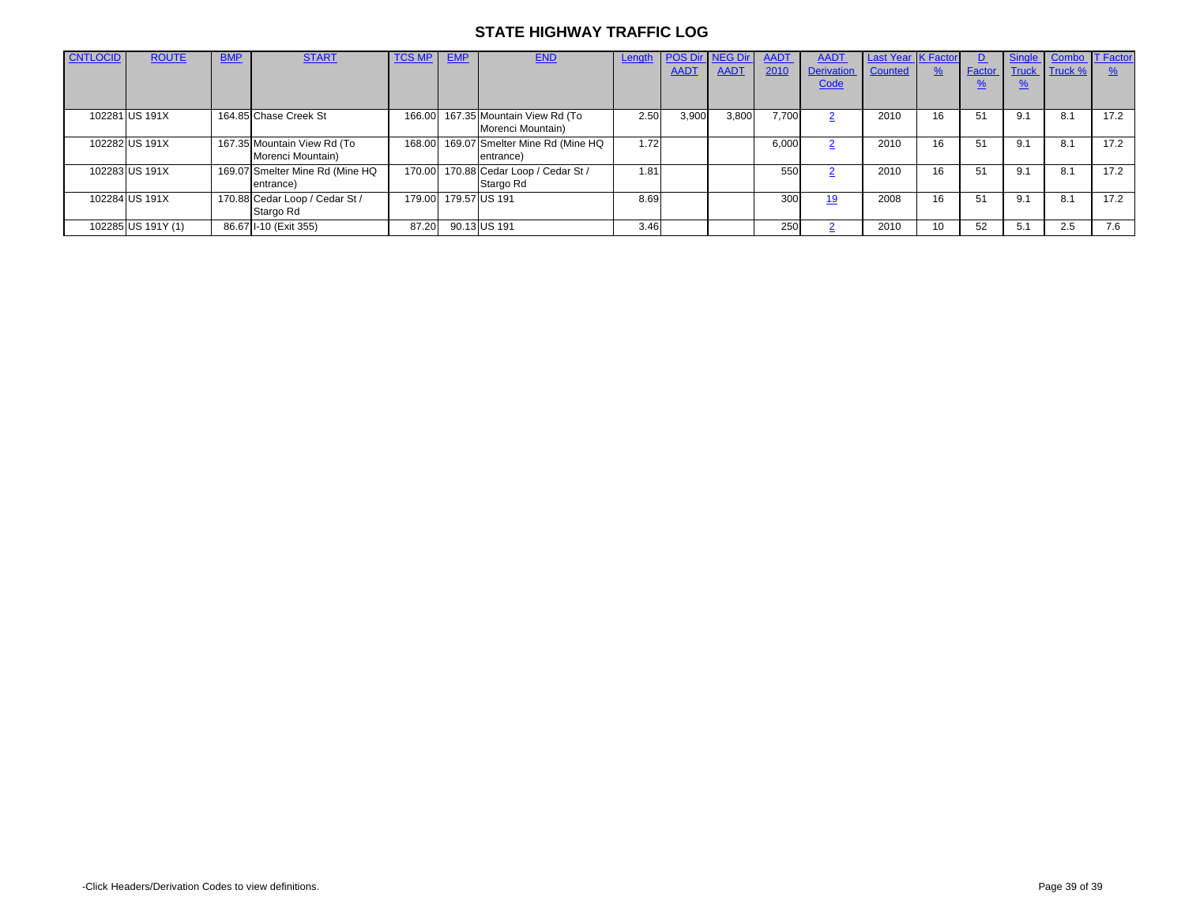# STATE HIGHWAY TRAFFIC LOG

| CNTLOCID | ROUTE | BMP | START | TCS MP | EMP | END | Length | POS Dir AADT | NEG Dir AADT | AADT 2010 | AADT Derivation Code | Last Year Counted | K Factor % | D Factor % | Single Truck % | Combo Truck % | T Factor % |
|---|---|---|---|---|---|---|---|---|---|---|---|---|---|---|---|---|---|
| 102281 | US 191X | 164.85 | Chase Creek St | 166.00 | 167.35 | Mountain View Rd (To Morenci Mountain) | 2.50 | 3,900 | 3,800 | 7,700 | 2 | 2010 | 16 | 51 | 9.1 | 8.1 | 17.2 |
| 102282 | US 191X | 167.35 | Mountain View Rd (To Morenci Mountain) | 168.00 | 169.07 | Smelter Mine Rd (Mine HQ entrance) | 1.72 | | | 6,000 | 2 | 2010 | 16 | 51 | 9.1 | 8.1 | 17.2 |
| 102283 | US 191X | 169.07 | Smelter Mine Rd (Mine HQ entrance) | 170.00 | 170.88 | Cedar Loop / Cedar St / Stargo Rd | 1.81 | | | 550 | 2 | 2010 | 16 | 51 | 9.1 | 8.1 | 17.2 |
| 102284 | US 191X | 170.88 | Cedar Loop / Cedar St / Stargo Rd | 179.00 | 179.57 | US 191 | 8.69 | | | 300 | 19 | 2008 | 16 | 51 | 9.1 | 8.1 | 17.2 |
| 102285 | US 191Y (1) | 86.67 | I-10 (Exit 355) | 87.20 | 90.13 | US 191 | 3.46 | | | 250 | 2 | 2010 | 10 | 52 | 5.1 | 2.5 | 7.6 |

-Click Headers/Derivation Codes to view definitions.